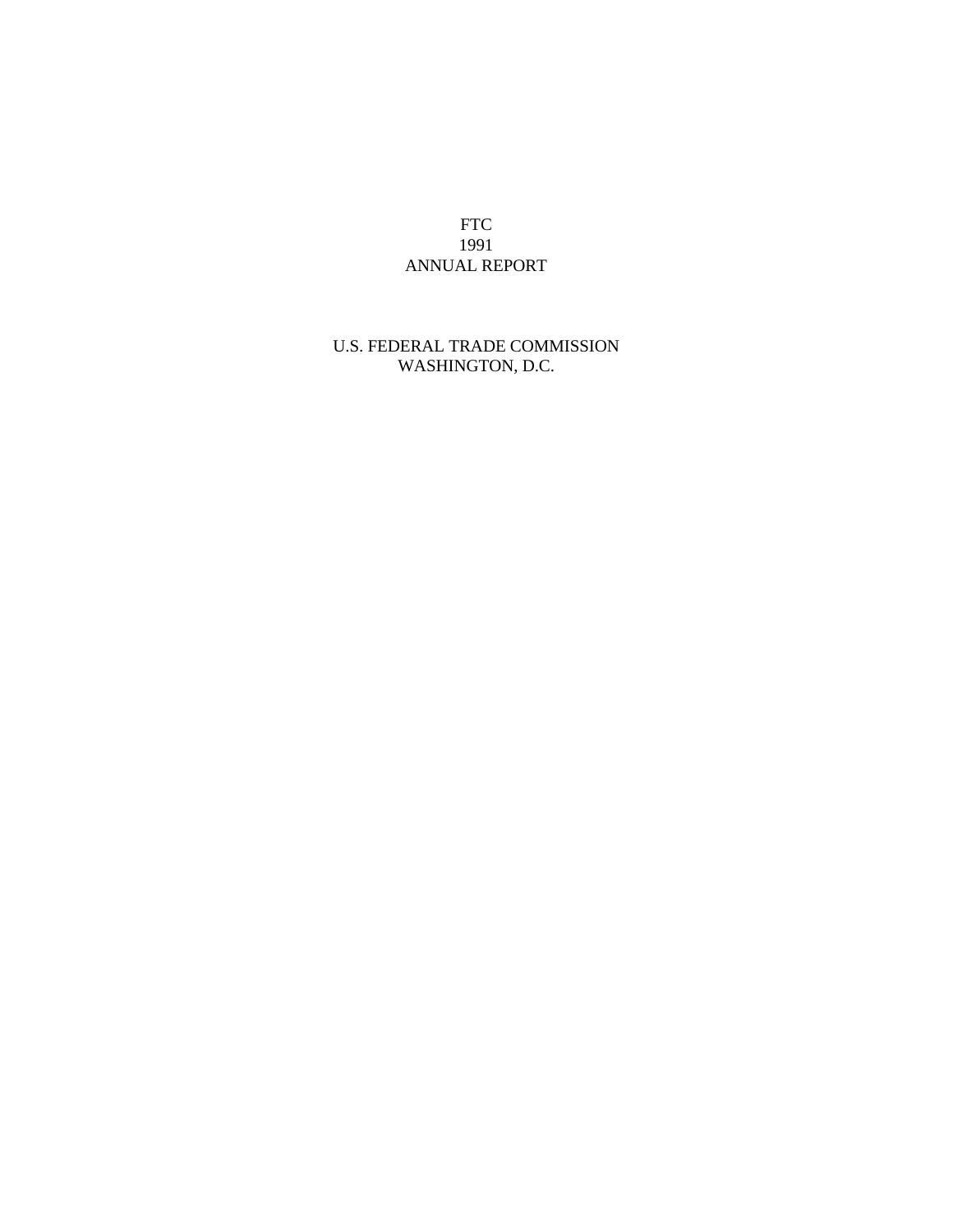# FTC
# 1991
# ANNUAL REPORT

U.S. FEDERAL TRADE COMMISSION
WASHINGTON, D.C.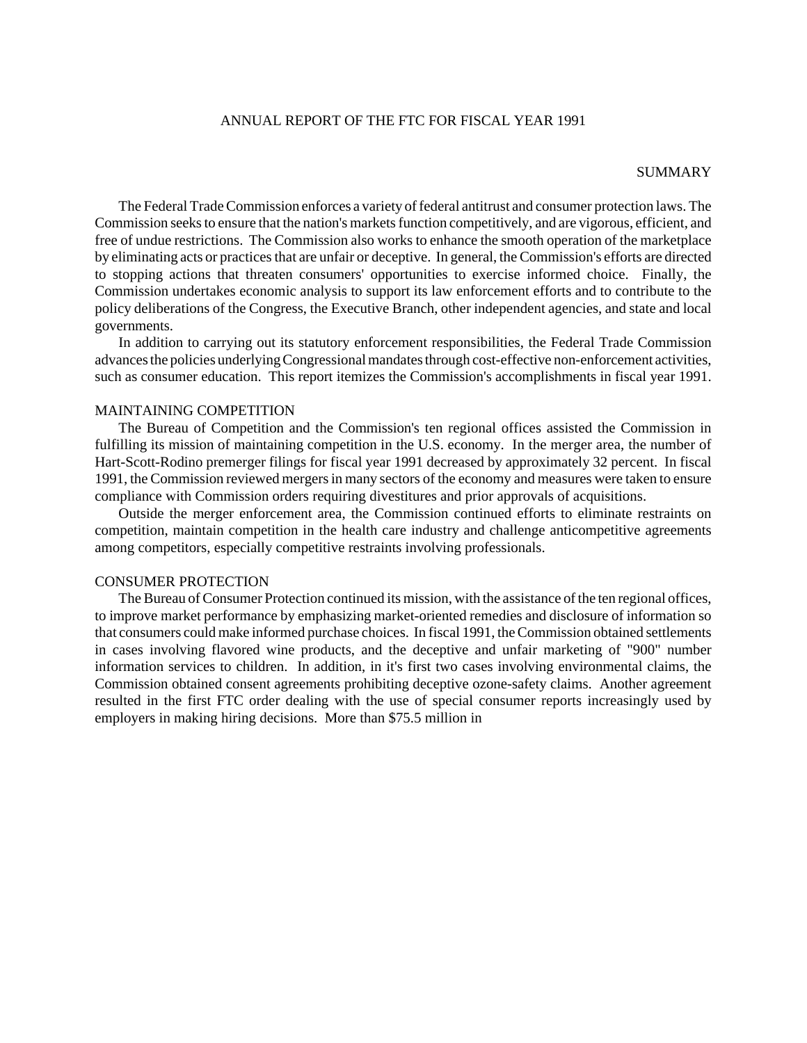# ANNUAL REPORT OF THE FTC FOR FISCAL YEAR 1991

## SUMMARY

The Federal Trade Commission enforces a variety of federal antitrust and consumer protection laws. The Commission seeks to ensure that the nation's markets function competitively, and are vigorous, efficient, and free of undue restrictions. The Commission also works to enhance the smooth operation of the marketplace by eliminating acts or practices that are unfair or deceptive. In general, the Commission's efforts are directed to stopping actions that threaten consumers' opportunities to exercise informed choice. Finally, the Commission undertakes economic analysis to support its law enforcement efforts and to contribute to the policy deliberations of the Congress, the Executive Branch, other independent agencies, and state and local governments.

In addition to carrying out its statutory enforcement responsibilities, the Federal Trade Commission advances the policies underlying Congressional mandates through cost-effective non-enforcement activities, such as consumer education. This report itemizes the Commission's accomplishments in fiscal year 1991.

### MAINTAINING COMPETITION

The Bureau of Competition and the Commission's ten regional offices assisted the Commission in fulfilling its mission of maintaining competition in the U.S. economy. In the merger area, the number of Hart-Scott-Rodino premerger filings for fiscal year 1991 decreased by approximately 32 percent. In fiscal 1991, the Commission reviewed mergers in many sectors of the economy and measures were taken to ensure compliance with Commission orders requiring divestitures and prior approvals of acquisitions.

Outside the merger enforcement area, the Commission continued efforts to eliminate restraints on competition, maintain competition in the health care industry and challenge anticompetitive agreements among competitors, especially competitive restraints involving professionals.

### CONSUMER PROTECTION

The Bureau of Consumer Protection continued its mission, with the assistance of the ten regional offices, to improve market performance by emphasizing market-oriented remedies and disclosure of information so that consumers could make informed purchase choices. In fiscal 1991, the Commission obtained settlements in cases involving flavored wine products, and the deceptive and unfair marketing of "900" number information services to children. In addition, in it's first two cases involving environmental claims, the Commission obtained consent agreements prohibiting deceptive ozone-safety claims. Another agreement resulted in the first FTC order dealing with the use of special consumer reports increasingly used by employers in making hiring decisions. More than $75.5 million in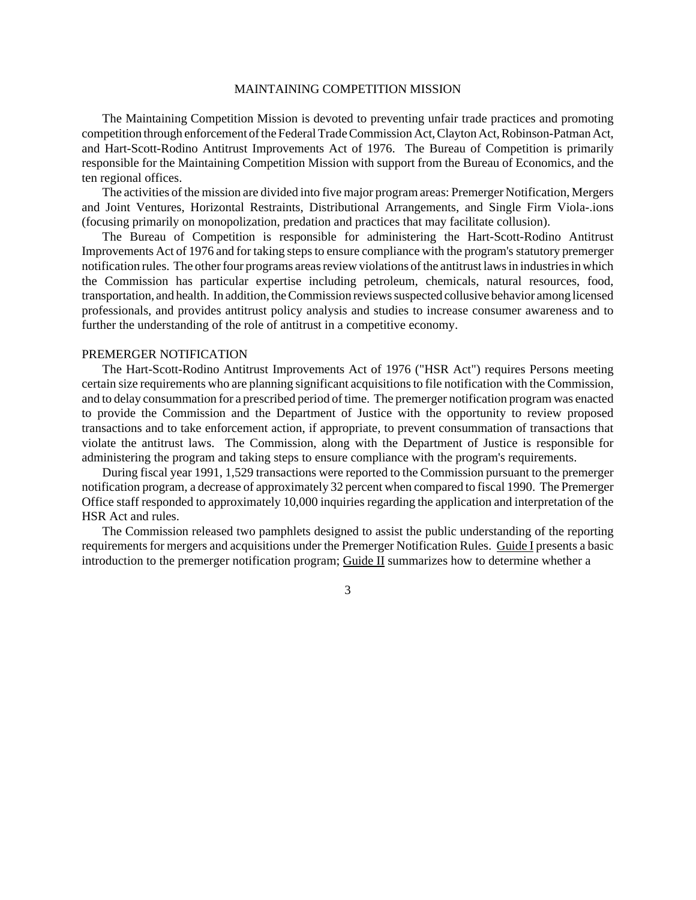## MAINTAINING COMPETITION MISSION

The Maintaining Competition Mission is devoted to preventing unfair trade practices and promoting competition through enforcement of the Federal Trade Commission Act, Clayton Act, Robinson-Patman Act, and Hart-Scott-Rodino Antitrust Improvements Act of 1976. The Bureau of Competition is primarily responsible for the Maintaining Competition Mission with support from the Bureau of Economics, and the ten regional offices.

The activities of the mission are divided into five major program areas: Premerger Notification, Mergers and Joint Ventures, Horizontal Restraints, Distributional Arrangements, and Single Firm Viola-.ions (focusing primarily on monopolization, predation and practices that may facilitate collusion).

The Bureau of Competition is responsible for administering the Hart-Scott-Rodino Antitrust Improvements Act of 1976 and for taking steps to ensure compliance with the program's statutory premerger notification rules. The other four programs areas review violations of the antitrust laws in industries in which the Commission has particular expertise including petroleum, chemicals, natural resources, food, transportation, and health. In addition, the Commission reviews suspected collusive behavior among licensed professionals, and provides antitrust policy analysis and studies to increase consumer awareness and to further the understanding of the role of antitrust in a competitive economy.

### PREMERGER NOTIFICATION

The Hart-Scott-Rodino Antitrust Improvements Act of 1976 ("HSR Act") requires Persons meeting certain size requirements who are planning significant acquisitions to file notification with the Commission, and to delay consummation for a prescribed period of time. The premerger notification program was enacted to provide the Commission and the Department of Justice with the opportunity to review proposed transactions and to take enforcement action, if appropriate, to prevent consummation of transactions that violate the antitrust laws. The Commission, along with the Department of Justice is responsible for administering the program and taking steps to ensure compliance with the program's requirements.

During fiscal year 1991, 1,529 transactions were reported to the Commission pursuant to the premerger notification program, a decrease of approximately 32 percent when compared to fiscal 1990. The Premerger Office staff responded to approximately 10,000 inquiries regarding the application and interpretation of the HSR Act and rules.

The Commission released two pamphlets designed to assist the public understanding of the reporting requirements for mergers and acquisitions under the Premerger Notification Rules. Guide I presents a basic introduction to the premerger notification program; Guide II summarizes how to determine whether a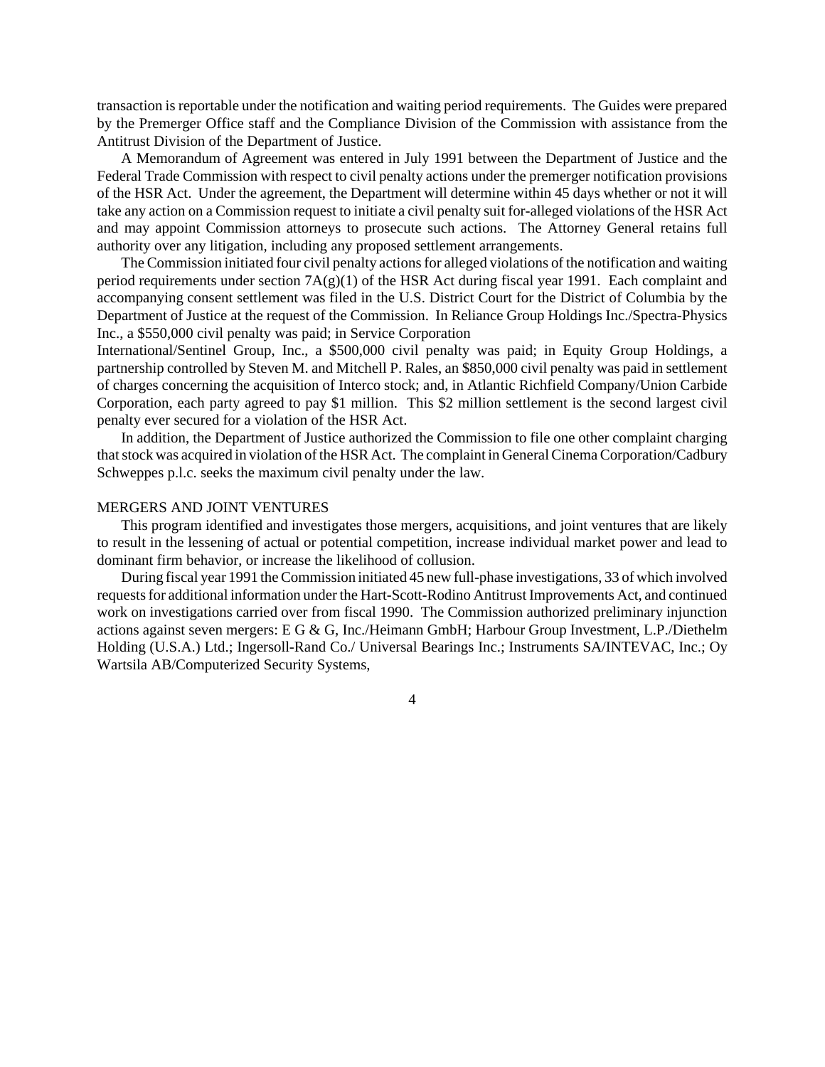transaction is reportable under the notification and waiting period requirements. The Guides were prepared by the Premerger Office staff and the Compliance Division of the Commission with assistance from the Antitrust Division of the Department of Justice.

A Memorandum of Agreement was entered in July 1991 between the Department of Justice and the Federal Trade Commission with respect to civil penalty actions under the premerger notification provisions of the HSR Act. Under the agreement, the Department will determine within 45 days whether or not it will take any action on a Commission request to initiate a civil penalty suit for-alleged violations of the HSR Act and may appoint Commission attorneys to prosecute such actions. The Attorney General retains full authority over any litigation, including any proposed settlement arrangements.

The Commission initiated four civil penalty actions for alleged violations of the notification and waiting period requirements under section 7A(g)(1) of the HSR Act during fiscal year 1991. Each complaint and accompanying consent settlement was filed in the U.S. District Court for the District of Columbia by the Department of Justice at the request of the Commission. In Reliance Group Holdings Inc./Spectra-Physics Inc., a $550,000 civil penalty was paid; in Service Corporation International/Sentinel Group, Inc., a $500,000 civil penalty was paid; in Equity Group Holdings, a partnership controlled by Steven M. and Mitchell P. Rales, an $850,000 civil penalty was paid in settlement of charges concerning the acquisition of Interco stock; and, in Atlantic Richfield Company/Union Carbide Corporation, each party agreed to pay $1 million. This $2 million settlement is the second largest civil penalty ever secured for a violation of the HSR Act.

In addition, the Department of Justice authorized the Commission to file one other complaint charging that stock was acquired in violation of the HSR Act. The complaint in General Cinema Corporation/Cadbury Schweppes p.l.c. seeks the maximum civil penalty under the law.

## MERGERS AND JOINT VENTURES

This program identified and investigates those mergers, acquisitions, and joint ventures that are likely to result in the lessening of actual or potential competition, increase individual market power and lead to dominant firm behavior, or increase the likelihood of collusion.

During fiscal year 1991 the Commission initiated 45 new full-phase investigations, 33 of which involved requests for additional information under the Hart-Scott-Rodino Antitrust Improvements Act, and continued work on investigations carried over from fiscal 1990. The Commission authorized preliminary injunction actions against seven mergers: E G & G, Inc./Heimann GmbH; Harbour Group Investment, L.P./Diethelm Holding (U.S.A.) Ltd.; Ingersoll-Rand Co./ Universal Bearings Inc.; Instruments SA/INTEVAC, Inc.; Oy Wartsila AB/Computerized Security Systems,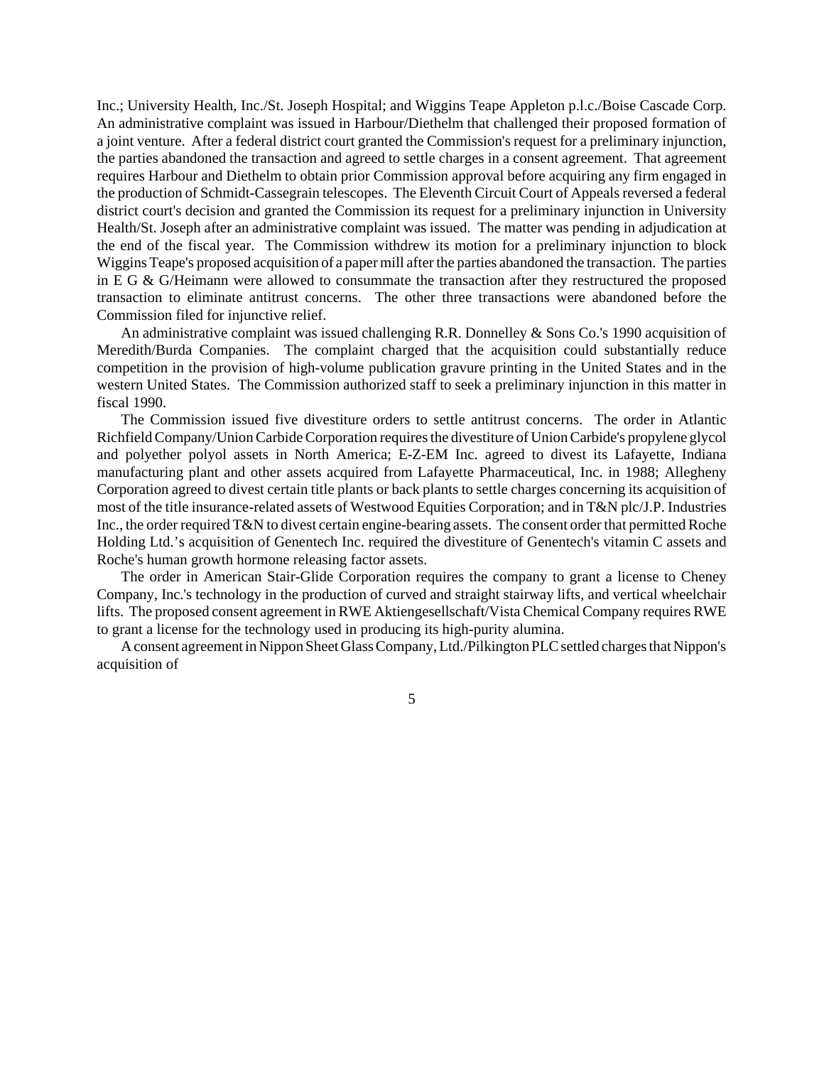Inc.; University Health, Inc./St. Joseph Hospital; and Wiggins Teape Appleton p.l.c./Boise Cascade Corp. An administrative complaint was issued in Harbour/Diethelm that challenged their proposed formation of a joint venture. After a federal district court granted the Commission's request for a preliminary injunction, the parties abandoned the transaction and agreed to settle charges in a consent agreement. That agreement requires Harbour and Diethelm to obtain prior Commission approval before acquiring any firm engaged in the production of Schmidt-Cassegrain telescopes. The Eleventh Circuit Court of Appeals reversed a federal district court's decision and granted the Commission its request for a preliminary injunction in University Health/St. Joseph after an administrative complaint was issued. The matter was pending in adjudication at the end of the fiscal year. The Commission withdrew its motion for a preliminary injunction to block Wiggins Teape's proposed acquisition of a paper mill after the parties abandoned the transaction. The parties in E G & G/Heimann were allowed to consummate the transaction after they restructured the proposed transaction to eliminate antitrust concerns. The other three transactions were abandoned before the Commission filed for injunctive relief.

An administrative complaint was issued challenging R.R. Donnelley & Sons Co.'s 1990 acquisition of Meredith/Burda Companies. The complaint charged that the acquisition could substantially reduce competition in the provision of high-volume publication gravure printing in the United States and in the western United States. The Commission authorized staff to seek a preliminary injunction in this matter in fiscal 1990.

The Commission issued five divestiture orders to settle antitrust concerns. The order in Atlantic Richfield Company/Union Carbide Corporation requires the divestiture of Union Carbide's propylene glycol and polyether polyol assets in North America; E-Z-EM Inc. agreed to divest its Lafayette, Indiana manufacturing plant and other assets acquired from Lafayette Pharmaceutical, Inc. in 1988; Allegheny Corporation agreed to divest certain title plants or back plants to settle charges concerning its acquisition of most of the title insurance-related assets of Westwood Equities Corporation; and in T&N plc/J.P. Industries Inc., the order required T&N to divest certain engine-bearing assets. The consent order that permitted Roche Holding Ltd.'s acquisition of Genentech Inc. required the divestiture of Genentech's vitamin C assets and Roche's human growth hormone releasing factor assets.

The order in American Stair-Glide Corporation requires the company to grant a license to Cheney Company, Inc.'s technology in the production of curved and straight stairway lifts, and vertical wheelchair lifts. The proposed consent agreement in RWE Aktiengesellschaft/Vista Chemical Company requires RWE to grant a license for the technology used in producing its high-purity alumina.

A consent agreement in Nippon Sheet Glass Company, Ltd./Pilkington PLC settled charges that Nippon's acquisition of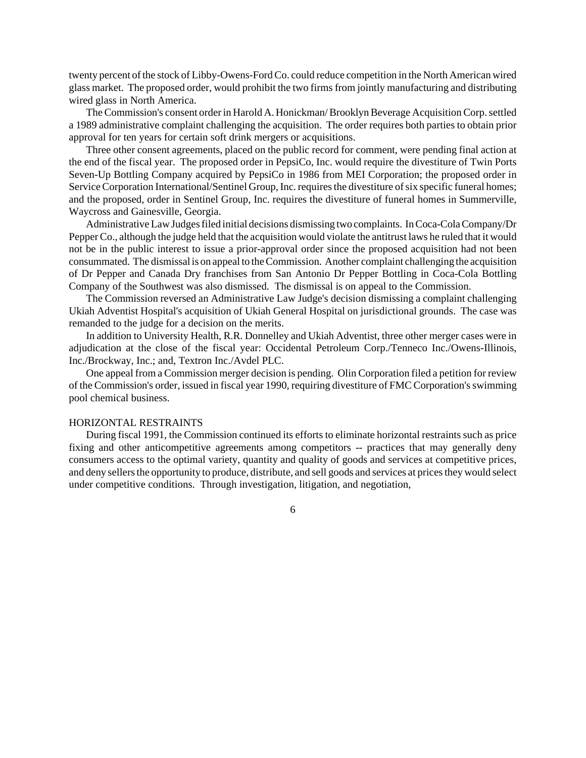twenty percent of the stock of Libby-Owens-Ford Co. could reduce competition in the North American wired glass market. The proposed order, would prohibit the two firms from jointly manufacturing and distributing wired glass in North America.

The Commission's consent order in Harold A. Honickman/ Brooklyn Beverage Acquisition Corp. settled a 1989 administrative complaint challenging the acquisition. The order requires both parties to obtain prior approval for ten years for certain soft drink mergers or acquisitions.

Three other consent agreements, placed on the public record for comment, were pending final action at the end of the fiscal year. The proposed order in PepsiCo, Inc. would require the divestiture of Twin Ports Seven-Up Bottling Company acquired by PepsiCo in 1986 from MEI Corporation; the proposed order in Service Corporation International/Sentinel Group, Inc. requires the divestiture of six specific funeral homes; and the proposed, order in Sentinel Group, Inc. requires the divestiture of funeral homes in Summerville, Waycross and Gainesville, Georgia.

Administrative Law Judges filed initial decisions dismissing two complaints. In Coca-Cola Company/Dr Pepper Co., although the judge held that the acquisition would violate the antitrust laws he ruled that it would not be in the public interest to issue a prior-approval order since the proposed acquisition had not been consummated. The dismissal is on appeal to the Commission. Another complaint challenging the acquisition of Dr Pepper and Canada Dry franchises from San Antonio Dr Pepper Bottling in Coca-Cola Bottling Company of the Southwest was also dismissed. The dismissal is on appeal to the Commission.

The Commission reversed an Administrative Law Judge's decision dismissing a complaint challenging Ukiah Adventist Hospital's acquisition of Ukiah General Hospital on jurisdictional grounds. The case was remanded to the judge for a decision on the merits.

In addition to University Health, R.R. Donnelley and Ukiah Adventist, three other merger cases were in adjudication at the close of the fiscal year: Occidental Petroleum Corp./Tenneco Inc./Owens-Illinois, Inc./Brockway, Inc.; and, Textron Inc./Avdel PLC.

One appeal from a Commission merger decision is pending. Olin Corporation filed a petition for review of the Commission's order, issued in fiscal year 1990, requiring divestiture of FMC Corporation's swimming pool chemical business.

HORIZONTAL RESTRAINTS

During fiscal 1991, the Commission continued its efforts to eliminate horizontal restraints such as price fixing and other anticompetitive agreements among competitors -- practices that may generally deny consumers access to the optimal variety, quantity and quality of goods and services at competitive prices, and deny sellers the opportunity to produce, distribute, and sell goods and services at prices they would select under competitive conditions. Through investigation, litigation, and negotiation,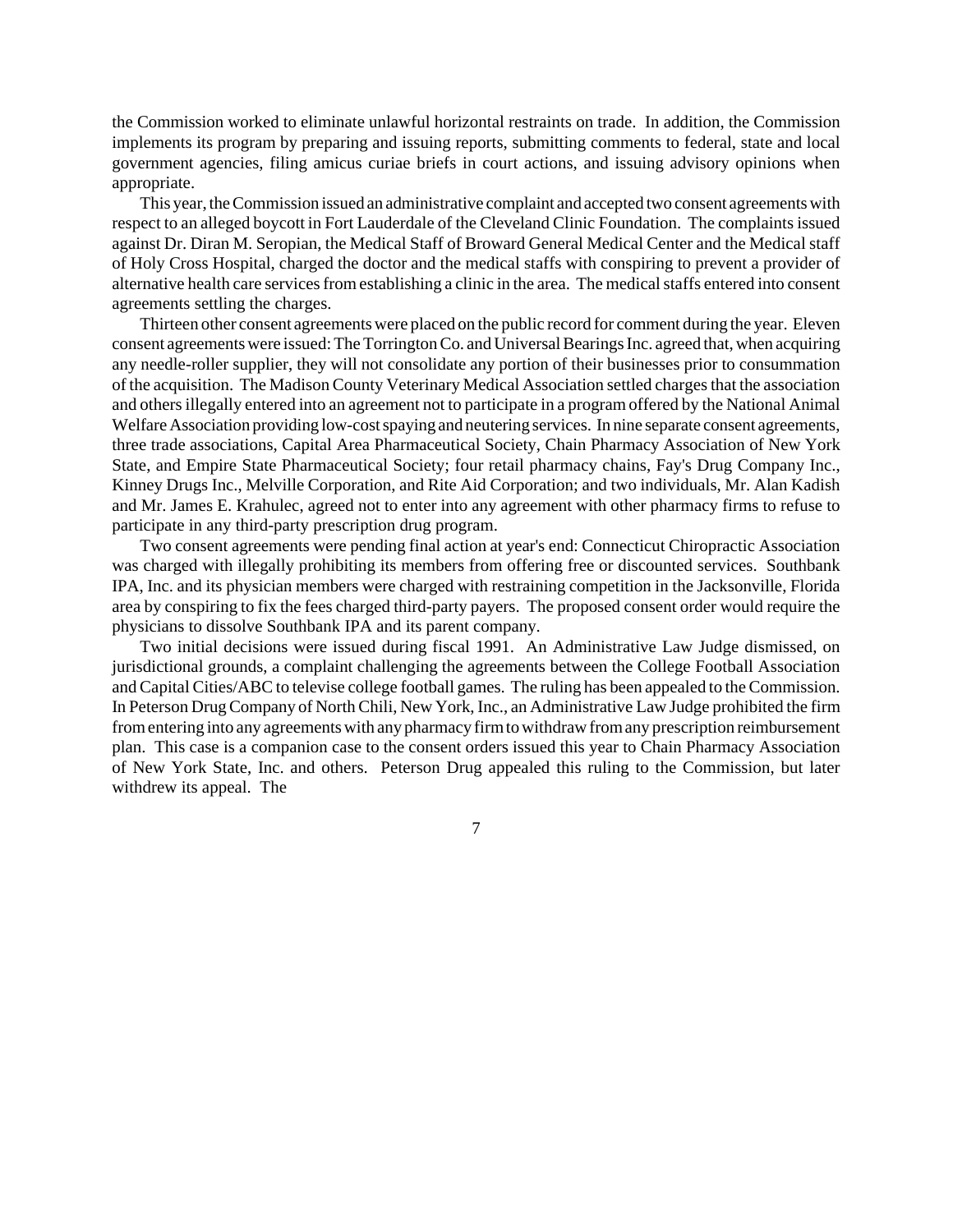the Commission worked to eliminate unlawful horizontal restraints on trade. In addition, the Commission implements its program by preparing and issuing reports, submitting comments to federal, state and local government agencies, filing amicus curiae briefs in court actions, and issuing advisory opinions when appropriate.

This year, the Commission issued an administrative complaint and accepted two consent agreements with respect to an alleged boycott in Fort Lauderdale of the Cleveland Clinic Foundation. The complaints issued against Dr. Diran M. Seropian, the Medical Staff of Broward General Medical Center and the Medical staff of Holy Cross Hospital, charged the doctor and the medical staffs with conspiring to prevent a provider of alternative health care services from establishing a clinic in the area. The medical staffs entered into consent agreements settling the charges.

Thirteen other consent agreements were placed on the public record for comment during the year. Eleven consent agreements were issued: The Torrington Co. and Universal Bearings Inc. agreed that, when acquiring any needle-roller supplier, they will not consolidate any portion of their businesses prior to consummation of the acquisition. The Madison County Veterinary Medical Association settled charges that the association and others illegally entered into an agreement not to participate in a program offered by the National Animal Welfare Association providing low-cost spaying and neutering services. In nine separate consent agreements, three trade associations, Capital Area Pharmaceutical Society, Chain Pharmacy Association of New York State, and Empire State Pharmaceutical Society; four retail pharmacy chains, Fay's Drug Company Inc., Kinney Drugs Inc., Melville Corporation, and Rite Aid Corporation; and two individuals, Mr. Alan Kadish and Mr. James E. Krahulec, agreed not to enter into any agreement with other pharmacy firms to refuse to participate in any third-party prescription drug program.

Two consent agreements were pending final action at year's end: Connecticut Chiropractic Association was charged with illegally prohibiting its members from offering free or discounted services. Southbank IPA, Inc. and its physician members were charged with restraining competition in the Jacksonville, Florida area by conspiring to fix the fees charged third-party payers. The proposed consent order would require the physicians to dissolve Southbank IPA and its parent company.

Two initial decisions were issued during fiscal 1991. An Administrative Law Judge dismissed, on jurisdictional grounds, a complaint challenging the agreements between the College Football Association and Capital Cities/ABC to televise college football games. The ruling has been appealed to the Commission. In Peterson Drug Company of North Chili, New York, Inc., an Administrative Law Judge prohibited the firm from entering into any agreements with any pharmacy firm to withdraw from any prescription reimbursement plan. This case is a companion case to the consent orders issued this year to Chain Pharmacy Association of New York State, Inc. and others. Peterson Drug appealed this ruling to the Commission, but later withdrew its appeal. The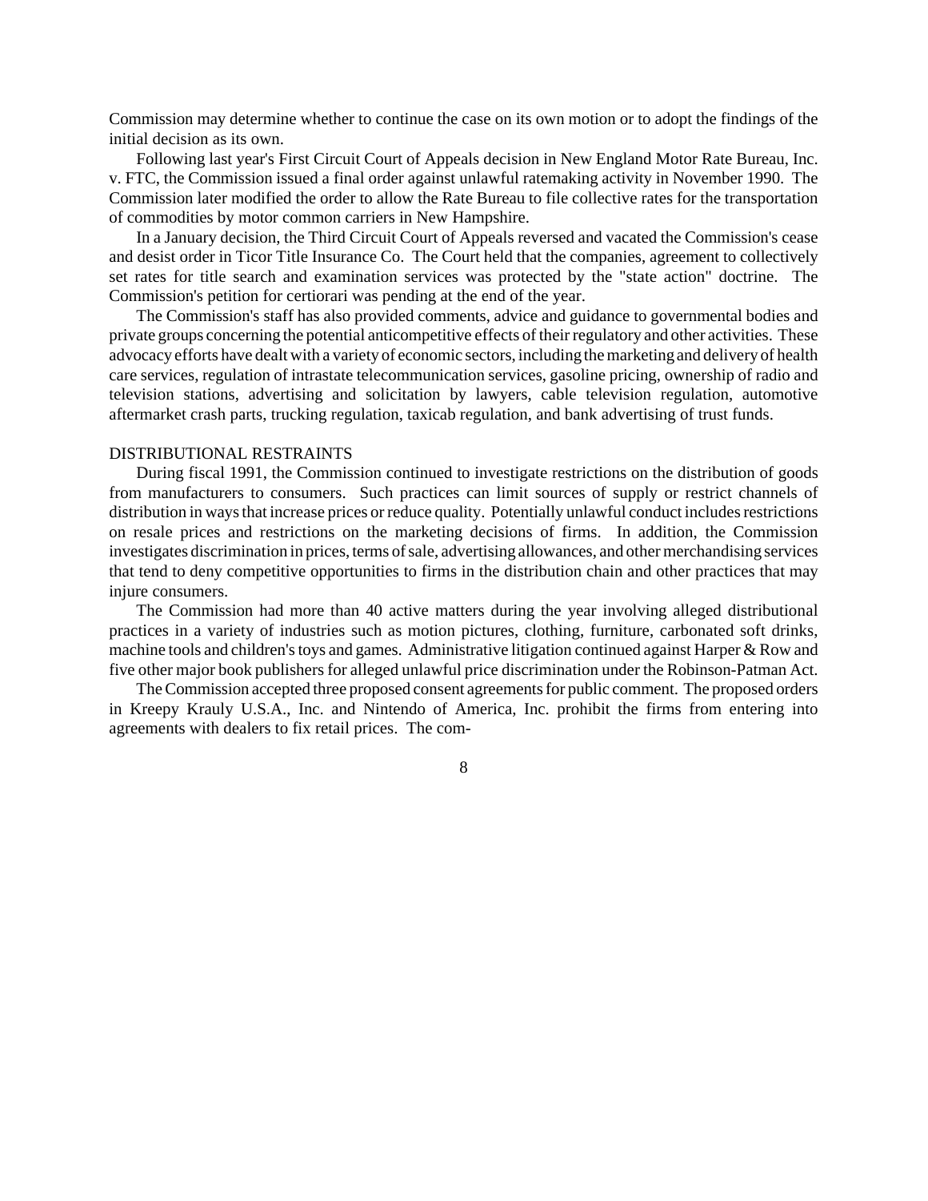Commission may determine whether to continue the case on its own motion or to adopt the findings of the initial decision as its own.

Following last year's First Circuit Court of Appeals decision in New England Motor Rate Bureau, Inc. v. FTC, the Commission issued a final order against unlawful ratemaking activity in November 1990. The Commission later modified the order to allow the Rate Bureau to file collective rates for the transportation of commodities by motor common carriers in New Hampshire.

In a January decision, the Third Circuit Court of Appeals reversed and vacated the Commission's cease and desist order in Ticor Title Insurance Co. The Court held that the companies, agreement to collectively set rates for title search and examination services was protected by the "state action" doctrine. The Commission's petition for certiorari was pending at the end of the year.

The Commission's staff has also provided comments, advice and guidance to governmental bodies and private groups concerning the potential anticompetitive effects of their regulatory and other activities. These advocacy efforts have dealt with a variety of economic sectors, including the marketing and delivery of health care services, regulation of intrastate telecommunication services, gasoline pricing, ownership of radio and television stations, advertising and solicitation by lawyers, cable television regulation, automotive aftermarket crash parts, trucking regulation, taxicab regulation, and bank advertising of trust funds.

## DISTRIBUTIONAL RESTRAINTS

During fiscal 1991, the Commission continued to investigate restrictions on the distribution of goods from manufacturers to consumers. Such practices can limit sources of supply or restrict channels of distribution in ways that increase prices or reduce quality. Potentially unlawful conduct includes restrictions on resale prices and restrictions on the marketing decisions of firms. In addition, the Commission investigates discrimination in prices, terms of sale, advertising allowances, and other merchandising services that tend to deny competitive opportunities to firms in the distribution chain and other practices that may injure consumers.

The Commission had more than 40 active matters during the year involving alleged distributional practices in a variety of industries such as motion pictures, clothing, furniture, carbonated soft drinks, machine tools and children's toys and games. Administrative litigation continued against Harper & Row and five other major book publishers for alleged unlawful price discrimination under the Robinson-Patman Act.

The Commission accepted three proposed consent agreements for public comment. The proposed orders in Kreepy Krauly U.S.A., Inc. and Nintendo of America, Inc. prohibit the firms from entering into agreements with dealers to fix retail prices. The com-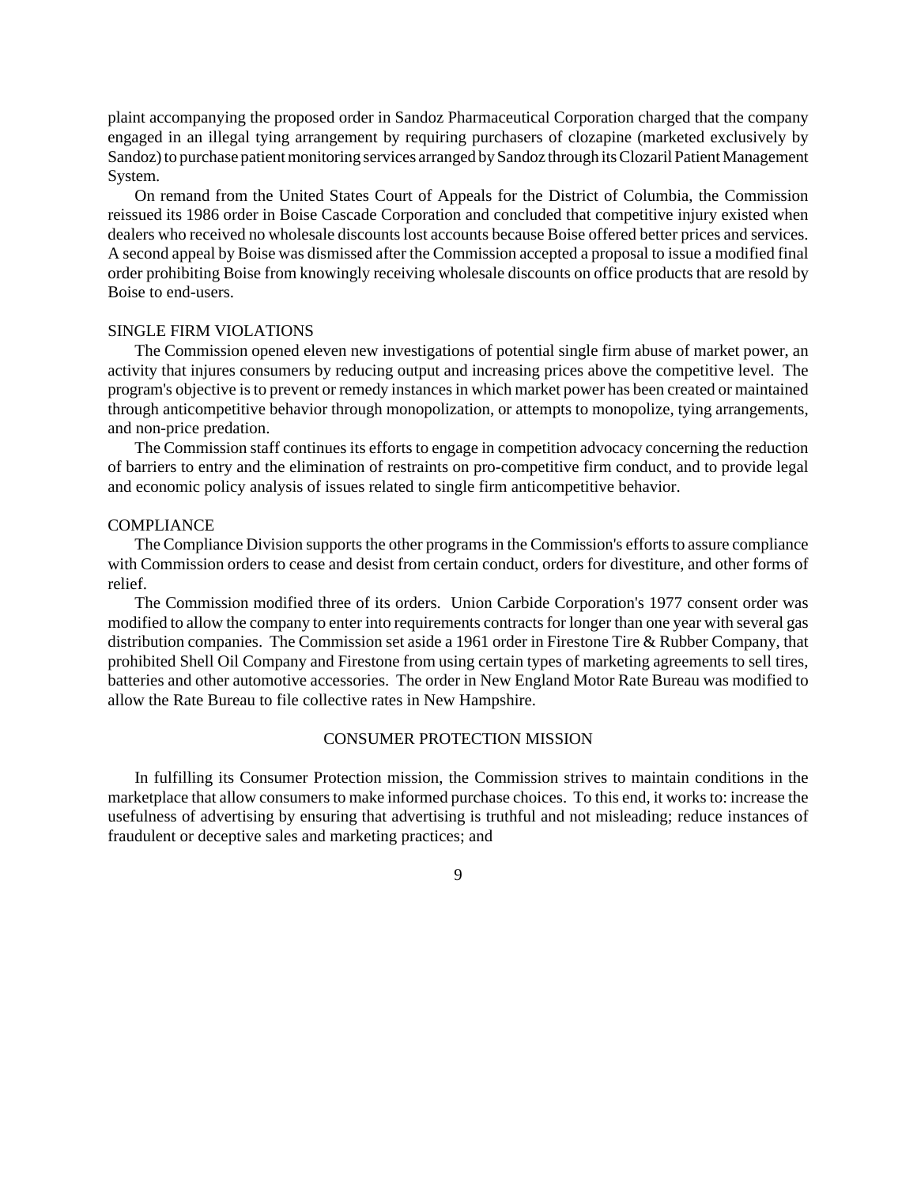plaint accompanying the proposed order in Sandoz Pharmaceutical Corporation charged that the company engaged in an illegal tying arrangement by requiring purchasers of clozapine (marketed exclusively by Sandoz) to purchase patient monitoring services arranged by Sandoz through its Clozaril Patient Management System.

On remand from the United States Court of Appeals for the District of Columbia, the Commission reissued its 1986 order in Boise Cascade Corporation and concluded that competitive injury existed when dealers who received no wholesale discounts lost accounts because Boise offered better prices and services. A second appeal by Boise was dismissed after the Commission accepted a proposal to issue a modified final order prohibiting Boise from knowingly receiving wholesale discounts on office products that are resold by Boise to end-users.

## SINGLE FIRM VIOLATIONS

The Commission opened eleven new investigations of potential single firm abuse of market power, an activity that injures consumers by reducing output and increasing prices above the competitive level. The program's objective is to prevent or remedy instances in which market power has been created or maintained through anticompetitive behavior through monopolization, or attempts to monopolize, tying arrangements, and non-price predation.

The Commission staff continues its efforts to engage in competition advocacy concerning the reduction of barriers to entry and the elimination of restraints on pro-competitive firm conduct, and to provide legal and economic policy analysis of issues related to single firm anticompetitive behavior.

## COMPLIANCE

The Compliance Division supports the other programs in the Commission's efforts to assure compliance with Commission orders to cease and desist from certain conduct, orders for divestiture, and other forms of relief.

The Commission modified three of its orders. Union Carbide Corporation's 1977 consent order was modified to allow the company to enter into requirements contracts for longer than one year with several gas distribution companies. The Commission set aside a 1961 order in Firestone Tire & Rubber Company, that prohibited Shell Oil Company and Firestone from using certain types of marketing agreements to sell tires, batteries and other automotive accessories. The order in New England Motor Rate Bureau was modified to allow the Rate Bureau to file collective rates in New Hampshire.

# CONSUMER PROTECTION MISSION

In fulfilling its Consumer Protection mission, the Commission strives to maintain conditions in the marketplace that allow consumers to make informed purchase choices. To this end, it works to: increase the usefulness of advertising by ensuring that advertising is truthful and not misleading; reduce instances of fraudulent or deceptive sales and marketing practices; and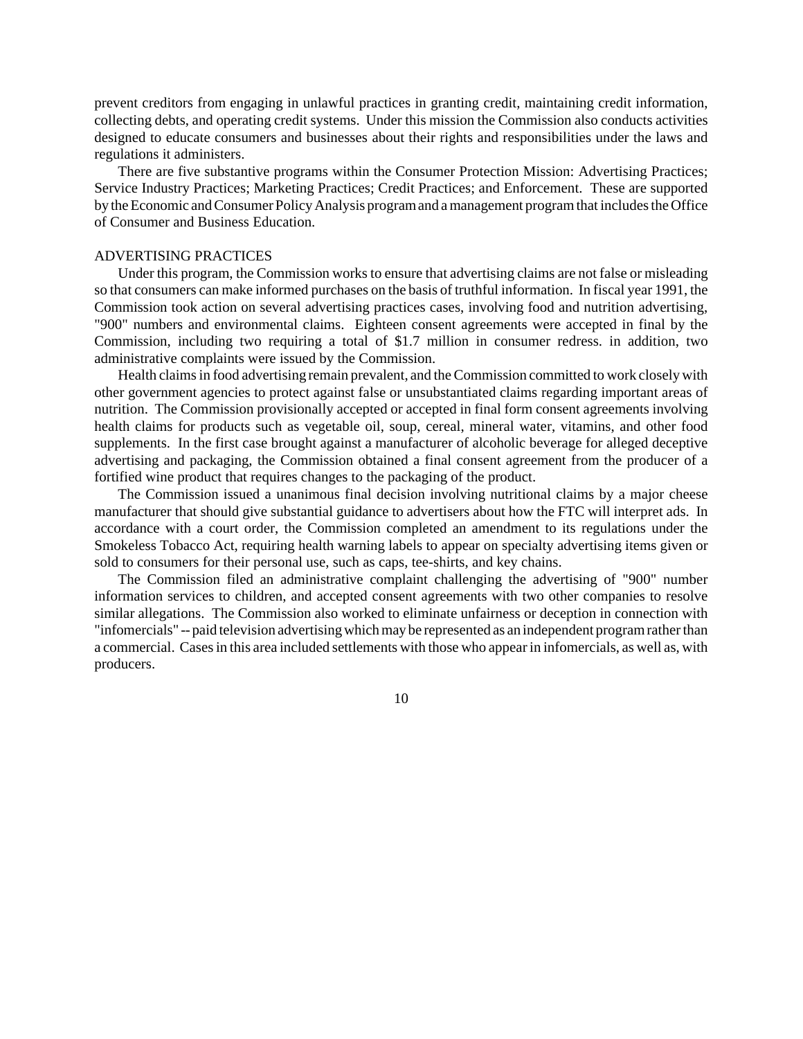prevent creditors from engaging in unlawful practices in granting credit, maintaining credit information, collecting debts, and operating credit systems. Under this mission the Commission also conducts activities designed to educate consumers and businesses about their rights and responsibilities under the laws and regulations it administers.

There are five substantive programs within the Consumer Protection Mission: Advertising Practices; Service Industry Practices; Marketing Practices; Credit Practices; and Enforcement. These are supported by the Economic and Consumer Policy Analysis program and a management program that includes the Office of Consumer and Business Education.

## ADVERTISING PRACTICES

Under this program, the Commission works to ensure that advertising claims are not false or misleading so that consumers can make informed purchases on the basis of truthful information. In fiscal year 1991, the Commission took action on several advertising practices cases, involving food and nutrition advertising, "900" numbers and environmental claims. Eighteen consent agreements were accepted in final by the Commission, including two requiring a total of $1.7 million in consumer redress. in addition, two administrative complaints were issued by the Commission.

Health claims in food advertising remain prevalent, and the Commission committed to work closely with other government agencies to protect against false or unsubstantiated claims regarding important areas of nutrition. The Commission provisionally accepted or accepted in final form consent agreements involving health claims for products such as vegetable oil, soup, cereal, mineral water, vitamins, and other food supplements. In the first case brought against a manufacturer of alcoholic beverage for alleged deceptive advertising and packaging, the Commission obtained a final consent agreement from the producer of a fortified wine product that requires changes to the packaging of the product.

The Commission issued a unanimous final decision involving nutritional claims by a major cheese manufacturer that should give substantial guidance to advertisers about how the FTC will interpret ads. In accordance with a court order, the Commission completed an amendment to its regulations under the Smokeless Tobacco Act, requiring health warning labels to appear on specialty advertising items given or sold to consumers for their personal use, such as caps, tee-shirts, and key chains.

The Commission filed an administrative complaint challenging the advertising of "900" number information services to children, and accepted consent agreements with two other companies to resolve similar allegations. The Commission also worked to eliminate unfairness or deception in connection with "infomercials" -- paid television advertising which may be represented as an independent program rather than a commercial. Cases in this area included settlements with those who appear in infomercials, as well as, with producers.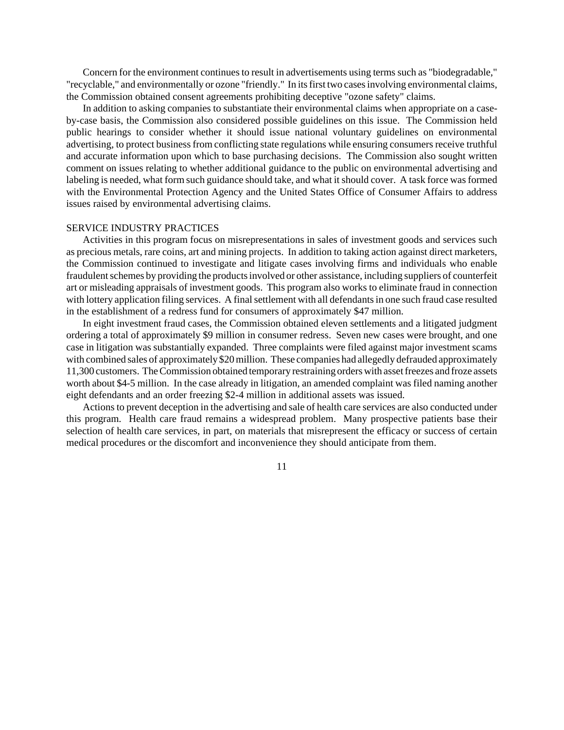Concern for the environment continues to result in advertisements using terms such as "biodegradable," "recyclable," and environmentally or ozone "friendly." In its first two cases involving environmental claims, the Commission obtained consent agreements prohibiting deceptive "ozone safety" claims.

In addition to asking companies to substantiate their environmental claims when appropriate on a case-by-case basis, the Commission also considered possible guidelines on this issue. The Commission held public hearings to consider whether it should issue national voluntary guidelines on environmental advertising, to protect business from conflicting state regulations while ensuring consumers receive truthful and accurate information upon which to base purchasing decisions. The Commission also sought written comment on issues relating to whether additional guidance to the public on environmental advertising and labeling is needed, what form such guidance should take, and what it should cover. A task force was formed with the Environmental Protection Agency and the United States Office of Consumer Affairs to address issues raised by environmental advertising claims.

## SERVICE INDUSTRY PRACTICES

Activities in this program focus on misrepresentations in sales of investment goods and services such as precious metals, rare coins, art and mining projects. In addition to taking action against direct marketers, the Commission continued to investigate and litigate cases involving firms and individuals who enable fraudulent schemes by providing the products involved or other assistance, including suppliers of counterfeit art or misleading appraisals of investment goods. This program also works to eliminate fraud in connection with lottery application filing services. A final settlement with all defendants in one such fraud case resulted in the establishment of a redress fund for consumers of approximately $47 million.

In eight investment fraud cases, the Commission obtained eleven settlements and a litigated judgment ordering a total of approximately $9 million in consumer redress. Seven new cases were brought, and one case in litigation was substantially expanded. Three complaints were filed against major investment scams with combined sales of approximately $20 million. These companies had allegedly defrauded approximately 11,300 customers. The Commission obtained temporary restraining orders with asset freezes and froze assets worth about $4-5 million. In the case already in litigation, an amended complaint was filed naming another eight defendants and an order freezing $2-4 million in additional assets was issued.

Actions to prevent deception in the advertising and sale of health care services are also conducted under this program. Health care fraud remains a widespread problem. Many prospective patients base their selection of health care services, in part, on materials that misrepresent the efficacy or success of certain medical procedures or the discomfort and inconvenience they should anticipate from them.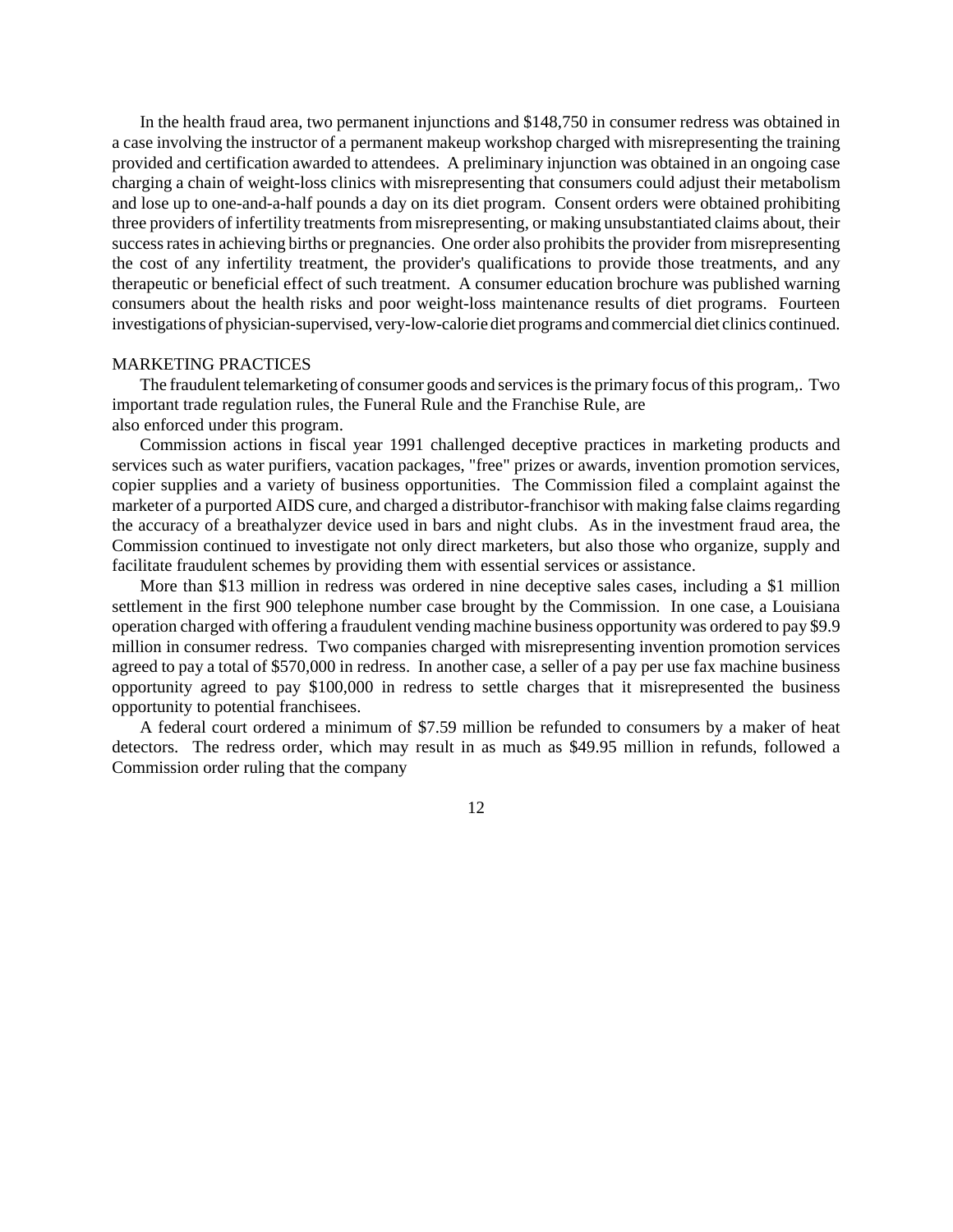In the health fraud area, two permanent injunctions and $148,750 in consumer redress was obtained in a case involving the instructor of a permanent makeup workshop charged with misrepresenting the training provided and certification awarded to attendees. A preliminary injunction was obtained in an ongoing case charging a chain of weight-loss clinics with misrepresenting that consumers could adjust their metabolism and lose up to one-and-a-half pounds a day on its diet program. Consent orders were obtained prohibiting three providers of infertility treatments from misrepresenting, or making unsubstantiated claims about, their success rates in achieving births or pregnancies. One order also prohibits the provider from misrepresenting the cost of any infertility treatment, the provider's qualifications to provide those treatments, and any therapeutic or beneficial effect of such treatment. A consumer education brochure was published warning consumers about the health risks and poor weight-loss maintenance results of diet programs. Fourteen investigations of physician-supervised, very-low-calorie diet programs and commercial diet clinics continued.

## MARKETING PRACTICES

The fraudulent telemarketing of consumer goods and services is the primary focus of this program,. Two important trade regulation rules, the Funeral Rule and the Franchise Rule, are also enforced under this program.

Commission actions in fiscal year 1991 challenged deceptive practices in marketing products and services such as water purifiers, vacation packages, "free" prizes or awards, invention promotion services, copier supplies and a variety of business opportunities. The Commission filed a complaint against the marketer of a purported AIDS cure, and charged a distributor-franchisor with making false claims regarding the accuracy of a breathalyzer device used in bars and night clubs. As in the investment fraud area, the Commission continued to investigate not only direct marketers, but also those who organize, supply and facilitate fraudulent schemes by providing them with essential services or assistance.

More than $13 million in redress was ordered in nine deceptive sales cases, including a $1 million settlement in the first 900 telephone number case brought by the Commission. In one case, a Louisiana operation charged with offering a fraudulent vending machine business opportunity was ordered to pay $9.9 million in consumer redress. Two companies charged with misrepresenting invention promotion services agreed to pay a total of $570,000 in redress. In another case, a seller of a pay per use fax machine business opportunity agreed to pay $100,000 in redress to settle charges that it misrepresented the business opportunity to potential franchisees.

A federal court ordered a minimum of $7.59 million be refunded to consumers by a maker of heat detectors. The redress order, which may result in as much as $49.95 million in refunds, followed a Commission order ruling that the company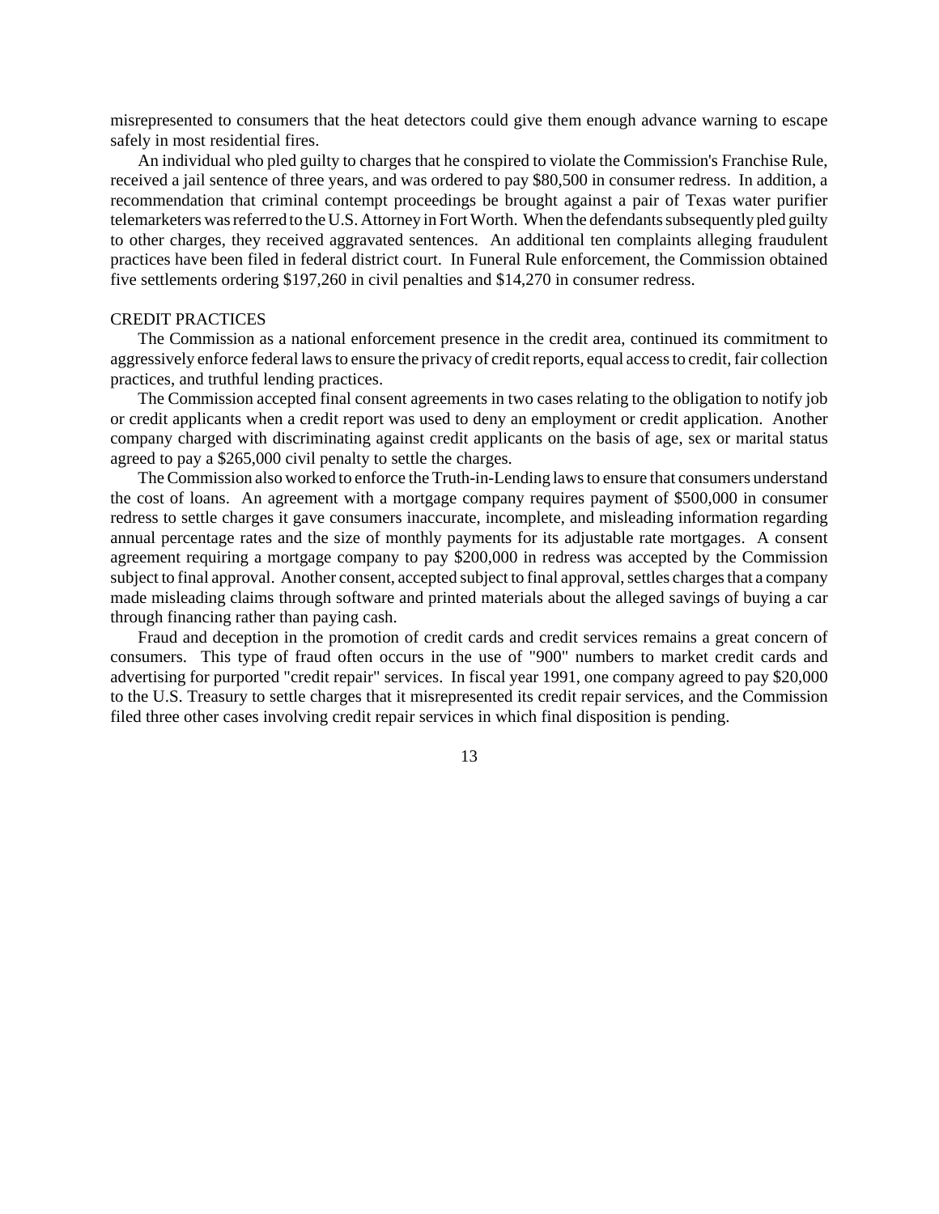misrepresented to consumers that the heat detectors could give them enough advance warning to escape safely in most residential fires.

An individual who pled guilty to charges that he conspired to violate the Commission's Franchise Rule, received a jail sentence of three years, and was ordered to pay $80,500 in consumer redress. In addition, a recommendation that criminal contempt proceedings be brought against a pair of Texas water purifier telemarketers was referred to the U.S. Attorney in Fort Worth. When the defendants subsequently pled guilty to other charges, they received aggravated sentences. An additional ten complaints alleging fraudulent practices have been filed in federal district court. In Funeral Rule enforcement, the Commission obtained five settlements ordering $197,260 in civil penalties and $14,270 in consumer redress.

## CREDIT PRACTICES

The Commission as a national enforcement presence in the credit area, continued its commitment to aggressively enforce federal laws to ensure the privacy of credit reports, equal access to credit, fair collection practices, and truthful lending practices.

The Commission accepted final consent agreements in two cases relating to the obligation to notify job or credit applicants when a credit report was used to deny an employment or credit application. Another company charged with discriminating against credit applicants on the basis of age, sex or marital status agreed to pay a $265,000 civil penalty to settle the charges.

The Commission also worked to enforce the Truth-in-Lending laws to ensure that consumers understand the cost of loans. An agreement with a mortgage company requires payment of $500,000 in consumer redress to settle charges it gave consumers inaccurate, incomplete, and misleading information regarding annual percentage rates and the size of monthly payments for its adjustable rate mortgages. A consent agreement requiring a mortgage company to pay $200,000 in redress was accepted by the Commission subject to final approval. Another consent, accepted subject to final approval, settles charges that a company made misleading claims through software and printed materials about the alleged savings of buying a car through financing rather than paying cash.

Fraud and deception in the promotion of credit cards and credit services remains a great concern of consumers. This type of fraud often occurs in the use of "900" numbers to market credit cards and advertising for purported "credit repair" services. In fiscal year 1991, one company agreed to pay $20,000 to the U.S. Treasury to settle charges that it misrepresented its credit repair services, and the Commission filed three other cases involving credit repair services in which final disposition is pending.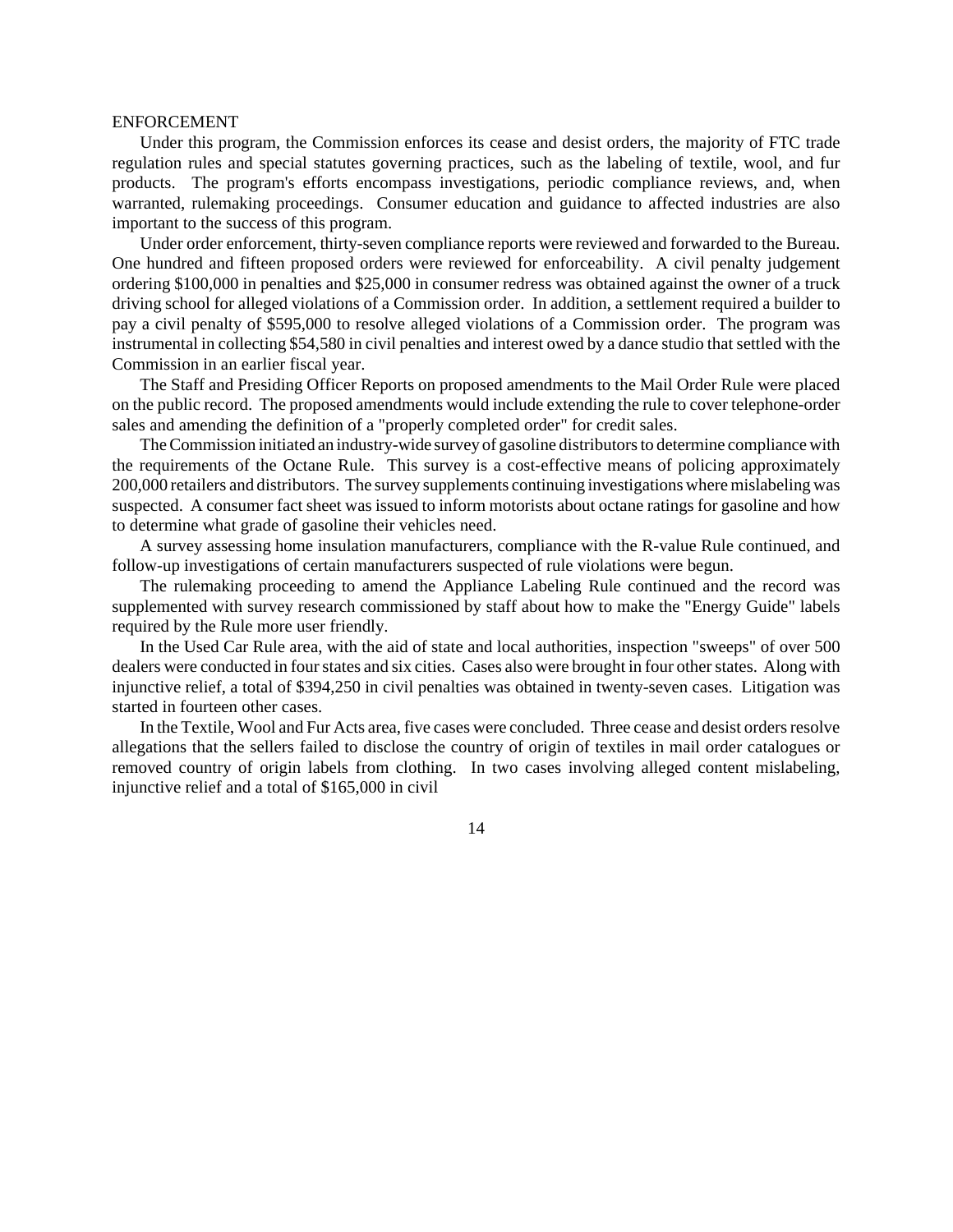## ENFORCEMENT

Under this program, the Commission enforces its cease and desist orders, the majority of FTC trade regulation rules and special statutes governing practices, such as the labeling of textile, wool, and fur products. The program's efforts encompass investigations, periodic compliance reviews, and, when warranted, rulemaking proceedings. Consumer education and guidance to affected industries are also important to the success of this program.

Under order enforcement, thirty-seven compliance reports were reviewed and forwarded to the Bureau. One hundred and fifteen proposed orders were reviewed for enforceability. A civil penalty judgement ordering $100,000 in penalties and $25,000 in consumer redress was obtained against the owner of a truck driving school for alleged violations of a Commission order. In addition, a settlement required a builder to pay a civil penalty of $595,000 to resolve alleged violations of a Commission order. The program was instrumental in collecting $54,580 in civil penalties and interest owed by a dance studio that settled with the Commission in an earlier fiscal year.

The Staff and Presiding Officer Reports on proposed amendments to the Mail Order Rule were placed on the public record. The proposed amendments would include extending the rule to cover telephone-order sales and amending the definition of a "properly completed order" for credit sales.

The Commission initiated an industry-wide survey of gasoline distributors to determine compliance with the requirements of the Octane Rule. This survey is a cost-effective means of policing approximately 200,000 retailers and distributors. The survey supplements continuing investigations where mislabeling was suspected. A consumer fact sheet was issued to inform motorists about octane ratings for gasoline and how to determine what grade of gasoline their vehicles need.

A survey assessing home insulation manufacturers, compliance with the R-value Rule continued, and follow-up investigations of certain manufacturers suspected of rule violations were begun.

The rulemaking proceeding to amend the Appliance Labeling Rule continued and the record was supplemented with survey research commissioned by staff about how to make the "Energy Guide" labels required by the Rule more user friendly.

In the Used Car Rule area, with the aid of state and local authorities, inspection "sweeps" of over 500 dealers were conducted in four states and six cities. Cases also were brought in four other states. Along with injunctive relief, a total of $394,250 in civil penalties was obtained in twenty-seven cases. Litigation was started in fourteen other cases.

In the Textile, Wool and Fur Acts area, five cases were concluded. Three cease and desist orders resolve allegations that the sellers failed to disclose the country of origin of textiles in mail order catalogues or removed country of origin labels from clothing. In two cases involving alleged content mislabeling, injunctive relief and a total of $165,000 in civil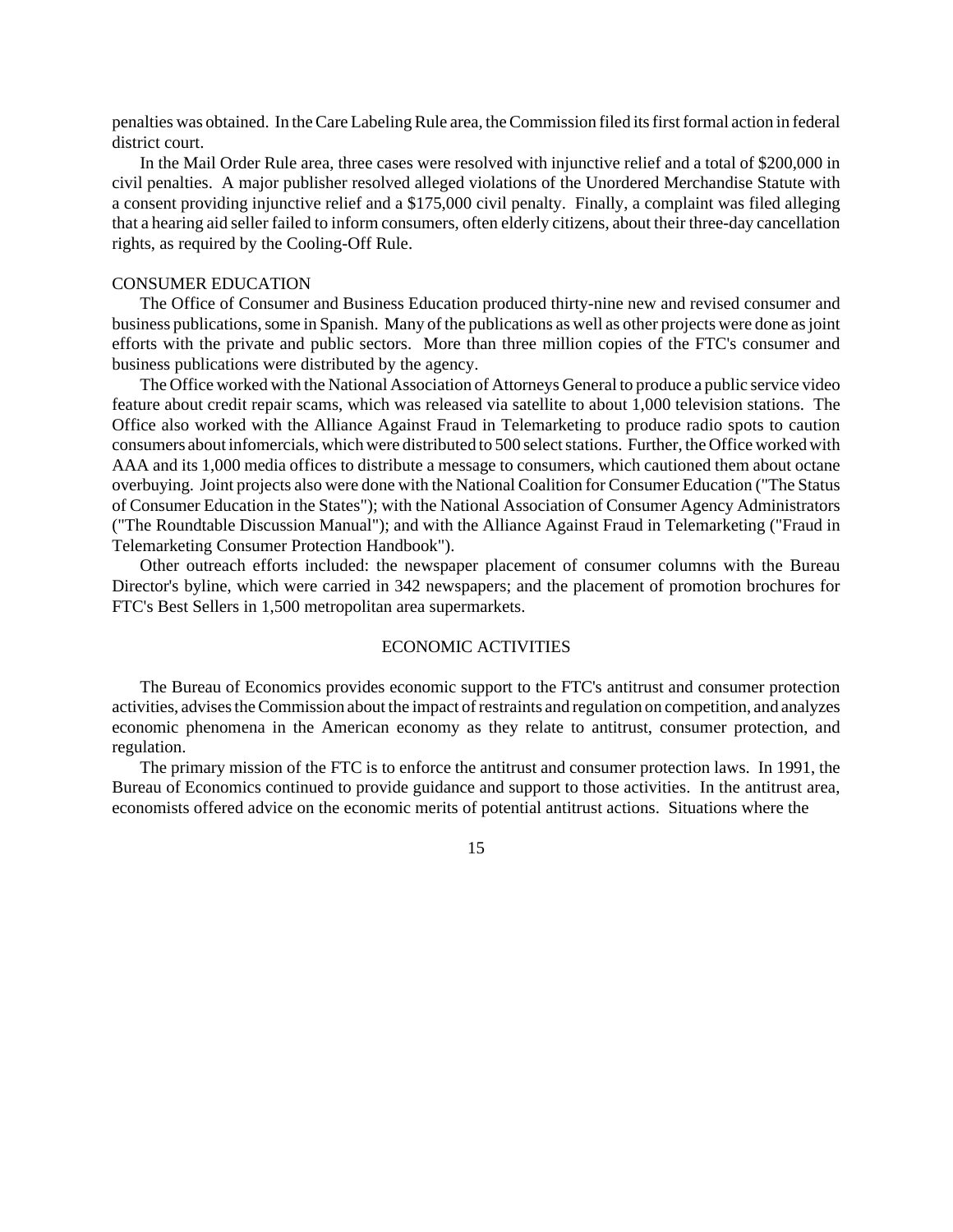penalties was obtained. In the Care Labeling Rule area, the Commission filed its first formal action in federal district court.

In the Mail Order Rule area, three cases were resolved with injunctive relief and a total of $200,000 in civil penalties. A major publisher resolved alleged violations of the Unordered Merchandise Statute with a consent providing injunctive relief and a $175,000 civil penalty. Finally, a complaint was filed alleging that a hearing aid seller failed to inform consumers, often elderly citizens, about their three-day cancellation rights, as required by the Cooling-Off Rule.

### CONSUMER EDUCATION

The Office of Consumer and Business Education produced thirty-nine new and revised consumer and business publications, some in Spanish. Many of the publications as well as other projects were done as joint efforts with the private and public sectors. More than three million copies of the FTC's consumer and business publications were distributed by the agency.

The Office worked with the National Association of Attorneys General to produce a public service video feature about credit repair scams, which was released via satellite to about 1,000 television stations. The Office also worked with the Alliance Against Fraud in Telemarketing to produce radio spots to caution consumers about infomercials, which were distributed to 500 select stations. Further, the Office worked with AAA and its 1,000 media offices to distribute a message to consumers, which cautioned them about octane overbuying. Joint projects also were done with the National Coalition for Consumer Education ("The Status of Consumer Education in the States"); with the National Association of Consumer Agency Administrators ("The Roundtable Discussion Manual"); and with the Alliance Against Fraud in Telemarketing ("Fraud in Telemarketing Consumer Protection Handbook").

Other outreach efforts included: the newspaper placement of consumer columns with the Bureau Director's byline, which were carried in 342 newspapers; and the placement of promotion brochures for FTC's Best Sellers in 1,500 metropolitan area supermarkets.

## ECONOMIC ACTIVITIES

The Bureau of Economics provides economic support to the FTC's antitrust and consumer protection activities, advises the Commission about the impact of restraints and regulation on competition, and analyzes economic phenomena in the American economy as they relate to antitrust, consumer protection, and regulation.

The primary mission of the FTC is to enforce the antitrust and consumer protection laws. In 1991, the Bureau of Economics continued to provide guidance and support to those activities. In the antitrust area, economists offered advice on the economic merits of potential antitrust actions. Situations where the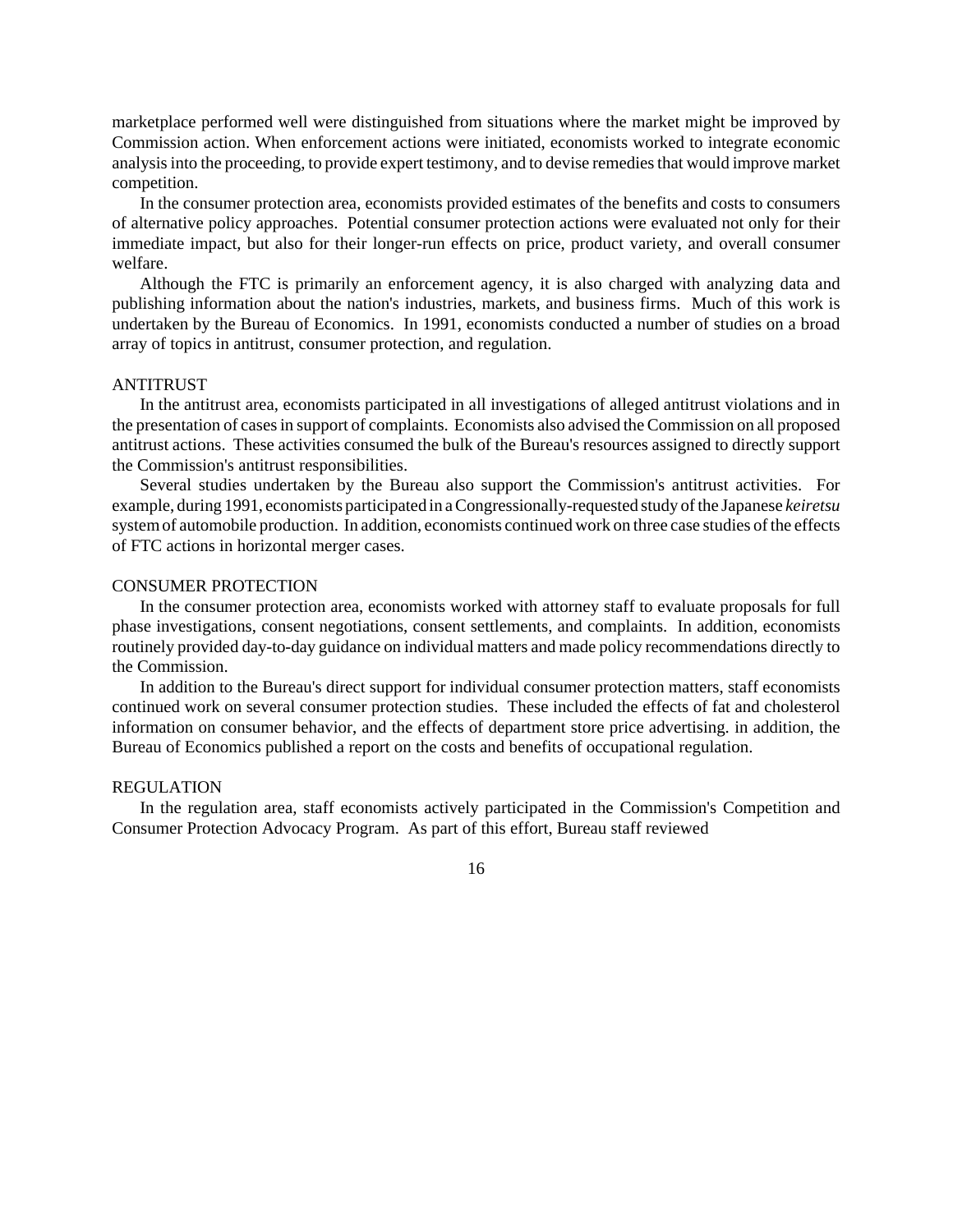marketplace performed well were distinguished from situations where the market might be improved by Commission action. When enforcement actions were initiated, economists worked to integrate economic analysis into the proceeding, to provide expert testimony, and to devise remedies that would improve market competition.

In the consumer protection area, economists provided estimates of the benefits and costs to consumers of alternative policy approaches. Potential consumer protection actions were evaluated not only for their immediate impact, but also for their longer-run effects on price, product variety, and overall consumer welfare.

Although the FTC is primarily an enforcement agency, it is also charged with analyzing data and publishing information about the nation's industries, markets, and business firms. Much of this work is undertaken by the Bureau of Economics. In 1991, economists conducted a number of studies on a broad array of topics in antitrust, consumer protection, and regulation.

## ANTITRUST

In the antitrust area, economists participated in all investigations of alleged antitrust violations and in the presentation of cases in support of complaints. Economists also advised the Commission on all proposed antitrust actions. These activities consumed the bulk of the Bureau's resources assigned to directly support the Commission's antitrust responsibilities.

Several studies undertaken by the Bureau also support the Commission's antitrust activities. For example, during 1991, economists participated in a Congressionally-requested study of the Japanese *keiretsu* system of automobile production. In addition, economists continued work on three case studies of the effects of FTC actions in horizontal merger cases.

## CONSUMER PROTECTION

In the consumer protection area, economists worked with attorney staff to evaluate proposals for full phase investigations, consent negotiations, consent settlements, and complaints. In addition, economists routinely provided day-to-day guidance on individual matters and made policy recommendations directly to the Commission.

In addition to the Bureau's direct support for individual consumer protection matters, staff economists continued work on several consumer protection studies. These included the effects of fat and cholesterol information on consumer behavior, and the effects of department store price advertising. in addition, the Bureau of Economics published a report on the costs and benefits of occupational regulation.

## REGULATION

In the regulation area, staff economists actively participated in the Commission's Competition and Consumer Protection Advocacy Program. As part of this effort, Bureau staff reviewed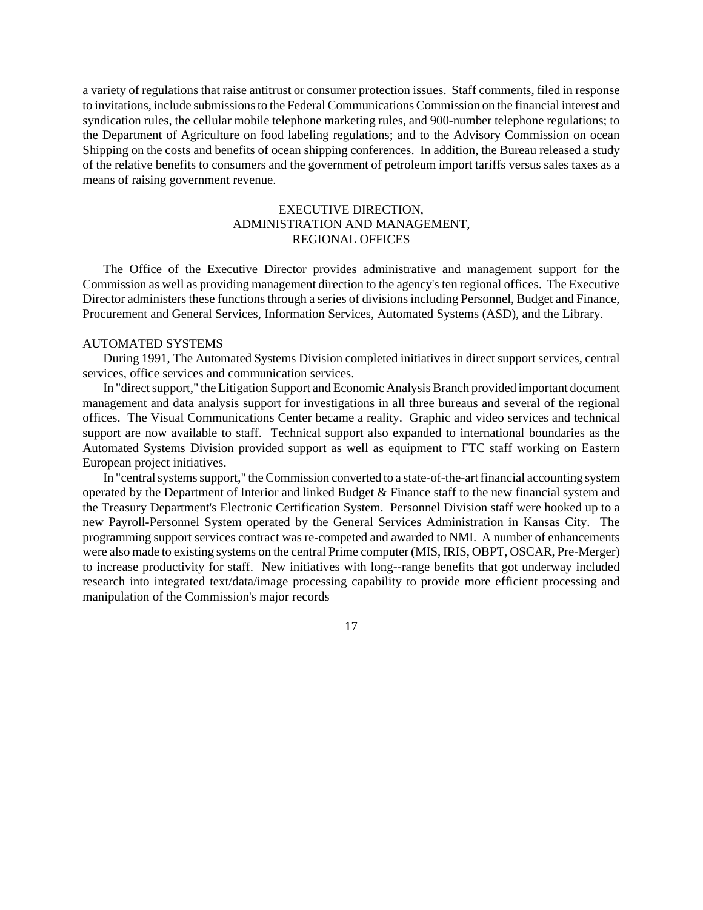a variety of regulations that raise antitrust or consumer protection issues. Staff comments, filed in response to invitations, include submissions to the Federal Communications Commission on the financial interest and syndication rules, the cellular mobile telephone marketing rules, and 900-number telephone regulations; to the Department of Agriculture on food labeling regulations; and to the Advisory Commission on ocean Shipping on the costs and benefits of ocean shipping conferences. In addition, the Bureau released a study of the relative benefits to consumers and the government of petroleum import tariffs versus sales taxes as a means of raising government revenue.

## EXECUTIVE DIRECTION, ADMINISTRATION AND MANAGEMENT, REGIONAL OFFICES

The Office of the Executive Director provides administrative and management support for the Commission as well as providing management direction to the agency's ten regional offices. The Executive Director administers these functions through a series of divisions including Personnel, Budget and Finance, Procurement and General Services, Information Services, Automated Systems (ASD), and the Library.

### AUTOMATED SYSTEMS

During 1991, The Automated Systems Division completed initiatives in direct support services, central services, office services and communication services.

In "direct support," the Litigation Support and Economic Analysis Branch provided important document management and data analysis support for investigations in all three bureaus and several of the regional offices. The Visual Communications Center became a reality. Graphic and video services and technical support are now available to staff. Technical support also expanded to international boundaries as the Automated Systems Division provided support as well as equipment to FTC staff working on Eastern European project initiatives.

In "central systems support," the Commission converted to a state-of-the-art financial accounting system operated by the Department of Interior and linked Budget & Finance staff to the new financial system and the Treasury Department's Electronic Certification System. Personnel Division staff were hooked up to a new Payroll-Personnel System operated by the General Services Administration in Kansas City. The programming support services contract was re-competed and awarded to NMI. A number of enhancements were also made to existing systems on the central Prime computer (MIS, IRIS, OBPT, OSCAR, Pre-Merger) to increase productivity for staff. New initiatives with long--range benefits that got underway included research into integrated text/data/image processing capability to provide more efficient processing and manipulation of the Commission's major records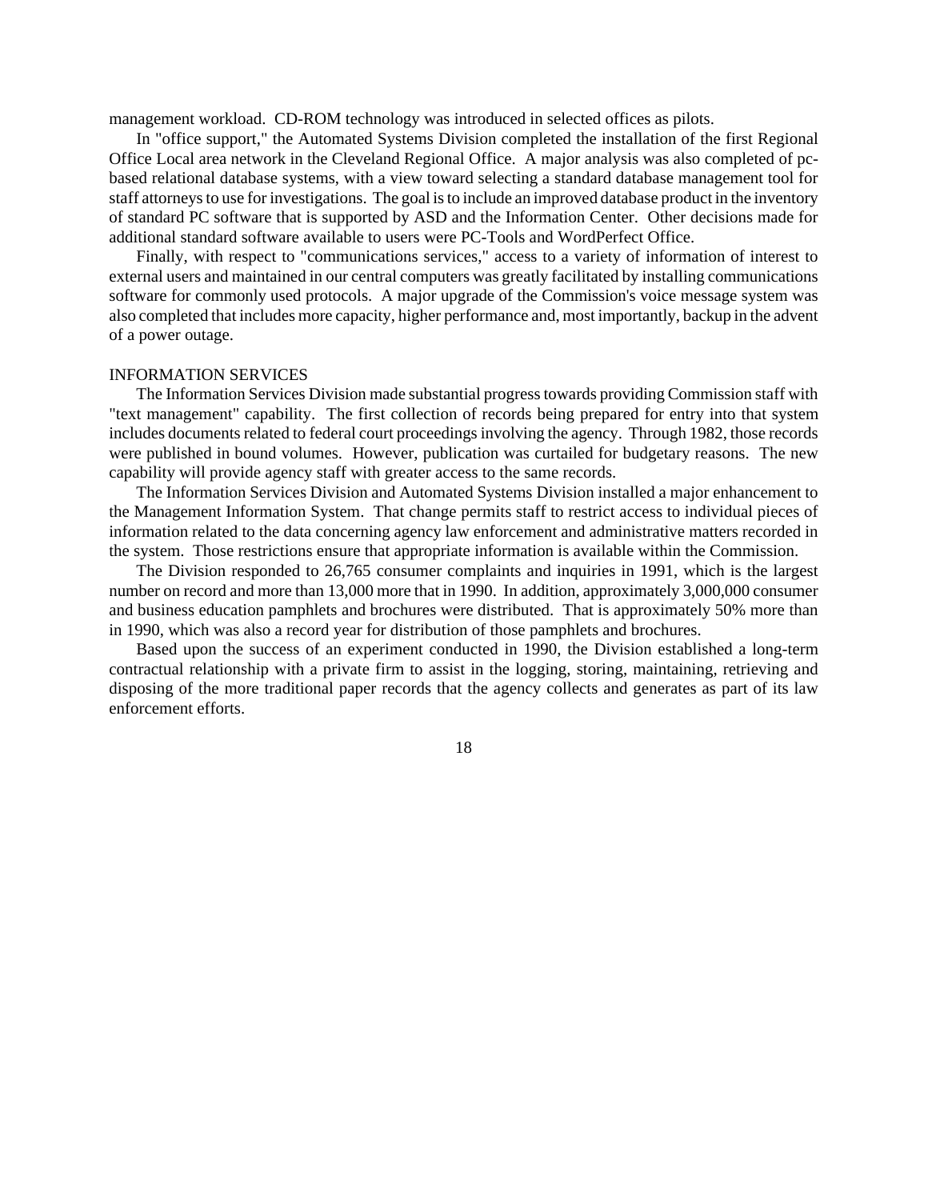management workload. CD-ROM technology was introduced in selected offices as pilots.

In "office support," the Automated Systems Division completed the installation of the first Regional Office Local area network in the Cleveland Regional Office. A major analysis was also completed of pc-based relational database systems, with a view toward selecting a standard database management tool for staff attorneys to use for investigations. The goal is to include an improved database product in the inventory of standard PC software that is supported by ASD and the Information Center. Other decisions made for additional standard software available to users were PC-Tools and WordPerfect Office.

Finally, with respect to "communications services," access to a variety of information of interest to external users and maintained in our central computers was greatly facilitated by installing communications software for commonly used protocols. A major upgrade of the Commission's voice message system was also completed that includes more capacity, higher performance and, most importantly, backup in the advent of a power outage.

## INFORMATION SERVICES

The Information Services Division made substantial progress towards providing Commission staff with "text management" capability. The first collection of records being prepared for entry into that system includes documents related to federal court proceedings involving the agency. Through 1982, those records were published in bound volumes. However, publication was curtailed for budgetary reasons. The new capability will provide agency staff with greater access to the same records.

The Information Services Division and Automated Systems Division installed a major enhancement to the Management Information System. That change permits staff to restrict access to individual pieces of information related to the data concerning agency law enforcement and administrative matters recorded in the system. Those restrictions ensure that appropriate information is available within the Commission.

The Division responded to 26,765 consumer complaints and inquiries in 1991, which is the largest number on record and more than 13,000 more that in 1990. In addition, approximately 3,000,000 consumer and business education pamphlets and brochures were distributed. That is approximately 50% more than in 1990, which was also a record year for distribution of those pamphlets and brochures.

Based upon the success of an experiment conducted in 1990, the Division established a long-term contractual relationship with a private firm to assist in the logging, storing, maintaining, retrieving and disposing of the more traditional paper records that the agency collects and generates as part of its law enforcement efforts.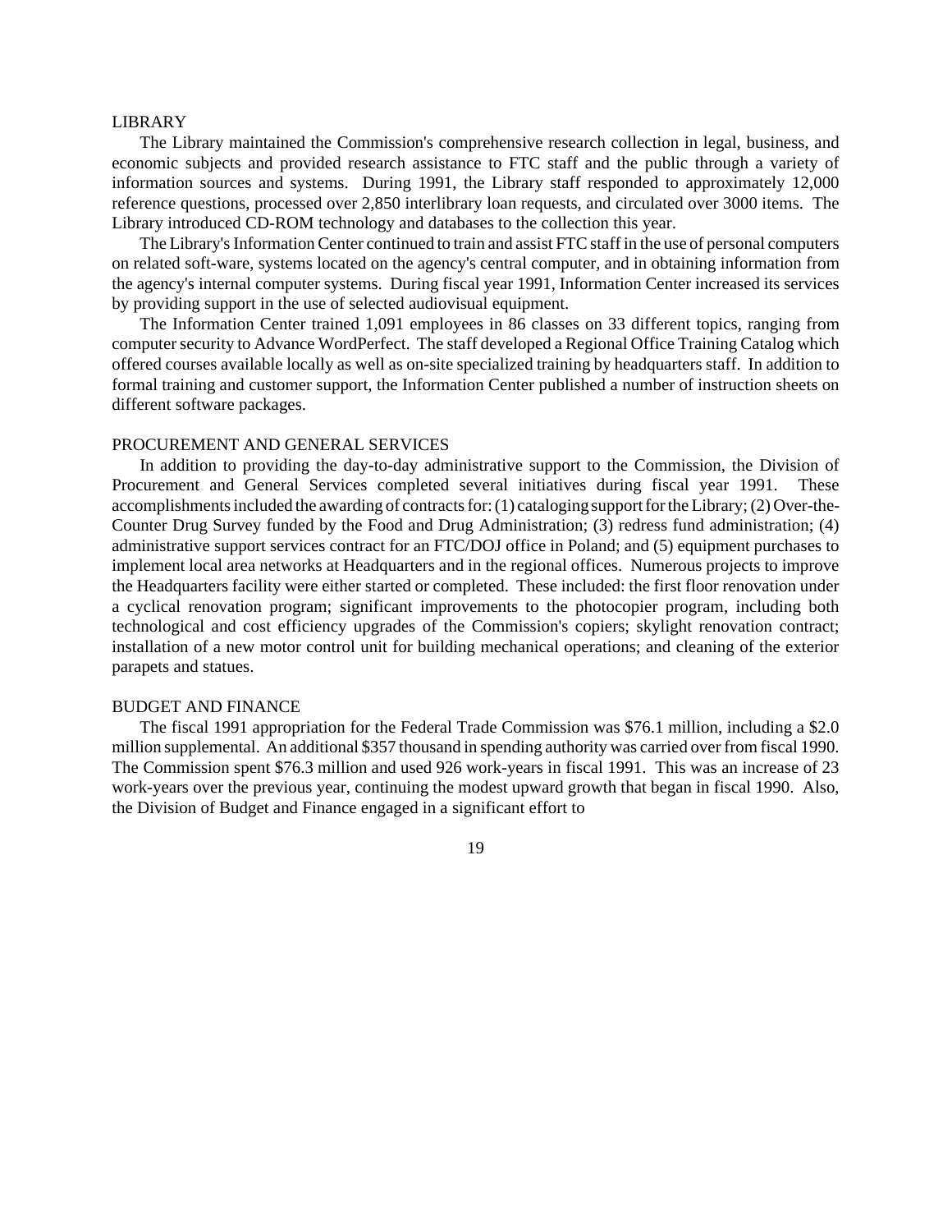## LIBRARY

The Library maintained the Commission's comprehensive research collection in legal, business, and economic subjects and provided research assistance to FTC staff and the public through a variety of information sources and systems. During 1991, the Library staff responded to approximately 12,000 reference questions, processed over 2,850 interlibrary loan requests, and circulated over 3000 items. The Library introduced CD-ROM technology and databases to the collection this year.

The Library's Information Center continued to train and assist FTC staff in the use of personal computers on related soft-ware, systems located on the agency's central computer, and in obtaining information from the agency's internal computer systems. During fiscal year 1991, Information Center increased its services by providing support in the use of selected audiovisual equipment.

The Information Center trained 1,091 employees in 86 classes on 33 different topics, ranging from computer security to Advance WordPerfect. The staff developed a Regional Office Training Catalog which offered courses available locally as well as on-site specialized training by headquarters staff. In addition to formal training and customer support, the Information Center published a number of instruction sheets on different software packages.

## PROCUREMENT AND GENERAL SERVICES

In addition to providing the day-to-day administrative support to the Commission, the Division of Procurement and General Services completed several initiatives during fiscal year 1991. These accomplishments included the awarding of contracts for: (1) cataloging support for the Library; (2) Over-the-Counter Drug Survey funded by the Food and Drug Administration; (3) redress fund administration; (4) administrative support services contract for an FTC/DOJ office in Poland; and (5) equipment purchases to implement local area networks at Headquarters and in the regional offices. Numerous projects to improve the Headquarters facility were either started or completed. These included: the first floor renovation under a cyclical renovation program; significant improvements to the photocopier program, including both technological and cost efficiency upgrades of the Commission's copiers; skylight renovation contract; installation of a new motor control unit for building mechanical operations; and cleaning of the exterior parapets and statues.

## BUDGET AND FINANCE

The fiscal 1991 appropriation for the Federal Trade Commission was $76.1 million, including a $2.0 million supplemental. An additional $357 thousand in spending authority was carried over from fiscal 1990. The Commission spent $76.3 million and used 926 work-years in fiscal 1991. This was an increase of 23 work-years over the previous year, continuing the modest upward growth that began in fiscal 1990. Also, the Division of Budget and Finance engaged in a significant effort to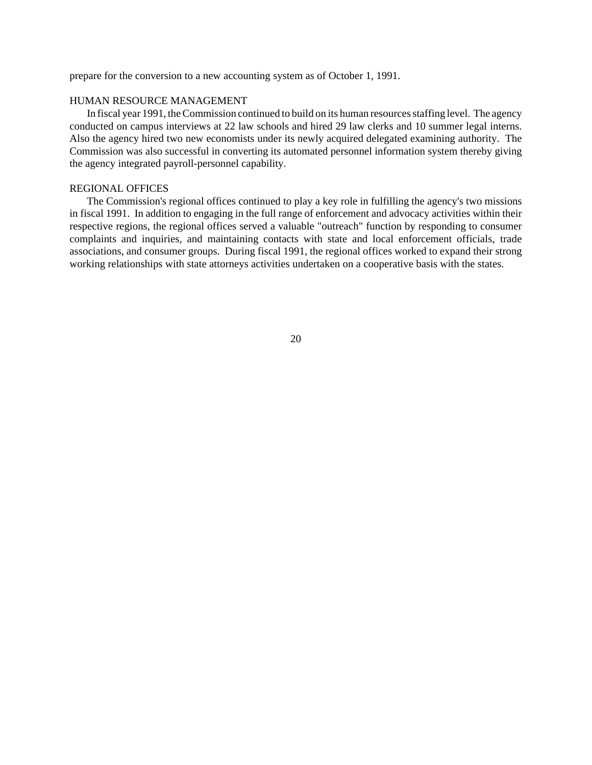prepare for the conversion to a new accounting system as of October 1, 1991.

## HUMAN RESOURCE MANAGEMENT

In fiscal year 1991, the Commission continued to build on its human resources staffing level. The agency conducted on campus interviews at 22 law schools and hired 29 law clerks and 10 summer legal interns. Also the agency hired two new economists under its newly acquired delegated examining authority. The Commission was also successful in converting its automated personnel information system thereby giving the agency integrated payroll-personnel capability.

## REGIONAL OFFICES

The Commission's regional offices continued to play a key role in fulfilling the agency's two missions in fiscal 1991. In addition to engaging in the full range of enforcement and advocacy activities within their respective regions, the regional offices served a valuable "outreach" function by responding to consumer complaints and inquiries, and maintaining contacts with state and local enforcement officials, trade associations, and consumer groups. During fiscal 1991, the regional offices worked to expand their strong working relationships with state attorneys activities undertaken on a cooperative basis with the states.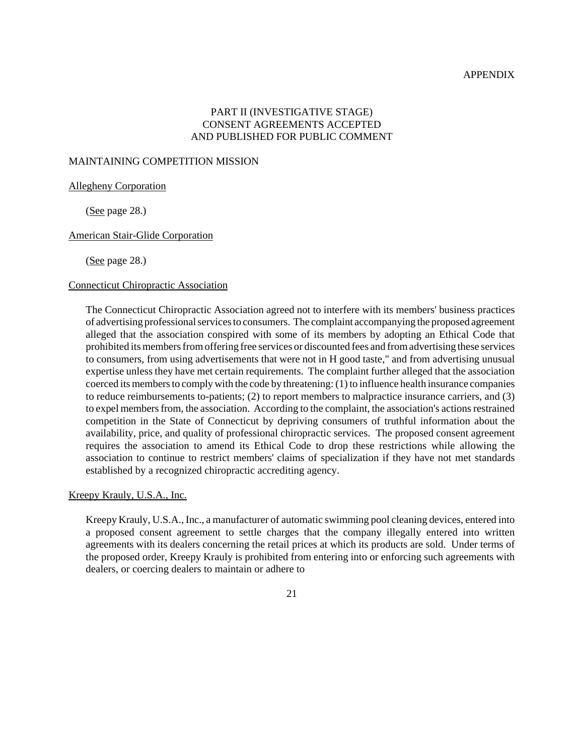APPENDIX

## PART II (INVESTIGATIVE STAGE)
## CONSENT AGREEMENTS ACCEPTED
## AND PUBLISHED FOR PUBLIC COMMENT

### MAINTAINING COMPETITION MISSION

Allegheny Corporation

(See page 28.)

American Stair-Glide Corporation

(See page 28.)

Connecticut Chiropractic Association

The Connecticut Chiropractic Association agreed not to interfere with its members' business practices of advertising professional services to consumers. The complaint accompanying the proposed agreement alleged that the association conspired with some of its members by adopting an Ethical Code that prohibited its members from offering free services or discounted fees and from advertising these services to consumers, from using advertisements that were not in H good taste," and from advertising unusual expertise unless they have met certain requirements. The complaint further alleged that the association coerced its members to comply with the code by threatening: (1) to influence health insurance companies to reduce reimbursements to-patients; (2) to report members to malpractice insurance carriers, and (3) to expel members from, the association. According to the complaint, the association's actions restrained competition in the State of Connecticut by depriving consumers of truthful information about the availability, price, and quality of professional chiropractic services. The proposed consent agreement requires the association to amend its Ethical Code to drop these restrictions while allowing the association to continue to restrict members' claims of specialization if they have not met standards established by a recognized chiropractic accrediting agency.

Kreepy Krauly, U.S.A., Inc.

Kreepy Krauly, U.S.A., Inc., a manufacturer of automatic swimming pool cleaning devices, entered into a proposed consent agreement to settle charges that the company illegally entered into written agreements with its dealers concerning the retail prices at which its products are sold. Under terms of the proposed order, Kreepy Krauly is prohibited from entering into or enforcing such agreements with dealers, or coercing dealers to maintain or adhere to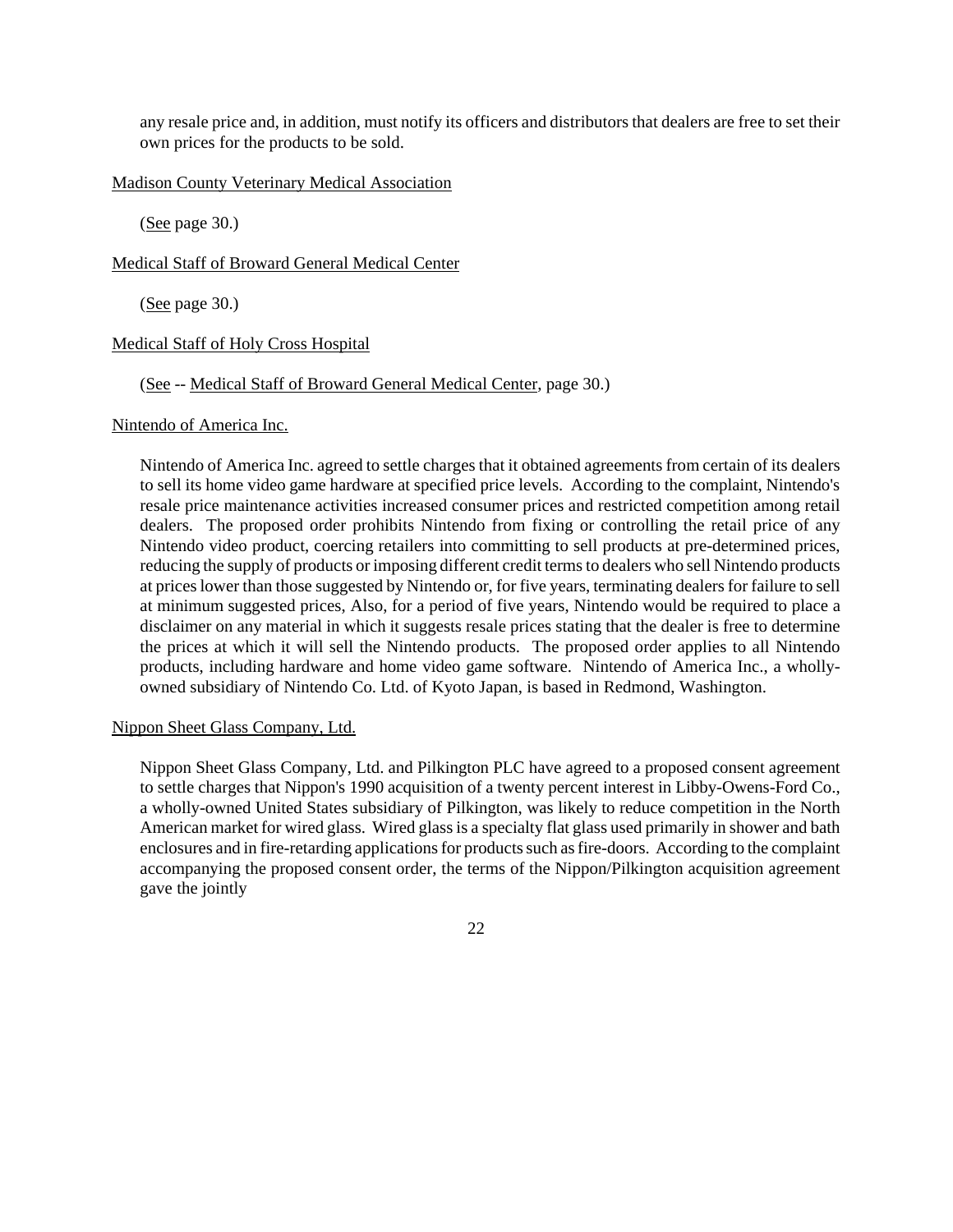any resale price and, in addition, must notify its officers and distributors that dealers are free to set their own prices for the products to be sold.

Madison County Veterinary Medical Association

(See page 30.)

Medical Staff of Broward General Medical Center

(See page 30.)

Medical Staff of Holy Cross Hospital

(See -- Medical Staff of Broward General Medical Center, page 30.)

Nintendo of America Inc.

Nintendo of America Inc. agreed to settle charges that it obtained agreements from certain of its dealers to sell its home video game hardware at specified price levels. According to the complaint, Nintendo's resale price maintenance activities increased consumer prices and restricted competition among retail dealers. The proposed order prohibits Nintendo from fixing or controlling the retail price of any Nintendo video product, coercing retailers into committing to sell products at pre-determined prices, reducing the supply of products or imposing different credit terms to dealers who sell Nintendo products at prices lower than those suggested by Nintendo or, for five years, terminating dealers for failure to sell at minimum suggested prices, Also, for a period of five years, Nintendo would be required to place a disclaimer on any material in which it suggests resale prices stating that the dealer is free to determine the prices at which it will sell the Nintendo products. The proposed order applies to all Nintendo products, including hardware and home video game software. Nintendo of America Inc., a wholly-owned subsidiary of Nintendo Co. Ltd. of Kyoto Japan, is based in Redmond, Washington.

Nippon Sheet Glass Company, Ltd.

Nippon Sheet Glass Company, Ltd. and Pilkington PLC have agreed to a proposed consent agreement to settle charges that Nippon's 1990 acquisition of a twenty percent interest in Libby-Owens-Ford Co., a wholly-owned United States subsidiary of Pilkington, was likely to reduce competition in the North American market for wired glass. Wired glass is a specialty flat glass used primarily in shower and bath enclosures and in fire-retarding applications for products such as fire-doors. According to the complaint accompanying the proposed consent order, the terms of the Nippon/Pilkington acquisition agreement gave the jointly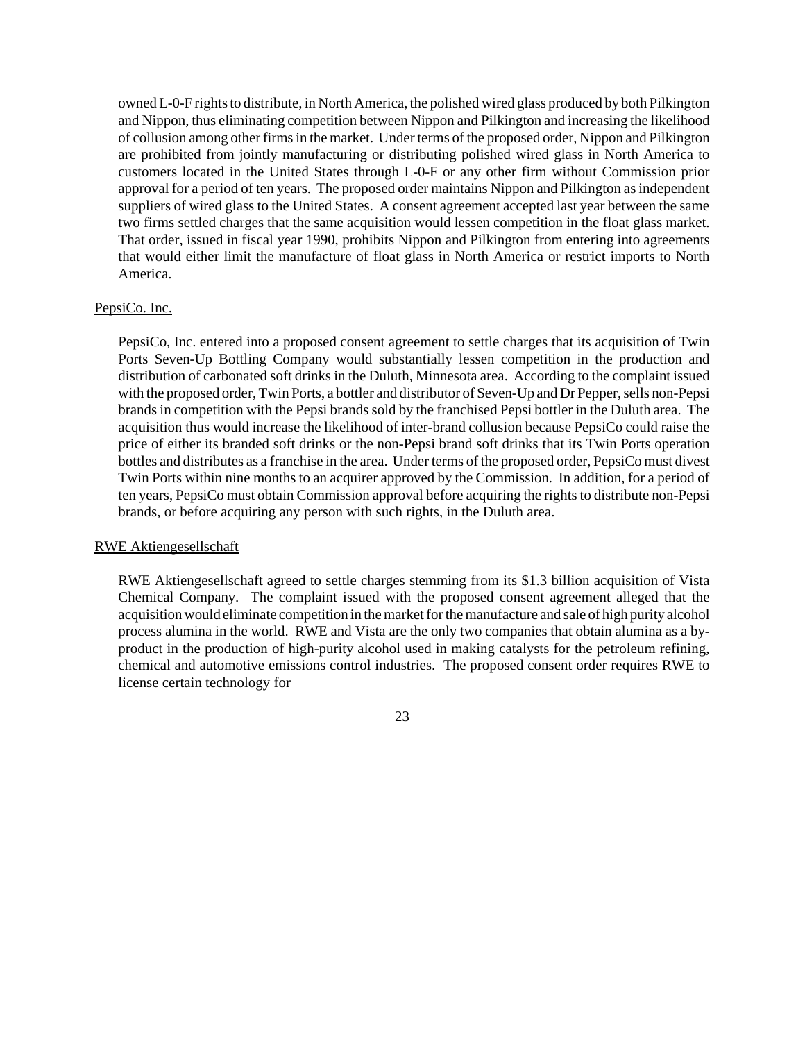owned L-0-F rights to distribute, in North America, the polished wired glass produced by both Pilkington and Nippon, thus eliminating competition between Nippon and Pilkington and increasing the likelihood of collusion among other firms in the market. Under terms of the proposed order, Nippon and Pilkington are prohibited from jointly manufacturing or distributing polished wired glass in North America to customers located in the United States through L-0-F or any other firm without Commission prior approval for a period of ten years. The proposed order maintains Nippon and Pilkington as independent suppliers of wired glass to the United States. A consent agreement accepted last year between the same two firms settled charges that the same acquisition would lessen competition in the float glass market. That order, issued in fiscal year 1990, prohibits Nippon and Pilkington from entering into agreements that would either limit the manufacture of float glass in North America or restrict imports to North America.

PepsiCo. Inc.

PepsiCo, Inc. entered into a proposed consent agreement to settle charges that its acquisition of Twin Ports Seven-Up Bottling Company would substantially lessen competition in the production and distribution of carbonated soft drinks in the Duluth, Minnesota area. According to the complaint issued with the proposed order, Twin Ports, a bottler and distributor of Seven-Up and Dr Pepper, sells non-Pepsi brands in competition with the Pepsi brands sold by the franchised Pepsi bottler in the Duluth area. The acquisition thus would increase the likelihood of inter-brand collusion because PepsiCo could raise the price of either its branded soft drinks or the non-Pepsi brand soft drinks that its Twin Ports operation bottles and distributes as a franchise in the area. Under terms of the proposed order, PepsiCo must divest Twin Ports within nine months to an acquirer approved by the Commission. In addition, for a period of ten years, PepsiCo must obtain Commission approval before acquiring the rights to distribute non-Pepsi brands, or before acquiring any person with such rights, in the Duluth area.

RWE Aktiengesellschaft

RWE Aktiengesellschaft agreed to settle charges stemming from its $1.3 billion acquisition of Vista Chemical Company. The complaint issued with the proposed consent agreement alleged that the acquisition would eliminate competition in the market for the manufacture and sale of high purity alcohol process alumina in the world. RWE and Vista are the only two companies that obtain alumina as a by-product in the production of high-purity alcohol used in making catalysts for the petroleum refining, chemical and automotive emissions control industries. The proposed consent order requires RWE to license certain technology for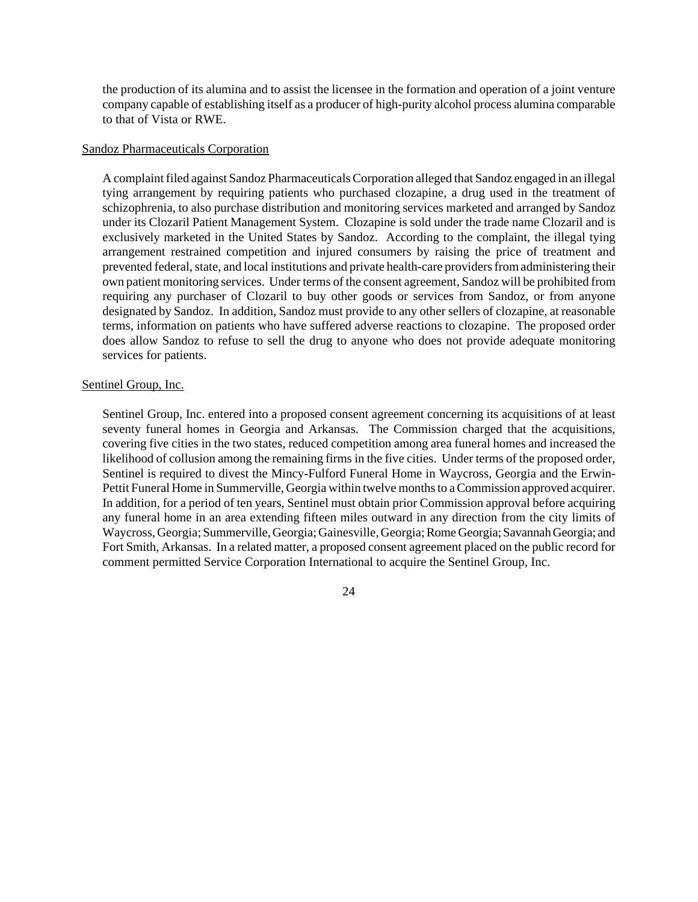the production of its alumina and to assist the licensee in the formation and operation of a joint venture company capable of establishing itself as a producer of high-purity alcohol process alumina comparable to that of Vista or RWE.

Sandoz Pharmaceuticals Corporation

A complaint filed against Sandoz Pharmaceuticals Corporation alleged that Sandoz engaged in an illegal tying arrangement by requiring patients who purchased clozapine, a drug used in the treatment of schizophrenia, to also purchase distribution and monitoring services marketed and arranged by Sandoz under its Clozaril Patient Management System. Clozapine is sold under the trade name Clozaril and is exclusively marketed in the United States by Sandoz. According to the complaint, the illegal tying arrangement restrained competition and injured consumers by raising the price of treatment and prevented federal, state, and local institutions and private health-care providers from administering their own patient monitoring services. Under terms of the consent agreement, Sandoz will be prohibited from requiring any purchaser of Clozaril to buy other goods or services from Sandoz, or from anyone designated by Sandoz. In addition, Sandoz must provide to any other sellers of clozapine, at reasonable terms, information on patients who have suffered adverse reactions to clozapine. The proposed order does allow Sandoz to refuse to sell the drug to anyone who does not provide adequate monitoring services for patients.

Sentinel Group, Inc.

Sentinel Group, Inc. entered into a proposed consent agreement concerning its acquisitions of at least seventy funeral homes in Georgia and Arkansas. The Commission charged that the acquisitions, covering five cities in the two states, reduced competition among area funeral homes and increased the likelihood of collusion among the remaining firms in the five cities. Under terms of the proposed order, Sentinel is required to divest the Mincy-Fulford Funeral Home in Waycross, Georgia and the Erwin-Pettit Funeral Home in Summerville, Georgia within twelve months to a Commission approved acquirer. In addition, for a period of ten years, Sentinel must obtain prior Commission approval before acquiring any funeral home in an area extending fifteen miles outward in any direction from the city limits of Waycross, Georgia; Summerville, Georgia; Gainesville, Georgia; Rome Georgia; Savannah Georgia; and Fort Smith, Arkansas. In a related matter, a proposed consent agreement placed on the public record for comment permitted Service Corporation International to acquire the Sentinel Group, Inc.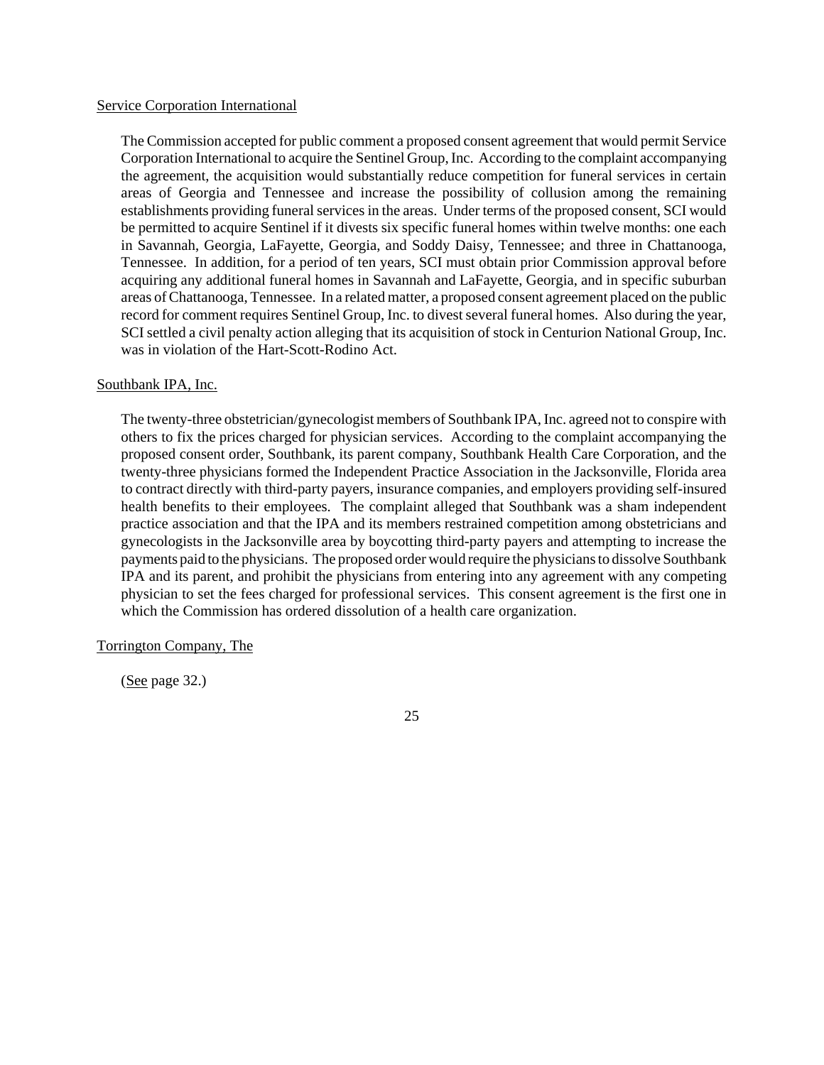Service Corporation International

The Commission accepted for public comment a proposed consent agreement that would permit Service Corporation International to acquire the Sentinel Group, Inc. According to the complaint accompanying the agreement, the acquisition would substantially reduce competition for funeral services in certain areas of Georgia and Tennessee and increase the possibility of collusion among the remaining establishments providing funeral services in the areas. Under terms of the proposed consent, SCI would be permitted to acquire Sentinel if it divests six specific funeral homes within twelve months: one each in Savannah, Georgia, LaFayette, Georgia, and Soddy Daisy, Tennessee; and three in Chattanooga, Tennessee. In addition, for a period of ten years, SCI must obtain prior Commission approval before acquiring any additional funeral homes in Savannah and LaFayette, Georgia, and in specific suburban areas of Chattanooga, Tennessee. In a related matter, a proposed consent agreement placed on the public record for comment requires Sentinel Group, Inc. to divest several funeral homes. Also during the year, SCI settled a civil penalty action alleging that its acquisition of stock in Centurion National Group, Inc. was in violation of the Hart-Scott-Rodino Act.

Southbank IPA, Inc.

The twenty-three obstetrician/gynecologist members of Southbank IPA, Inc. agreed not to conspire with others to fix the prices charged for physician services. According to the complaint accompanying the proposed consent order, Southbank, its parent company, Southbank Health Care Corporation, and the twenty-three physicians formed the Independent Practice Association in the Jacksonville, Florida area to contract directly with third-party payers, insurance companies, and employers providing self-insured health benefits to their employees. The complaint alleged that Southbank was a sham independent practice association and that the IPA and its members restrained competition among obstetricians and gynecologists in the Jacksonville area by boycotting third-party payers and attempting to increase the payments paid to the physicians. The proposed order would require the physicians to dissolve Southbank IPA and its parent, and prohibit the physicians from entering into any agreement with any competing physician to set the fees charged for professional services. This consent agreement is the first one in which the Commission has ordered dissolution of a health care organization.

Torrington Company, The

(See page 32.)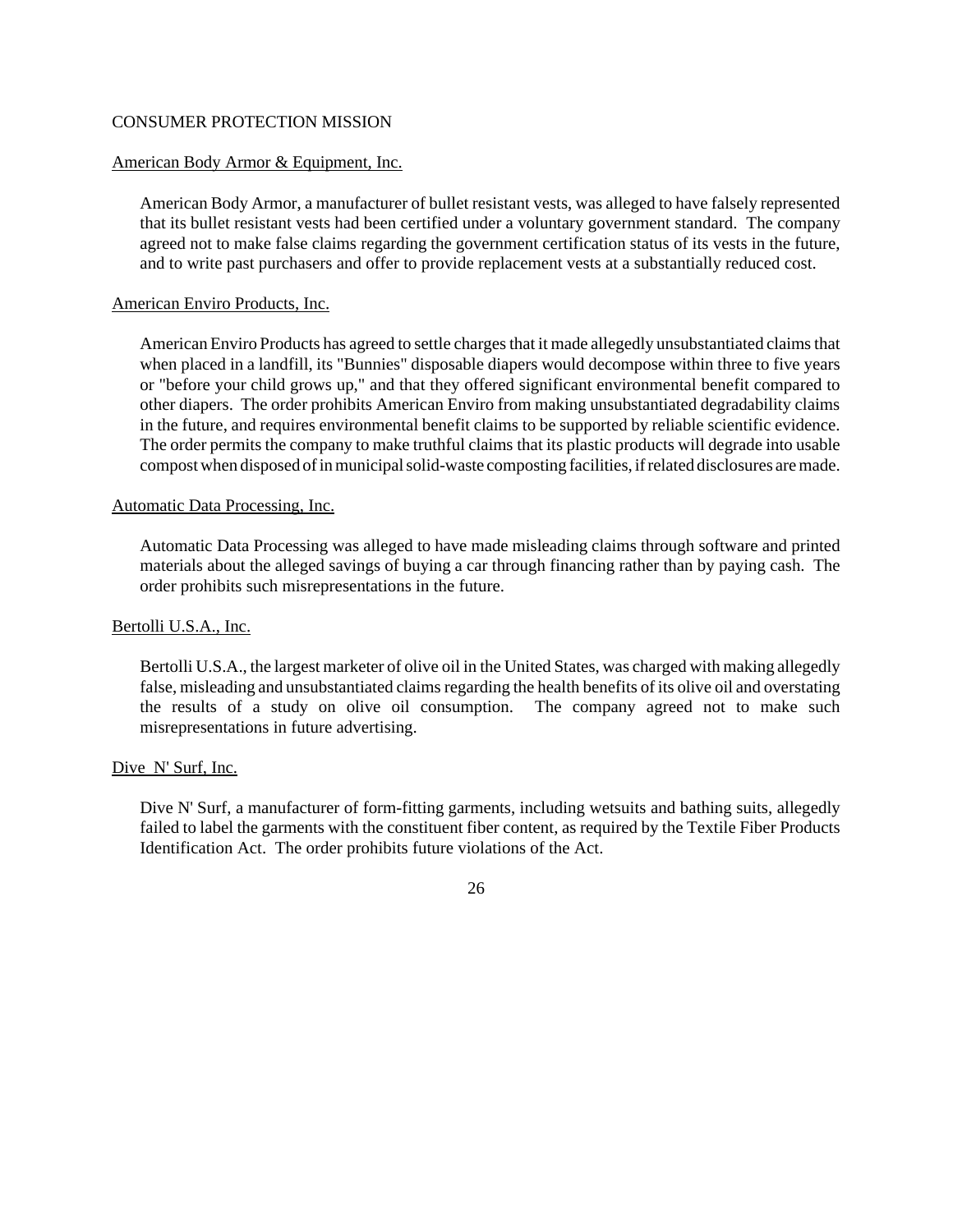CONSUMER PROTECTION MISSION

American Body Armor & Equipment, Inc.

American Body Armor, a manufacturer of bullet resistant vests, was alleged to have falsely represented that its bullet resistant vests had been certified under a voluntary government standard. The company agreed not to make false claims regarding the government certification status of its vests in the future, and to write past purchasers and offer to provide replacement vests at a substantially reduced cost.

American Enviro Products, Inc.

American Enviro Products has agreed to settle charges that it made allegedly unsubstantiated claims that when placed in a landfill, its "Bunnies" disposable diapers would decompose within three to five years or "before your child grows up," and that they offered significant environmental benefit compared to other diapers. The order prohibits American Enviro from making unsubstantiated degradability claims in the future, and requires environmental benefit claims to be supported by reliable scientific evidence. The order permits the company to make truthful claims that its plastic products will degrade into usable compost when disposed of in municipal solid-waste composting facilities, if related disclosures are made.

Automatic Data Processing, Inc.

Automatic Data Processing was alleged to have made misleading claims through software and printed materials about the alleged savings of buying a car through financing rather than by paying cash. The order prohibits such misrepresentations in the future.

Bertolli U.S.A., Inc.

Bertolli U.S.A., the largest marketer of olive oil in the United States, was charged with making allegedly false, misleading and unsubstantiated claims regarding the health benefits of its olive oil and overstating the results of a study on olive oil consumption. The company agreed not to make such misrepresentations in future advertising.

Dive N' Surf, Inc.

Dive N' Surf, a manufacturer of form-fitting garments, including wetsuits and bathing suits, allegedly failed to label the garments with the constituent fiber content, as required by the Textile Fiber Products Identification Act. The order prohibits future violations of the Act.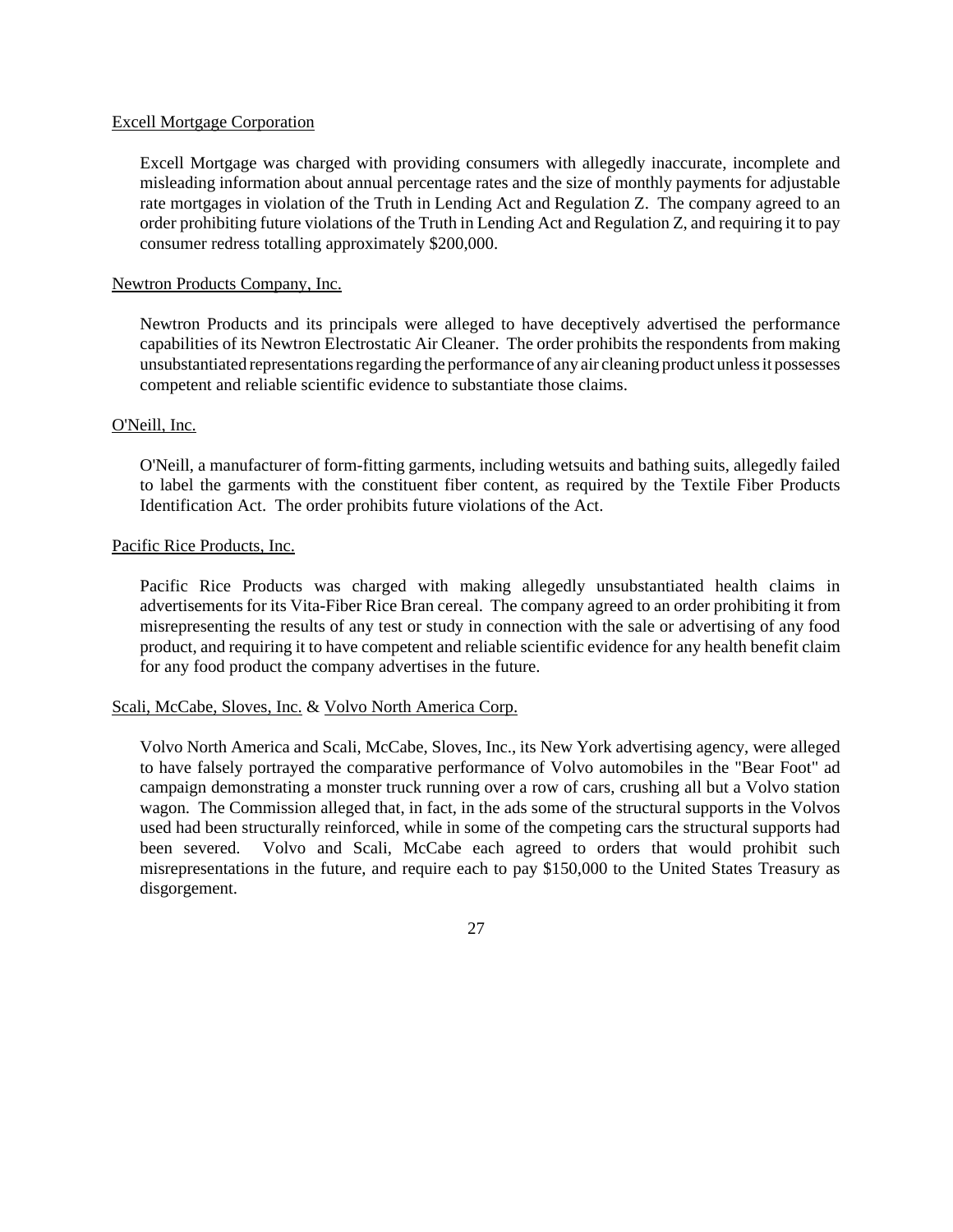Excell Mortgage Corporation

Excell Mortgage was charged with providing consumers with allegedly inaccurate, incomplete and misleading information about annual percentage rates and the size of monthly payments for adjustable rate mortgages in violation of the Truth in Lending Act and Regulation Z. The company agreed to an order prohibiting future violations of the Truth in Lending Act and Regulation Z, and requiring it to pay consumer redress totalling approximately $200,000.

Newtron Products Company, Inc.

Newtron Products and its principals were alleged to have deceptively advertised the performance capabilities of its Newtron Electrostatic Air Cleaner. The order prohibits the respondents from making unsubstantiated representations regarding the performance of any air cleaning product unless it possesses competent and reliable scientific evidence to substantiate those claims.

O'Neill, Inc.

O'Neill, a manufacturer of form-fitting garments, including wetsuits and bathing suits, allegedly failed to label the garments with the constituent fiber content, as required by the Textile Fiber Products Identification Act. The order prohibits future violations of the Act.

Pacific Rice Products, Inc.

Pacific Rice Products was charged with making allegedly unsubstantiated health claims in advertisements for its Vita-Fiber Rice Bran cereal. The company agreed to an order prohibiting it from misrepresenting the results of any test or study in connection with the sale or advertising of any food product, and requiring it to have competent and reliable scientific evidence for any health benefit claim for any food product the company advertises in the future.

Scali, McCabe, Sloves, Inc. & Volvo North America Corp.

Volvo North America and Scali, McCabe, Sloves, Inc., its New York advertising agency, were alleged to have falsely portrayed the comparative performance of Volvo automobiles in the "Bear Foot" ad campaign demonstrating a monster truck running over a row of cars, crushing all but a Volvo station wagon. The Commission alleged that, in fact, in the ads some of the structural supports in the Volvos used had been structurally reinforced, while in some of the competing cars the structural supports had been severed. Volvo and Scali, McCabe each agreed to orders that would prohibit such misrepresentations in the future, and require each to pay $150,000 to the United States Treasury as disgorgement.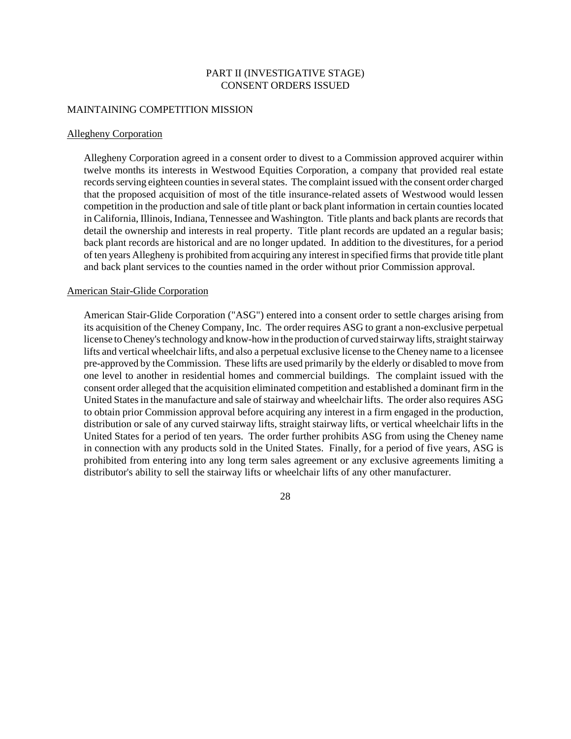## PART II (INVESTIGATIVE STAGE)
## CONSENT ORDERS ISSUED

### MAINTAINING COMPETITION MISSION

#### Allegheny Corporation

Allegheny Corporation agreed in a consent order to divest to a Commission approved acquirer within twelve months its interests in Westwood Equities Corporation, a company that provided real estate records serving eighteen counties in several states. The complaint issued with the consent order charged that the proposed acquisition of most of the title insurance-related assets of Westwood would lessen competition in the production and sale of title plant or back plant information in certain counties located in California, Illinois, Indiana, Tennessee and Washington. Title plants and back plants are records that detail the ownership and interests in real property. Title plant records are updated an a regular basis; back plant records are historical and are no longer updated. In addition to the divestitures, for a period of ten years Allegheny is prohibited from acquiring any interest in specified firms that provide title plant and back plant services to the counties named in the order without prior Commission approval.

#### American Stair-Glide Corporation

American Stair-Glide Corporation ("ASG") entered into a consent order to settle charges arising from its acquisition of the Cheney Company, Inc. The order requires ASG to grant a non-exclusive perpetual license to Cheney's technology and know-how in the production of curved stairway lifts, straight stairway lifts and vertical wheelchair lifts, and also a perpetual exclusive license to the Cheney name to a licensee pre-approved by the Commission. These lifts are used primarily by the elderly or disabled to move from one level to another in residential homes and commercial buildings. The complaint issued with the consent order alleged that the acquisition eliminated competition and established a dominant firm in the United States in the manufacture and sale of stairway and wheelchair lifts. The order also requires ASG to obtain prior Commission approval before acquiring any interest in a firm engaged in the production, distribution or sale of any curved stairway lifts, straight stairway lifts, or vertical wheelchair lifts in the United States for a period of ten years. The order further prohibits ASG from using the Cheney name in connection with any products sold in the United States. Finally, for a period of five years, ASG is prohibited from entering into any long term sales agreement or any exclusive agreements limiting a distributor's ability to sell the stairway lifts or wheelchair lifts of any other manufacturer.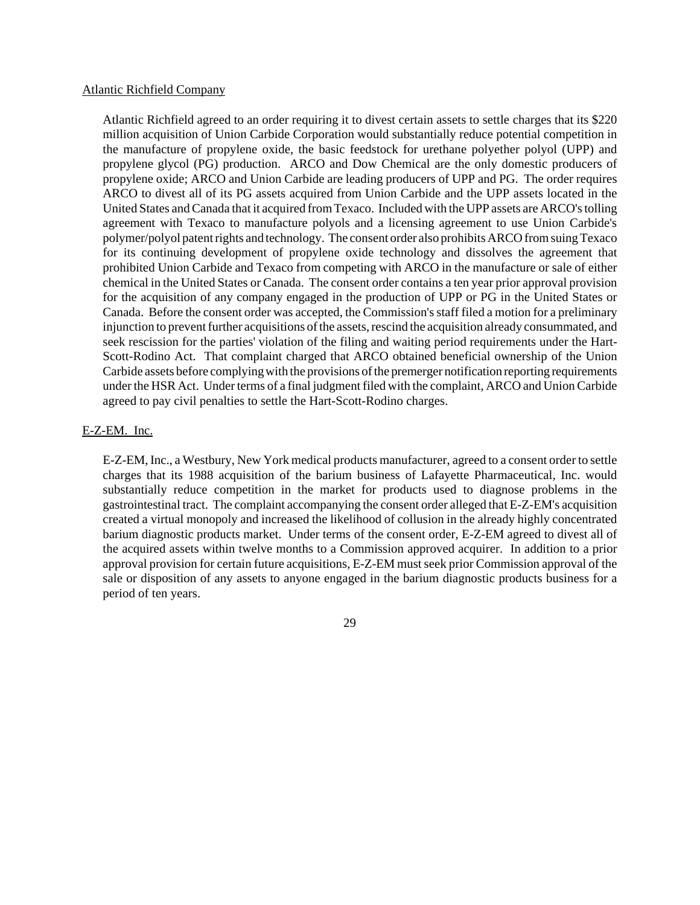Atlantic Richfield Company

Atlantic Richfield agreed to an order requiring it to divest certain assets to settle charges that its $220 million acquisition of Union Carbide Corporation would substantially reduce potential competition in the manufacture of propylene oxide, the basic feedstock for urethane polyether polyol (UPP) and propylene glycol (PG) production. ARCO and Dow Chemical are the only domestic producers of propylene oxide; ARCO and Union Carbide are leading producers of UPP and PG. The order requires ARCO to divest all of its PG assets acquired from Union Carbide and the UPP assets located in the United States and Canada that it acquired from Texaco. Included with the UPP assets are ARCO's tolling agreement with Texaco to manufacture polyols and a licensing agreement to use Union Carbide's polymer/polyol patent rights and technology. The consent order also prohibits ARCO from suing Texaco for its continuing development of propylene oxide technology and dissolves the agreement that prohibited Union Carbide and Texaco from competing with ARCO in the manufacture or sale of either chemical in the United States or Canada. The consent order contains a ten year prior approval provision for the acquisition of any company engaged in the production of UPP or PG in the United States or Canada. Before the consent order was accepted, the Commission's staff filed a motion for a preliminary injunction to prevent further acquisitions of the assets, rescind the acquisition already consummated, and seek rescission for the parties' violation of the filing and waiting period requirements under the Hart-Scott-Rodino Act. That complaint charged that ARCO obtained beneficial ownership of the Union Carbide assets before complying with the provisions of the premerger notification reporting requirements under the HSR Act. Under terms of a final judgment filed with the complaint, ARCO and Union Carbide agreed to pay civil penalties to settle the Hart-Scott-Rodino charges.

E-Z-EM. Inc.

E-Z-EM, Inc., a Westbury, New York medical products manufacturer, agreed to a consent order to settle charges that its 1988 acquisition of the barium business of Lafayette Pharmaceutical, Inc. would substantially reduce competition in the market for products used to diagnose problems in the gastrointestinal tract. The complaint accompanying the consent order alleged that E-Z-EM's acquisition created a virtual monopoly and increased the likelihood of collusion in the already highly concentrated barium diagnostic products market. Under terms of the consent order, E-Z-EM agreed to divest all of the acquired assets within twelve months to a Commission approved acquirer. In addition to a prior approval provision for certain future acquisitions, E-Z-EM must seek prior Commission approval of the sale or disposition of any assets to anyone engaged in the barium diagnostic products business for a period of ten years.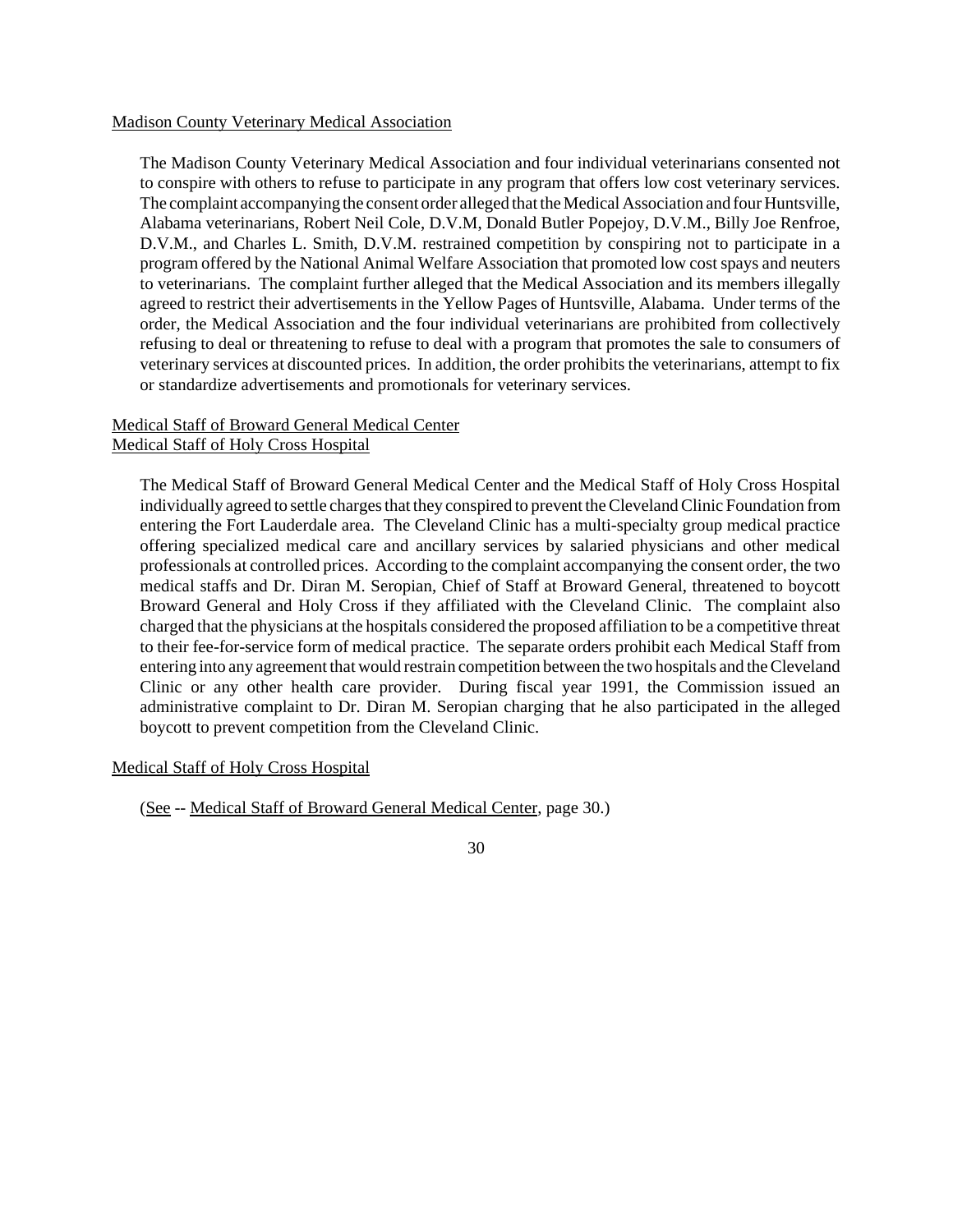<u>Madison County Veterinary Medical Association</u>

The Madison County Veterinary Medical Association and four individual veterinarians consented not to conspire with others to refuse to participate in any program that offers low cost veterinary services. The complaint accompanying the consent order alleged that the Medical Association and four Huntsville, Alabama veterinarians, Robert Neil Cole, D.V.M, Donald Butler Popejoy, D.V.M., Billy Joe Renfroe, D.V.M., and Charles L. Smith, D.V.M. restrained competition by conspiring not to participate in a program offered by the National Animal Welfare Association that promoted low cost spays and neuters to veterinarians. The complaint further alleged that the Medical Association and its members illegally agreed to restrict their advertisements in the Yellow Pages of Huntsville, Alabama. Under terms of the order, the Medical Association and the four individual veterinarians are prohibited from collectively refusing to deal or threatening to refuse to deal with a program that promotes the sale to consumers of veterinary services at discounted prices. In addition, the order prohibits the veterinarians, attempt to fix or standardize advertisements and promotionals for veterinary services.

<u>Medical Staff of Broward General Medical Center</u>
<u>Medical Staff of Holy Cross Hospital</u>

The Medical Staff of Broward General Medical Center and the Medical Staff of Holy Cross Hospital individually agreed to settle charges that they conspired to prevent the Cleveland Clinic Foundation from entering the Fort Lauderdale area. The Cleveland Clinic has a multi-specialty group medical practice offering specialized medical care and ancillary services by salaried physicians and other medical professionals at controlled prices. According to the complaint accompanying the consent order, the two medical staffs and Dr. Diran M. Seropian, Chief of Staff at Broward General, threatened to boycott Broward General and Holy Cross if they affiliated with the Cleveland Clinic. The complaint also charged that the physicians at the hospitals considered the proposed affiliation to be a competitive threat to their fee-for-service form of medical practice. The separate orders prohibit each Medical Staff from entering into any agreement that would restrain competition between the two hospitals and the Cleveland Clinic or any other health care provider. During fiscal year 1991, the Commission issued an administrative complaint to Dr. Diran M. Seropian charging that he also participated in the alleged boycott to prevent competition from the Cleveland Clinic.

<u>Medical Staff of Holy Cross Hospital</u>

(<u>See</u> -- <u>Medical Staff of Broward General Medical Center</u>, page 30.)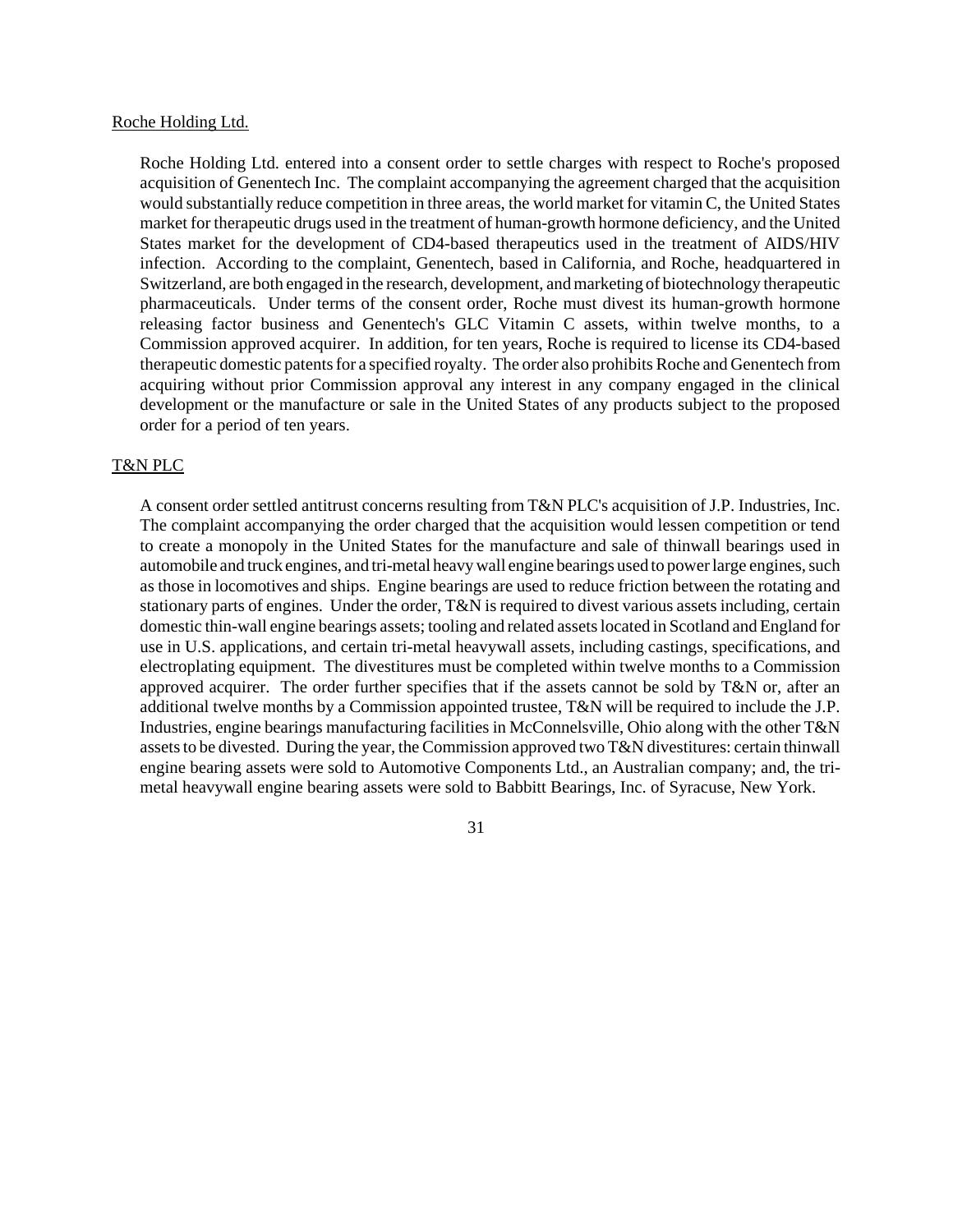Roche Holding Ltd.

Roche Holding Ltd. entered into a consent order to settle charges with respect to Roche's proposed acquisition of Genentech Inc. The complaint accompanying the agreement charged that the acquisition would substantially reduce competition in three areas, the world market for vitamin C, the United States market for therapeutic drugs used in the treatment of human-growth hormone deficiency, and the United States market for the development of CD4-based therapeutics used in the treatment of AIDS/HIV infection. According to the complaint, Genentech, based in California, and Roche, headquartered in Switzerland, are both engaged in the research, development, and marketing of biotechnology therapeutic pharmaceuticals. Under terms of the consent order, Roche must divest its human-growth hormone releasing factor business and Genentech's GLC Vitamin C assets, within twelve months, to a Commission approved acquirer. In addition, for ten years, Roche is required to license its CD4-based therapeutic domestic patents for a specified royalty. The order also prohibits Roche and Genentech from acquiring without prior Commission approval any interest in any company engaged in the clinical development or the manufacture or sale in the United States of any products subject to the proposed order for a period of ten years.

T&N PLC

A consent order settled antitrust concerns resulting from T&N PLC's acquisition of J.P. Industries, Inc. The complaint accompanying the order charged that the acquisition would lessen competition or tend to create a monopoly in the United States for the manufacture and sale of thinwall bearings used in automobile and truck engines, and tri-metal heavy wall engine bearings used to power large engines, such as those in locomotives and ships. Engine bearings are used to reduce friction between the rotating and stationary parts of engines. Under the order, T&N is required to divest various assets including, certain domestic thin-wall engine bearings assets; tooling and related assets located in Scotland and England for use in U.S. applications, and certain tri-metal heavywall assets, including castings, specifications, and electroplating equipment. The divestitures must be completed within twelve months to a Commission approved acquirer. The order further specifies that if the assets cannot be sold by T&N or, after an additional twelve months by a Commission appointed trustee, T&N will be required to include the J.P. Industries, engine bearings manufacturing facilities in McConnelsville, Ohio along with the other T&N assets to be divested. During the year, the Commission approved two T&N divestitures: certain thinwall engine bearing assets were sold to Automotive Components Ltd., an Australian company; and, the tri-metal heavywall engine bearing assets were sold to Babbitt Bearings, Inc. of Syracuse, New York.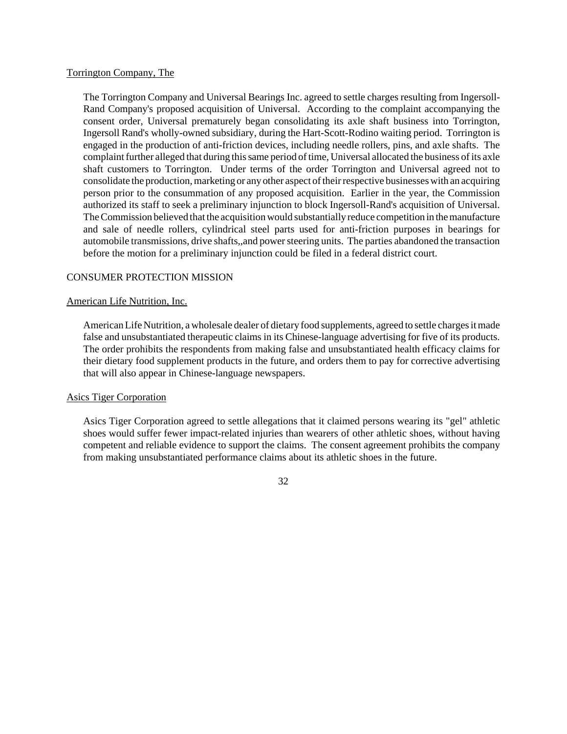Torrington Company, The

The Torrington Company and Universal Bearings Inc. agreed to settle charges resulting from Ingersoll-Rand Company's proposed acquisition of Universal. According to the complaint accompanying the consent order, Universal prematurely began consolidating its axle shaft business into Torrington, Ingersoll Rand's wholly-owned subsidiary, during the Hart-Scott-Rodino waiting period. Torrington is engaged in the production of anti-friction devices, including needle rollers, pins, and axle shafts. The complaint further alleged that during this same period of time, Universal allocated the business of its axle shaft customers to Torrington. Under terms of the order Torrington and Universal agreed not to consolidate the production, marketing or any other aspect of their respective businesses with an acquiring person prior to the consummation of any proposed acquisition. Earlier in the year, the Commission authorized its staff to seek a preliminary injunction to block Ingersoll-Rand's acquisition of Universal. The Commission believed that the acquisition would substantially reduce competition in the manufacture and sale of needle rollers, cylindrical steel parts used for anti-friction purposes in bearings for automobile transmissions, drive shafts,,and power steering units. The parties abandoned the transaction before the motion for a preliminary injunction could be filed in a federal district court.

CONSUMER PROTECTION MISSION

American Life Nutrition, Inc.

American Life Nutrition, a wholesale dealer of dietary food supplements, agreed to settle charges it made false and unsubstantiated therapeutic claims in its Chinese-language advertising for five of its products. The order prohibits the respondents from making false and unsubstantiated health efficacy claims for their dietary food supplement products in the future, and orders them to pay for corrective advertising that will also appear in Chinese-language newspapers.

Asics Tiger Corporation

Asics Tiger Corporation agreed to settle allegations that it claimed persons wearing its "gel" athletic shoes would suffer fewer impact-related injuries than wearers of other athletic shoes, without having competent and reliable evidence to support the claims. The consent agreement prohibits the company from making unsubstantiated performance claims about its athletic shoes in the future.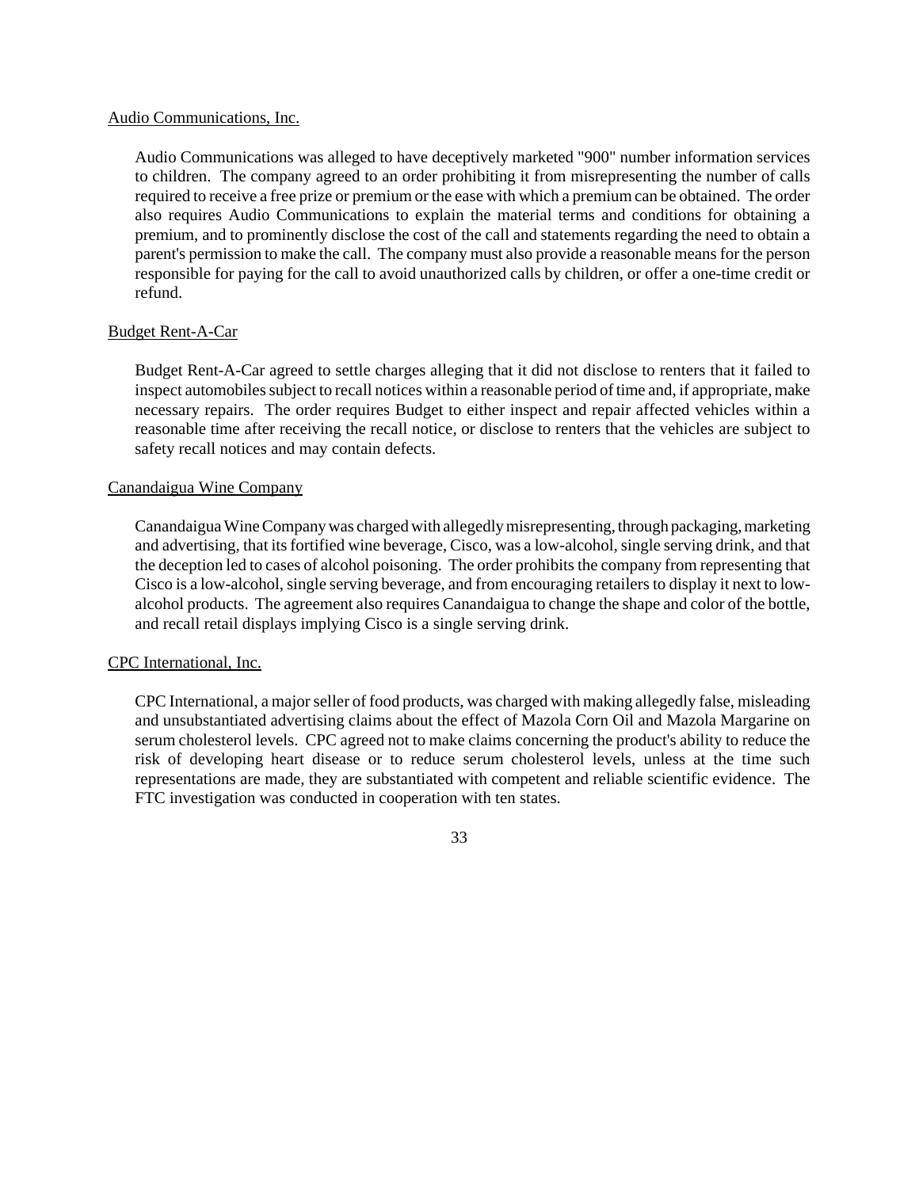<u>Audio Communications, Inc.</u>

Audio Communications was alleged to have deceptively marketed "900" number information services to children. The company agreed to an order prohibiting it from misrepresenting the number of calls required to receive a free prize or premium or the ease with which a premium can be obtained. The order also requires Audio Communications to explain the material terms and conditions for obtaining a premium, and to prominently disclose the cost of the call and statements regarding the need to obtain a parent's permission to make the call. The company must also provide a reasonable means for the person responsible for paying for the call to avoid unauthorized calls by children, or offer a one-time credit or refund.

<u>Budget Rent-A-Car</u>

Budget Rent-A-Car agreed to settle charges alleging that it did not disclose to renters that it failed to inspect automobiles subject to recall notices within a reasonable period of time and, if appropriate, make necessary repairs. The order requires Budget to either inspect and repair affected vehicles within a reasonable time after receiving the recall notice, or disclose to renters that the vehicles are subject to safety recall notices and may contain defects.

<u>Canandaigua Wine Company</u>

Canandaigua Wine Company was charged with allegedly misrepresenting, through packaging, marketing and advertising, that its fortified wine beverage, Cisco, was a low-alcohol, single serving drink, and that the deception led to cases of alcohol poisoning. The order prohibits the company from representing that Cisco is a low-alcohol, single serving beverage, and from encouraging retailers to display it next to low-alcohol products. The agreement also requires Canandaigua to change the shape and color of the bottle, and recall retail displays implying Cisco is a single serving drink.

<u>CPC International, Inc.</u>

CPC International, a major seller of food products, was charged with making allegedly false, misleading and unsubstantiated advertising claims about the effect of Mazola Corn Oil and Mazola Margarine on serum cholesterol levels. CPC agreed not to make claims concerning the product's ability to reduce the risk of developing heart disease or to reduce serum cholesterol levels, unless at the time such representations are made, they are substantiated with competent and reliable scientific evidence. The FTC investigation was conducted in cooperation with ten states.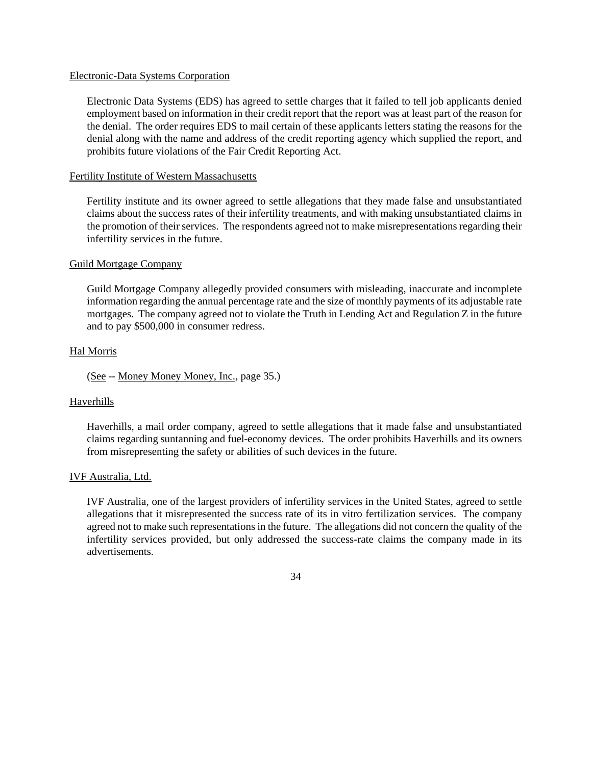Electronic-Data Systems Corporation

Electronic Data Systems (EDS) has agreed to settle charges that it failed to tell job applicants denied employment based on information in their credit report that the report was at least part of the reason for the denial. The order requires EDS to mail certain of these applicants letters stating the reasons for the denial along with the name and address of the credit reporting agency which supplied the report, and prohibits future violations of the Fair Credit Reporting Act.

Fertility Institute of Western Massachusetts

Fertility institute and its owner agreed to settle allegations that they made false and unsubstantiated claims about the success rates of their infertility treatments, and with making unsubstantiated claims in the promotion of their services. The respondents agreed not to make misrepresentations regarding their infertility services in the future.

Guild Mortgage Company

Guild Mortgage Company allegedly provided consumers with misleading, inaccurate and incomplete information regarding the annual percentage rate and the size of monthly payments of its adjustable rate mortgages. The company agreed not to violate the Truth in Lending Act and Regulation Z in the future and to pay $500,000 in consumer redress.

Hal Morris

(See -- Money Money Money, Inc., page 35.)

Haverhills

Haverhills, a mail order company, agreed to settle allegations that it made false and unsubstantiated claims regarding suntanning and fuel-economy devices. The order prohibits Haverhills and its owners from misrepresenting the safety or abilities of such devices in the future.

IVF Australia, Ltd.

IVF Australia, one of the largest providers of infertility services in the United States, agreed to settle allegations that it misrepresented the success rate of its in vitro fertilization services. The company agreed not to make such representations in the future. The allegations did not concern the quality of the infertility services provided, but only addressed the success-rate claims the company made in its advertisements.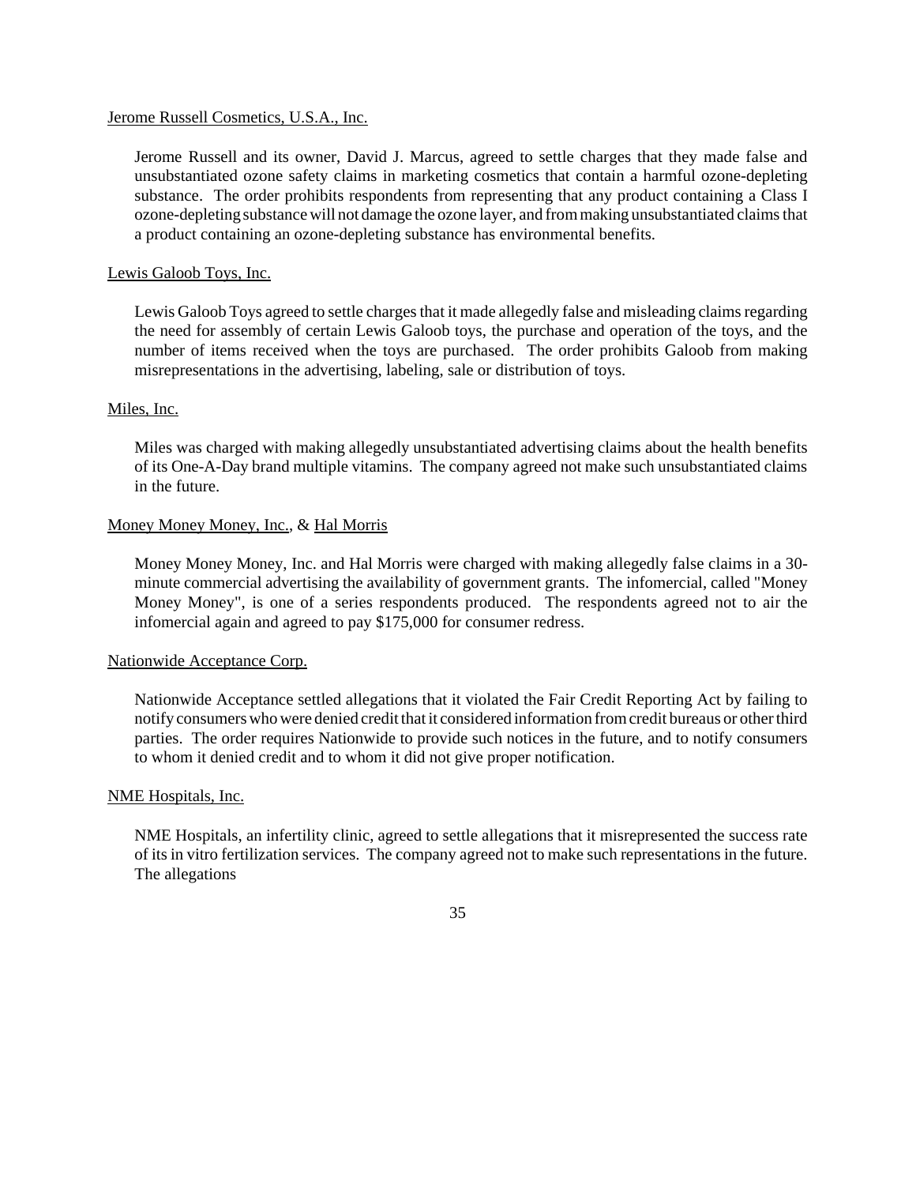Jerome Russell Cosmetics, U.S.A., Inc.

Jerome Russell and its owner, David J. Marcus, agreed to settle charges that they made false and unsubstantiated ozone safety claims in marketing cosmetics that contain a harmful ozone-depleting substance. The order prohibits respondents from representing that any product containing a Class I ozone-depleting substance will not damage the ozone layer, and from making unsubstantiated claims that a product containing an ozone-depleting substance has environmental benefits.

Lewis Galoob Toys, Inc.

Lewis Galoob Toys agreed to settle charges that it made allegedly false and misleading claims regarding the need for assembly of certain Lewis Galoob toys, the purchase and operation of the toys, and the number of items received when the toys are purchased. The order prohibits Galoob from making misrepresentations in the advertising, labeling, sale or distribution of toys.

Miles, Inc.

Miles was charged with making allegedly unsubstantiated advertising claims about the health benefits of its One-A-Day brand multiple vitamins. The company agreed not make such unsubstantiated claims in the future.

Money Money Money, Inc., & Hal Morris

Money Money Money, Inc. and Hal Morris were charged with making allegedly false claims in a 30-minute commercial advertising the availability of government grants. The infomercial, called "Money Money Money", is one of a series respondents produced. The respondents agreed not to air the infomercial again and agreed to pay $175,000 for consumer redress.

Nationwide Acceptance Corp.

Nationwide Acceptance settled allegations that it violated the Fair Credit Reporting Act by failing to notify consumers who were denied credit that it considered information from credit bureaus or other third parties. The order requires Nationwide to provide such notices in the future, and to notify consumers to whom it denied credit and to whom it did not give proper notification.

NME Hospitals, Inc.

NME Hospitals, an infertility clinic, agreed to settle allegations that it misrepresented the success rate of its in vitro fertilization services. The company agreed not to make such representations in the future. The allegations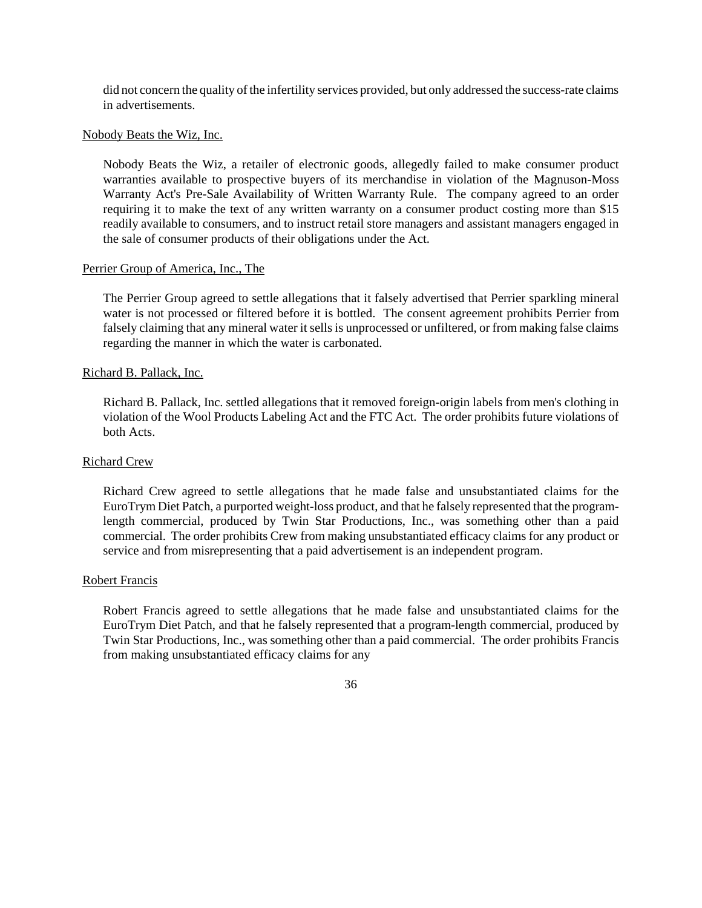did not concern the quality of the infertility services provided, but only addressed the success-rate claims in advertisements.

Nobody Beats the Wiz, Inc.

Nobody Beats the Wiz, a retailer of electronic goods, allegedly failed to make consumer product warranties available to prospective buyers of its merchandise in violation of the Magnuson-Moss Warranty Act's Pre-Sale Availability of Written Warranty Rule. The company agreed to an order requiring it to make the text of any written warranty on a consumer product costing more than $15 readily available to consumers, and to instruct retail store managers and assistant managers engaged in the sale of consumer products of their obligations under the Act.

Perrier Group of America, Inc., The

The Perrier Group agreed to settle allegations that it falsely advertised that Perrier sparkling mineral water is not processed or filtered before it is bottled. The consent agreement prohibits Perrier from falsely claiming that any mineral water it sells is unprocessed or unfiltered, or from making false claims regarding the manner in which the water is carbonated.

Richard B. Pallack, Inc.

Richard B. Pallack, Inc. settled allegations that it removed foreign-origin labels from men's clothing in violation of the Wool Products Labeling Act and the FTC Act. The order prohibits future violations of both Acts.

Richard Crew

Richard Crew agreed to settle allegations that he made false and unsubstantiated claims for the EuroTrym Diet Patch, a purported weight-loss product, and that he falsely represented that the program-length commercial, produced by Twin Star Productions, Inc., was something other than a paid commercial. The order prohibits Crew from making unsubstantiated efficacy claims for any product or service and from misrepresenting that a paid advertisement is an independent program.

Robert Francis

Robert Francis agreed to settle allegations that he made false and unsubstantiated claims for the EuroTrym Diet Patch, and that he falsely represented that a program-length commercial, produced by Twin Star Productions, Inc., was something other than a paid commercial. The order prohibits Francis from making unsubstantiated efficacy claims for any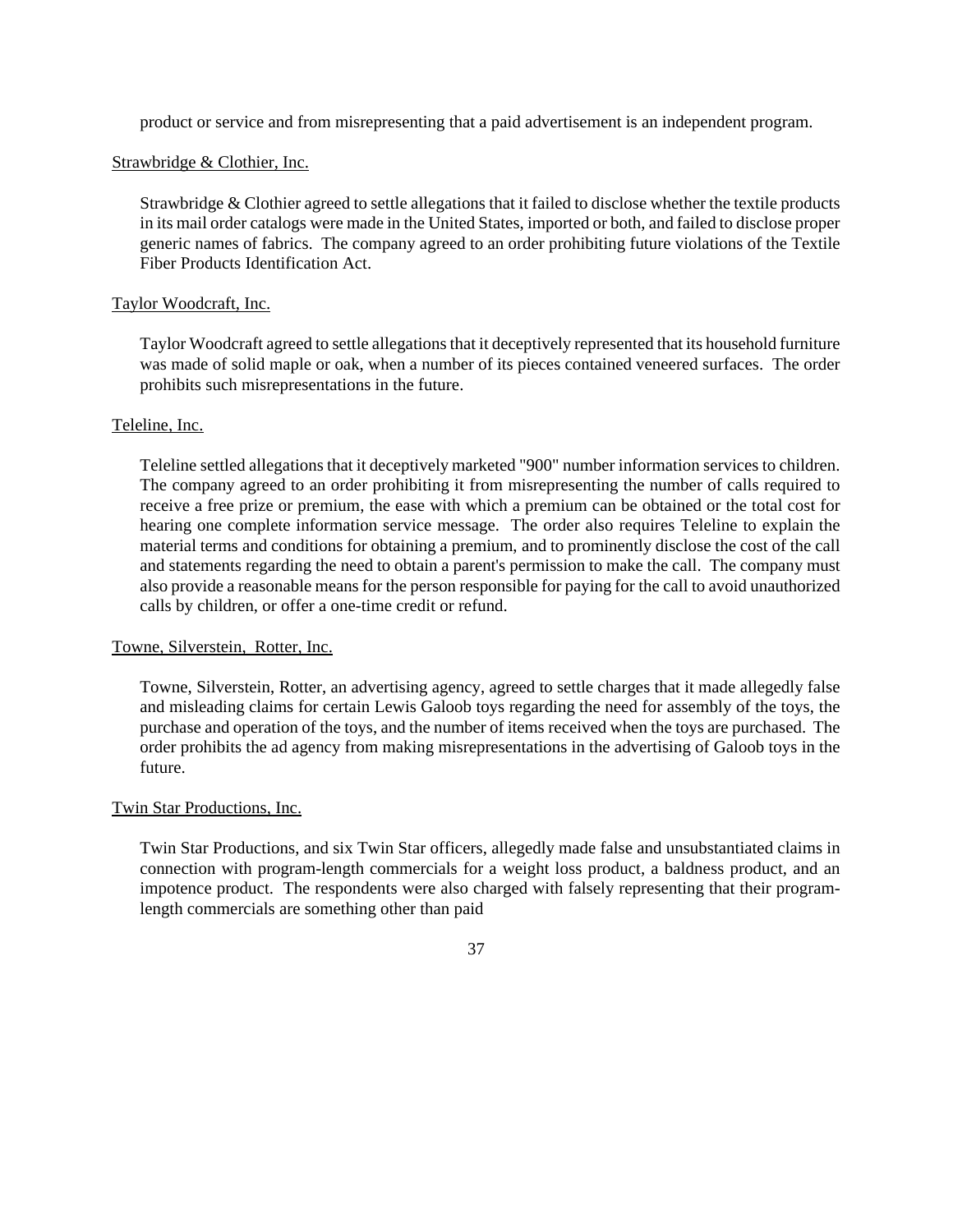product or service and from misrepresenting that a paid advertisement is an independent program.

Strawbridge & Clothier, Inc.

Strawbridge & Clothier agreed to settle allegations that it failed to disclose whether the textile products in its mail order catalogs were made in the United States, imported or both, and failed to disclose proper generic names of fabrics. The company agreed to an order prohibiting future violations of the Textile Fiber Products Identification Act.

Taylor Woodcraft, Inc.

Taylor Woodcraft agreed to settle allegations that it deceptively represented that its household furniture was made of solid maple or oak, when a number of its pieces contained veneered surfaces. The order prohibits such misrepresentations in the future.

Teleline, Inc.

Teleline settled allegations that it deceptively marketed "900" number information services to children. The company agreed to an order prohibiting it from misrepresenting the number of calls required to receive a free prize or premium, the ease with which a premium can be obtained or the total cost for hearing one complete information service message. The order also requires Teleline to explain the material terms and conditions for obtaining a premium, and to prominently disclose the cost of the call and statements regarding the need to obtain a parent's permission to make the call. The company must also provide a reasonable means for the person responsible for paying for the call to avoid unauthorized calls by children, or offer a one-time credit or refund.

Towne, Silverstein, Rotter, Inc.

Towne, Silverstein, Rotter, an advertising agency, agreed to settle charges that it made allegedly false and misleading claims for certain Lewis Galoob toys regarding the need for assembly of the toys, the purchase and operation of the toys, and the number of items received when the toys are purchased. The order prohibits the ad agency from making misrepresentations in the advertising of Galoob toys in the future.

Twin Star Productions, Inc.

Twin Star Productions, and six Twin Star officers, allegedly made false and unsubstantiated claims in connection with program-length commercials for a weight loss product, a baldness product, and an impotence product. The respondents were also charged with falsely representing that their program-length commercials are something other than paid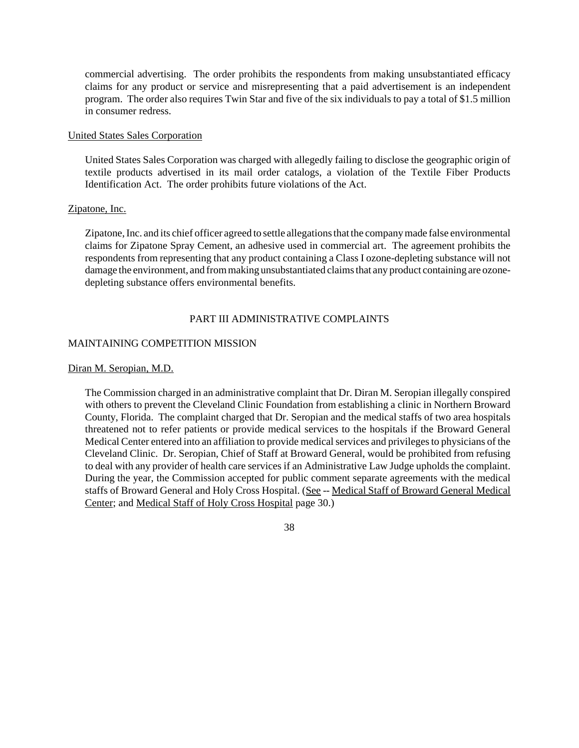commercial advertising. The order prohibits the respondents from making unsubstantiated efficacy claims for any product or service and misrepresenting that a paid advertisement is an independent program. The order also requires Twin Star and five of the six individuals to pay a total of $1.5 million in consumer redress.

United States Sales Corporation

United States Sales Corporation was charged with allegedly failing to disclose the geographic origin of textile products advertised in its mail order catalogs, a violation of the Textile Fiber Products Identification Act. The order prohibits future violations of the Act.

Zipatone, Inc.

Zipatone, Inc. and its chief officer agreed to settle allegations that the company made false environmental claims for Zipatone Spray Cement, an adhesive used in commercial art. The agreement prohibits the respondents from representing that any product containing a Class I ozone-depleting substance will not damage the environment, and from making unsubstantiated claims that any product containing are ozone-depleting substance offers environmental benefits.

## PART III ADMINISTRATIVE COMPLAINTS

### MAINTAINING COMPETITION MISSION

Diran M. Seropian, M.D.

The Commission charged in an administrative complaint that Dr. Diran M. Seropian illegally conspired with others to prevent the Cleveland Clinic Foundation from establishing a clinic in Northern Broward County, Florida. The complaint charged that Dr. Seropian and the medical staffs of two area hospitals threatened not to refer patients or provide medical services to the hospitals if the Broward General Medical Center entered into an affiliation to provide medical services and privileges to physicians of the Cleveland Clinic. Dr. Seropian, Chief of Staff at Broward General, would be prohibited from refusing to deal with any provider of health care services if an Administrative Law Judge upholds the complaint. During the year, the Commission accepted for public comment separate agreements with the medical staffs of Broward General and Holy Cross Hospital. (See -- Medical Staff of Broward General Medical Center; and Medical Staff of Holy Cross Hospital page 30.)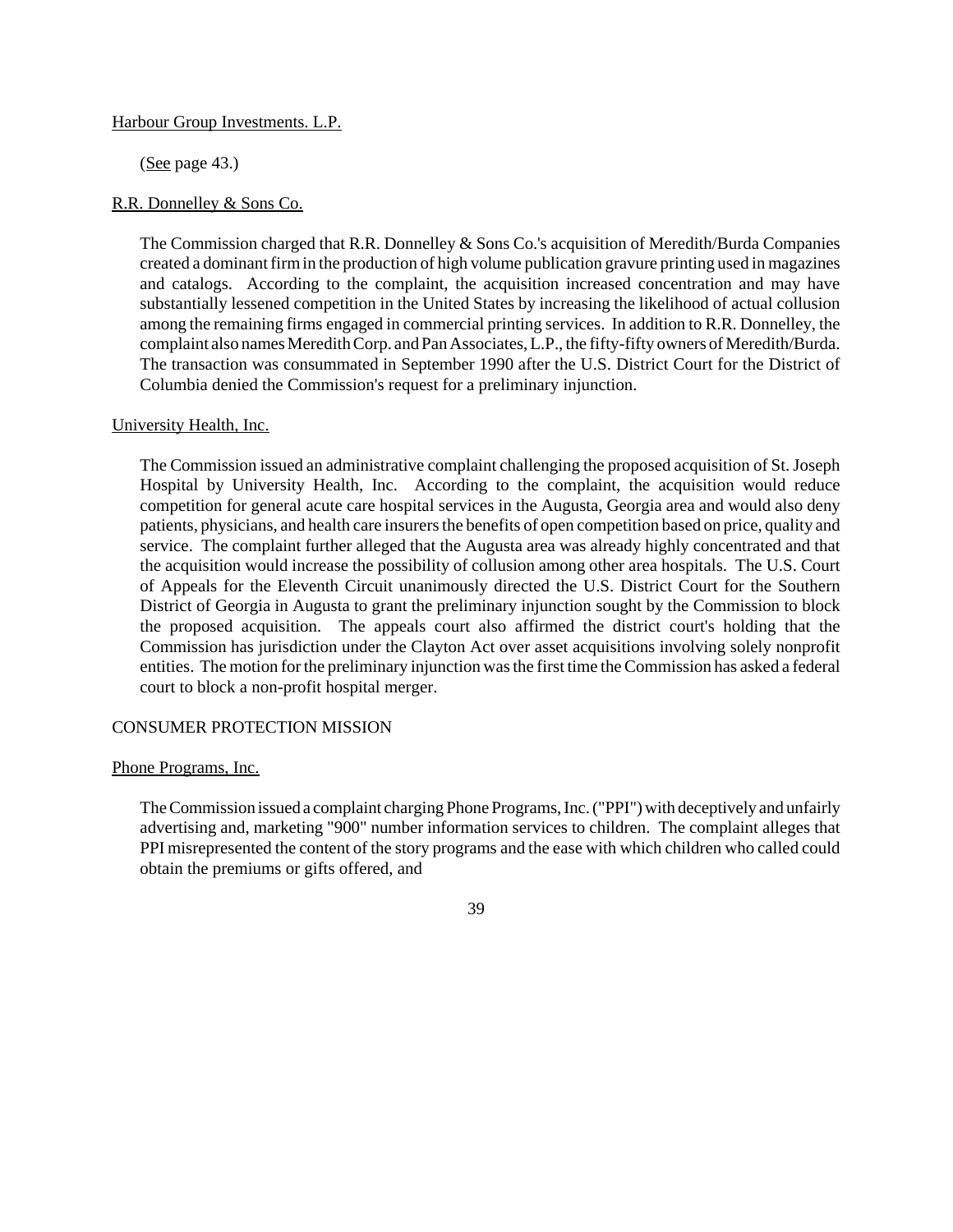Harbour Group Investments. L.P.

(See page 43.)

R.R. Donnelley & Sons Co.

The Commission charged that R.R. Donnelley & Sons Co.'s acquisition of Meredith/Burda Companies created a dominant firm in the production of high volume publication gravure printing used in magazines and catalogs. According to the complaint, the acquisition increased concentration and may have substantially lessened competition in the United States by increasing the likelihood of actual collusion among the remaining firms engaged in commercial printing services. In addition to R.R. Donnelley, the complaint also names Meredith Corp. and Pan Associates, L.P., the fifty-fifty owners of Meredith/Burda. The transaction was consummated in September 1990 after the U.S. District Court for the District of Columbia denied the Commission's request for a preliminary injunction.

University Health, Inc.

The Commission issued an administrative complaint challenging the proposed acquisition of St. Joseph Hospital by University Health, Inc. According to the complaint, the acquisition would reduce competition for general acute care hospital services in the Augusta, Georgia area and would also deny patients, physicians, and health care insurers the benefits of open competition based on price, quality and service. The complaint further alleged that the Augusta area was already highly concentrated and that the acquisition would increase the possibility of collusion among other area hospitals. The U.S. Court of Appeals for the Eleventh Circuit unanimously directed the U.S. District Court for the Southern District of Georgia in Augusta to grant the preliminary injunction sought by the Commission to block the proposed acquisition. The appeals court also affirmed the district court's holding that the Commission has jurisdiction under the Clayton Act over asset acquisitions involving solely nonprofit entities. The motion for the preliminary injunction was the first time the Commission has asked a federal court to block a non-profit hospital merger.

CONSUMER PROTECTION MISSION

Phone Programs, Inc.

The Commission issued a complaint charging Phone Programs, Inc. ("PPI") with deceptively and unfairly advertising and, marketing "900" number information services to children. The complaint alleges that PPI misrepresented the content of the story programs and the ease with which children who called could obtain the premiums or gifts offered, and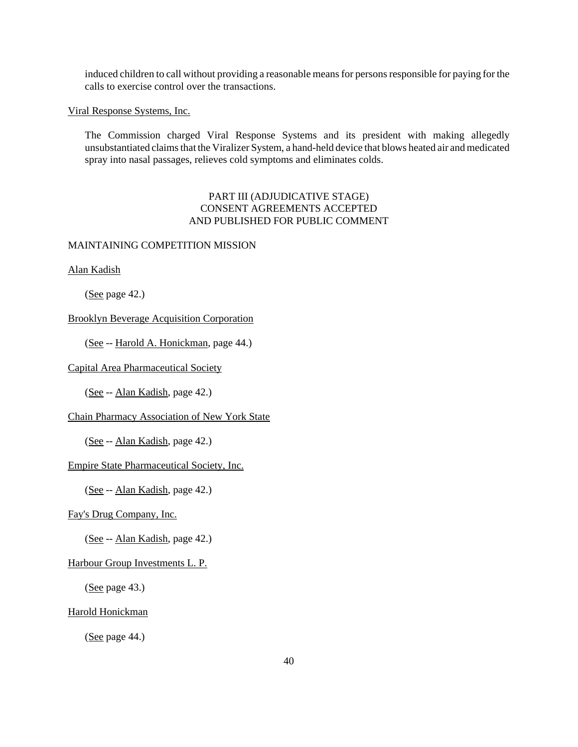induced children to call without providing a reasonable means for persons responsible for paying for the calls to exercise control over the transactions.

Viral Response Systems, Inc.

The Commission charged Viral Response Systems and its president with making allegedly unsubstantiated claims that the Viralizer System, a hand-held device that blows heated air and medicated spray into nasal passages, relieves cold symptoms and eliminates colds.

## PART III (ADJUDICATIVE STAGE) CONSENT AGREEMENTS ACCEPTED AND PUBLISHED FOR PUBLIC COMMENT

### MAINTAINING COMPETITION MISSION

Alan Kadish

(See page 42.)

Brooklyn Beverage Acquisition Corporation

(See -- Harold A. Honickman, page 44.)

Capital Area Pharmaceutical Society

(See -- Alan Kadish, page 42.)

Chain Pharmacy Association of New York State

(See -- Alan Kadish, page 42.)

Empire State Pharmaceutical Society, Inc.

(See -- Alan Kadish, page 42.)

Fay's Drug Company, Inc.

(See -- Alan Kadish, page 42.)

Harbour Group Investments L. P.

(See page 43.)

Harold Honickman

(See page 44.)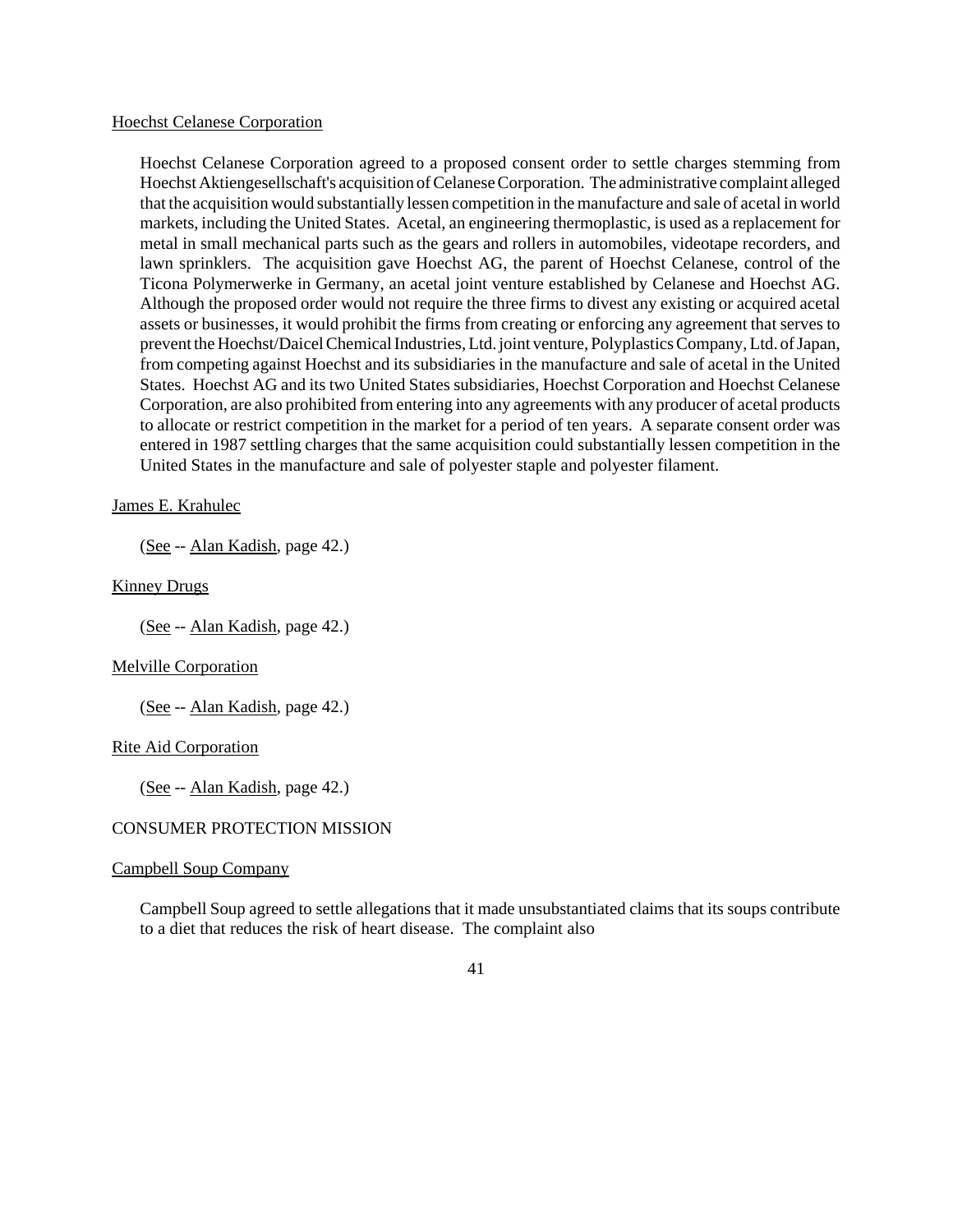Hoechst Celanese Corporation

Hoechst Celanese Corporation agreed to a proposed consent order to settle charges stemming from Hoechst Aktiengesellschaft's acquisition of Celanese Corporation. The administrative complaint alleged that the acquisition would substantially lessen competition in the manufacture and sale of acetal in world markets, including the United States. Acetal, an engineering thermoplastic, is used as a replacement for metal in small mechanical parts such as the gears and rollers in automobiles, videotape recorders, and lawn sprinklers. The acquisition gave Hoechst AG, the parent of Hoechst Celanese, control of the Ticona Polymerwerke in Germany, an acetal joint venture established by Celanese and Hoechst AG. Although the proposed order would not require the three firms to divest any existing or acquired acetal assets or businesses, it would prohibit the firms from creating or enforcing any agreement that serves to prevent the Hoechst/Daicel Chemical Industries, Ltd. joint venture, Polyplastics Company, Ltd. of Japan, from competing against Hoechst and its subsidiaries in the manufacture and sale of acetal in the United States. Hoechst AG and its two United States subsidiaries, Hoechst Corporation and Hoechst Celanese Corporation, are also prohibited from entering into any agreements with any producer of acetal products to allocate or restrict competition in the market for a period of ten years. A separate consent order was entered in 1987 settling charges that the same acquisition could substantially lessen competition in the United States in the manufacture and sale of polyester staple and polyester filament.

James E. Krahulec

(See -- Alan Kadish, page 42.)

Kinney Drugs

(See -- Alan Kadish, page 42.)

Melville Corporation

(See -- Alan Kadish, page 42.)

Rite Aid Corporation

(See -- Alan Kadish, page 42.)

CONSUMER PROTECTION MISSION

Campbell Soup Company

Campbell Soup agreed to settle allegations that it made unsubstantiated claims that its soups contribute to a diet that reduces the risk of heart disease. The complaint also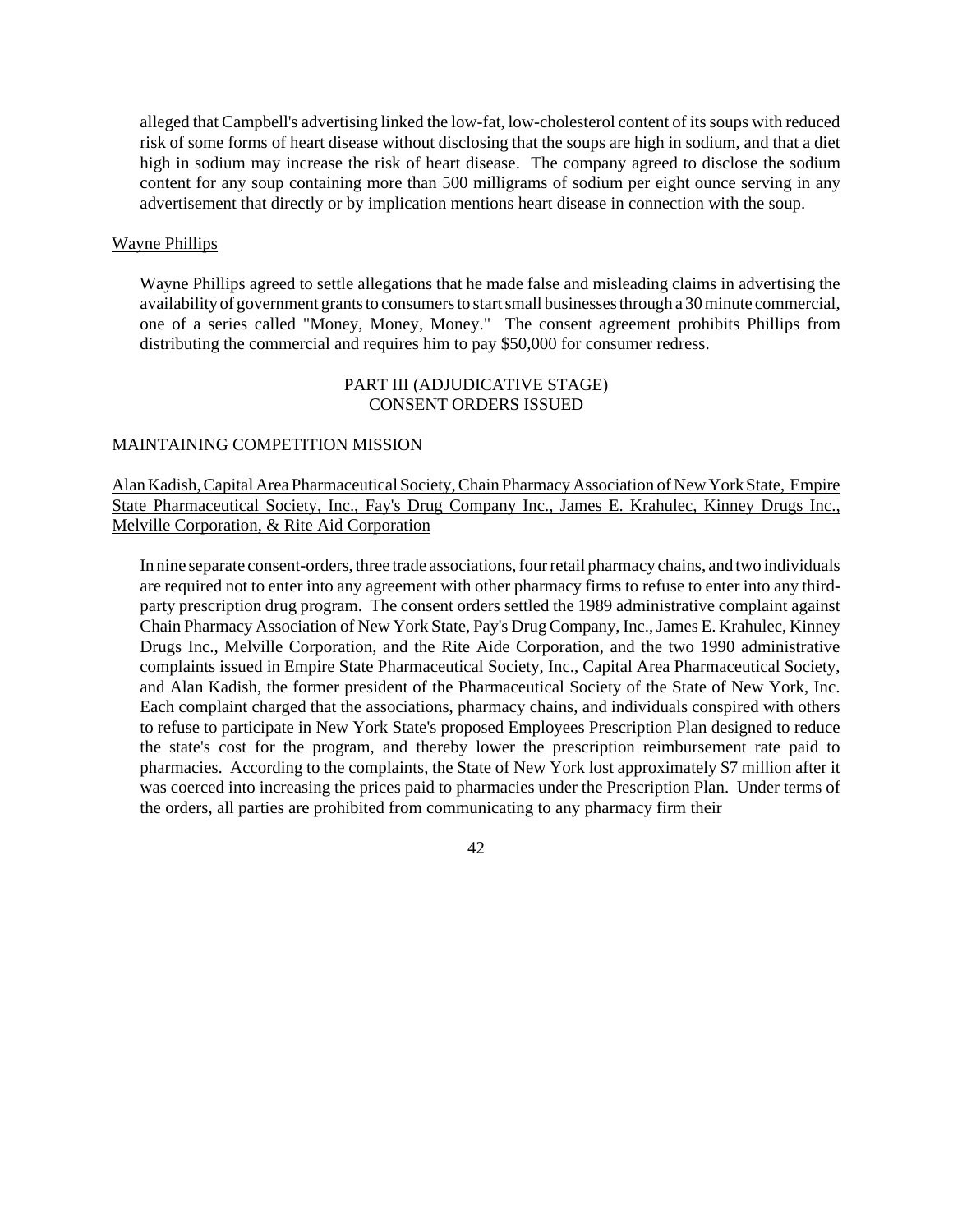alleged that Campbell's advertising linked the low-fat, low-cholesterol content of its soups with reduced risk of some forms of heart disease without disclosing that the soups are high in sodium, and that a diet high in sodium may increase the risk of heart disease. The company agreed to disclose the sodium content for any soup containing more than 500 milligrams of sodium per eight ounce serving in any advertisement that directly or by implication mentions heart disease in connection with the soup.

Wayne Phillips

Wayne Phillips agreed to settle allegations that he made false and misleading claims in advertising the availability of government grants to consumers to start small businesses through a 30 minute commercial, one of a series called "Money, Money, Money." The consent agreement prohibits Phillips from distributing the commercial and requires him to pay $50,000 for consumer redress.

PART III (ADJUDICATIVE STAGE)
CONSENT ORDERS ISSUED

MAINTAINING COMPETITION MISSION

Alan Kadish, Capital Area Pharmaceutical Society, Chain Pharmacy Association of New York State, Empire State Pharmaceutical Society, Inc., Fay's Drug Company Inc., James E. Krahulec, Kinney Drugs Inc., Melville Corporation, & Rite Aid Corporation

In nine separate consent-orders, three trade associations, four retail pharmacy chains, and two individuals are required not to enter into any agreement with other pharmacy firms to refuse to enter into any third-party prescription drug program. The consent orders settled the 1989 administrative complaint against Chain Pharmacy Association of New York State, Pay's Drug Company, Inc., James E. Krahulec, Kinney Drugs Inc., Melville Corporation, and the Rite Aide Corporation, and the two 1990 administrative complaints issued in Empire State Pharmaceutical Society, Inc., Capital Area Pharmaceutical Society, and Alan Kadish, the former president of the Pharmaceutical Society of the State of New York, Inc. Each complaint charged that the associations, pharmacy chains, and individuals conspired with others to refuse to participate in New York State's proposed Employees Prescription Plan designed to reduce the state's cost for the program, and thereby lower the prescription reimbursement rate paid to pharmacies. According to the complaints, the State of New York lost approximately $7 million after it was coerced into increasing the prices paid to pharmacies under the Prescription Plan. Under terms of the orders, all parties are prohibited from communicating to any pharmacy firm their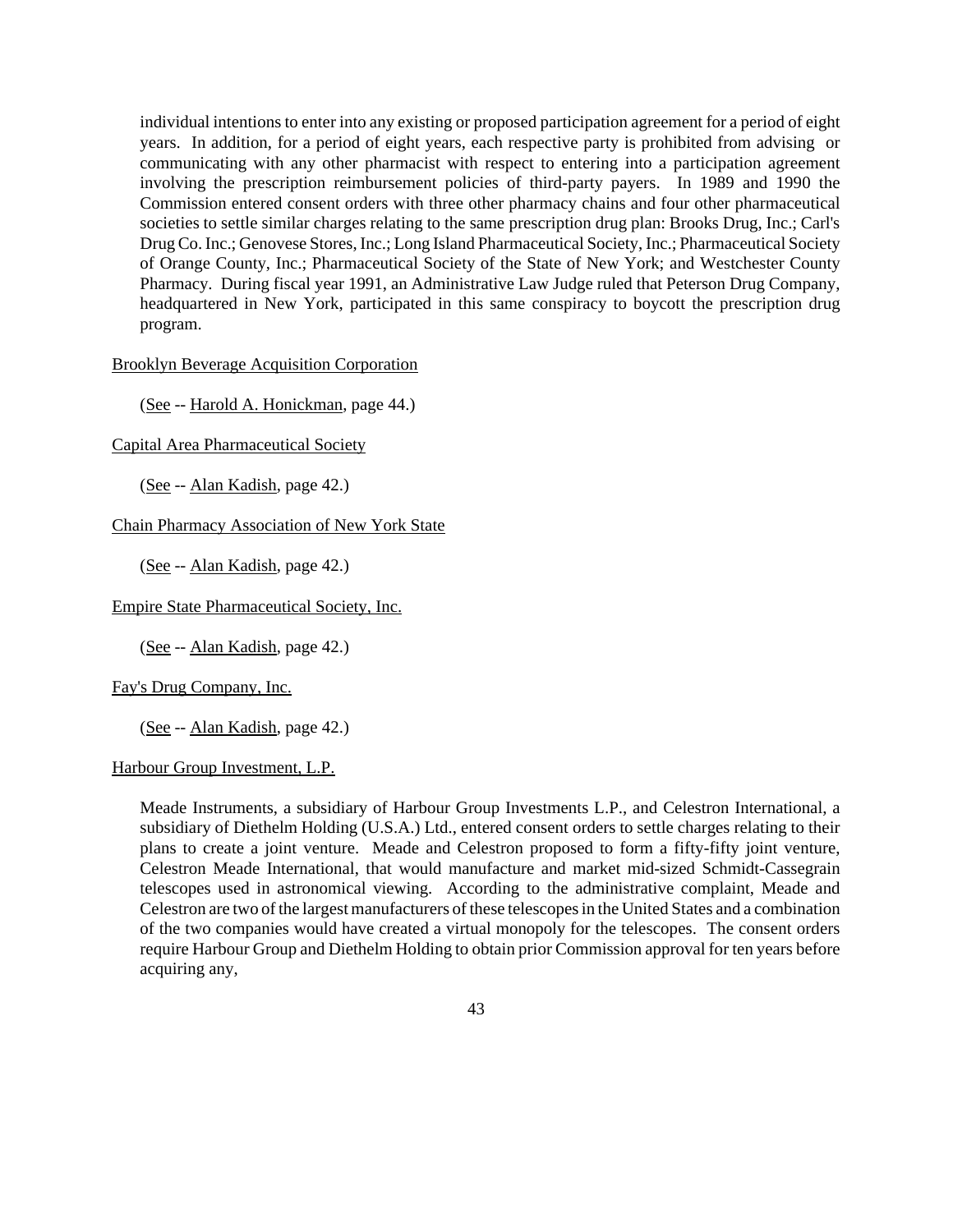individual intentions to enter into any existing or proposed participation agreement for a period of eight years. In addition, for a period of eight years, each respective party is prohibited from advising or communicating with any other pharmacist with respect to entering into a participation agreement involving the prescription reimbursement policies of third-party payers. In 1989 and 1990 the Commission entered consent orders with three other pharmacy chains and four other pharmaceutical societies to settle similar charges relating to the same prescription drug plan: Brooks Drug, Inc.; Carl's Drug Co. Inc.; Genovese Stores, Inc.; Long Island Pharmaceutical Society, Inc.; Pharmaceutical Society of Orange County, Inc.; Pharmaceutical Society of the State of New York; and Westchester County Pharmacy. During fiscal year 1991, an Administrative Law Judge ruled that Peterson Drug Company, headquartered in New York, participated in this same conspiracy to boycott the prescription drug program.

Brooklyn Beverage Acquisition Corporation

(See -- Harold A. Honickman, page 44.)

Capital Area Pharmaceutical Society

(See -- Alan Kadish, page 42.)

Chain Pharmacy Association of New York State

(See -- Alan Kadish, page 42.)

Empire State Pharmaceutical Society, Inc.

(See -- Alan Kadish, page 42.)

Fay's Drug Company, Inc.

(See -- Alan Kadish, page 42.)

Harbour Group Investment, L.P.

Meade Instruments, a subsidiary of Harbour Group Investments L.P., and Celestron International, a subsidiary of Diethelm Holding (U.S.A.) Ltd., entered consent orders to settle charges relating to their plans to create a joint venture. Meade and Celestron proposed to form a fifty-fifty joint venture, Celestron Meade International, that would manufacture and market mid-sized Schmidt-Cassegrain telescopes used in astronomical viewing. According to the administrative complaint, Meade and Celestron are two of the largest manufacturers of these telescopes in the United States and a combination of the two companies would have created a virtual monopoly for the telescopes. The consent orders require Harbour Group and Diethelm Holding to obtain prior Commission approval for ten years before acquiring any,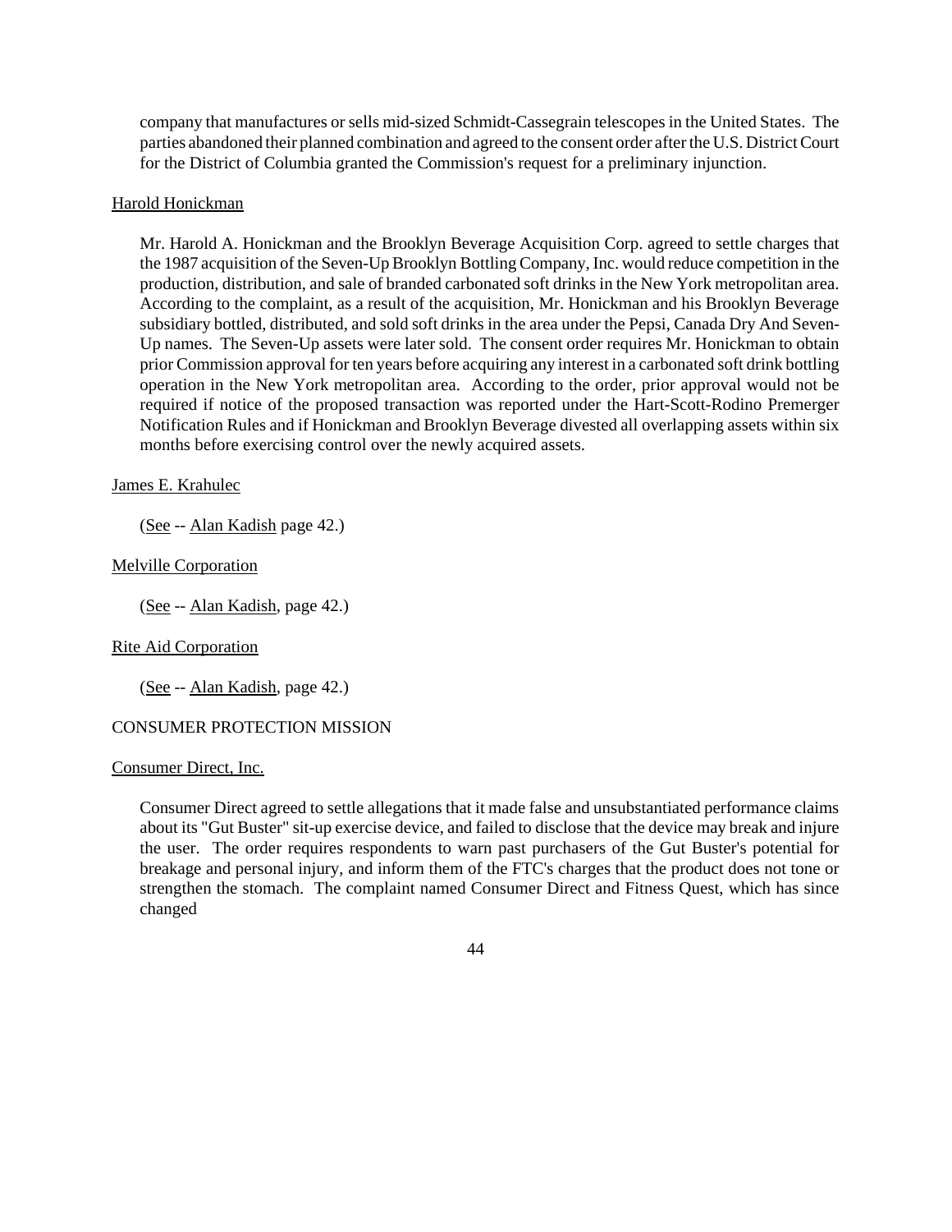company that manufactures or sells mid-sized Schmidt-Cassegrain telescopes in the United States. The parties abandoned their planned combination and agreed to the consent order after the U.S. District Court for the District of Columbia granted the Commission's request for a preliminary injunction.

Harold Honickman

Mr. Harold A. Honickman and the Brooklyn Beverage Acquisition Corp. agreed to settle charges that the 1987 acquisition of the Seven-Up Brooklyn Bottling Company, Inc. would reduce competition in the production, distribution, and sale of branded carbonated soft drinks in the New York metropolitan area. According to the complaint, as a result of the acquisition, Mr. Honickman and his Brooklyn Beverage subsidiary bottled, distributed, and sold soft drinks in the area under the Pepsi, Canada Dry And Seven-Up names. The Seven-Up assets were later sold. The consent order requires Mr. Honickman to obtain prior Commission approval for ten years before acquiring any interest in a carbonated soft drink bottling operation in the New York metropolitan area. According to the order, prior approval would not be required if notice of the proposed transaction was reported under the Hart-Scott-Rodino Premerger Notification Rules and if Honickman and Brooklyn Beverage divested all overlapping assets within six months before exercising control over the newly acquired assets.

James E. Krahulec

(See -- Alan Kadish page 42.)

Melville Corporation

(See -- Alan Kadish, page 42.)

Rite Aid Corporation

(See -- Alan Kadish, page 42.)

CONSUMER PROTECTION MISSION

Consumer Direct, Inc.

Consumer Direct agreed to settle allegations that it made false and unsubstantiated performance claims about its "Gut Buster" sit-up exercise device, and failed to disclose that the device may break and injure the user. The order requires respondents to warn past purchasers of the Gut Buster's potential for breakage and personal injury, and inform them of the FTC's charges that the product does not tone or strengthen the stomach. The complaint named Consumer Direct and Fitness Quest, which has since changed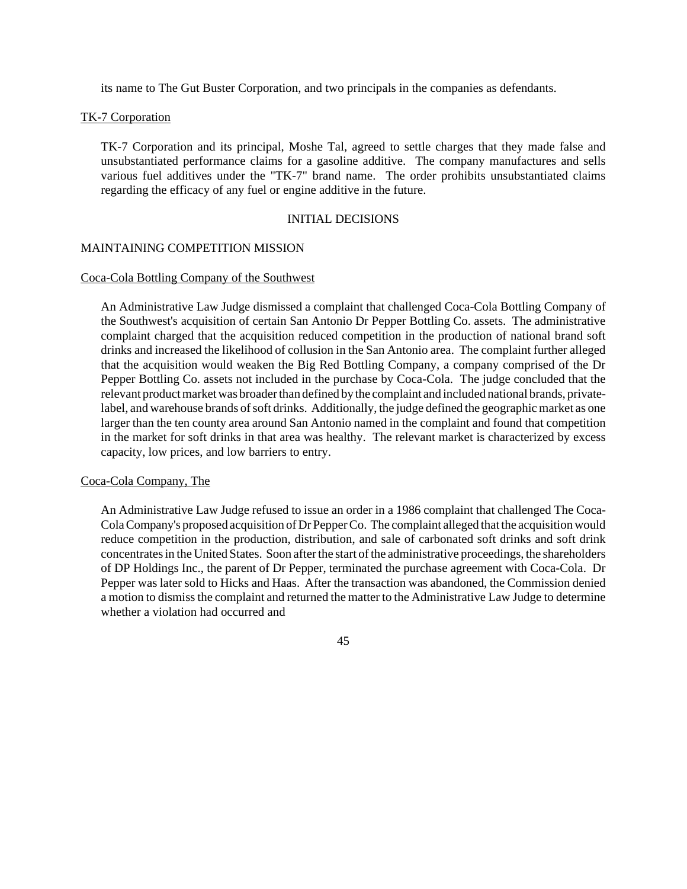its name to The Gut Buster Corporation, and two principals in the companies as defendants.

<u>TK-7 Corporation</u>

TK-7 Corporation and its principal, Moshe Tal, agreed to settle charges that they made false and unsubstantiated performance claims for a gasoline additive. The company manufactures and sells various fuel additives under the "TK-7" brand name. The order prohibits unsubstantiated claims regarding the efficacy of any fuel or engine additive in the future.

## INITIAL DECISIONS

### MAINTAINING COMPETITION MISSION

<u>Coca-Cola Bottling Company of the Southwest</u>

An Administrative Law Judge dismissed a complaint that challenged Coca-Cola Bottling Company of the Southwest's acquisition of certain San Antonio Dr Pepper Bottling Co. assets. The administrative complaint charged that the acquisition reduced competition in the production of national brand soft drinks and increased the likelihood of collusion in the San Antonio area. The complaint further alleged that the acquisition would weaken the Big Red Bottling Company, a company comprised of the Dr Pepper Bottling Co. assets not included in the purchase by Coca-Cola. The judge concluded that the relevant product market was broader than defined by the complaint and included national brands, private-label, and warehouse brands of soft drinks. Additionally, the judge defined the geographic market as one larger than the ten county area around San Antonio named in the complaint and found that competition in the market for soft drinks in that area was healthy. The relevant market is characterized by excess capacity, low prices, and low barriers to entry.

<u>Coca-Cola Company, The</u>

An Administrative Law Judge refused to issue an order in a 1986 complaint that challenged The Coca-Cola Company's proposed acquisition of Dr Pepper Co. The complaint alleged that the acquisition would reduce competition in the production, distribution, and sale of carbonated soft drinks and soft drink concentrates in the United States. Soon after the start of the administrative proceedings, the shareholders of DP Holdings Inc., the parent of Dr Pepper, terminated the purchase agreement with Coca-Cola. Dr Pepper was later sold to Hicks and Haas. After the transaction was abandoned, the Commission denied a motion to dismiss the complaint and returned the matter to the Administrative Law Judge to determine whether a violation had occurred and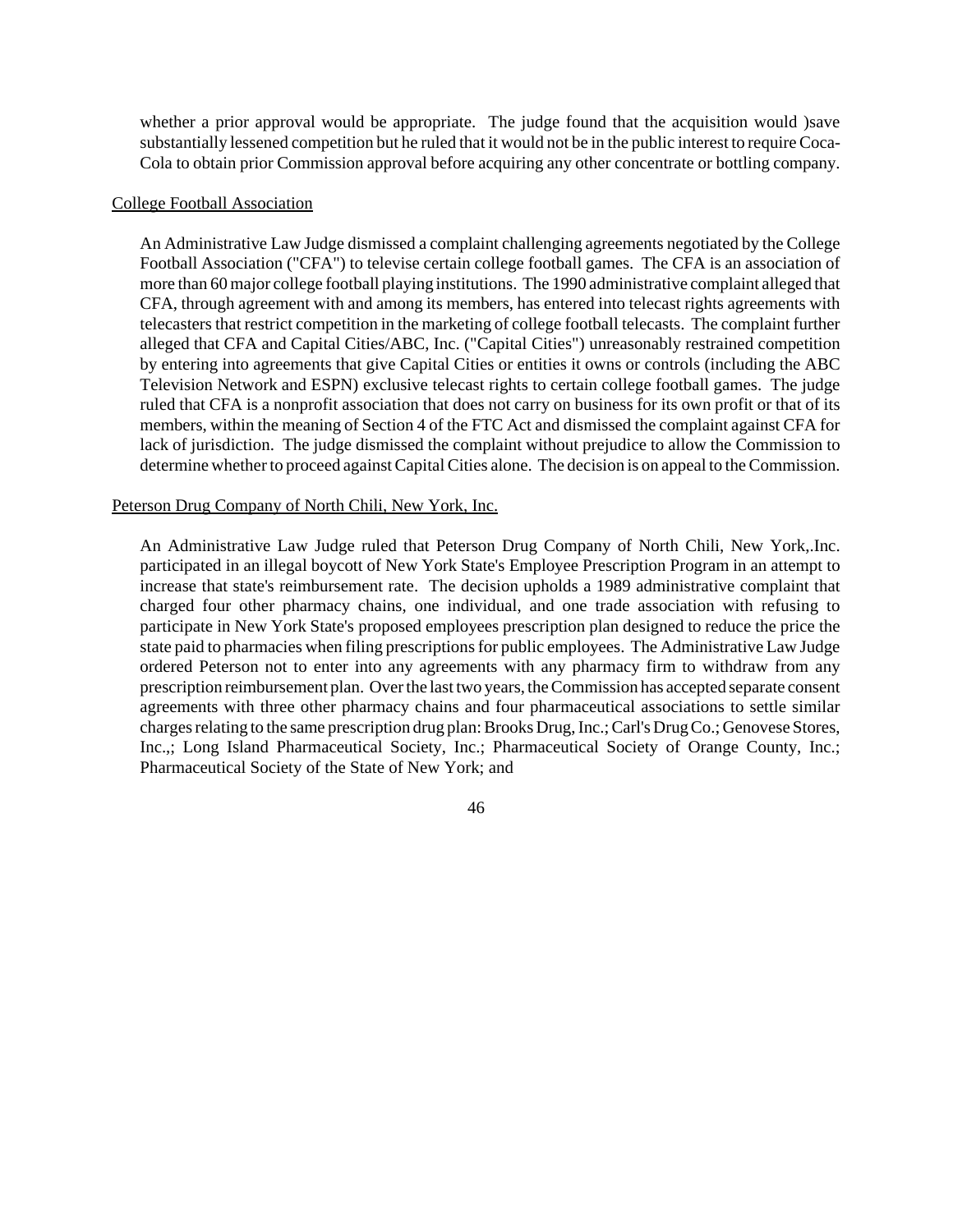whether a prior approval would be appropriate. The judge found that the acquisition would )save substantially lessened competition but he ruled that it would not be in the public interest to require Coca-Cola to obtain prior Commission approval before acquiring any other concentrate or bottling company.

College Football Association

An Administrative Law Judge dismissed a complaint challenging agreements negotiated by the College Football Association ("CFA") to televise certain college football games. The CFA is an association of more than 60 major college football playing institutions. The 1990 administrative complaint alleged that CFA, through agreement with and among its members, has entered into telecast rights agreements with telecasters that restrict competition in the marketing of college football telecasts. The complaint further alleged that CFA and Capital Cities/ABC, Inc. ("Capital Cities") unreasonably restrained competition by entering into agreements that give Capital Cities or entities it owns or controls (including the ABC Television Network and ESPN) exclusive telecast rights to certain college football games. The judge ruled that CFA is a nonprofit association that does not carry on business for its own profit or that of its members, within the meaning of Section 4 of the FTC Act and dismissed the complaint against CFA for lack of jurisdiction. The judge dismissed the complaint without prejudice to allow the Commission to determine whether to proceed against Capital Cities alone. The decision is on appeal to the Commission.

Peterson Drug Company of North Chili, New York, Inc.

An Administrative Law Judge ruled that Peterson Drug Company of North Chili, New York,.Inc. participated in an illegal boycott of New York State's Employee Prescription Program in an attempt to increase that state's reimbursement rate. The decision upholds a 1989 administrative complaint that charged four other pharmacy chains, one individual, and one trade association with refusing to participate in New York State's proposed employees prescription plan designed to reduce the price the state paid to pharmacies when filing prescriptions for public employees. The Administrative Law Judge ordered Peterson not to enter into any agreements with any pharmacy firm to withdraw from any prescription reimbursement plan. Over the last two years, the Commission has accepted separate consent agreements with three other pharmacy chains and four pharmaceutical associations to settle similar charges relating to the same prescription drug plan: Brooks Drug, Inc.; Carl's Drug Co.; Genovese Stores, Inc.,; Long Island Pharmaceutical Society, Inc.; Pharmaceutical Society of Orange County, Inc.; Pharmaceutical Society of the State of New York; and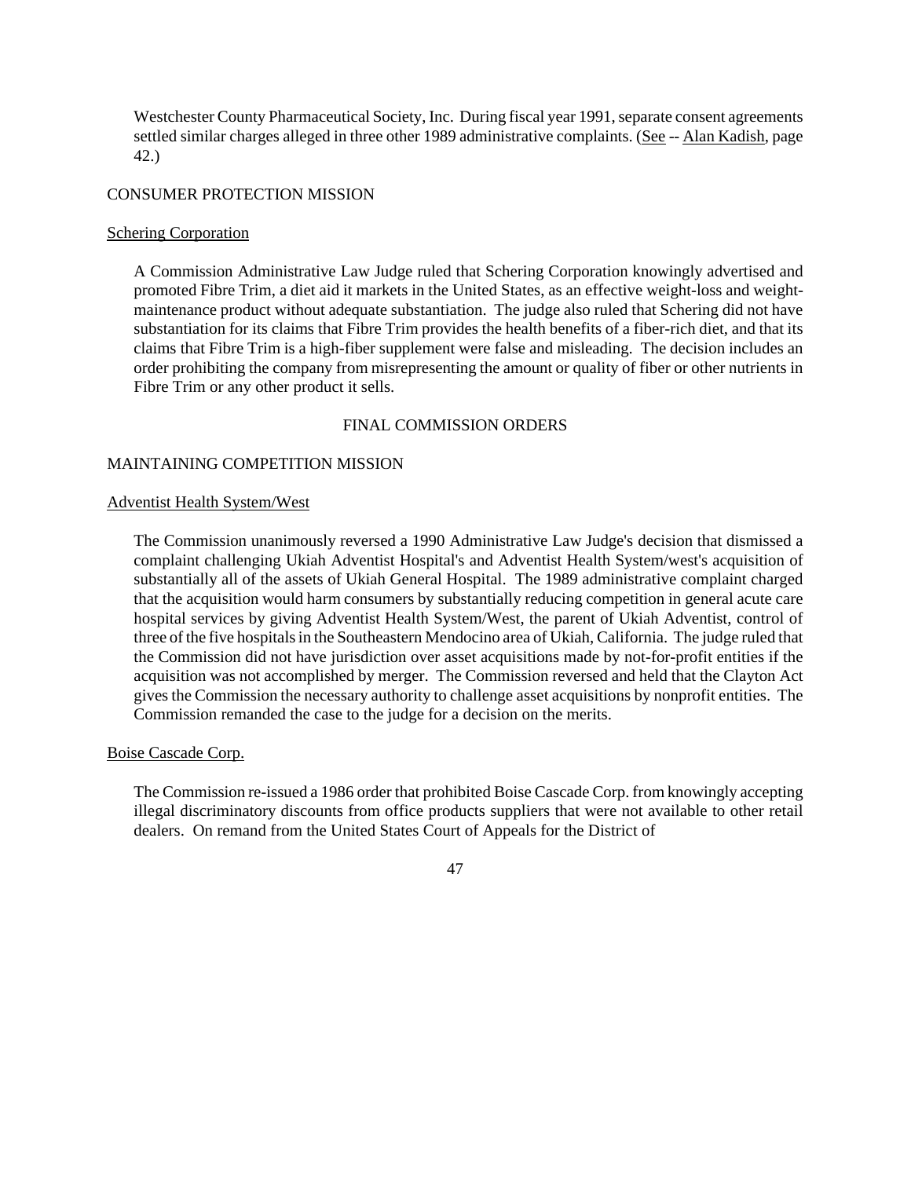Westchester County Pharmaceutical Society, Inc. During fiscal year 1991, separate consent agreements settled similar charges alleged in three other 1989 administrative complaints. (See -- Alan Kadish, page 42.)

CONSUMER PROTECTION MISSION

Schering Corporation

A Commission Administrative Law Judge ruled that Schering Corporation knowingly advertised and promoted Fibre Trim, a diet aid it markets in the United States, as an effective weight-loss and weight-maintenance product without adequate substantiation. The judge also ruled that Schering did not have substantiation for its claims that Fibre Trim provides the health benefits of a fiber-rich diet, and that its claims that Fibre Trim is a high-fiber supplement were false and misleading. The decision includes an order prohibiting the company from misrepresenting the amount or quality of fiber or other nutrients in Fibre Trim or any other product it sells.

## FINAL COMMISSION ORDERS

MAINTAINING COMPETITION MISSION

Adventist Health System/West

The Commission unanimously reversed a 1990 Administrative Law Judge's decision that dismissed a complaint challenging Ukiah Adventist Hospital's and Adventist Health System/west's acquisition of substantially all of the assets of Ukiah General Hospital. The 1989 administrative complaint charged that the acquisition would harm consumers by substantially reducing competition in general acute care hospital services by giving Adventist Health System/West, the parent of Ukiah Adventist, control of three of the five hospitals in the Southeastern Mendocino area of Ukiah, California. The judge ruled that the Commission did not have jurisdiction over asset acquisitions made by not-for-profit entities if the acquisition was not accomplished by merger. The Commission reversed and held that the Clayton Act gives the Commission the necessary authority to challenge asset acquisitions by nonprofit entities. The Commission remanded the case to the judge for a decision on the merits.

Boise Cascade Corp.

The Commission re-issued a 1986 order that prohibited Boise Cascade Corp. from knowingly accepting illegal discriminatory discounts from office products suppliers that were not available to other retail dealers. On remand from the United States Court of Appeals for the District of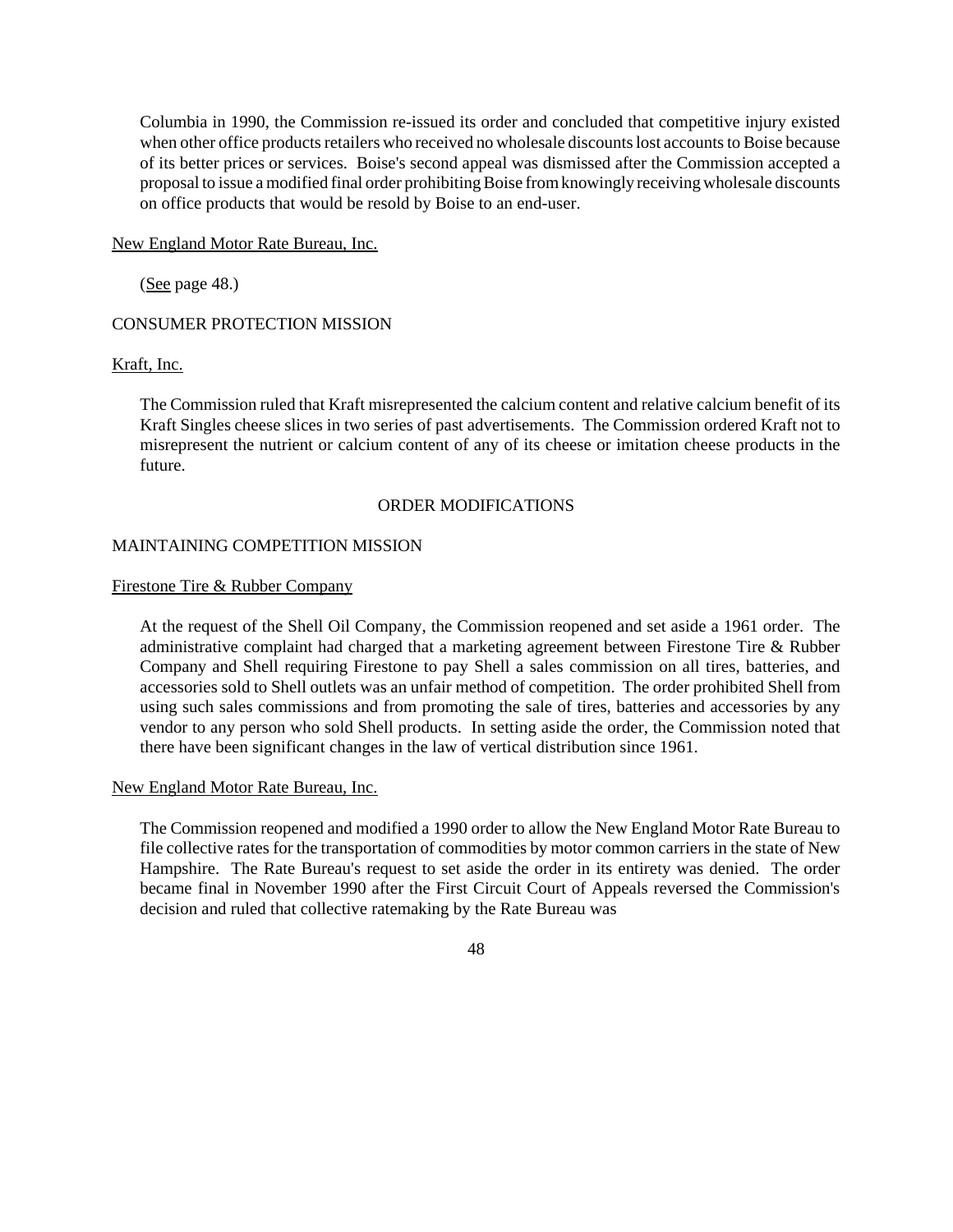Columbia in 1990, the Commission re-issued its order and concluded that competitive injury existed when other office products retailers who received no wholesale discounts lost accounts to Boise because of its better prices or services. Boise's second appeal was dismissed after the Commission accepted a proposal to issue a modified final order prohibiting Boise from knowingly receiving wholesale discounts on office products that would be resold by Boise to an end-user.

New England Motor Rate Bureau, Inc.

(See page 48.)

CONSUMER PROTECTION MISSION

Kraft, Inc.

The Commission ruled that Kraft misrepresented the calcium content and relative calcium benefit of its Kraft Singles cheese slices in two series of past advertisements. The Commission ordered Kraft not to misrepresent the nutrient or calcium content of any of its cheese or imitation cheese products in the future.

## ORDER MODIFICATIONS

MAINTAINING COMPETITION MISSION

Firestone Tire & Rubber Company

At the request of the Shell Oil Company, the Commission reopened and set aside a 1961 order. The administrative complaint had charged that a marketing agreement between Firestone Tire & Rubber Company and Shell requiring Firestone to pay Shell a sales commission on all tires, batteries, and accessories sold to Shell outlets was an unfair method of competition. The order prohibited Shell from using such sales commissions and from promoting the sale of tires, batteries and accessories by any vendor to any person who sold Shell products. In setting aside the order, the Commission noted that there have been significant changes in the law of vertical distribution since 1961.

New England Motor Rate Bureau, Inc.

The Commission reopened and modified a 1990 order to allow the New England Motor Rate Bureau to file collective rates for the transportation of commodities by motor common carriers in the state of New Hampshire. The Rate Bureau's request to set aside the order in its entirety was denied. The order became final in November 1990 after the First Circuit Court of Appeals reversed the Commission's decision and ruled that collective ratemaking by the Rate Bureau was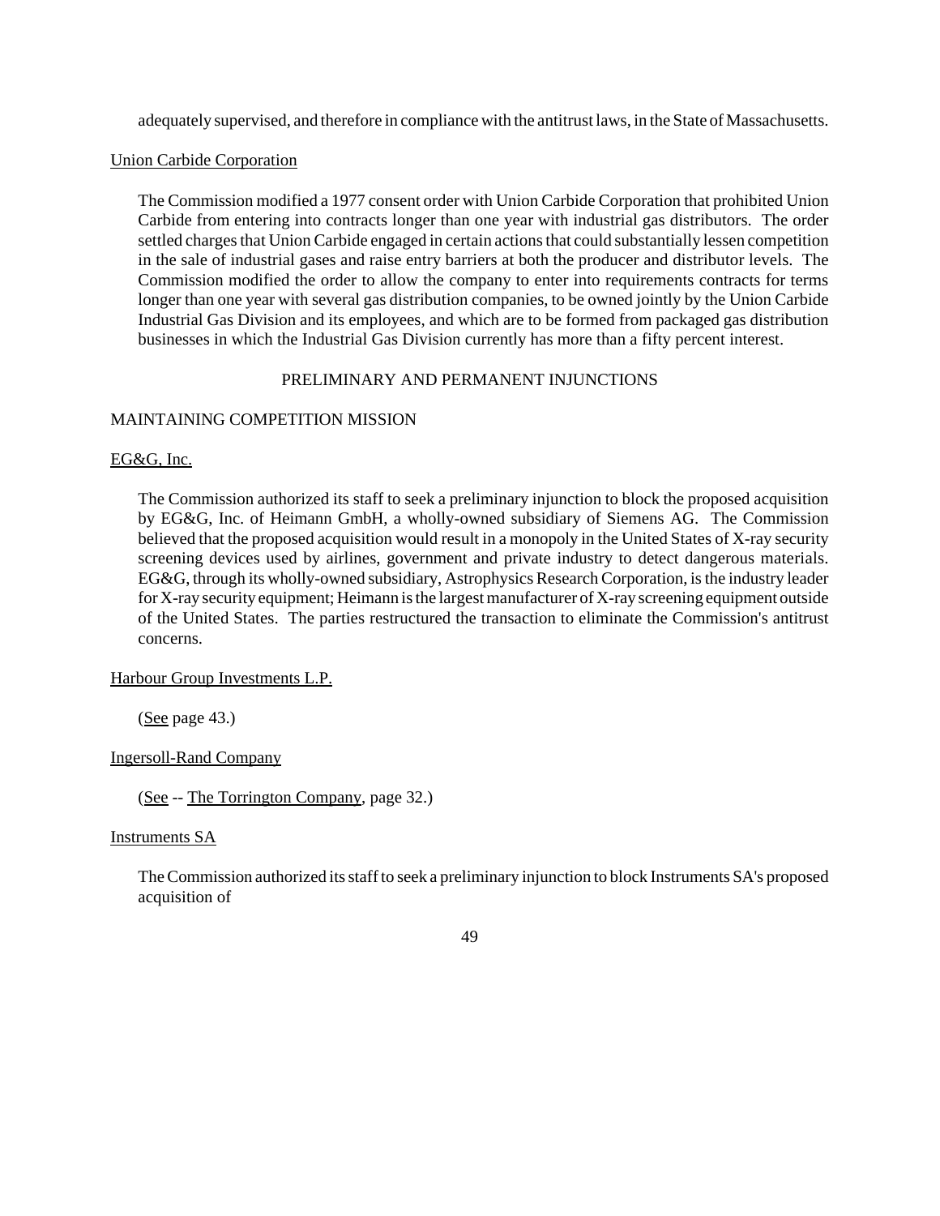adequately supervised, and therefore in compliance with the antitrust laws, in the State of Massachusetts.

Union Carbide Corporation

The Commission modified a 1977 consent order with Union Carbide Corporation that prohibited Union Carbide from entering into contracts longer than one year with industrial gas distributors. The order settled charges that Union Carbide engaged in certain actions that could substantially lessen competition in the sale of industrial gases and raise entry barriers at both the producer and distributor levels. The Commission modified the order to allow the company to enter into requirements contracts for terms longer than one year with several gas distribution companies, to be owned jointly by the Union Carbide Industrial Gas Division and its employees, and which are to be formed from packaged gas distribution businesses in which the Industrial Gas Division currently has more than a fifty percent interest.

## PRELIMINARY AND PERMANENT INJUNCTIONS

### MAINTAINING COMPETITION MISSION

EG&G, Inc.

The Commission authorized its staff to seek a preliminary injunction to block the proposed acquisition by EG&G, Inc. of Heimann GmbH, a wholly-owned subsidiary of Siemens AG. The Commission believed that the proposed acquisition would result in a monopoly in the United States of X-ray security screening devices used by airlines, government and private industry to detect dangerous materials. EG&G, through its wholly-owned subsidiary, Astrophysics Research Corporation, is the industry leader for X-ray security equipment; Heimann is the largest manufacturer of X-ray screening equipment outside of the United States. The parties restructured the transaction to eliminate the Commission's antitrust concerns.

Harbour Group Investments L.P.

(See page 43.)

Ingersoll-Rand Company

(See -- The Torrington Company, page 32.)

Instruments SA

The Commission authorized its staff to seek a preliminary injunction to block Instruments SA's proposed acquisition of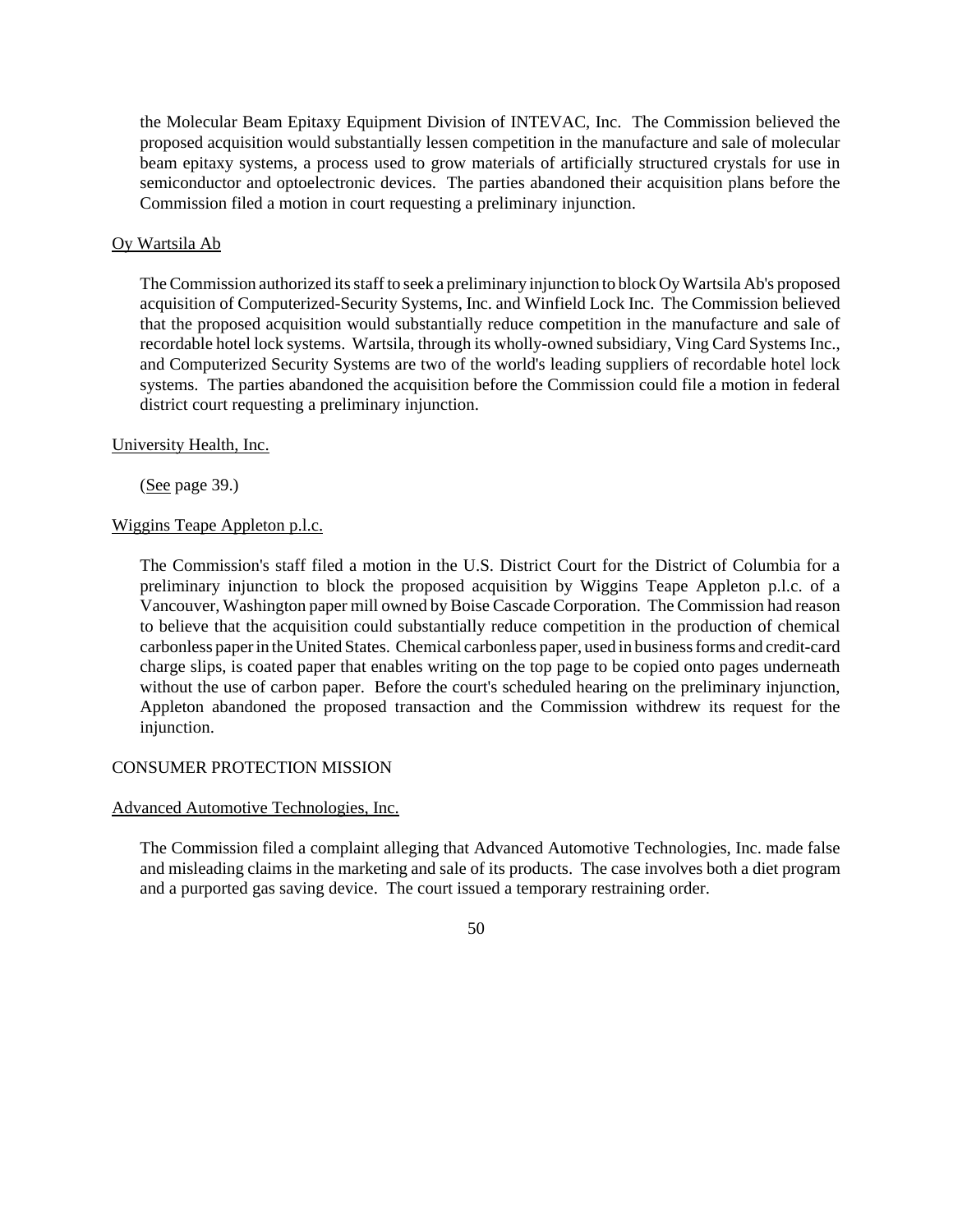the Molecular Beam Epitaxy Equipment Division of INTEVAC, Inc. The Commission believed the proposed acquisition would substantially lessen competition in the manufacture and sale of molecular beam epitaxy systems, a process used to grow materials of artificially structured crystals for use in semiconductor and optoelectronic devices. The parties abandoned their acquisition plans before the Commission filed a motion in court requesting a preliminary injunction.

<u>Oy Wartsila Ab</u>

The Commission authorized its staff to seek a preliminary injunction to block Oy Wartsila Ab's proposed acquisition of Computerized-Security Systems, Inc. and Winfield Lock Inc. The Commission believed that the proposed acquisition would substantially reduce competition in the manufacture and sale of recordable hotel lock systems. Wartsila, through its wholly-owned subsidiary, Ving Card Systems Inc., and Computerized Security Systems are two of the world's leading suppliers of recordable hotel lock systems. The parties abandoned the acquisition before the Commission could file a motion in federal district court requesting a preliminary injunction.

<u>University Health, Inc.</u>

(<u>See</u> page 39.)

<u>Wiggins Teape Appleton p.l.c.</u>

The Commission's staff filed a motion in the U.S. District Court for the District of Columbia for a preliminary injunction to block the proposed acquisition by Wiggins Teape Appleton p.l.c. of a Vancouver, Washington paper mill owned by Boise Cascade Corporation. The Commission had reason to believe that the acquisition could substantially reduce competition in the production of chemical carbonless paper in the United States. Chemical carbonless paper, used in business forms and credit-card charge slips, is coated paper that enables writing on the top page to be copied onto pages underneath without the use of carbon paper. Before the court's scheduled hearing on the preliminary injunction, Appleton abandoned the proposed transaction and the Commission withdrew its request for the injunction.

CONSUMER PROTECTION MISSION

<u>Advanced Automotive Technologies, Inc.</u>

The Commission filed a complaint alleging that Advanced Automotive Technologies, Inc. made false and misleading claims in the marketing and sale of its products. The case involves both a diet program and a purported gas saving device. The court issued a temporary restraining order.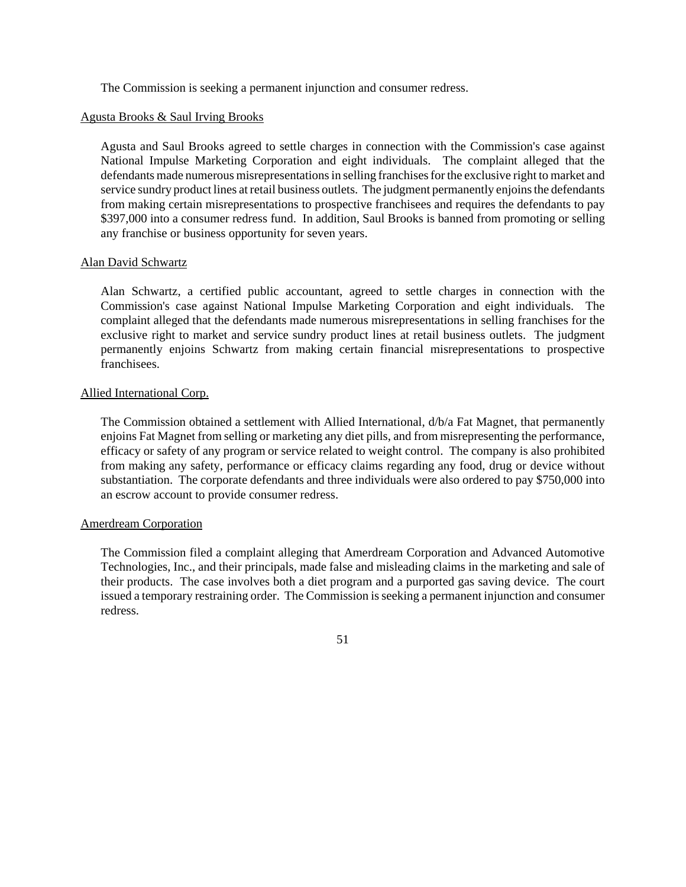The Commission is seeking a permanent injunction and consumer redress.

Agusta Brooks & Saul Irving Brooks

Agusta and Saul Brooks agreed to settle charges in connection with the Commission's case against National Impulse Marketing Corporation and eight individuals. The complaint alleged that the defendants made numerous misrepresentations in selling franchises for the exclusive right to market and service sundry product lines at retail business outlets. The judgment permanently enjoins the defendants from making certain misrepresentations to prospective franchisees and requires the defendants to pay $397,000 into a consumer redress fund. In addition, Saul Brooks is banned from promoting or selling any franchise or business opportunity for seven years.

Alan David Schwartz

Alan Schwartz, a certified public accountant, agreed to settle charges in connection with the Commission's case against National Impulse Marketing Corporation and eight individuals. The complaint alleged that the defendants made numerous misrepresentations in selling franchises for the exclusive right to market and service sundry product lines at retail business outlets. The judgment permanently enjoins Schwartz from making certain financial misrepresentations to prospective franchisees.

Allied International Corp.

The Commission obtained a settlement with Allied International, d/b/a Fat Magnet, that permanently enjoins Fat Magnet from selling or marketing any diet pills, and from misrepresenting the performance, efficacy or safety of any program or service related to weight control. The company is also prohibited from making any safety, performance or efficacy claims regarding any food, drug or device without substantiation. The corporate defendants and three individuals were also ordered to pay $750,000 into an escrow account to provide consumer redress.

Amerdream Corporation

The Commission filed a complaint alleging that Amerdream Corporation and Advanced Automotive Technologies, Inc., and their principals, made false and misleading claims in the marketing and sale of their products. The case involves both a diet program and a purported gas saving device. The court issued a temporary restraining order. The Commission is seeking a permanent injunction and consumer redress.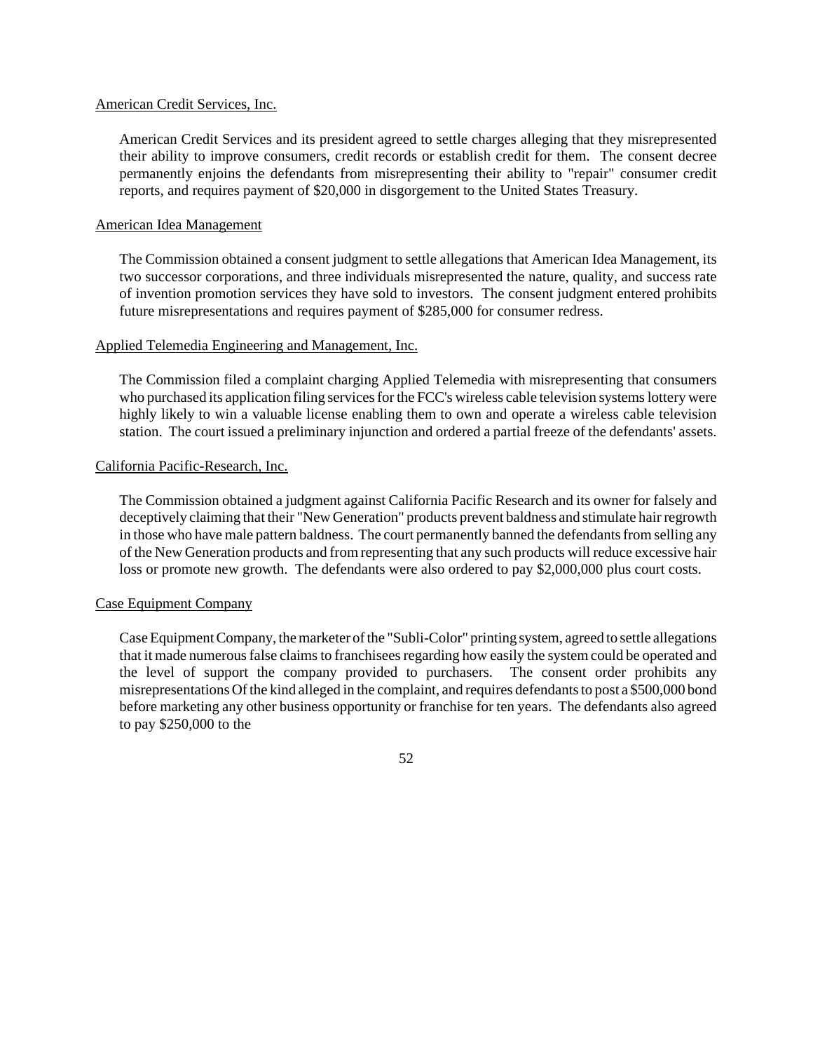<u>American Credit Services, Inc.</u>

American Credit Services and its president agreed to settle charges alleging that they misrepresented their ability to improve consumers, credit records or establish credit for them. The consent decree permanently enjoins the defendants from misrepresenting their ability to "repair" consumer credit reports, and requires payment of $20,000 in disgorgement to the United States Treasury.

<u>American Idea Management</u>

The Commission obtained a consent judgment to settle allegations that American Idea Management, its two successor corporations, and three individuals misrepresented the nature, quality, and success rate of invention promotion services they have sold to investors. The consent judgment entered prohibits future misrepresentations and requires payment of $285,000 for consumer redress.

<u>Applied Telemedia Engineering and Management, Inc.</u>

The Commission filed a complaint charging Applied Telemedia with misrepresenting that consumers who purchased its application filing services for the FCC's wireless cable television systems lottery were highly likely to win a valuable license enabling them to own and operate a wireless cable television station. The court issued a preliminary injunction and ordered a partial freeze of the defendants' assets.

<u>California Pacific-Research, Inc.</u>

The Commission obtained a judgment against California Pacific Research and its owner for falsely and deceptively claiming that their "New Generation" products prevent baldness and stimulate hair regrowth in those who have male pattern baldness. The court permanently banned the defendants from selling any of the New Generation products and from representing that any such products will reduce excessive hair loss or promote new growth. The defendants were also ordered to pay $2,000,000 plus court costs.

<u>Case Equipment Company</u>

Case Equipment Company, the marketer of the "Subli-Color" printing system, agreed to settle allegations that it made numerous false claims to franchisees regarding how easily the system could be operated and the level of support the company provided to purchasers. The consent order prohibits any misrepresentations Of the kind alleged in the complaint, and requires defendants to post a $500,000 bond before marketing any other business opportunity or franchise for ten years. The defendants also agreed to pay $250,000 to the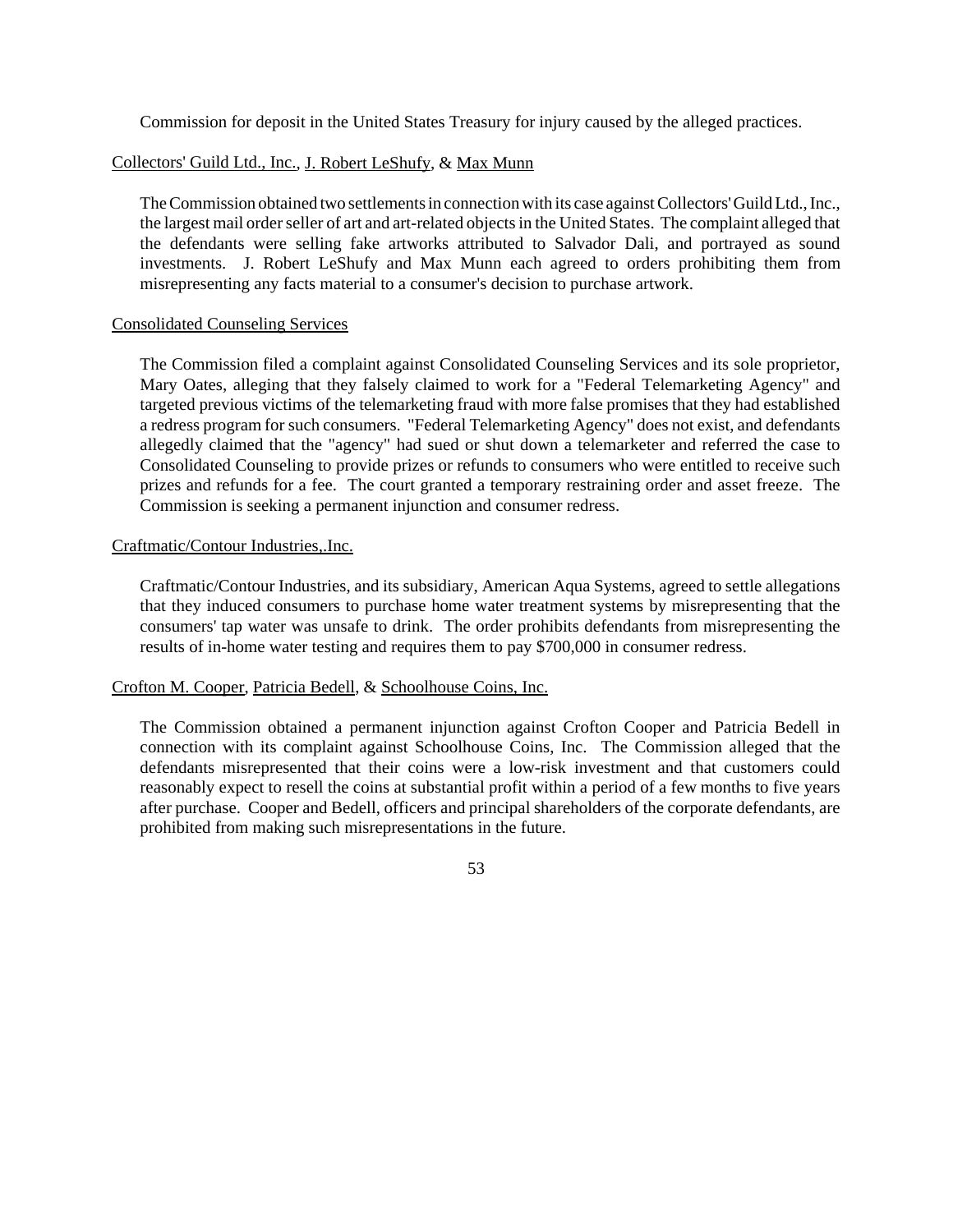Commission for deposit in the United States Treasury for injury caused by the alleged practices.

<u>Collectors' Guild Ltd., Inc.</u>, <u>J. Robert LeShufy</u>, & <u>Max Munn</u>

The Commission obtained two settlements in connection with its case against Collectors' Guild Ltd., Inc., the largest mail order seller of art and art-related objects in the United States. The complaint alleged that the defendants were selling fake artworks attributed to Salvador Dali, and portrayed as sound investments. J. Robert LeShufy and Max Munn each agreed to orders prohibiting them from misrepresenting any facts material to a consumer's decision to purchase artwork.

<u>Consolidated Counseling Services</u>

The Commission filed a complaint against Consolidated Counseling Services and its sole proprietor, Mary Oates, alleging that they falsely claimed to work for a "Federal Telemarketing Agency" and targeted previous victims of the telemarketing fraud with more false promises that they had established a redress program for such consumers. "Federal Telemarketing Agency" does not exist, and defendants allegedly claimed that the "agency" had sued or shut down a telemarketer and referred the case to Consolidated Counseling to provide prizes or refunds to consumers who were entitled to receive such prizes and refunds for a fee. The court granted a temporary restraining order and asset freeze. The Commission is seeking a permanent injunction and consumer redress.

<u>Craftmatic/Contour Industries,.Inc.</u>

Craftmatic/Contour Industries, and its subsidiary, American Aqua Systems, agreed to settle allegations that they induced consumers to purchase home water treatment systems by misrepresenting that the consumers' tap water was unsafe to drink. The order prohibits defendants from misrepresenting the results of in-home water testing and requires them to pay $700,000 in consumer redress.

<u>Crofton M. Cooper</u>, <u>Patricia Bedell</u>, & <u>Schoolhouse Coins, Inc.</u>

The Commission obtained a permanent injunction against Crofton Cooper and Patricia Bedell in connection with its complaint against Schoolhouse Coins, Inc. The Commission alleged that the defendants misrepresented that their coins were a low-risk investment and that customers could reasonably expect to resell the coins at substantial profit within a period of a few months to five years after purchase. Cooper and Bedell, officers and principal shareholders of the corporate defendants, are prohibited from making such misrepresentations in the future.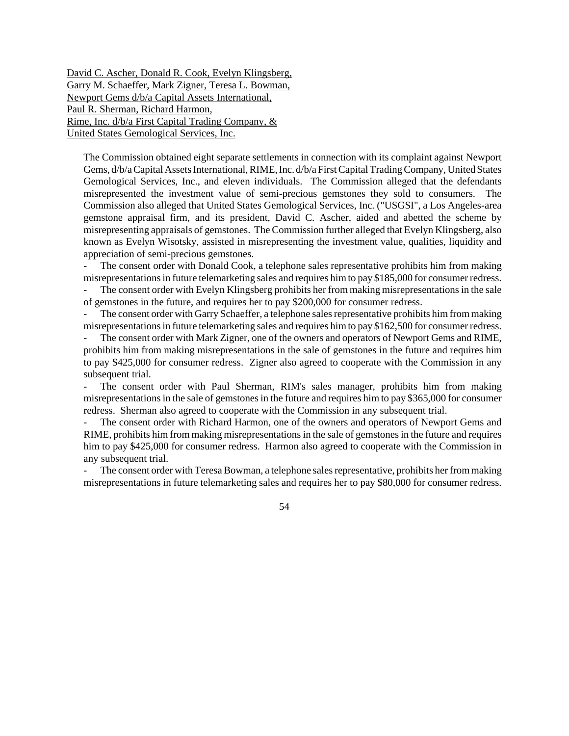David C. Ascher, Donald R. Cook, Evelyn Klingsberg,
Garry M. Schaeffer, Mark Zigner, Teresa L. Bowman,
Newport Gems d/b/a Capital Assets International,
Paul R. Sherman, Richard Harmon,
Rime, Inc. d/b/a First Capital Trading Company, &
United States Gemological Services, Inc.

The Commission obtained eight separate settlements in connection with its complaint against Newport Gems, d/b/a Capital Assets International, RIME, Inc. d/b/a First Capital Trading Company, United States Gemological Services, Inc., and eleven individuals. The Commission alleged that the defendants misrepresented the investment value of semi-precious gemstones they sold to consumers. The Commission also alleged that United States Gemological Services, Inc. ("USGSI", a Los Angeles-area gemstone appraisal firm, and its president, David C. Ascher, aided and abetted the scheme by misrepresenting appraisals of gemstones. The Commission further alleged that Evelyn Klingsberg, also known as Evelyn Wisotsky, assisted in misrepresenting the investment value, qualities, liquidity and appreciation of semi-precious gemstones.

- The consent order with Donald Cook, a telephone sales representative prohibits him from making misrepresentations in future telemarketing sales and requires him to pay $185,000 for consumer redress.
- The consent order with Evelyn Klingsberg prohibits her from making misrepresentations in the sale of gemstones in the future, and requires her to pay $200,000 for consumer redress.
- The consent order with Garry Schaeffer, a telephone sales representative prohibits him from making misrepresentations in future telemarketing sales and requires him to pay $162,500 for consumer redress.
- The consent order with Mark Zigner, one of the owners and operators of Newport Gems and RIME, prohibits him from making misrepresentations in the sale of gemstones in the future and requires him to pay $425,000 for consumer redress. Zigner also agreed to cooperate with the Commission in any subsequent trial.
- The consent order with Paul Sherman, RIM's sales manager, prohibits him from making misrepresentations in the sale of gemstones in the future and requires him to pay $365,000 for consumer redress. Sherman also agreed to cooperate with the Commission in any subsequent trial.
- The consent order with Richard Harmon, one of the owners and operators of Newport Gems and RIME, prohibits him from making misrepresentations in the sale of gemstones in the future and requires him to pay $425,000 for consumer redress. Harmon also agreed to cooperate with the Commission in any subsequent trial.
- The consent order with Teresa Bowman, a telephone sales representative, prohibits her from making misrepresentations in future telemarketing sales and requires her to pay $80,000 for consumer redress.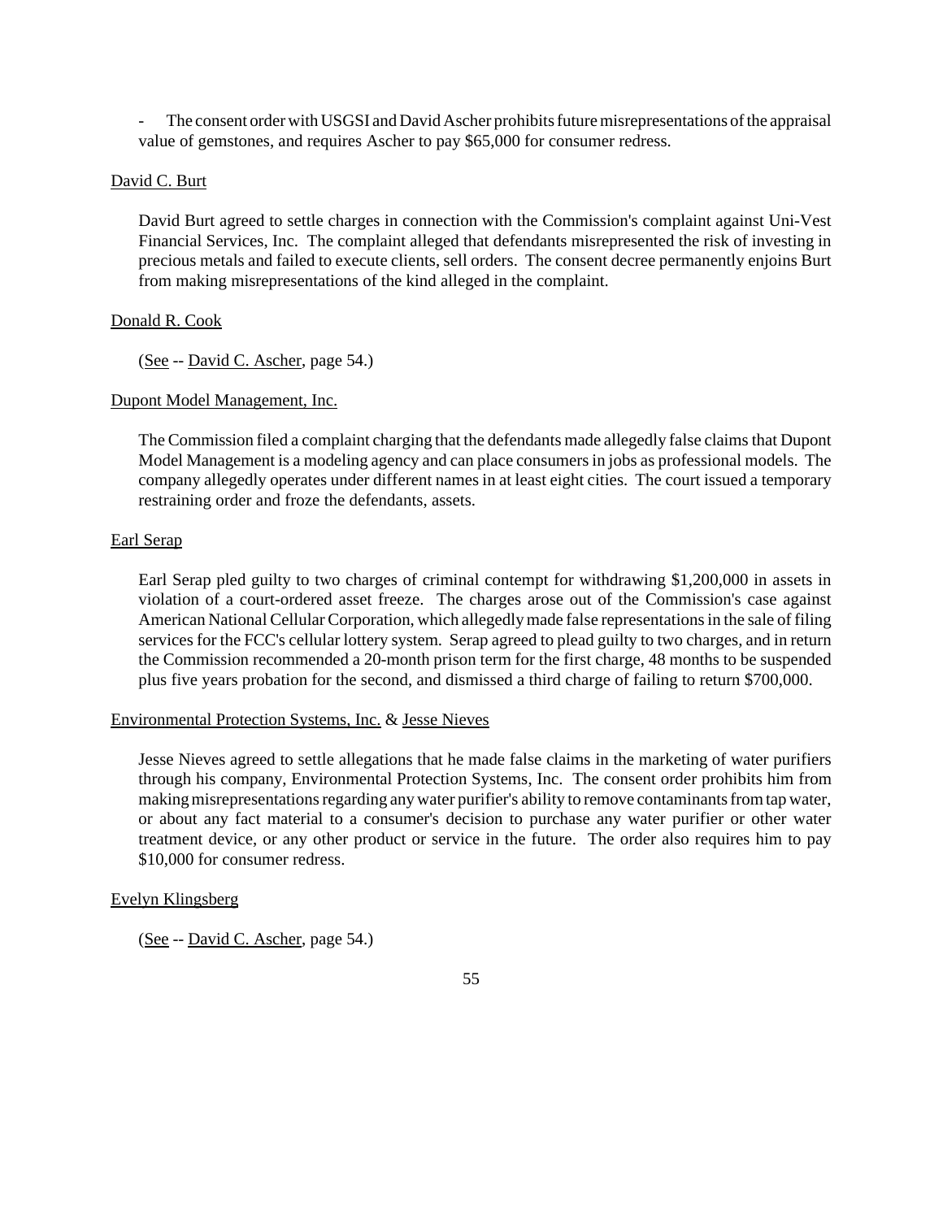- The consent order with USGSI and David Ascher prohibits future misrepresentations of the appraisal value of gemstones, and requires Ascher to pay $65,000 for consumer redress.

David C. Burt

David Burt agreed to settle charges in connection with the Commission's complaint against Uni-Vest Financial Services, Inc. The complaint alleged that defendants misrepresented the risk of investing in precious metals and failed to execute clients, sell orders. The consent decree permanently enjoins Burt from making misrepresentations of the kind alleged in the complaint.

Donald R. Cook

(See -- David C. Ascher, page 54.)

Dupont Model Management, Inc.

The Commission filed a complaint charging that the defendants made allegedly false claims that Dupont Model Management is a modeling agency and can place consumers in jobs as professional models. The company allegedly operates under different names in at least eight cities. The court issued a temporary restraining order and froze the defendants, assets.

Earl Serap

Earl Serap pled guilty to two charges of criminal contempt for withdrawing $1,200,000 in assets in violation of a court-ordered asset freeze. The charges arose out of the Commission's case against American National Cellular Corporation, which allegedly made false representations in the sale of filing services for the FCC's cellular lottery system. Serap agreed to plead guilty to two charges, and in return the Commission recommended a 20-month prison term for the first charge, 48 months to be suspended plus five years probation for the second, and dismissed a third charge of failing to return $700,000.

Environmental Protection Systems, Inc. & Jesse Nieves

Jesse Nieves agreed to settle allegations that he made false claims in the marketing of water purifiers through his company, Environmental Protection Systems, Inc. The consent order prohibits him from making misrepresentations regarding any water purifier's ability to remove contaminants from tap water, or about any fact material to a consumer's decision to purchase any water purifier or other water treatment device, or any other product or service in the future. The order also requires him to pay $10,000 for consumer redress.

Evelyn Klingsberg

(See -- David C. Ascher, page 54.)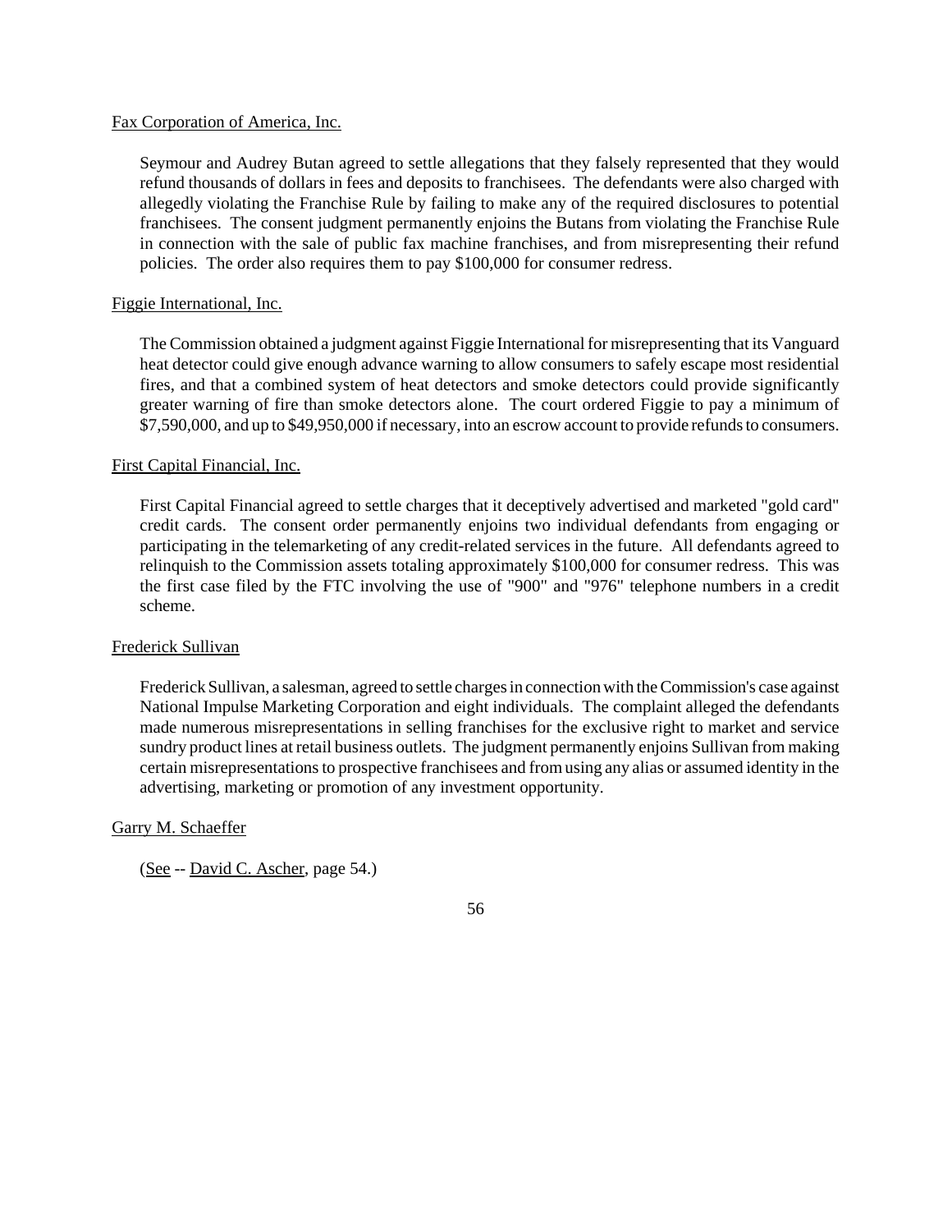Fax Corporation of America, Inc.

Seymour and Audrey Butan agreed to settle allegations that they falsely represented that they would refund thousands of dollars in fees and deposits to franchisees. The defendants were also charged with allegedly violating the Franchise Rule by failing to make any of the required disclosures to potential franchisees. The consent judgment permanently enjoins the Butans from violating the Franchise Rule in connection with the sale of public fax machine franchises, and from misrepresenting their refund policies. The order also requires them to pay $100,000 for consumer redress.

Figgie International, Inc.

The Commission obtained a judgment against Figgie International for misrepresenting that its Vanguard heat detector could give enough advance warning to allow consumers to safely escape most residential fires, and that a combined system of heat detectors and smoke detectors could provide significantly greater warning of fire than smoke detectors alone. The court ordered Figgie to pay a minimum of $7,590,000, and up to $49,950,000 if necessary, into an escrow account to provide refunds to consumers.

First Capital Financial, Inc.

First Capital Financial agreed to settle charges that it deceptively advertised and marketed "gold card" credit cards. The consent order permanently enjoins two individual defendants from engaging or participating in the telemarketing of any credit-related services in the future. All defendants agreed to relinquish to the Commission assets totaling approximately $100,000 for consumer redress. This was the first case filed by the FTC involving the use of "900" and "976" telephone numbers in a credit scheme.

Frederick Sullivan

Frederick Sullivan, a salesman, agreed to settle charges in connection with the Commission's case against National Impulse Marketing Corporation and eight individuals. The complaint alleged the defendants made numerous misrepresentations in selling franchises for the exclusive right to market and service sundry product lines at retail business outlets. The judgment permanently enjoins Sullivan from making certain misrepresentations to prospective franchisees and from using any alias or assumed identity in the advertising, marketing or promotion of any investment opportunity.

Garry M. Schaeffer

(See -- David C. Ascher, page 54.)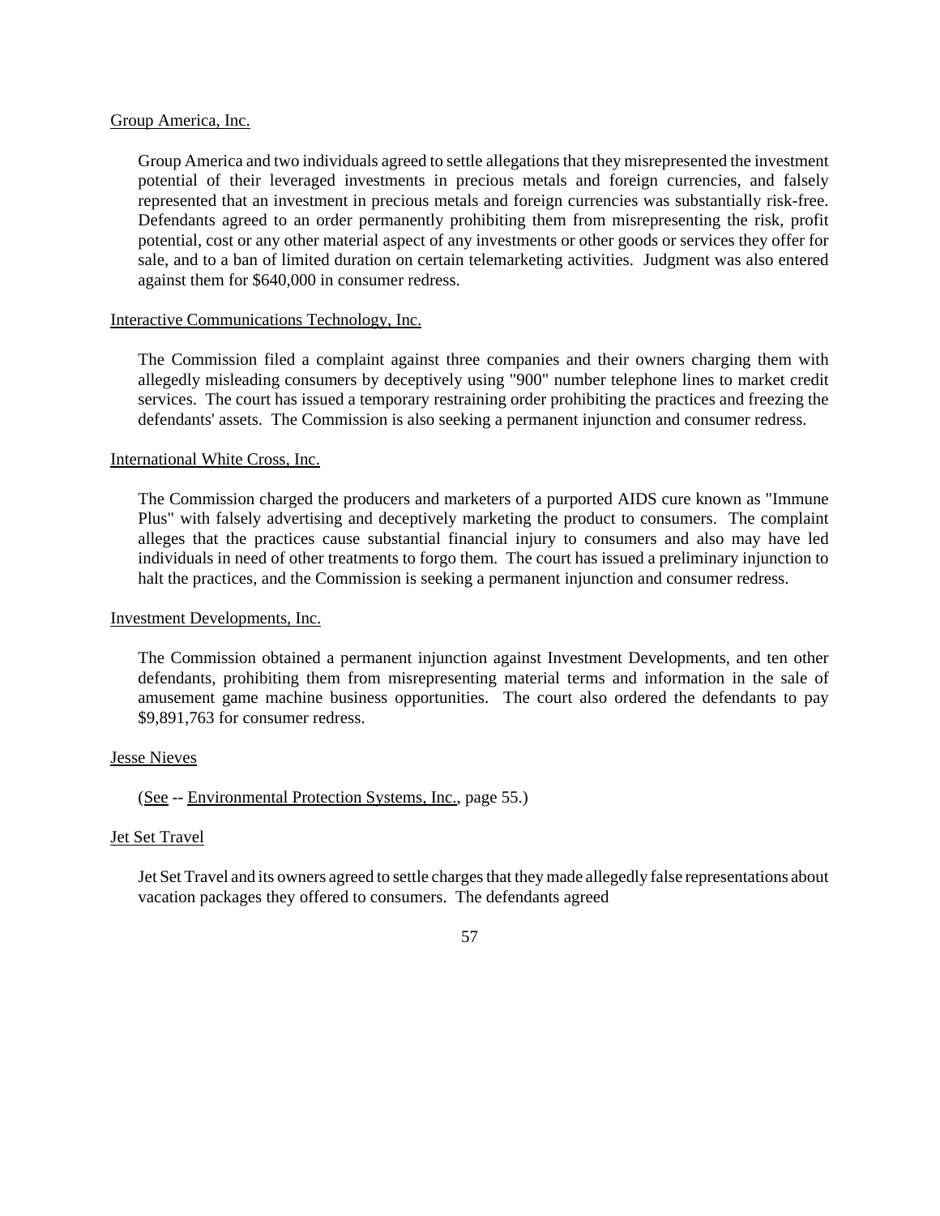Group America, Inc.

Group America and two individuals agreed to settle allegations that they misrepresented the investment potential of their leveraged investments in precious metals and foreign currencies, and falsely represented that an investment in precious metals and foreign currencies was substantially risk-free. Defendants agreed to an order permanently prohibiting them from misrepresenting the risk, profit potential, cost or any other material aspect of any investments or other goods or services they offer for sale, and to a ban of limited duration on certain telemarketing activities. Judgment was also entered against them for $640,000 in consumer redress.

Interactive Communications Technology, Inc.

The Commission filed a complaint against three companies and their owners charging them with allegedly misleading consumers by deceptively using "900" number telephone lines to market credit services. The court has issued a temporary restraining order prohibiting the practices and freezing the defendants' assets. The Commission is also seeking a permanent injunction and consumer redress.

International White Cross, Inc.

The Commission charged the producers and marketers of a purported AIDS cure known as "Immune Plus" with falsely advertising and deceptively marketing the product to consumers. The complaint alleges that the practices cause substantial financial injury to consumers and also may have led individuals in need of other treatments to forgo them. The court has issued a preliminary injunction to halt the practices, and the Commission is seeking a permanent injunction and consumer redress.

Investment Developments, Inc.

The Commission obtained a permanent injunction against Investment Developments, and ten other defendants, prohibiting them from misrepresenting material terms and information in the sale of amusement game machine business opportunities. The court also ordered the defendants to pay $9,891,763 for consumer redress.

Jesse Nieves

(See -- Environmental Protection Systems, Inc., page 55.)

Jet Set Travel

Jet Set Travel and its owners agreed to settle charges that they made allegedly false representations about vacation packages they offered to consumers. The defendants agreed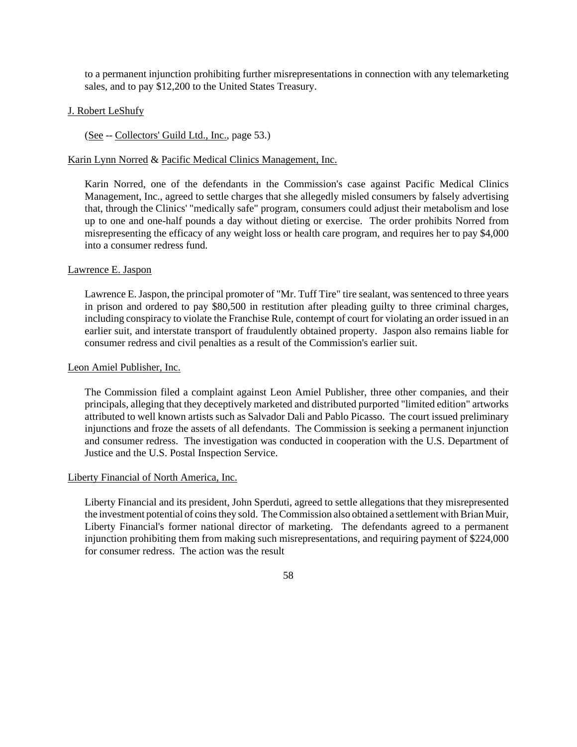to a permanent injunction prohibiting further misrepresentations in connection with any telemarketing sales, and to pay $12,200 to the United States Treasury.

J. Robert LeShufy

(See -- Collectors' Guild Ltd., Inc., page 53.)

Karin Lynn Norred & Pacific Medical Clinics Management, Inc.

Karin Norred, one of the defendants in the Commission's case against Pacific Medical Clinics Management, Inc., agreed to settle charges that she allegedly misled consumers by falsely advertising that, through the Clinics' "medically safe" program, consumers could adjust their metabolism and lose up to one and one-half pounds a day without dieting or exercise. The order prohibits Norred from misrepresenting the efficacy of any weight loss or health care program, and requires her to pay $4,000 into a consumer redress fund.

Lawrence E. Jaspon

Lawrence E. Jaspon, the principal promoter of "Mr. Tuff Tire" tire sealant, was sentenced to three years in prison and ordered to pay $80,500 in restitution after pleading guilty to three criminal charges, including conspiracy to violate the Franchise Rule, contempt of court for violating an order issued in an earlier suit, and interstate transport of fraudulently obtained property. Jaspon also remains liable for consumer redress and civil penalties as a result of the Commission's earlier suit.

Leon Amiel Publisher, Inc.

The Commission filed a complaint against Leon Amiel Publisher, three other companies, and their principals, alleging that they deceptively marketed and distributed purported "limited edition" artworks attributed to well known artists such as Salvador Dali and Pablo Picasso. The court issued preliminary injunctions and froze the assets of all defendants. The Commission is seeking a permanent injunction and consumer redress. The investigation was conducted in cooperation with the U.S. Department of Justice and the U.S. Postal Inspection Service.

Liberty Financial of North America, Inc.

Liberty Financial and its president, John Sperduti, agreed to settle allegations that they misrepresented the investment potential of coins they sold. The Commission also obtained a settlement with Brian Muir, Liberty Financial's former national director of marketing. The defendants agreed to a permanent injunction prohibiting them from making such misrepresentations, and requiring payment of $224,000 for consumer redress. The action was the result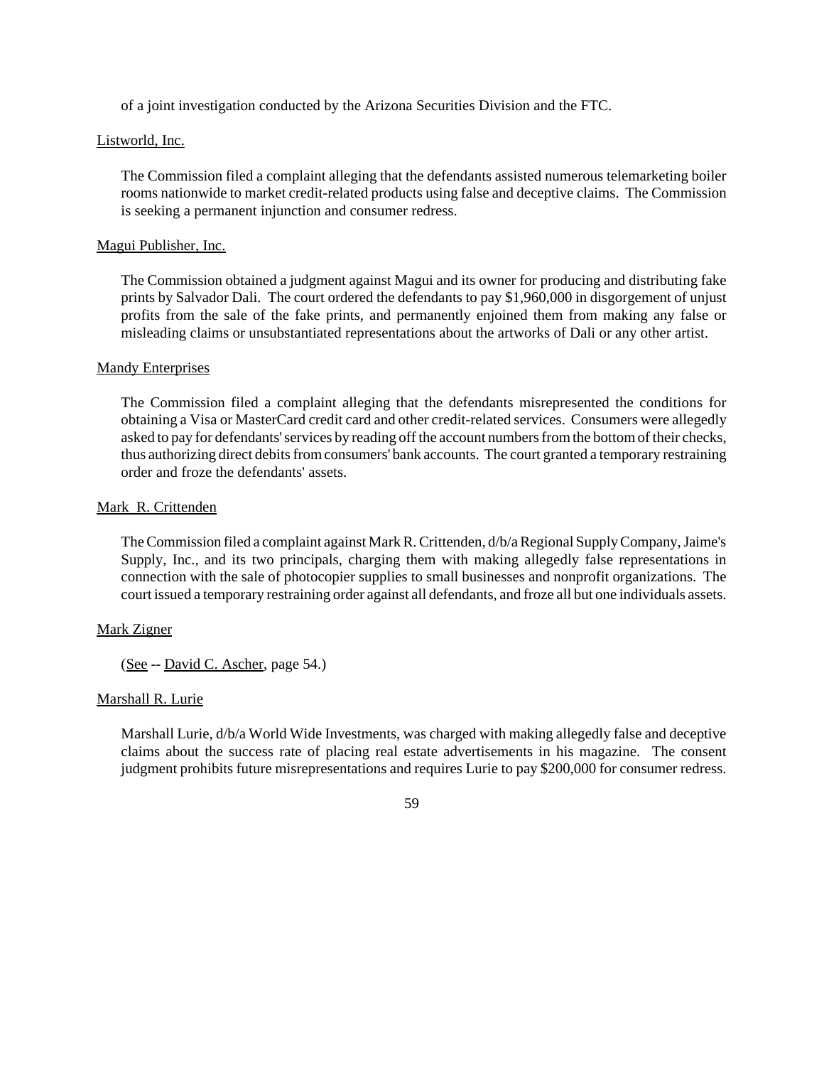of a joint investigation conducted by the Arizona Securities Division and the FTC.

<u>Listworld, Inc.</u>

The Commission filed a complaint alleging that the defendants assisted numerous telemarketing boiler rooms nationwide to market credit-related products using false and deceptive claims. The Commission is seeking a permanent injunction and consumer redress.

<u>Magui Publisher, Inc.</u>

The Commission obtained a judgment against Magui and its owner for producing and distributing fake prints by Salvador Dali. The court ordered the defendants to pay $1,960,000 in disgorgement of unjust profits from the sale of the fake prints, and permanently enjoined them from making any false or misleading claims or unsubstantiated representations about the artworks of Dali or any other artist.

<u>Mandy Enterprises</u>

The Commission filed a complaint alleging that the defendants misrepresented the conditions for obtaining a Visa or MasterCard credit card and other credit-related services. Consumers were allegedly asked to pay for defendants' services by reading off the account numbers from the bottom of their checks, thus authorizing direct debits from consumers' bank accounts. The court granted a temporary restraining order and froze the defendants' assets.

<u>Mark R. Crittenden</u>

The Commission filed a complaint against Mark R. Crittenden, d/b/a Regional Supply Company, Jaime's Supply, Inc., and its two principals, charging them with making allegedly false representations in connection with the sale of photocopier supplies to small businesses and nonprofit organizations. The court issued a temporary restraining order against all defendants, and froze all but one individuals assets.

<u>Mark Zigner</u>

(<u>See</u> -- <u>David C. Ascher</u>, page 54.)

<u>Marshall R. Lurie</u>

Marshall Lurie, d/b/a World Wide Investments, was charged with making allegedly false and deceptive claims about the success rate of placing real estate advertisements in his magazine. The consent judgment prohibits future misrepresentations and requires Lurie to pay $200,000 for consumer redress.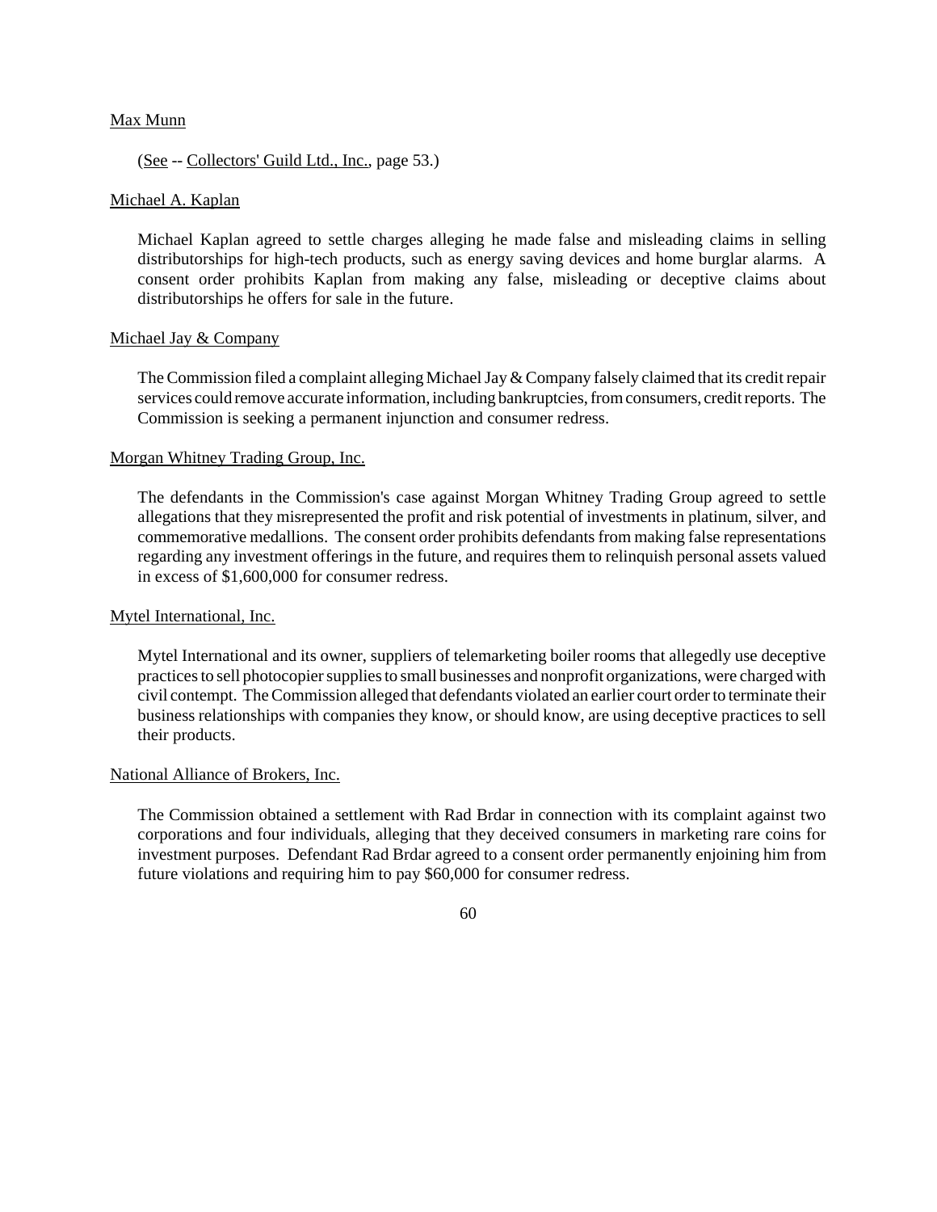Max Munn

(See -- Collectors' Guild Ltd., Inc., page 53.)

Michael A. Kaplan

Michael Kaplan agreed to settle charges alleging he made false and misleading claims in selling distributorships for high-tech products, such as energy saving devices and home burglar alarms. A consent order prohibits Kaplan from making any false, misleading or deceptive claims about distributorships he offers for sale in the future.

Michael Jay & Company

The Commission filed a complaint alleging Michael Jay & Company falsely claimed that its credit repair services could remove accurate information, including bankruptcies, from consumers, credit reports. The Commission is seeking a permanent injunction and consumer redress.

Morgan Whitney Trading Group, Inc.

The defendants in the Commission's case against Morgan Whitney Trading Group agreed to settle allegations that they misrepresented the profit and risk potential of investments in platinum, silver, and commemorative medallions. The consent order prohibits defendants from making false representations regarding any investment offerings in the future, and requires them to relinquish personal assets valued in excess of $1,600,000 for consumer redress.

Mytel International, Inc.

Mytel International and its owner, suppliers of telemarketing boiler rooms that allegedly use deceptive practices to sell photocopier supplies to small businesses and nonprofit organizations, were charged with civil contempt. The Commission alleged that defendants violated an earlier court order to terminate their business relationships with companies they know, or should know, are using deceptive practices to sell their products.

National Alliance of Brokers, Inc.

The Commission obtained a settlement with Rad Brdar in connection with its complaint against two corporations and four individuals, alleging that they deceived consumers in marketing rare coins for investment purposes. Defendant Rad Brdar agreed to a consent order permanently enjoining him from future violations and requiring him to pay $60,000 for consumer redress.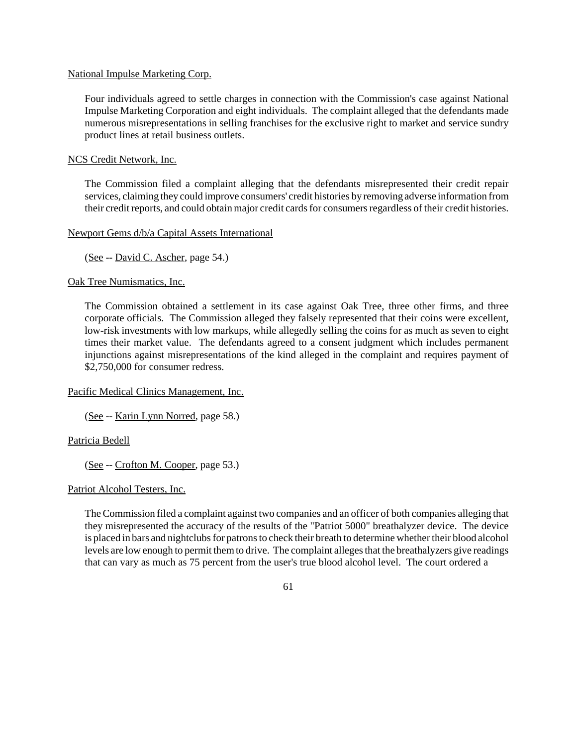National Impulse Marketing Corp.

Four individuals agreed to settle charges in connection with the Commission's case against National Impulse Marketing Corporation and eight individuals. The complaint alleged that the defendants made numerous misrepresentations in selling franchises for the exclusive right to market and service sundry product lines at retail business outlets.

NCS Credit Network, Inc.

The Commission filed a complaint alleging that the defendants misrepresented their credit repair services, claiming they could improve consumers' credit histories by removing adverse information from their credit reports, and could obtain major credit cards for consumers regardless of their credit histories.

Newport Gems d/b/a Capital Assets International

(See -- David C. Ascher, page 54.)

Oak Tree Numismatics, Inc.

The Commission obtained a settlement in its case against Oak Tree, three other firms, and three corporate officials. The Commission alleged they falsely represented that their coins were excellent, low-risk investments with low markups, while allegedly selling the coins for as much as seven to eight times their market value. The defendants agreed to a consent judgment which includes permanent injunctions against misrepresentations of the kind alleged in the complaint and requires payment of $2,750,000 for consumer redress.

Pacific Medical Clinics Management, Inc.

(See -- Karin Lynn Norred, page 58.)

Patricia Bedell

(See -- Crofton M. Cooper, page 53.)

Patriot Alcohol Testers, Inc.

The Commission filed a complaint against two companies and an officer of both companies alleging that they misrepresented the accuracy of the results of the "Patriot 5000" breathalyzer device. The device is placed in bars and nightclubs for patrons to check their breath to determine whether their blood alcohol levels are low enough to permit them to drive. The complaint alleges that the breathalyzers give readings that can vary as much as 75 percent from the user's true blood alcohol level. The court ordered a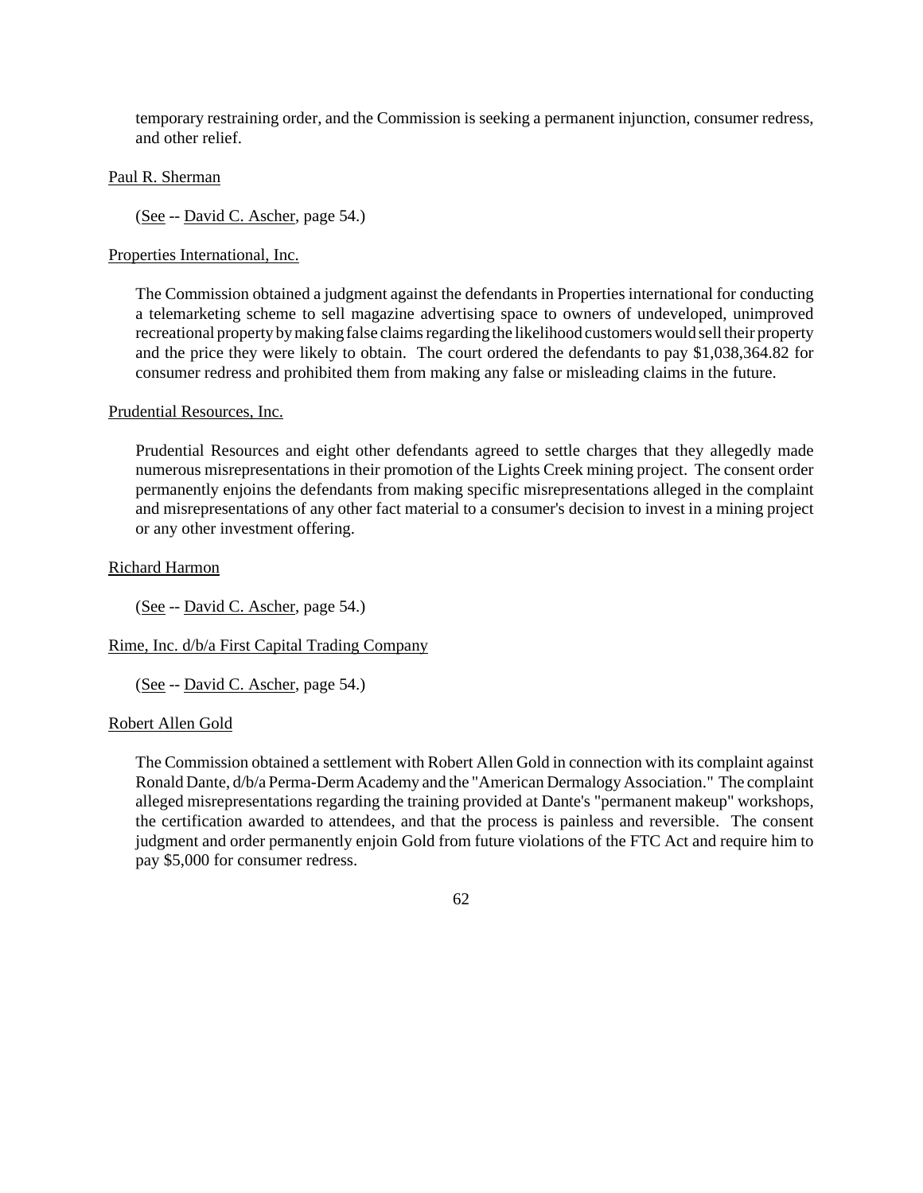temporary restraining order, and the Commission is seeking a permanent injunction, consumer redress, and other relief.

Paul R. Sherman

(See -- David C. Ascher, page 54.)

Properties International, Inc.

The Commission obtained a judgment against the defendants in Properties international for conducting a telemarketing scheme to sell magazine advertising space to owners of undeveloped, unimproved recreational property by making false claims regarding the likelihood customers would sell their property and the price they were likely to obtain. The court ordered the defendants to pay $1,038,364.82 for consumer redress and prohibited them from making any false or misleading claims in the future.

Prudential Resources, Inc.

Prudential Resources and eight other defendants agreed to settle charges that they allegedly made numerous misrepresentations in their promotion of the Lights Creek mining project. The consent order permanently enjoins the defendants from making specific misrepresentations alleged in the complaint and misrepresentations of any other fact material to a consumer's decision to invest in a mining project or any other investment offering.

Richard Harmon

(See -- David C. Ascher, page 54.)

Rime, Inc. d/b/a First Capital Trading Company

(See -- David C. Ascher, page 54.)

Robert Allen Gold

The Commission obtained a settlement with Robert Allen Gold in connection with its complaint against Ronald Dante, d/b/a Perma-Derm Academy and the "American Dermalogy Association." The complaint alleged misrepresentations regarding the training provided at Dante's "permanent makeup" workshops, the certification awarded to attendees, and that the process is painless and reversible. The consent judgment and order permanently enjoin Gold from future violations of the FTC Act and require him to pay $5,000 for consumer redress.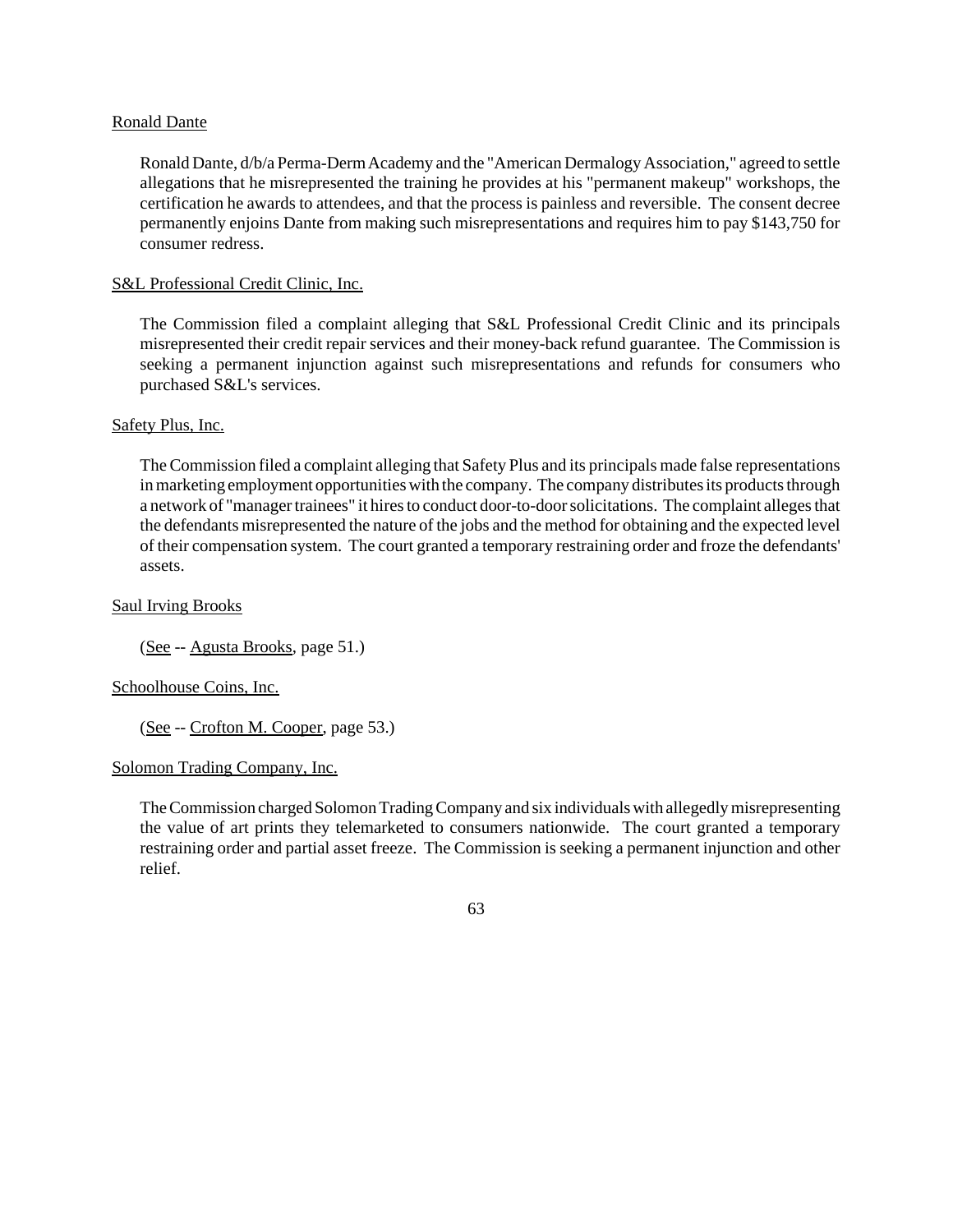Ronald Dante

Ronald Dante, d/b/a Perma-Derm Academy and the "American Dermalogy Association," agreed to settle allegations that he misrepresented the training he provides at his "permanent makeup" workshops, the certification he awards to attendees, and that the process is painless and reversible. The consent decree permanently enjoins Dante from making such misrepresentations and requires him to pay $143,750 for consumer redress.

S&L Professional Credit Clinic, Inc.

The Commission filed a complaint alleging that S&L Professional Credit Clinic and its principals misrepresented their credit repair services and their money-back refund guarantee. The Commission is seeking a permanent injunction against such misrepresentations and refunds for consumers who purchased S&L's services.

Safety Plus, Inc.

The Commission filed a complaint alleging that Safety Plus and its principals made false representations in marketing employment opportunities with the company. The company distributes its products through a network of "manager trainees" it hires to conduct door-to-door solicitations. The complaint alleges that the defendants misrepresented the nature of the jobs and the method for obtaining and the expected level of their compensation system. The court granted a temporary restraining order and froze the defendants' assets.

Saul Irving Brooks

(See -- Agusta Brooks, page 51.)

Schoolhouse Coins, Inc.

(See -- Crofton M. Cooper, page 53.)

Solomon Trading Company, Inc.

The Commission charged Solomon Trading Company and six individuals with allegedly misrepresenting the value of art prints they telemarketed to consumers nationwide. The court granted a temporary restraining order and partial asset freeze. The Commission is seeking a permanent injunction and other relief.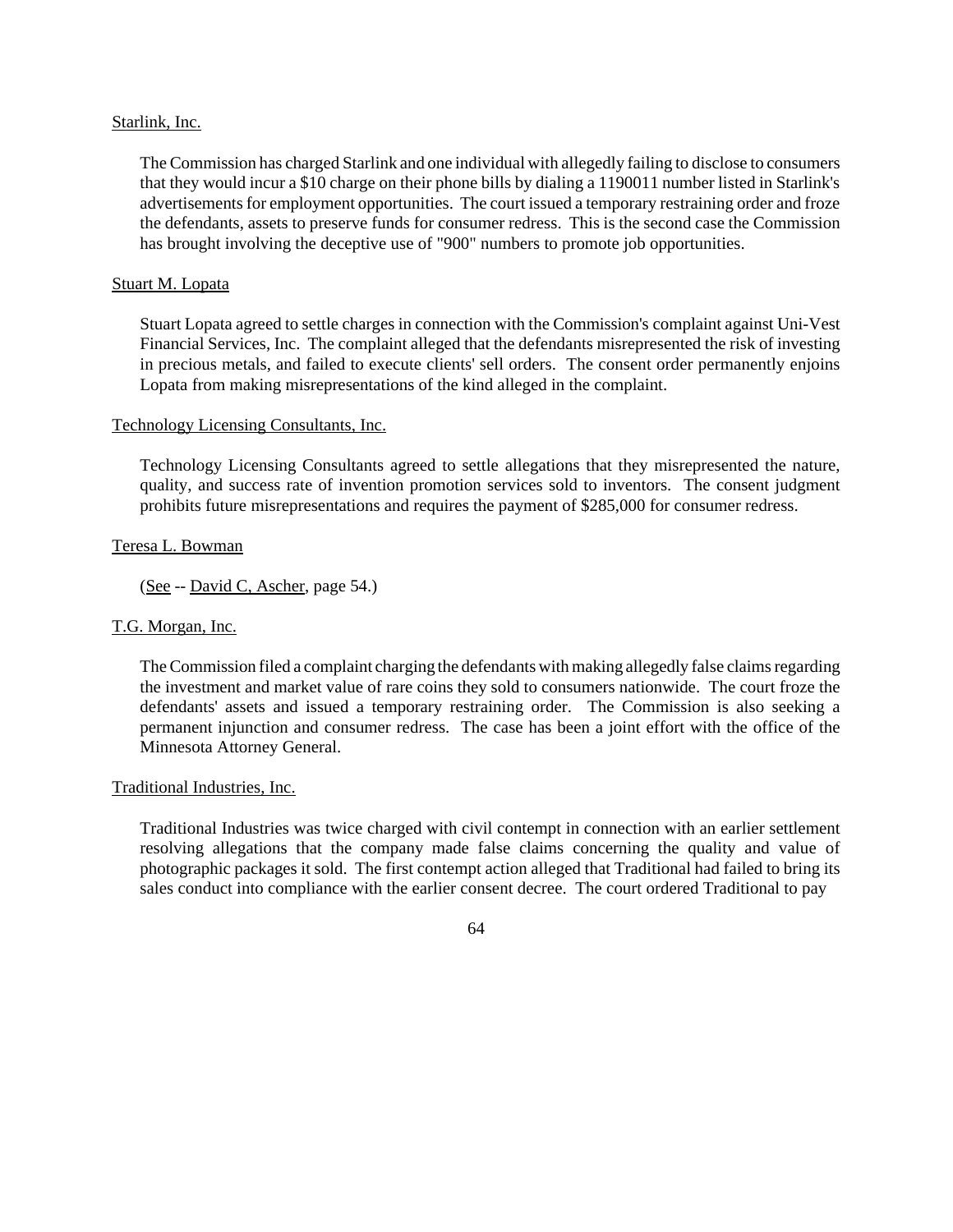<u>Starlink, Inc.</u>

The Commission has charged Starlink and one individual with allegedly failing to disclose to consumers that they would incur a $10 charge on their phone bills by dialing a 1190011 number listed in Starlink's advertisements for employment opportunities. The court issued a temporary restraining order and froze the defendants, assets to preserve funds for consumer redress. This is the second case the Commission has brought involving the deceptive use of "900" numbers to promote job opportunities.

<u>Stuart M. Lopata</u>

Stuart Lopata agreed to settle charges in connection with the Commission's complaint against Uni-Vest Financial Services, Inc. The complaint alleged that the defendants misrepresented the risk of investing in precious metals, and failed to execute clients' sell orders. The consent order permanently enjoins Lopata from making misrepresentations of the kind alleged in the complaint.

<u>Technology Licensing Consultants, Inc.</u>

Technology Licensing Consultants agreed to settle allegations that they misrepresented the nature, quality, and success rate of invention promotion services sold to inventors. The consent judgment prohibits future misrepresentations and requires the payment of $285,000 for consumer redress.

<u>Teresa L. Bowman</u>

(<u>See</u> -- <u>David C, Ascher</u>, page 54.)

<u>T.G. Morgan, Inc.</u>

The Commission filed a complaint charging the defendants with making allegedly false claims regarding the investment and market value of rare coins they sold to consumers nationwide. The court froze the defendants' assets and issued a temporary restraining order. The Commission is also seeking a permanent injunction and consumer redress. The case has been a joint effort with the office of the Minnesota Attorney General.

<u>Traditional Industries, Inc.</u>

Traditional Industries was twice charged with civil contempt in connection with an earlier settlement resolving allegations that the company made false claims concerning the quality and value of photographic packages it sold. The first contempt action alleged that Traditional had failed to bring its sales conduct into compliance with the earlier consent decree. The court ordered Traditional to pay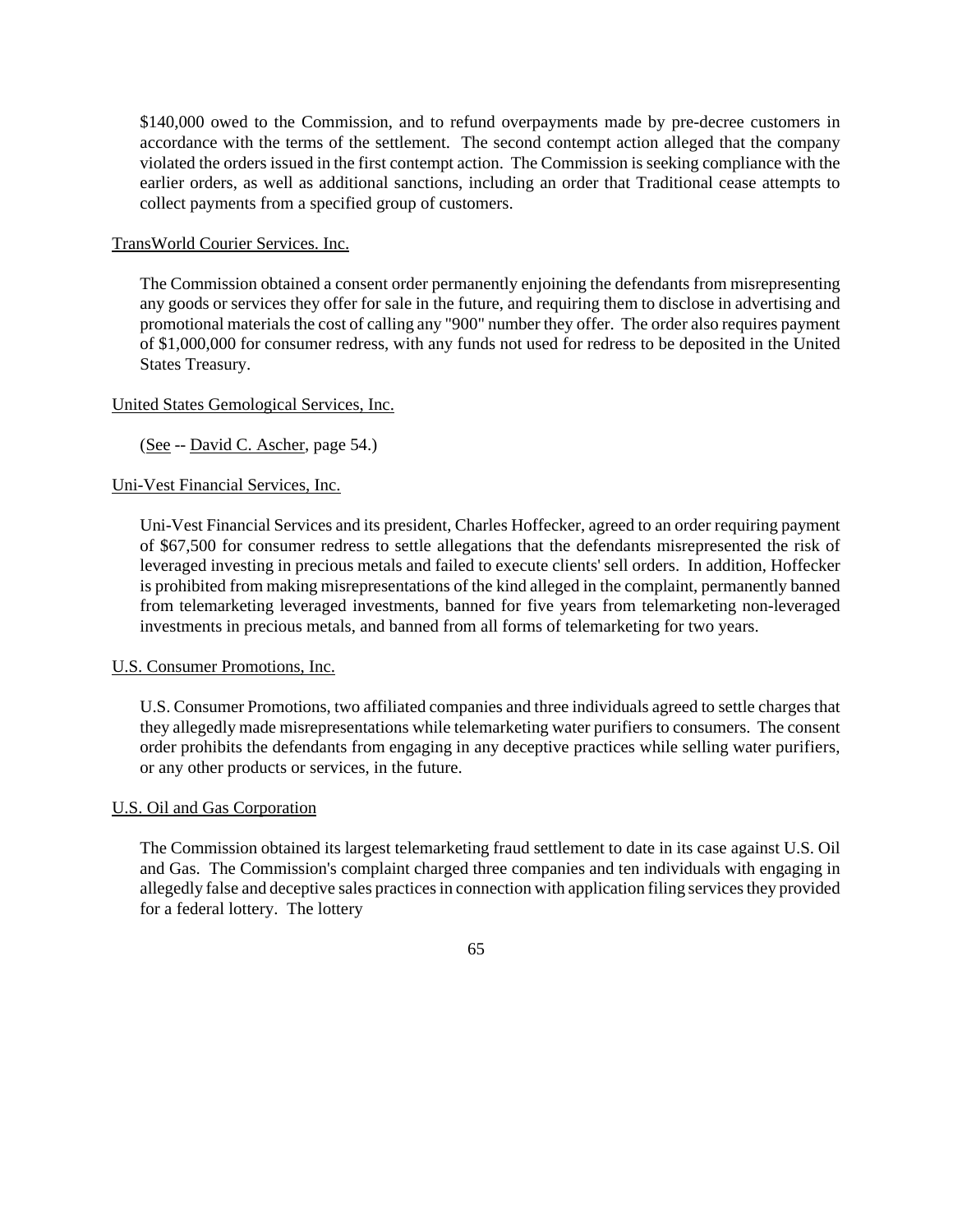$140,000 owed to the Commission, and to refund overpayments made by pre-decree customers in accordance with the terms of the settlement. The second contempt action alleged that the company violated the orders issued in the first contempt action. The Commission is seeking compliance with the earlier orders, as well as additional sanctions, including an order that Traditional cease attempts to collect payments from a specified group of customers.

TransWorld Courier Services. Inc.

The Commission obtained a consent order permanently enjoining the defendants from misrepresenting any goods or services they offer for sale in the future, and requiring them to disclose in advertising and promotional materials the cost of calling any "900" number they offer. The order also requires payment of $1,000,000 for consumer redress, with any funds not used for redress to be deposited in the United States Treasury.

United States Gemological Services, Inc.

(See -- David C. Ascher, page 54.)

Uni-Vest Financial Services, Inc.

Uni-Vest Financial Services and its president, Charles Hoffecker, agreed to an order requiring payment of $67,500 for consumer redress to settle allegations that the defendants misrepresented the risk of leveraged investing in precious metals and failed to execute clients' sell orders. In addition, Hoffecker is prohibited from making misrepresentations of the kind alleged in the complaint, permanently banned from telemarketing leveraged investments, banned for five years from telemarketing non-leveraged investments in precious metals, and banned from all forms of telemarketing for two years.

U.S. Consumer Promotions, Inc.

U.S. Consumer Promotions, two affiliated companies and three individuals agreed to settle charges that they allegedly made misrepresentations while telemarketing water purifiers to consumers. The consent order prohibits the defendants from engaging in any deceptive practices while selling water purifiers, or any other products or services, in the future.

U.S. Oil and Gas Corporation

The Commission obtained its largest telemarketing fraud settlement to date in its case against U.S. Oil and Gas. The Commission's complaint charged three companies and ten individuals with engaging in allegedly false and deceptive sales practices in connection with application filing services they provided for a federal lottery. The lottery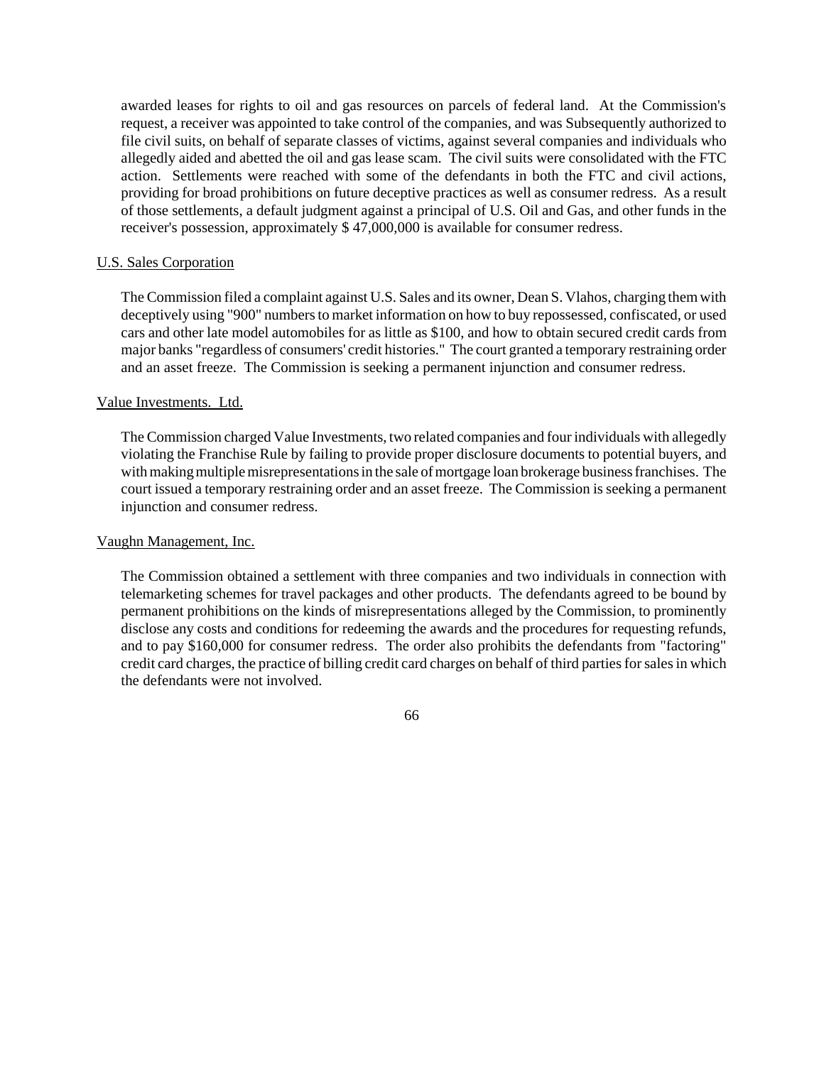awarded leases for rights to oil and gas resources on parcels of federal land. At the Commission's request, a receiver was appointed to take control of the companies, and was Subsequently authorized to file civil suits, on behalf of separate classes of victims, against several companies and individuals who allegedly aided and abetted the oil and gas lease scam. The civil suits were consolidated with the FTC action. Settlements were reached with some of the defendants in both the FTC and civil actions, providing for broad prohibitions on future deceptive practices as well as consumer redress. As a result of those settlements, a default judgment against a principal of U.S. Oil and Gas, and other funds in the receiver's possession, approximately $ 47,000,000 is available for consumer redress.

U.S. Sales Corporation

The Commission filed a complaint against U.S. Sales and its owner, Dean S. Vlahos, charging them with deceptively using "900" numbers to market information on how to buy repossessed, confiscated, or used cars and other late model automobiles for as little as $100, and how to obtain secured credit cards from major banks "regardless of consumers' credit histories." The court granted a temporary restraining order and an asset freeze. The Commission is seeking a permanent injunction and consumer redress.

Value Investments. Ltd.

The Commission charged Value Investments, two related companies and four individuals with allegedly violating the Franchise Rule by failing to provide proper disclosure documents to potential buyers, and with making multiple misrepresentations in the sale of mortgage loan brokerage business franchises. The court issued a temporary restraining order and an asset freeze. The Commission is seeking a permanent injunction and consumer redress.

Vaughn Management, Inc.

The Commission obtained a settlement with three companies and two individuals in connection with telemarketing schemes for travel packages and other products. The defendants agreed to be bound by permanent prohibitions on the kinds of misrepresentations alleged by the Commission, to prominently disclose any costs and conditions for redeeming the awards and the procedures for requesting refunds, and to pay $160,000 for consumer redress. The order also prohibits the defendants from "factoring" credit card charges, the practice of billing credit card charges on behalf of third parties for sales in which the defendants were not involved.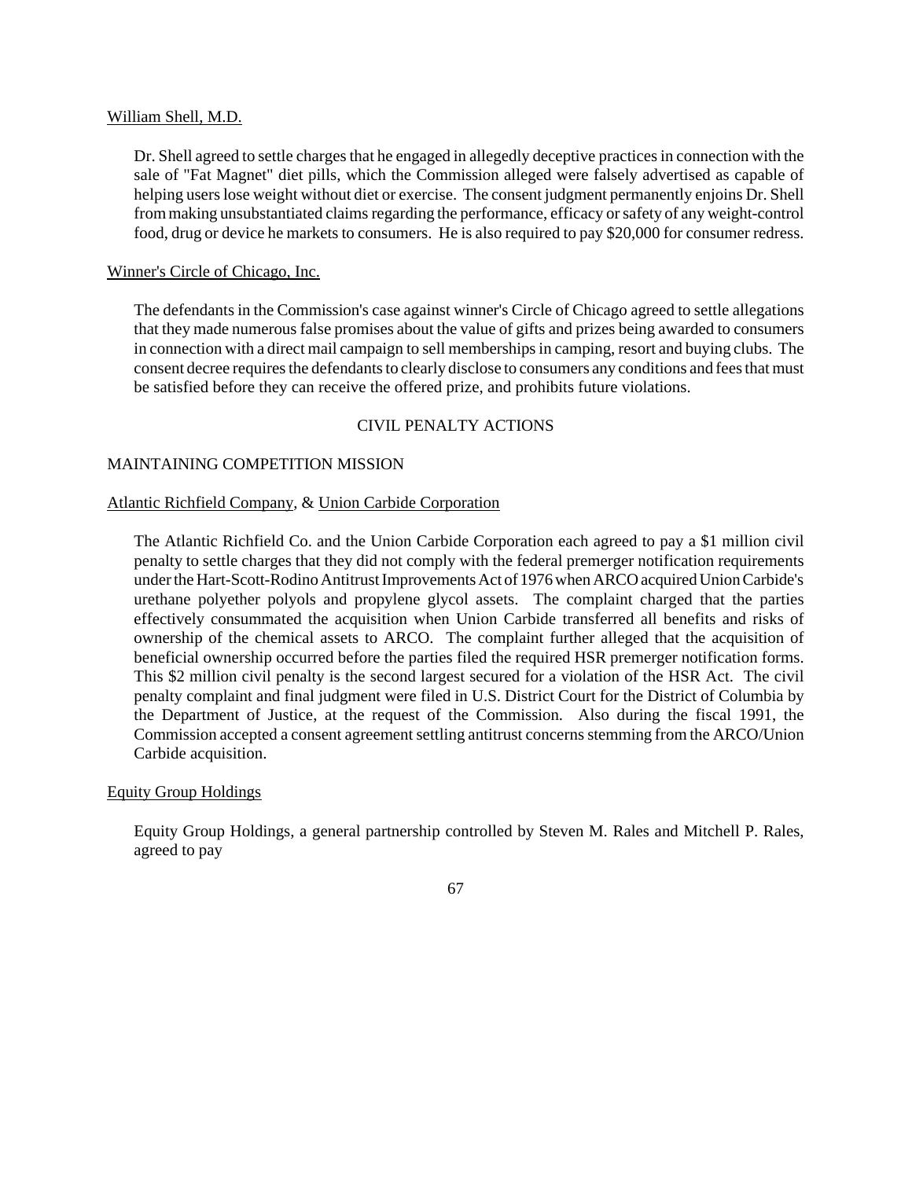William Shell, M.D.

Dr. Shell agreed to settle charges that he engaged in allegedly deceptive practices in connection with the sale of "Fat Magnet" diet pills, which the Commission alleged were falsely advertised as capable of helping users lose weight without diet or exercise. The consent judgment permanently enjoins Dr. Shell from making unsubstantiated claims regarding the performance, efficacy or safety of any weight-control food, drug or device he markets to consumers. He is also required to pay $20,000 for consumer redress.

Winner's Circle of Chicago, Inc.

The defendants in the Commission's case against winner's Circle of Chicago agreed to settle allegations that they made numerous false promises about the value of gifts and prizes being awarded to consumers in connection with a direct mail campaign to sell memberships in camping, resort and buying clubs. The consent decree requires the defendants to clearly disclose to consumers any conditions and fees that must be satisfied before they can receive the offered prize, and prohibits future violations.

## CIVIL PENALTY ACTIONS

### MAINTAINING COMPETITION MISSION

Atlantic Richfield Company, & Union Carbide Corporation

The Atlantic Richfield Co. and the Union Carbide Corporation each agreed to pay a $1 million civil penalty to settle charges that they did not comply with the federal premerger notification requirements under the Hart-Scott-Rodino Antitrust Improvements Act of 1976 when ARCO acquired Union Carbide's urethane polyether polyols and propylene glycol assets. The complaint charged that the parties effectively consummated the acquisition when Union Carbide transferred all benefits and risks of ownership of the chemical assets to ARCO. The complaint further alleged that the acquisition of beneficial ownership occurred before the parties filed the required HSR premerger notification forms. This $2 million civil penalty is the second largest secured for a violation of the HSR Act. The civil penalty complaint and final judgment were filed in U.S. District Court for the District of Columbia by the Department of Justice, at the request of the Commission. Also during the fiscal 1991, the Commission accepted a consent agreement settling antitrust concerns stemming from the ARCO/Union Carbide acquisition.

Equity Group Holdings

Equity Group Holdings, a general partnership controlled by Steven M. Rales and Mitchell P. Rales, agreed to pay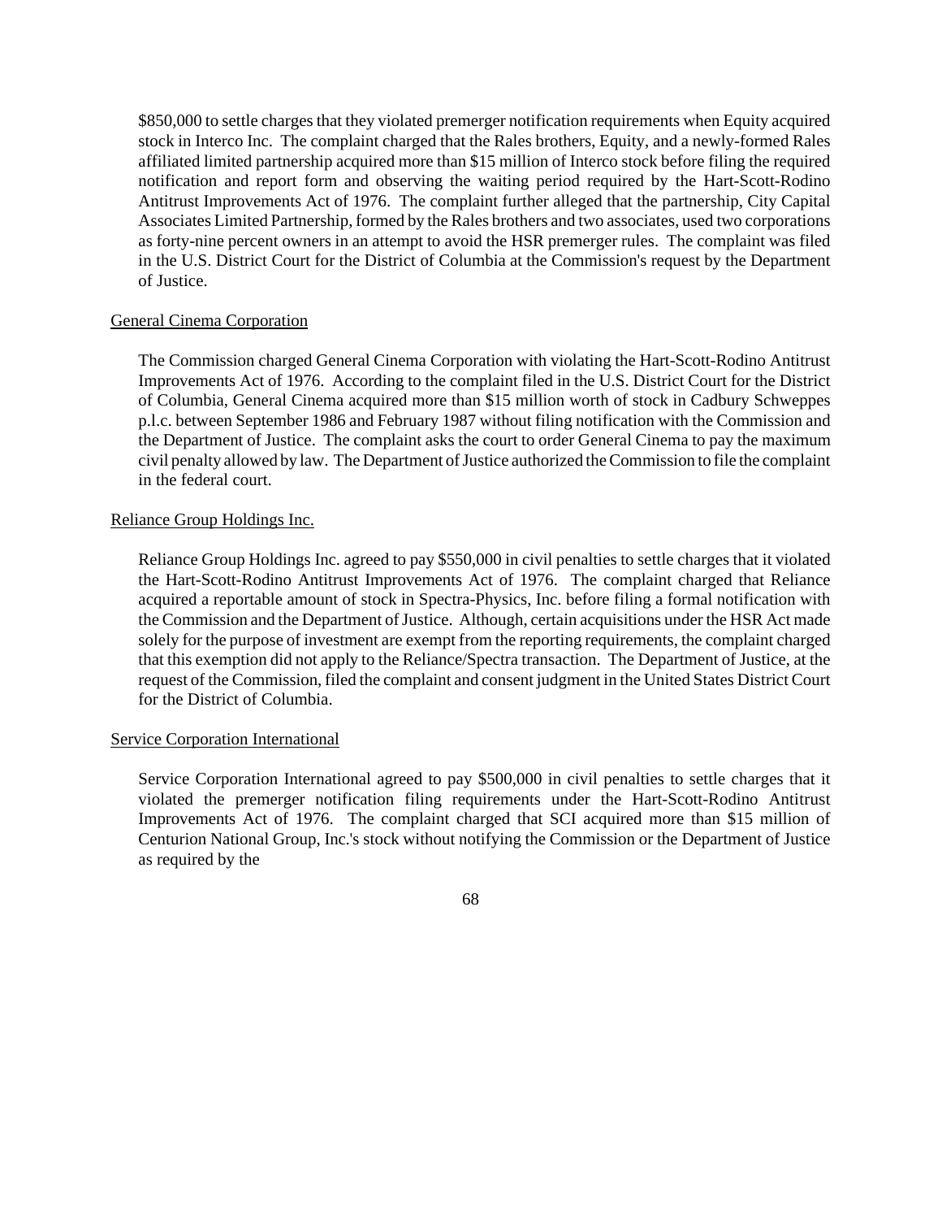$850,000 to settle charges that they violated premerger notification requirements when Equity acquired stock in Interco Inc. The complaint charged that the Rales brothers, Equity, and a newly-formed Rales affiliated limited partnership acquired more than $15 million of Interco stock before filing the required notification and report form and observing the waiting period required by the Hart-Scott-Rodino Antitrust Improvements Act of 1976. The complaint further alleged that the partnership, City Capital Associates Limited Partnership, formed by the Rales brothers and two associates, used two corporations as forty-nine percent owners in an attempt to avoid the HSR premerger rules. The complaint was filed in the U.S. District Court for the District of Columbia at the Commission's request by the Department of Justice.

General Cinema Corporation

The Commission charged General Cinema Corporation with violating the Hart-Scott-Rodino Antitrust Improvements Act of 1976. According to the complaint filed in the U.S. District Court for the District of Columbia, General Cinema acquired more than $15 million worth of stock in Cadbury Schweppes p.l.c. between September 1986 and February 1987 without filing notification with the Commission and the Department of Justice. The complaint asks the court to order General Cinema to pay the maximum civil penalty allowed by law. The Department of Justice authorized the Commission to file the complaint in the federal court.

Reliance Group Holdings Inc.

Reliance Group Holdings Inc. agreed to pay $550,000 in civil penalties to settle charges that it violated the Hart-Scott-Rodino Antitrust Improvements Act of 1976. The complaint charged that Reliance acquired a reportable amount of stock in Spectra-Physics, Inc. before filing a formal notification with the Commission and the Department of Justice. Although, certain acquisitions under the HSR Act made solely for the purpose of investment are exempt from the reporting requirements, the complaint charged that this exemption did not apply to the Reliance/Spectra transaction. The Department of Justice, at the request of the Commission, filed the complaint and consent judgment in the United States District Court for the District of Columbia.

Service Corporation International

Service Corporation International agreed to pay $500,000 in civil penalties to settle charges that it violated the premerger notification filing requirements under the Hart-Scott-Rodino Antitrust Improvements Act of 1976. The complaint charged that SCI acquired more than $15 million of Centurion National Group, Inc.'s stock without notifying the Commission or the Department of Justice as required by the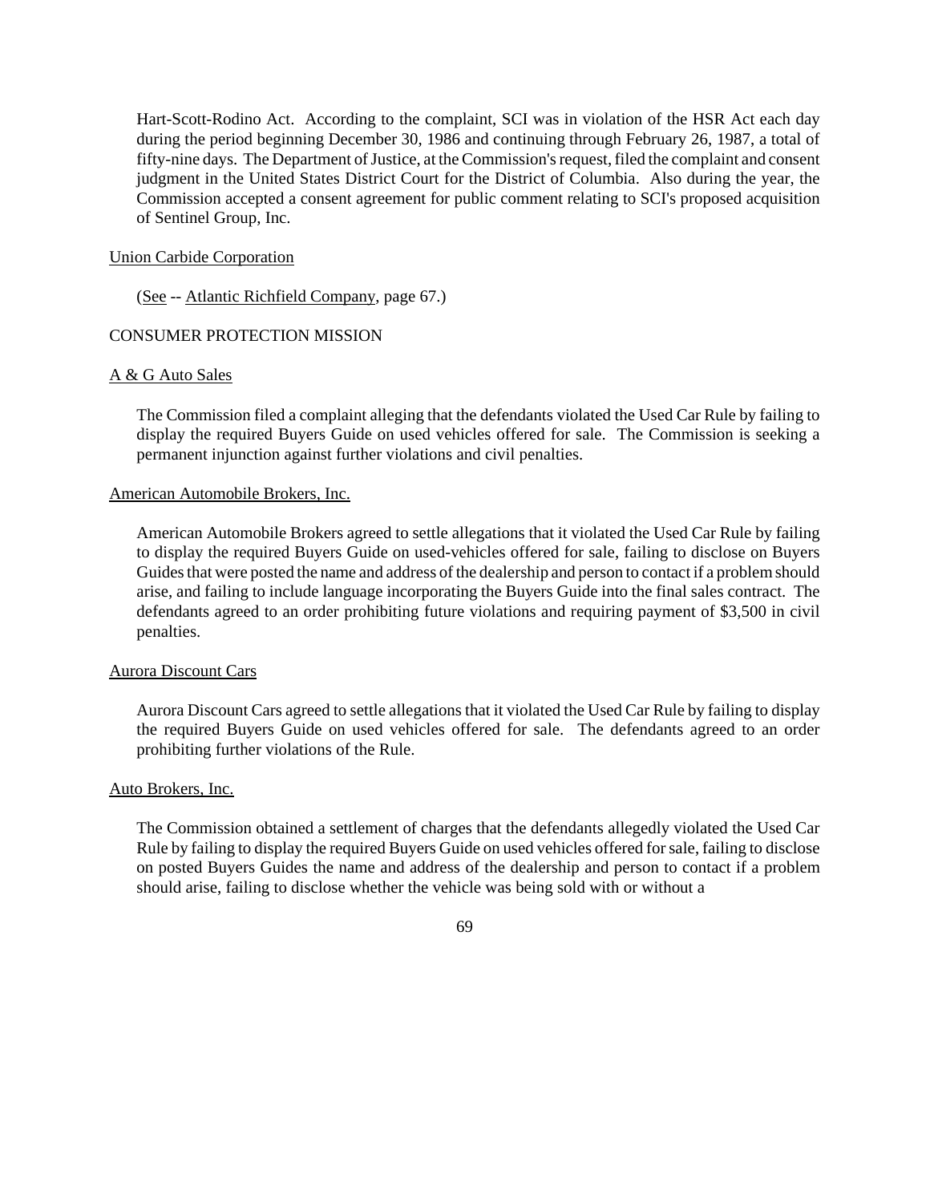Hart-Scott-Rodino Act. According to the complaint, SCI was in violation of the HSR Act each day during the period beginning December 30, 1986 and continuing through February 26, 1987, a total of fifty-nine days. The Department of Justice, at the Commission's request, filed the complaint and consent judgment in the United States District Court for the District of Columbia. Also during the year, the Commission accepted a consent agreement for public comment relating to SCI's proposed acquisition of Sentinel Group, Inc.

Union Carbide Corporation

(See -- Atlantic Richfield Company, page 67.)

CONSUMER PROTECTION MISSION

A & G Auto Sales

The Commission filed a complaint alleging that the defendants violated the Used Car Rule by failing to display the required Buyers Guide on used vehicles offered for sale. The Commission is seeking a permanent injunction against further violations and civil penalties.

American Automobile Brokers, Inc.

American Automobile Brokers agreed to settle allegations that it violated the Used Car Rule by failing to display the required Buyers Guide on used-vehicles offered for sale, failing to disclose on Buyers Guides that were posted the name and address of the dealership and person to contact if a problem should arise, and failing to include language incorporating the Buyers Guide into the final sales contract. The defendants agreed to an order prohibiting future violations and requiring payment of $3,500 in civil penalties.

Aurora Discount Cars

Aurora Discount Cars agreed to settle allegations that it violated the Used Car Rule by failing to display the required Buyers Guide on used vehicles offered for sale. The defendants agreed to an order prohibiting further violations of the Rule.

Auto Brokers, Inc.

The Commission obtained a settlement of charges that the defendants allegedly violated the Used Car Rule by failing to display the required Buyers Guide on used vehicles offered for sale, failing to disclose on posted Buyers Guides the name and address of the dealership and person to contact if a problem should arise, failing to disclose whether the vehicle was being sold with or without a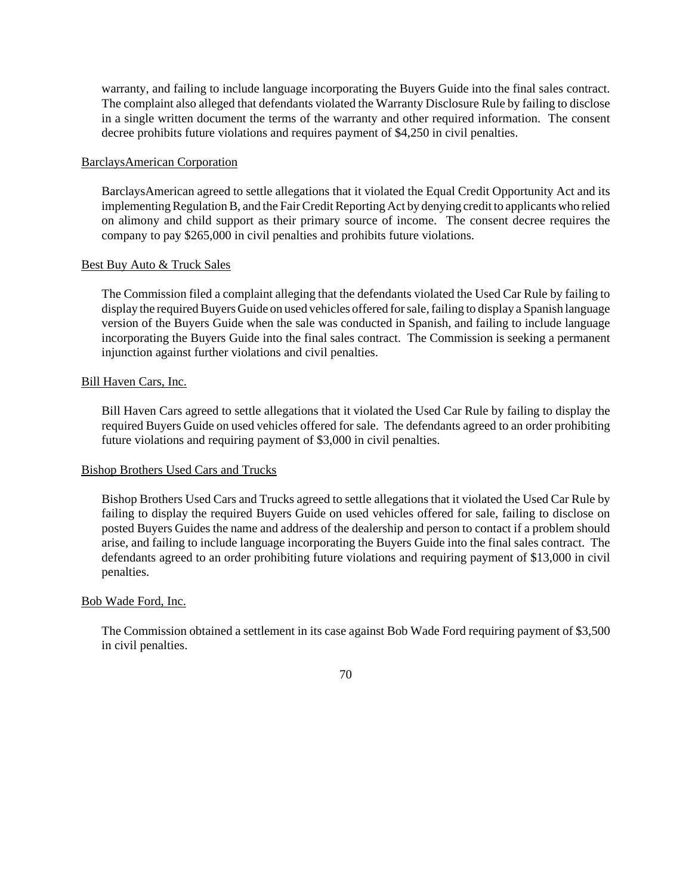warranty, and failing to include language incorporating the Buyers Guide into the final sales contract. The complaint also alleged that defendants violated the Warranty Disclosure Rule by failing to disclose in a single written document the terms of the warranty and other required information. The consent decree prohibits future violations and requires payment of $4,250 in civil penalties.

<u>BarclaysAmerican Corporation</u>

BarclaysAmerican agreed to settle allegations that it violated the Equal Credit Opportunity Act and its implementing Regulation B, and the Fair Credit Reporting Act by denying credit to applicants who relied on alimony and child support as their primary source of income. The consent decree requires the company to pay $265,000 in civil penalties and prohibits future violations.

<u>Best Buy Auto & Truck Sales</u>

The Commission filed a complaint alleging that the defendants violated the Used Car Rule by failing to display the required Buyers Guide on used vehicles offered for sale, failing to display a Spanish language version of the Buyers Guide when the sale was conducted in Spanish, and failing to include language incorporating the Buyers Guide into the final sales contract. The Commission is seeking a permanent injunction against further violations and civil penalties.

<u>Bill Haven Cars, Inc.</u>

Bill Haven Cars agreed to settle allegations that it violated the Used Car Rule by failing to display the required Buyers Guide on used vehicles offered for sale. The defendants agreed to an order prohibiting future violations and requiring payment of $3,000 in civil penalties.

<u>Bishop Brothers Used Cars and Trucks</u>

Bishop Brothers Used Cars and Trucks agreed to settle allegations that it violated the Used Car Rule by failing to display the required Buyers Guide on used vehicles offered for sale, failing to disclose on posted Buyers Guides the name and address of the dealership and person to contact if a problem should arise, and failing to include language incorporating the Buyers Guide into the final sales contract. The defendants agreed to an order prohibiting future violations and requiring payment of $13,000 in civil penalties.

<u>Bob Wade Ford, Inc.</u>

The Commission obtained a settlement in its case against Bob Wade Ford requiring payment of $3,500 in civil penalties.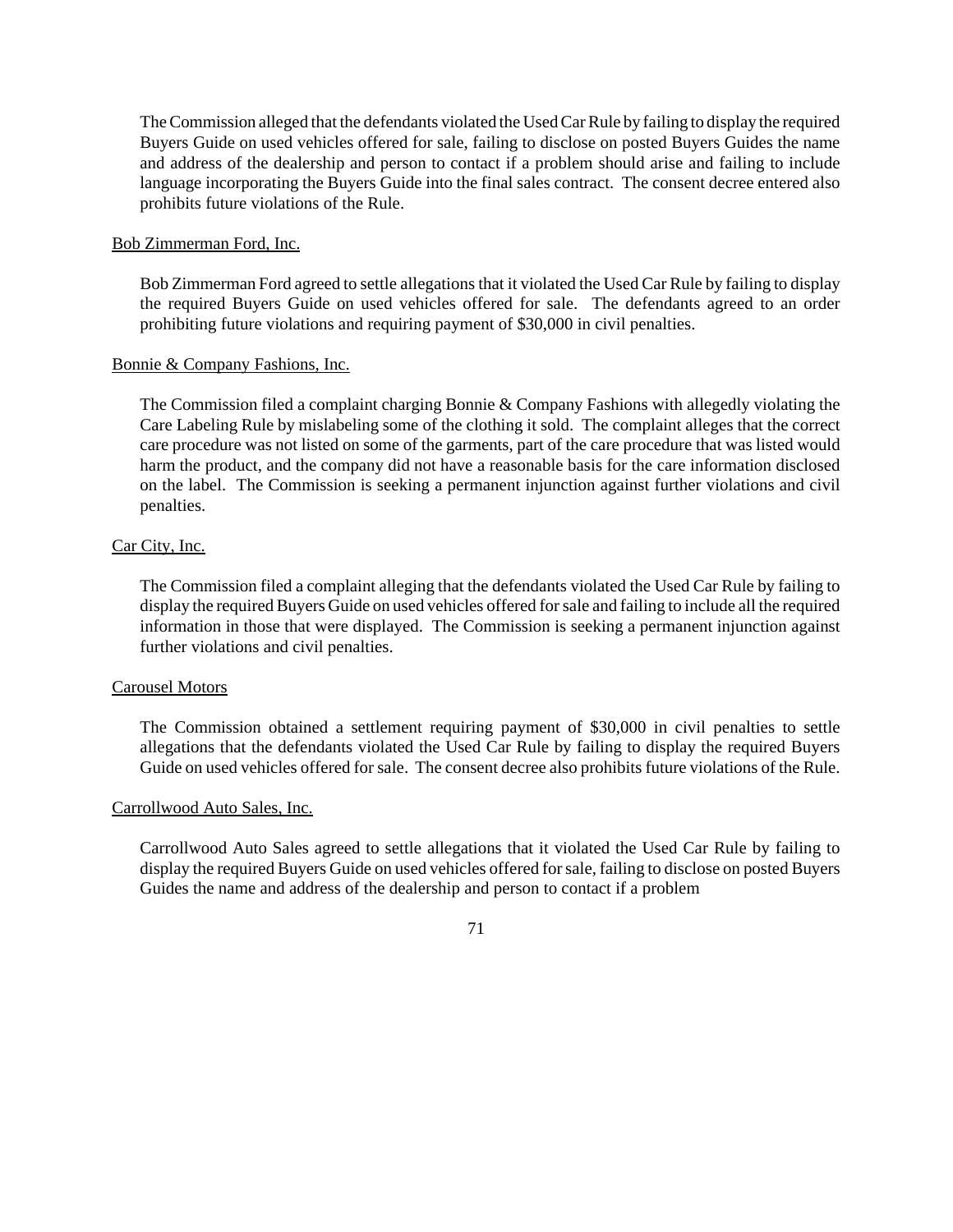The Commission alleged that the defendants violated the Used Car Rule by failing to display the required Buyers Guide on used vehicles offered for sale, failing to disclose on posted Buyers Guides the name and address of the dealership and person to contact if a problem should arise and failing to include language incorporating the Buyers Guide into the final sales contract. The consent decree entered also prohibits future violations of the Rule.

<u>Bob Zimmerman Ford, Inc.</u>

Bob Zimmerman Ford agreed to settle allegations that it violated the Used Car Rule by failing to display the required Buyers Guide on used vehicles offered for sale. The defendants agreed to an order prohibiting future violations and requiring payment of $30,000 in civil penalties.

<u>Bonnie & Company Fashions, Inc.</u>

The Commission filed a complaint charging Bonnie & Company Fashions with allegedly violating the Care Labeling Rule by mislabeling some of the clothing it sold. The complaint alleges that the correct care procedure was not listed on some of the garments, part of the care procedure that was listed would harm the product, and the company did not have a reasonable basis for the care information disclosed on the label. The Commission is seeking a permanent injunction against further violations and civil penalties.

<u>Car City, Inc.</u>

The Commission filed a complaint alleging that the defendants violated the Used Car Rule by failing to display the required Buyers Guide on used vehicles offered for sale and failing to include all the required information in those that were displayed. The Commission is seeking a permanent injunction against further violations and civil penalties.

<u>Carousel Motors</u>

The Commission obtained a settlement requiring payment of $30,000 in civil penalties to settle allegations that the defendants violated the Used Car Rule by failing to display the required Buyers Guide on used vehicles offered for sale. The consent decree also prohibits future violations of the Rule.

<u>Carrollwood Auto Sales, Inc.</u>

Carrollwood Auto Sales agreed to settle allegations that it violated the Used Car Rule by failing to display the required Buyers Guide on used vehicles offered for sale, failing to disclose on posted Buyers Guides the name and address of the dealership and person to contact if a problem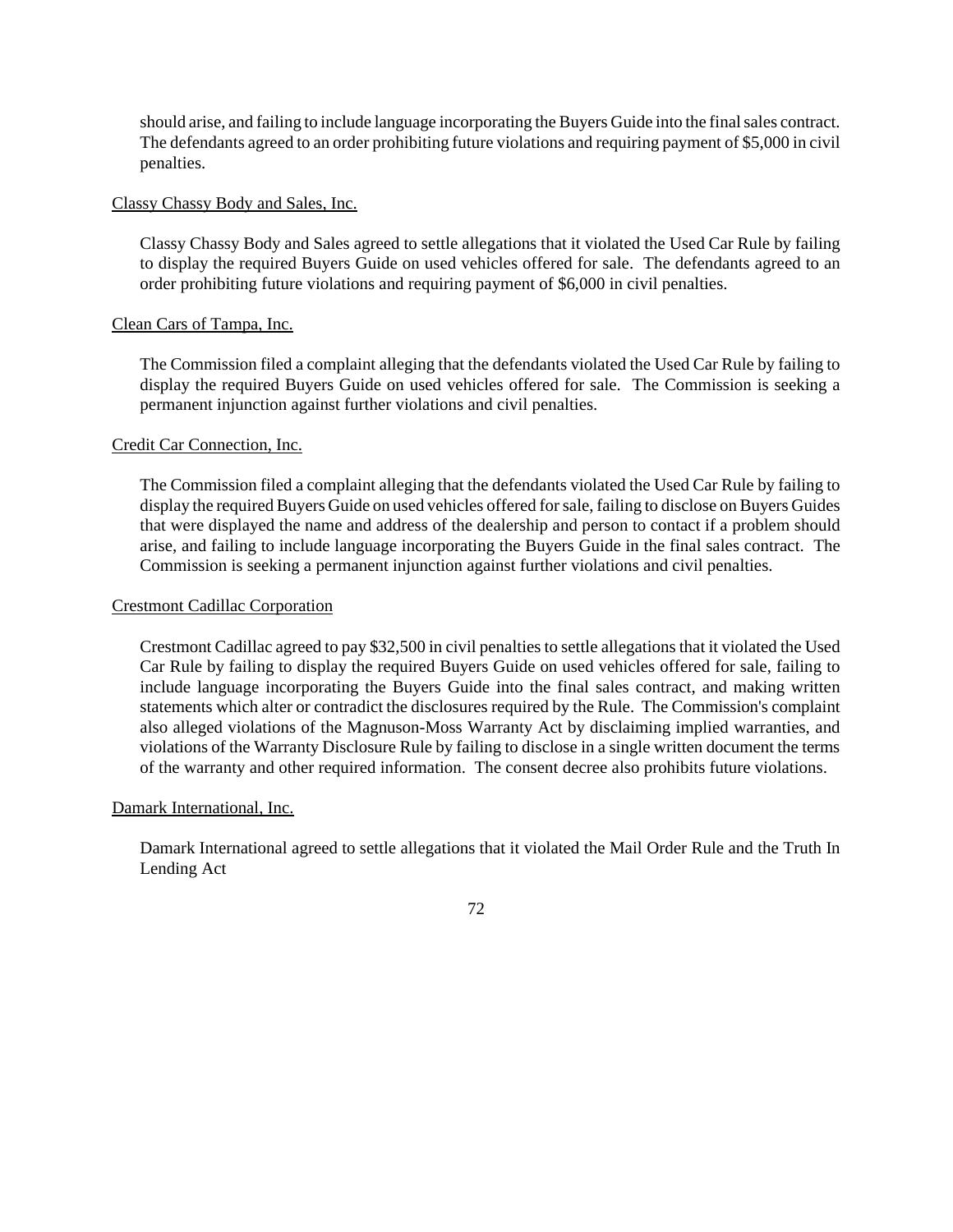should arise, and failing to include language incorporating the Buyers Guide into the final sales contract. The defendants agreed to an order prohibiting future violations and requiring payment of $5,000 in civil penalties.

Classy Chassy Body and Sales, Inc.

Classy Chassy Body and Sales agreed to settle allegations that it violated the Used Car Rule by failing to display the required Buyers Guide on used vehicles offered for sale. The defendants agreed to an order prohibiting future violations and requiring payment of $6,000 in civil penalties.

Clean Cars of Tampa, Inc.

The Commission filed a complaint alleging that the defendants violated the Used Car Rule by failing to display the required Buyers Guide on used vehicles offered for sale. The Commission is seeking a permanent injunction against further violations and civil penalties.

Credit Car Connection, Inc.

The Commission filed a complaint alleging that the defendants violated the Used Car Rule by failing to display the required Buyers Guide on used vehicles offered for sale, failing to disclose on Buyers Guides that were displayed the name and address of the dealership and person to contact if a problem should arise, and failing to include language incorporating the Buyers Guide in the final sales contract. The Commission is seeking a permanent injunction against further violations and civil penalties.

Crestmont Cadillac Corporation

Crestmont Cadillac agreed to pay $32,500 in civil penalties to settle allegations that it violated the Used Car Rule by failing to display the required Buyers Guide on used vehicles offered for sale, failing to include language incorporating the Buyers Guide into the final sales contract, and making written statements which alter or contradict the disclosures required by the Rule. The Commission's complaint also alleged violations of the Magnuson-Moss Warranty Act by disclaiming implied warranties, and violations of the Warranty Disclosure Rule by failing to disclose in a single written document the terms of the warranty and other required information. The consent decree also prohibits future violations.

Damark International, Inc.

Damark International agreed to settle allegations that it violated the Mail Order Rule and the Truth In Lending Act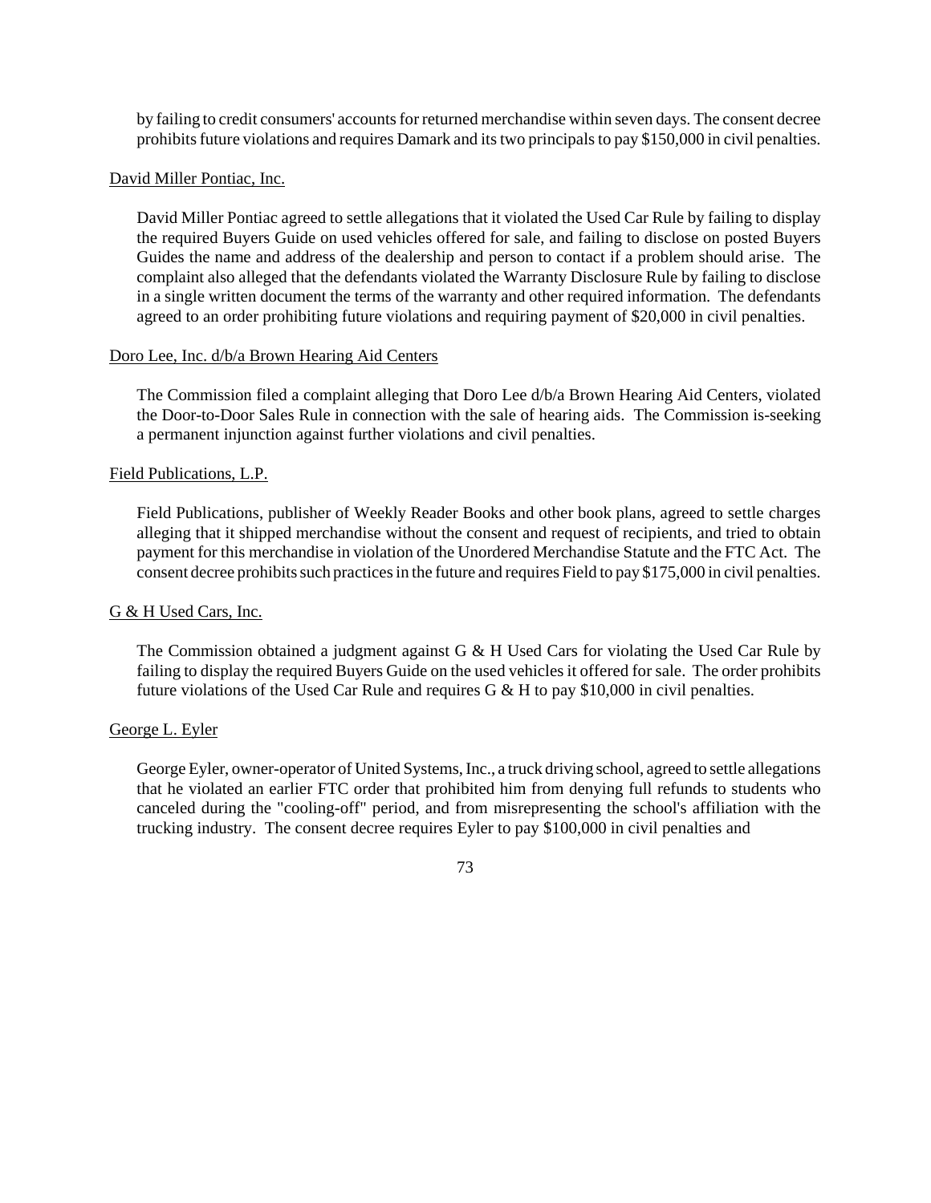by failing to credit consumers' accounts for returned merchandise within seven days. The consent decree prohibits future violations and requires Damark and its two principals to pay $150,000 in civil penalties.

<u>David Miller Pontiac, Inc.</u>

David Miller Pontiac agreed to settle allegations that it violated the Used Car Rule by failing to display the required Buyers Guide on used vehicles offered for sale, and failing to disclose on posted Buyers Guides the name and address of the dealership and person to contact if a problem should arise. The complaint also alleged that the defendants violated the Warranty Disclosure Rule by failing to disclose in a single written document the terms of the warranty and other required information. The defendants agreed to an order prohibiting future violations and requiring payment of $20,000 in civil penalties.

<u>Doro Lee, Inc. d/b/a Brown Hearing Aid Centers</u>

The Commission filed a complaint alleging that Doro Lee d/b/a Brown Hearing Aid Centers, violated the Door-to-Door Sales Rule in connection with the sale of hearing aids. The Commission is-seeking a permanent injunction against further violations and civil penalties.

<u>Field Publications, L.P.</u>

Field Publications, publisher of Weekly Reader Books and other book plans, agreed to settle charges alleging that it shipped merchandise without the consent and request of recipients, and tried to obtain payment for this merchandise in violation of the Unordered Merchandise Statute and the FTC Act. The consent decree prohibits such practices in the future and requires Field to pay $175,000 in civil penalties.

<u>G & H Used Cars, Inc.</u>

The Commission obtained a judgment against G & H Used Cars for violating the Used Car Rule by failing to display the required Buyers Guide on the used vehicles it offered for sale. The order prohibits future violations of the Used Car Rule and requires G & H to pay $10,000 in civil penalties.

<u>George L. Eyler</u>

George Eyler, owner-operator of United Systems, Inc., a truck driving school, agreed to settle allegations that he violated an earlier FTC order that prohibited him from denying full refunds to students who canceled during the "cooling-off" period, and from misrepresenting the school's affiliation with the trucking industry. The consent decree requires Eyler to pay $100,000 in civil penalties and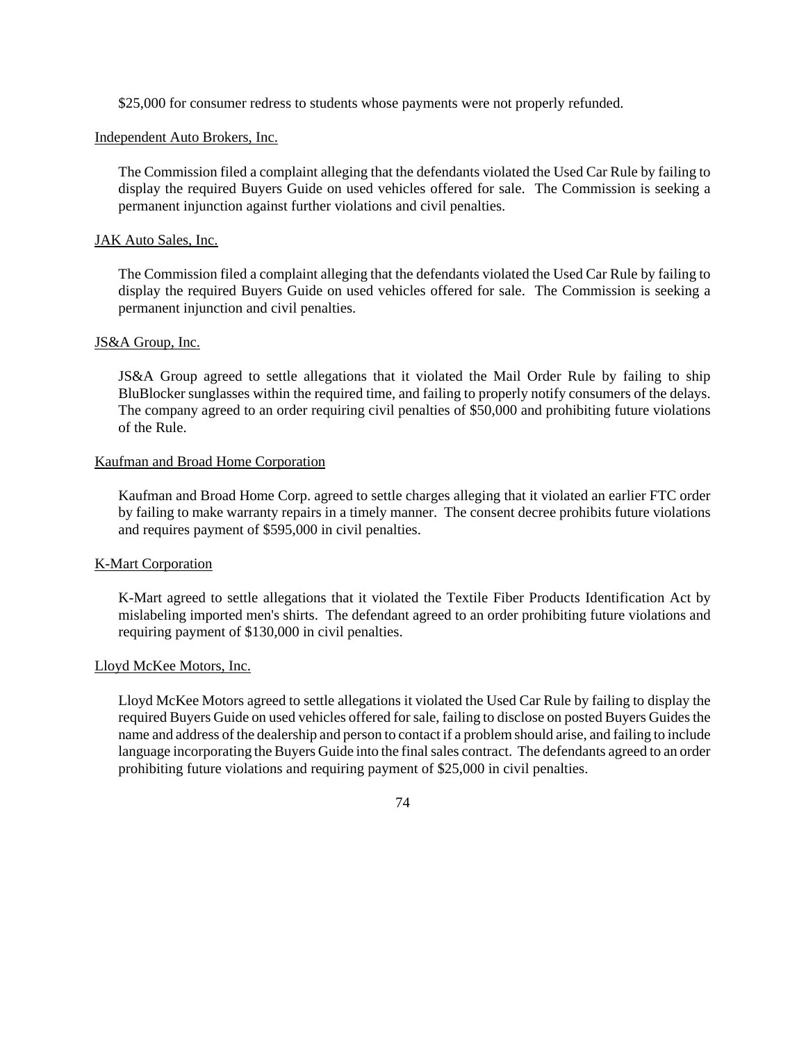$25,000 for consumer redress to students whose payments were not properly refunded.

Independent Auto Brokers, Inc.

The Commission filed a complaint alleging that the defendants violated the Used Car Rule by failing to display the required Buyers Guide on used vehicles offered for sale. The Commission is seeking a permanent injunction against further violations and civil penalties.

JAK Auto Sales, Inc.

The Commission filed a complaint alleging that the defendants violated the Used Car Rule by failing to display the required Buyers Guide on used vehicles offered for sale. The Commission is seeking a permanent injunction and civil penalties.

JS&A Group, Inc.

JS&A Group agreed to settle allegations that it violated the Mail Order Rule by failing to ship BluBlocker sunglasses within the required time, and failing to properly notify consumers of the delays. The company agreed to an order requiring civil penalties of $50,000 and prohibiting future violations of the Rule.

Kaufman and Broad Home Corporation

Kaufman and Broad Home Corp. agreed to settle charges alleging that it violated an earlier FTC order by failing to make warranty repairs in a timely manner. The consent decree prohibits future violations and requires payment of $595,000 in civil penalties.

K-Mart Corporation

K-Mart agreed to settle allegations that it violated the Textile Fiber Products Identification Act by mislabeling imported men's shirts. The defendant agreed to an order prohibiting future violations and requiring payment of $130,000 in civil penalties.

Lloyd McKee Motors, Inc.

Lloyd McKee Motors agreed to settle allegations it violated the Used Car Rule by failing to display the required Buyers Guide on used vehicles offered for sale, failing to disclose on posted Buyers Guides the name and address of the dealership and person to contact if a problem should arise, and failing to include language incorporating the Buyers Guide into the final sales contract. The defendants agreed to an order prohibiting future violations and requiring payment of $25,000 in civil penalties.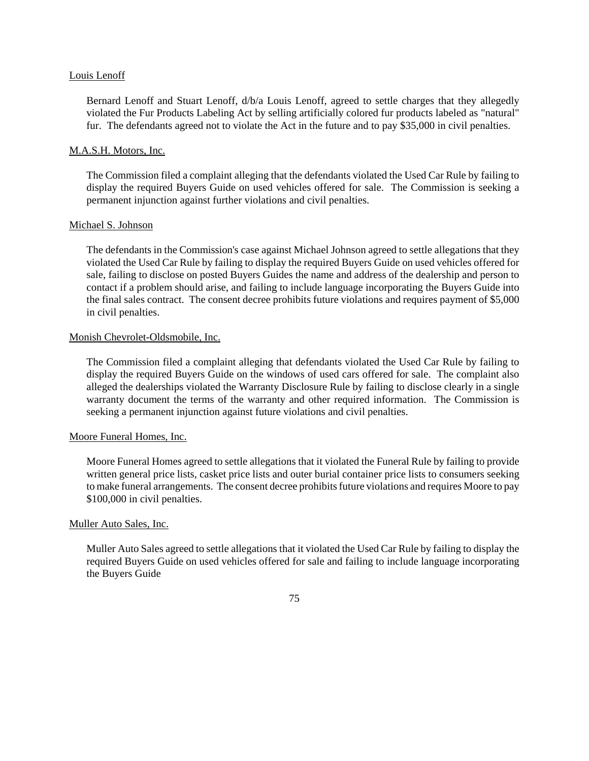Louis Lenoff

Bernard Lenoff and Stuart Lenoff, d/b/a Louis Lenoff, agreed to settle charges that they allegedly violated the Fur Products Labeling Act by selling artificially colored fur products labeled as "natural" fur. The defendants agreed not to violate the Act in the future and to pay $35,000 in civil penalties.

M.A.S.H. Motors, Inc.

The Commission filed a complaint alleging that the defendants violated the Used Car Rule by failing to display the required Buyers Guide on used vehicles offered for sale. The Commission is seeking a permanent injunction against further violations and civil penalties.

Michael S. Johnson

The defendants in the Commission's case against Michael Johnson agreed to settle allegations that they violated the Used Car Rule by failing to display the required Buyers Guide on used vehicles offered for sale, failing to disclose on posted Buyers Guides the name and address of the dealership and person to contact if a problem should arise, and failing to include language incorporating the Buyers Guide into the final sales contract. The consent decree prohibits future violations and requires payment of $5,000 in civil penalties.

Monish Chevrolet-Oldsmobile, Inc.

The Commission filed a complaint alleging that defendants violated the Used Car Rule by failing to display the required Buyers Guide on the windows of used cars offered for sale. The complaint also alleged the dealerships violated the Warranty Disclosure Rule by failing to disclose clearly in a single warranty document the terms of the warranty and other required information. The Commission is seeking a permanent injunction against future violations and civil penalties.

Moore Funeral Homes, Inc.

Moore Funeral Homes agreed to settle allegations that it violated the Funeral Rule by failing to provide written general price lists, casket price lists and outer burial container price lists to consumers seeking to make funeral arrangements. The consent decree prohibits future violations and requires Moore to pay $100,000 in civil penalties.

Muller Auto Sales, Inc.

Muller Auto Sales agreed to settle allegations that it violated the Used Car Rule by failing to display the required Buyers Guide on used vehicles offered for sale and failing to include language incorporating the Buyers Guide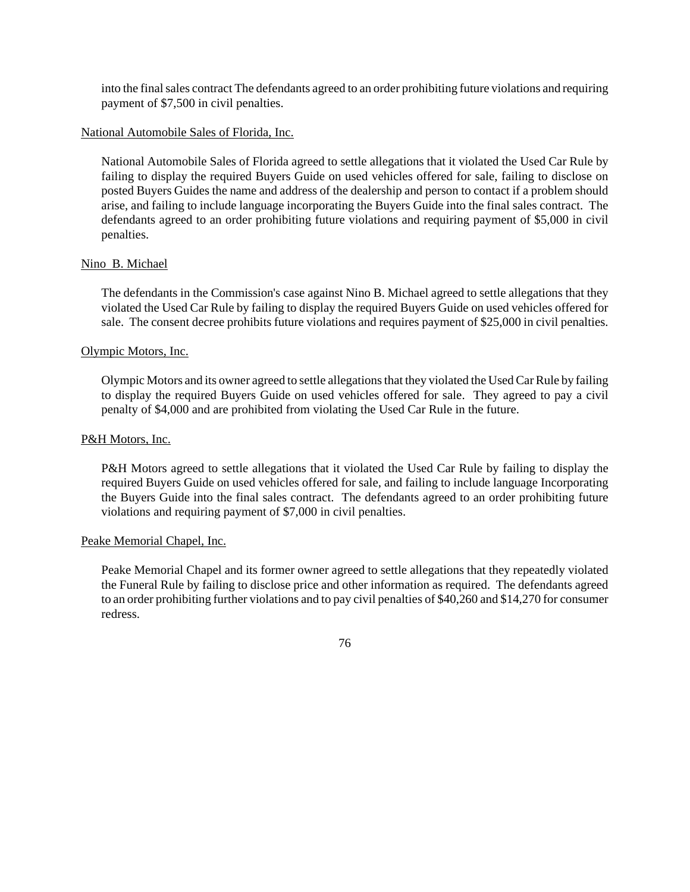into the final sales contract The defendants agreed to an order prohibiting future violations and requiring payment of $7,500 in civil penalties.

<u>National Automobile Sales of Florida, Inc.</u>

National Automobile Sales of Florida agreed to settle allegations that it violated the Used Car Rule by failing to display the required Buyers Guide on used vehicles offered for sale, failing to disclose on posted Buyers Guides the name and address of the dealership and person to contact if a problem should arise, and failing to include language incorporating the Buyers Guide into the final sales contract. The defendants agreed to an order prohibiting future violations and requiring payment of $5,000 in civil penalties.

<u>Nino B. Michael</u>

The defendants in the Commission's case against Nino B. Michael agreed to settle allegations that they violated the Used Car Rule by failing to display the required Buyers Guide on used vehicles offered for sale. The consent decree prohibits future violations and requires payment of $25,000 in civil penalties.

<u>Olympic Motors, Inc.</u>

Olympic Motors and its owner agreed to settle allegations that they violated the Used Car Rule by failing to display the required Buyers Guide on used vehicles offered for sale. They agreed to pay a civil penalty of $4,000 and are prohibited from violating the Used Car Rule in the future.

<u>P&H Motors, Inc.</u>

P&H Motors agreed to settle allegations that it violated the Used Car Rule by failing to display the required Buyers Guide on used vehicles offered for sale, and failing to include language Incorporating the Buyers Guide into the final sales contract. The defendants agreed to an order prohibiting future violations and requiring payment of $7,000 in civil penalties.

<u>Peake Memorial Chapel, Inc.</u>

Peake Memorial Chapel and its former owner agreed to settle allegations that they repeatedly violated the Funeral Rule by failing to disclose price and other information as required. The defendants agreed to an order prohibiting further violations and to pay civil penalties of $40,260 and $14,270 for consumer redress.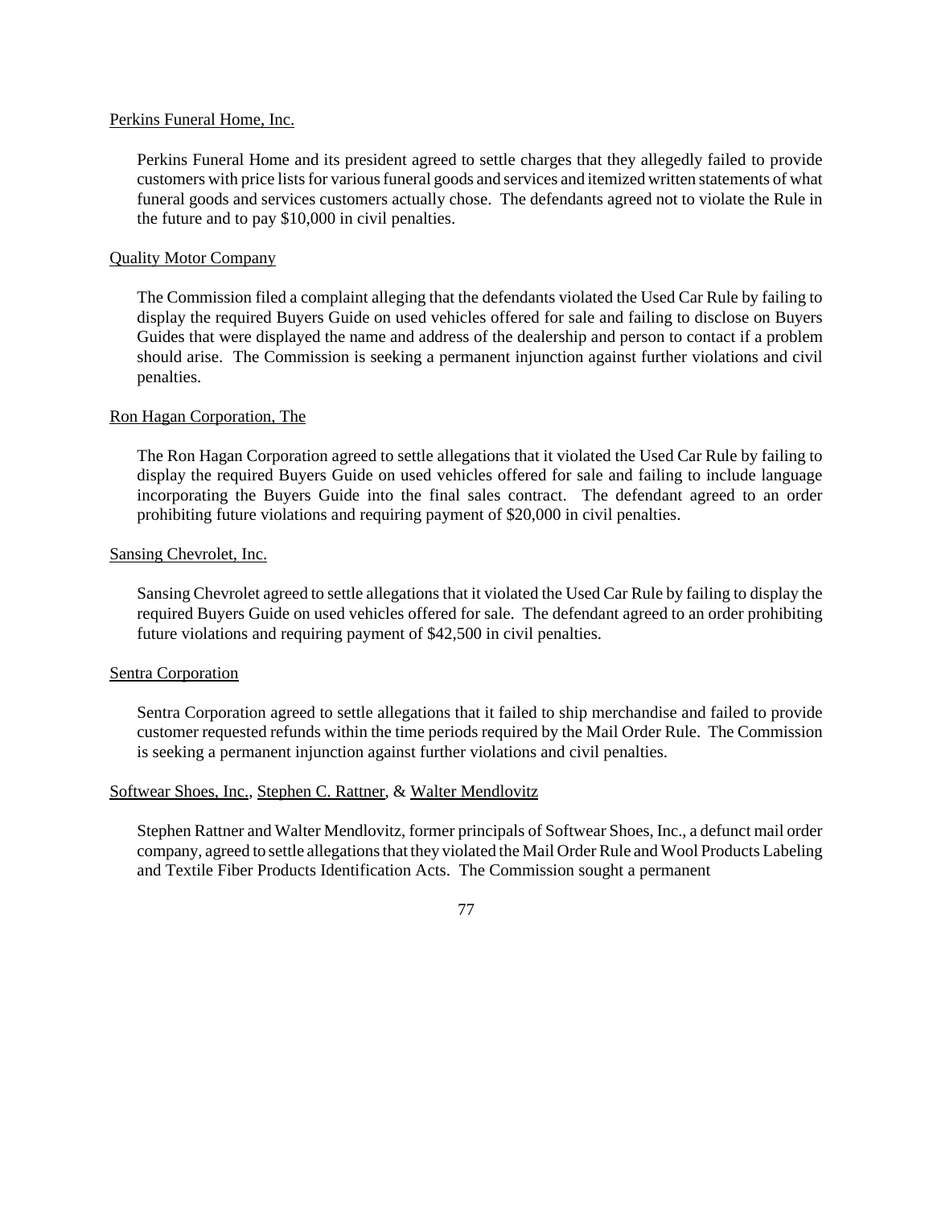<u>Perkins Funeral Home, Inc.</u>

Perkins Funeral Home and its president agreed to settle charges that they allegedly failed to provide customers with price lists for various funeral goods and services and itemized written statements of what funeral goods and services customers actually chose. The defendants agreed not to violate the Rule in the future and to pay $10,000 in civil penalties.

<u>Quality Motor Company</u>

The Commission filed a complaint alleging that the defendants violated the Used Car Rule by failing to display the required Buyers Guide on used vehicles offered for sale and failing to disclose on Buyers Guides that were displayed the name and address of the dealership and person to contact if a problem should arise. The Commission is seeking a permanent injunction against further violations and civil penalties.

<u>Ron Hagan Corporation, The</u>

The Ron Hagan Corporation agreed to settle allegations that it violated the Used Car Rule by failing to display the required Buyers Guide on used vehicles offered for sale and failing to include language incorporating the Buyers Guide into the final sales contract. The defendant agreed to an order prohibiting future violations and requiring payment of $20,000 in civil penalties.

<u>Sansing Chevrolet, Inc.</u>

Sansing Chevrolet agreed to settle allegations that it violated the Used Car Rule by failing to display the required Buyers Guide on used vehicles offered for sale. The defendant agreed to an order prohibiting future violations and requiring payment of $42,500 in civil penalties.

<u>Sentra Corporation</u>

Sentra Corporation agreed to settle allegations that it failed to ship merchandise and failed to provide customer requested refunds within the time periods required by the Mail Order Rule. The Commission is seeking a permanent injunction against further violations and civil penalties.

<u>Softwear Shoes, Inc.</u>, <u>Stephen C. Rattner</u>, & <u>Walter Mendlovitz</u>

Stephen Rattner and Walter Mendlovitz, former principals of Softwear Shoes, Inc., a defunct mail order company, agreed to settle allegations that they violated the Mail Order Rule and Wool Products Labeling and Textile Fiber Products Identification Acts. The Commission sought a permanent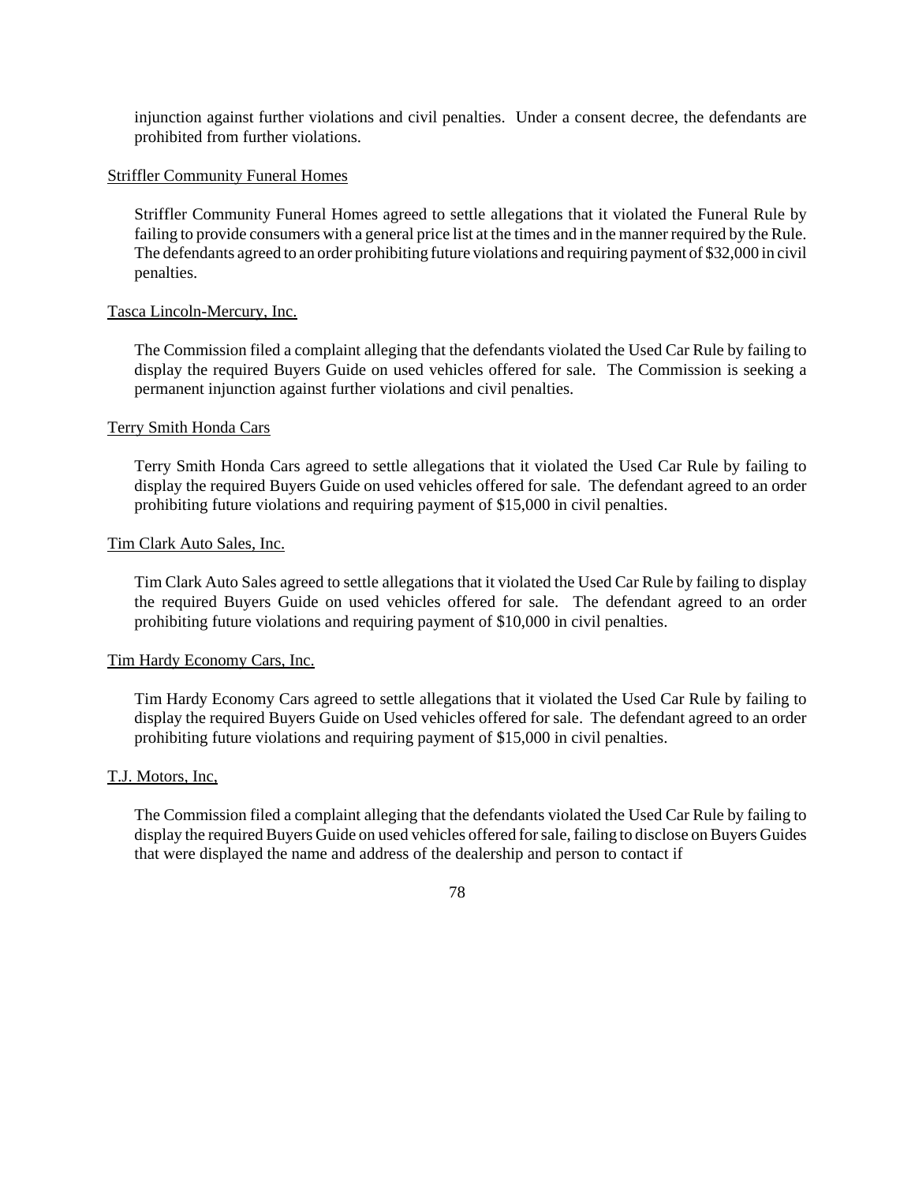injunction against further violations and civil penalties. Under a consent decree, the defendants are prohibited from further violations.

Striffler Community Funeral Homes

Striffler Community Funeral Homes agreed to settle allegations that it violated the Funeral Rule by failing to provide consumers with a general price list at the times and in the manner required by the Rule. The defendants agreed to an order prohibiting future violations and requiring payment of $32,000 in civil penalties.

Tasca Lincoln-Mercury, Inc.

The Commission filed a complaint alleging that the defendants violated the Used Car Rule by failing to display the required Buyers Guide on used vehicles offered for sale. The Commission is seeking a permanent injunction against further violations and civil penalties.

Terry Smith Honda Cars

Terry Smith Honda Cars agreed to settle allegations that it violated the Used Car Rule by failing to display the required Buyers Guide on used vehicles offered for sale. The defendant agreed to an order prohibiting future violations and requiring payment of $15,000 in civil penalties.

Tim Clark Auto Sales, Inc.

Tim Clark Auto Sales agreed to settle allegations that it violated the Used Car Rule by failing to display the required Buyers Guide on used vehicles offered for sale. The defendant agreed to an order prohibiting future violations and requiring payment of $10,000 in civil penalties.

Tim Hardy Economy Cars, Inc.

Tim Hardy Economy Cars agreed to settle allegations that it violated the Used Car Rule by failing to display the required Buyers Guide on Used vehicles offered for sale. The defendant agreed to an order prohibiting future violations and requiring payment of $15,000 in civil penalties.

T.J. Motors, Inc,

The Commission filed a complaint alleging that the defendants violated the Used Car Rule by failing to display the required Buyers Guide on used vehicles offered for sale, failing to disclose on Buyers Guides that were displayed the name and address of the dealership and person to contact if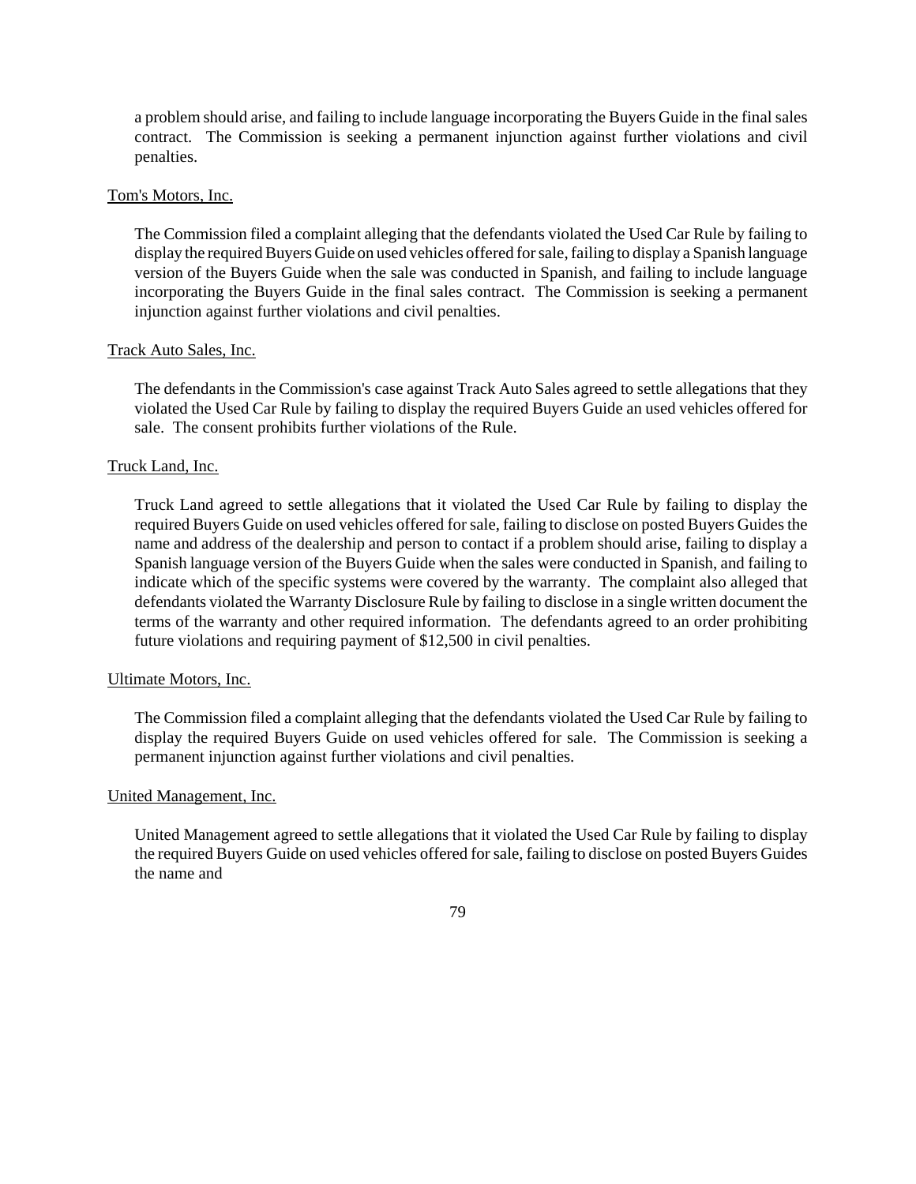a problem should arise, and failing to include language incorporating the Buyers Guide in the final sales contract. The Commission is seeking a permanent injunction against further violations and civil penalties.

<u>Tom's Motors, Inc.</u>

The Commission filed a complaint alleging that the defendants violated the Used Car Rule by failing to display the required Buyers Guide on used vehicles offered for sale, failing to display a Spanish language version of the Buyers Guide when the sale was conducted in Spanish, and failing to include language incorporating the Buyers Guide in the final sales contract. The Commission is seeking a permanent injunction against further violations and civil penalties.

<u>Track Auto Sales, Inc.</u>

The defendants in the Commission's case against Track Auto Sales agreed to settle allegations that they violated the Used Car Rule by failing to display the required Buyers Guide an used vehicles offered for sale. The consent prohibits further violations of the Rule.

<u>Truck Land, Inc.</u>

Truck Land agreed to settle allegations that it violated the Used Car Rule by failing to display the required Buyers Guide on used vehicles offered for sale, failing to disclose on posted Buyers Guides the name and address of the dealership and person to contact if a problem should arise, failing to display a Spanish language version of the Buyers Guide when the sales were conducted in Spanish, and failing to indicate which of the specific systems were covered by the warranty. The complaint also alleged that defendants violated the Warranty Disclosure Rule by failing to disclose in a single written document the terms of the warranty and other required information. The defendants agreed to an order prohibiting future violations and requiring payment of $12,500 in civil penalties.

<u>Ultimate Motors, Inc.</u>

The Commission filed a complaint alleging that the defendants violated the Used Car Rule by failing to display the required Buyers Guide on used vehicles offered for sale. The Commission is seeking a permanent injunction against further violations and civil penalties.

<u>United Management, Inc.</u>

United Management agreed to settle allegations that it violated the Used Car Rule by failing to display the required Buyers Guide on used vehicles offered for sale, failing to disclose on posted Buyers Guides the name and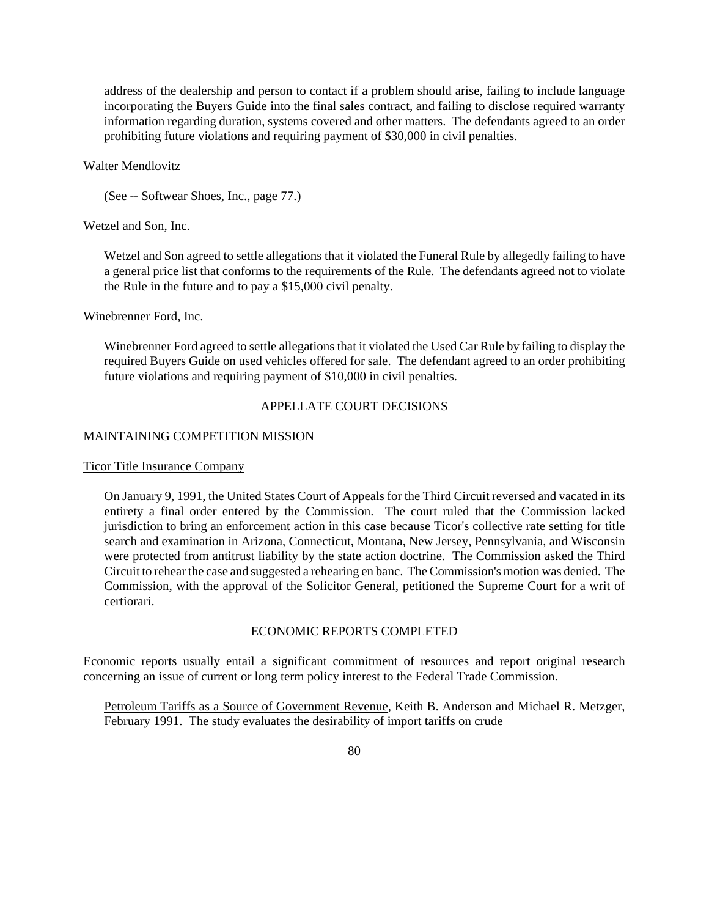address of the dealership and person to contact if a problem should arise, failing to include language incorporating the Buyers Guide into the final sales contract, and failing to disclose required warranty information regarding duration, systems covered and other matters. The defendants agreed to an order prohibiting future violations and requiring payment of $30,000 in civil penalties.

Walter Mendlovitz

(See -- Softwear Shoes, Inc., page 77.)

Wetzel and Son, Inc.

Wetzel and Son agreed to settle allegations that it violated the Funeral Rule by allegedly failing to have a general price list that conforms to the requirements of the Rule. The defendants agreed not to violate the Rule in the future and to pay a $15,000 civil penalty.

Winebrenner Ford, Inc.

Winebrenner Ford agreed to settle allegations that it violated the Used Car Rule by failing to display the required Buyers Guide on used vehicles offered for sale. The defendant agreed to an order prohibiting future violations and requiring payment of $10,000 in civil penalties.

## APPELLATE COURT DECISIONS

### MAINTAINING COMPETITION MISSION

Ticor Title Insurance Company

On January 9, 1991, the United States Court of Appeals for the Third Circuit reversed and vacated in its entirety a final order entered by the Commission. The court ruled that the Commission lacked jurisdiction to bring an enforcement action in this case because Ticor's collective rate setting for title search and examination in Arizona, Connecticut, Montana, New Jersey, Pennsylvania, and Wisconsin were protected from antitrust liability by the state action doctrine. The Commission asked the Third Circuit to rehear the case and suggested a rehearing en banc. The Commission's motion was denied. The Commission, with the approval of the Solicitor General, petitioned the Supreme Court for a writ of certiorari.

## ECONOMIC REPORTS COMPLETED

Economic reports usually entail a significant commitment of resources and report original research concerning an issue of current or long term policy interest to the Federal Trade Commission.

Petroleum Tariffs as a Source of Government Revenue, Keith B. Anderson and Michael R. Metzger, February 1991. The study evaluates the desirability of import tariffs on crude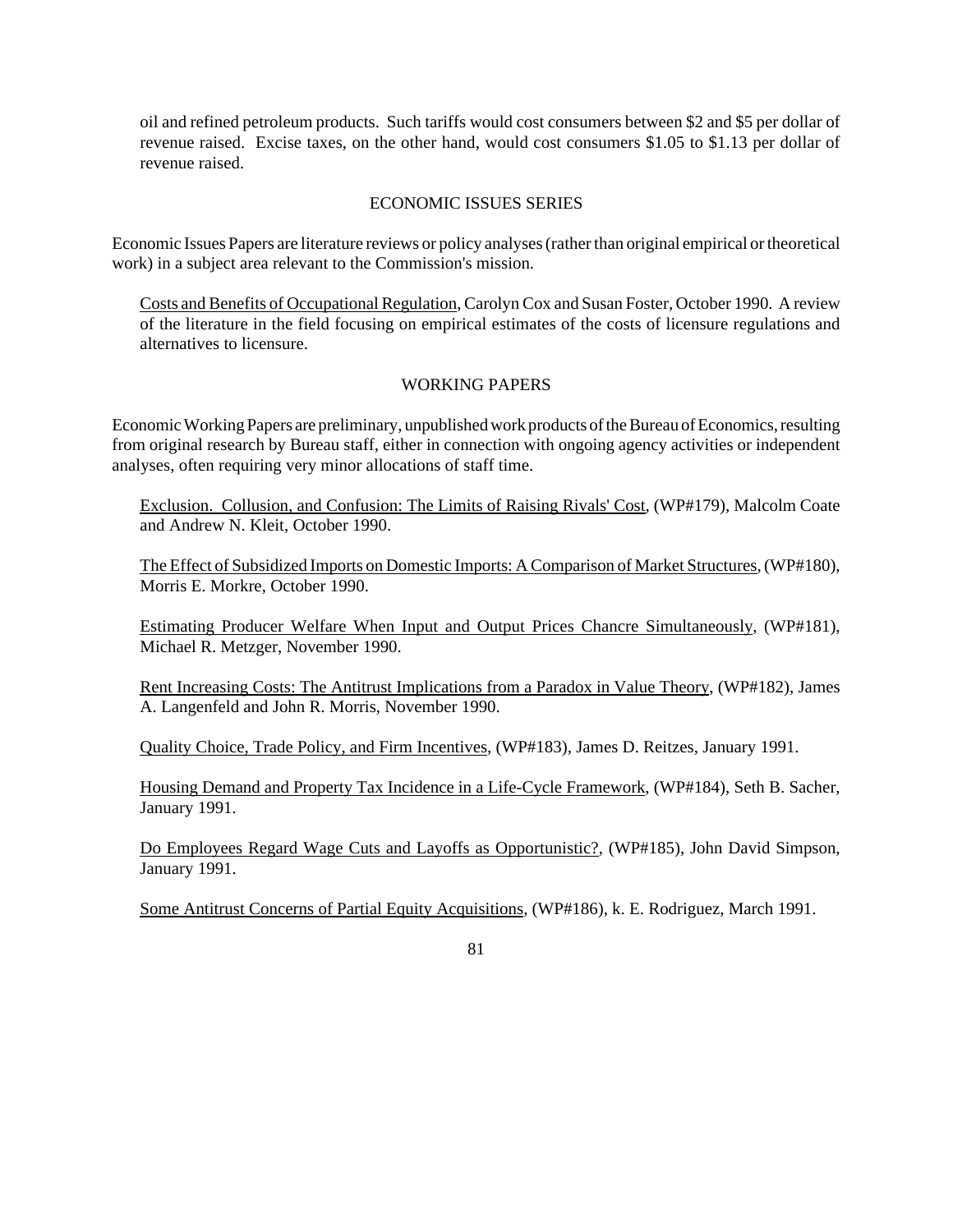oil and refined petroleum products. Such tariffs would cost consumers between $2 and $5 per dollar of revenue raised. Excise taxes, on the other hand, would cost consumers $1.05 to $1.13 per dollar of revenue raised.

## ECONOMIC ISSUES SERIES

Economic Issues Papers are literature reviews or policy analyses (rather than original empirical or theoretical work) in a subject area relevant to the Commission's mission.

<u>Costs and Benefits of Occupational Regulation</u>, Carolyn Cox and Susan Foster, October 1990. A review of the literature in the field focusing on empirical estimates of the costs of licensure regulations and alternatives to licensure.

## WORKING PAPERS

Economic Working Papers are preliminary, unpublished work products of the Bureau of Economics, resulting from original research by Bureau staff, either in connection with ongoing agency activities or independent analyses, often requiring very minor allocations of staff time.

<u>Exclusion. Collusion, and Confusion: The Limits of Raising Rivals' Cost</u>, (WP#179), Malcolm Coate and Andrew N. Kleit, October 1990.

<u>The Effect of Subsidized Imports on Domestic Imports: A Comparison of Market Structures</u>, (WP#180), Morris E. Morkre, October 1990.

<u>Estimating Producer Welfare When Input and Output Prices Chancre Simultaneously</u>, (WP#181), Michael R. Metzger, November 1990.

<u>Rent Increasing Costs: The Antitrust Implications from a Paradox in Value Theory</u>, (WP#182), James A. Langenfeld and John R. Morris, November 1990.

<u>Quality Choice, Trade Policy, and Firm Incentives</u>, (WP#183), James D. Reitzes, January 1991.

<u>Housing Demand and Property Tax Incidence in a Life-Cycle Framework</u>, (WP#184), Seth B. Sacher, January 1991.

<u>Do Employees Regard Wage Cuts and Layoffs as Opportunistic?</u>, (WP#185), John David Simpson, January 1991.

<u>Some Antitrust Concerns of Partial Equity Acquisitions</u>, (WP#186), k. E. Rodriguez, March 1991.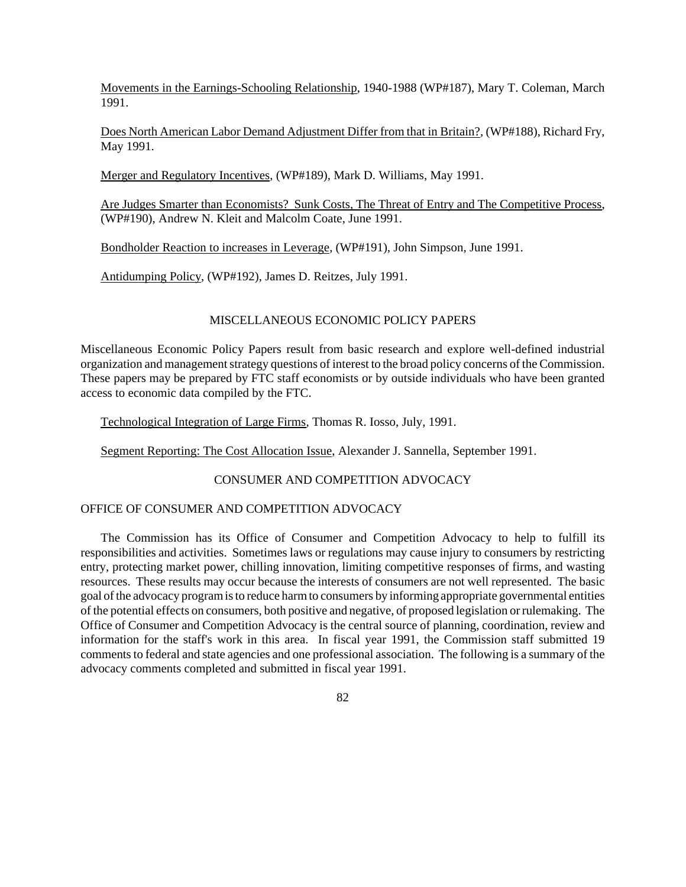Movements in the Earnings-Schooling Relationship, 1940-1988 (WP#187), Mary T. Coleman, March 1991.

Does North American Labor Demand Adjustment Differ from that in Britain?, (WP#188), Richard Fry, May 1991.

Merger and Regulatory Incentives, (WP#189), Mark D. Williams, May 1991.

Are Judges Smarter than Economists? Sunk Costs, The Threat of Entry and The Competitive Process, (WP#190), Andrew N. Kleit and Malcolm Coate, June 1991.

Bondholder Reaction to increases in Leverage, (WP#191), John Simpson, June 1991.

Antidumping Policy, (WP#192), James D. Reitzes, July 1991.

## MISCELLANEOUS ECONOMIC POLICY PAPERS

Miscellaneous Economic Policy Papers result from basic research and explore well-defined industrial organization and management strategy questions of interest to the broad policy concerns of the Commission. These papers may be prepared by FTC staff economists or by outside individuals who have been granted access to economic data compiled by the FTC.

Technological Integration of Large Firms, Thomas R. Iosso, July, 1991.

Segment Reporting: The Cost Allocation Issue, Alexander J. Sannella, September 1991.

## CONSUMER AND COMPETITION ADVOCACY

### OFFICE OF CONSUMER AND COMPETITION ADVOCACY

The Commission has its Office of Consumer and Competition Advocacy to help to fulfill its responsibilities and activities. Sometimes laws or regulations may cause injury to consumers by restricting entry, protecting market power, chilling innovation, limiting competitive responses of firms, and wasting resources. These results may occur because the interests of consumers are not well represented. The basic goal of the advocacy program is to reduce harm to consumers by informing appropriate governmental entities of the potential effects on consumers, both positive and negative, of proposed legislation or rulemaking. The Office of Consumer and Competition Advocacy is the central source of planning, coordination, review and information for the staff's work in this area. In fiscal year 1991, the Commission staff submitted 19 comments to federal and state agencies and one professional association. The following is a summary of the advocacy comments completed and submitted in fiscal year 1991.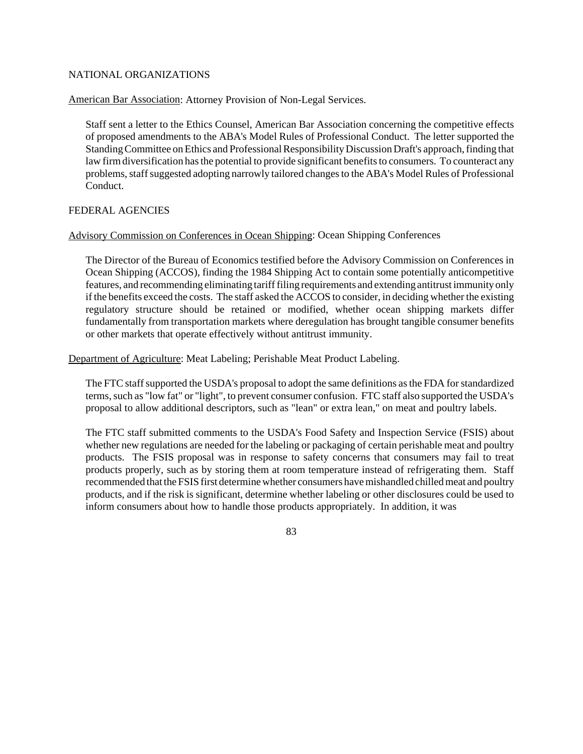NATIONAL ORGANIZATIONS

<u>American Bar Association</u>: Attorney Provision of Non-Legal Services.

Staff sent a letter to the Ethics Counsel, American Bar Association concerning the competitive effects of proposed amendments to the ABA's Model Rules of Professional Conduct. The letter supported the Standing Committee on Ethics and Professional Responsibility Discussion Draft's approach, finding that law firm diversification has the potential to provide significant benefits to consumers. To counteract any problems, staff suggested adopting narrowly tailored changes to the ABA's Model Rules of Professional Conduct.

FEDERAL AGENCIES

<u>Advisory Commission on Conferences in Ocean Shipping</u>: Ocean Shipping Conferences

The Director of the Bureau of Economics testified before the Advisory Commission on Conferences in Ocean Shipping (ACCOS), finding the 1984 Shipping Act to contain some potentially anticompetitive features, and recommending eliminating tariff filing requirements and extending antitrust immunity only if the benefits exceed the costs. The staff asked the ACCOS to consider, in deciding whether the existing regulatory structure should be retained or modified, whether ocean shipping markets differ fundamentally from transportation markets where deregulation has brought tangible consumer benefits or other markets that operate effectively without antitrust immunity.

<u>Department of Agriculture</u>: Meat Labeling; Perishable Meat Product Labeling.

The FTC staff supported the USDA's proposal to adopt the same definitions as the FDA for standardized terms, such as "low fat" or "light", to prevent consumer confusion. FTC staff also supported the USDA's proposal to allow additional descriptors, such as "lean" or extra lean," on meat and poultry labels.

The FTC staff submitted comments to the USDA's Food Safety and Inspection Service (FSIS) about whether new regulations are needed for the labeling or packaging of certain perishable meat and poultry products. The FSIS proposal was in response to safety concerns that consumers may fail to treat products properly, such as by storing them at room temperature instead of refrigerating them. Staff recommended that the FSIS first determine whether consumers have mishandled chilled meat and poultry products, and if the risk is significant, determine whether labeling or other disclosures could be used to inform consumers about how to handle those products appropriately. In addition, it was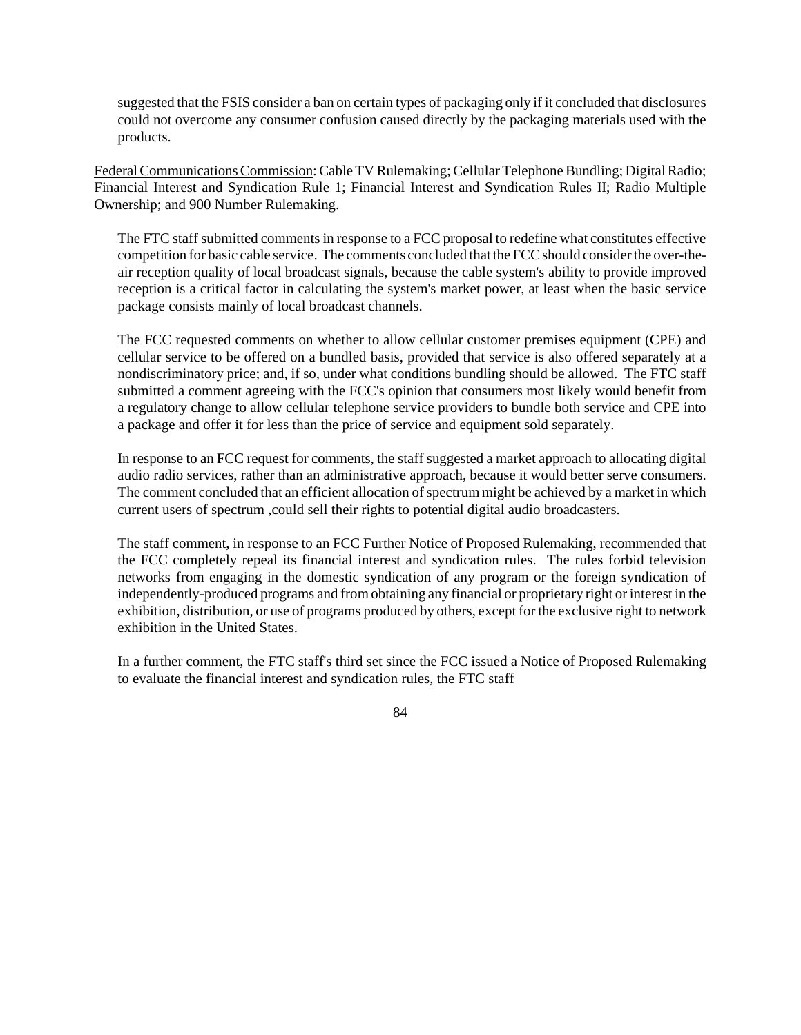suggested that the FSIS consider a ban on certain types of packaging only if it concluded that disclosures could not overcome any consumer confusion caused directly by the packaging materials used with the products.

Federal Communications Commission: Cable TV Rulemaking; Cellular Telephone Bundling; Digital Radio; Financial Interest and Syndication Rule 1; Financial Interest and Syndication Rules II; Radio Multiple Ownership; and 900 Number Rulemaking.

The FTC staff submitted comments in response to a FCC proposal to redefine what constitutes effective competition for basic cable service. The comments concluded that the FCC should consider the over-the-air reception quality of local broadcast signals, because the cable system's ability to provide improved reception is a critical factor in calculating the system's market power, at least when the basic service package consists mainly of local broadcast channels.

The FCC requested comments on whether to allow cellular customer premises equipment (CPE) and cellular service to be offered on a bundled basis, provided that service is also offered separately at a nondiscriminatory price; and, if so, under what conditions bundling should be allowed. The FTC staff submitted a comment agreeing with the FCC's opinion that consumers most likely would benefit from a regulatory change to allow cellular telephone service providers to bundle both service and CPE into a package and offer it for less than the price of service and equipment sold separately.

In response to an FCC request for comments, the staff suggested a market approach to allocating digital audio radio services, rather than an administrative approach, because it would better serve consumers. The comment concluded that an efficient allocation of spectrum might be achieved by a market in which current users of spectrum ,could sell their rights to potential digital audio broadcasters.

The staff comment, in response to an FCC Further Notice of Proposed Rulemaking, recommended that the FCC completely repeal its financial interest and syndication rules. The rules forbid television networks from engaging in the domestic syndication of any program or the foreign syndication of independently-produced programs and from obtaining any financial or proprietary right or interest in the exhibition, distribution, or use of programs produced by others, except for the exclusive right to network exhibition in the United States.

In a further comment, the FTC staff's third set since the FCC issued a Notice of Proposed Rulemaking to evaluate the financial interest and syndication rules, the FTC staff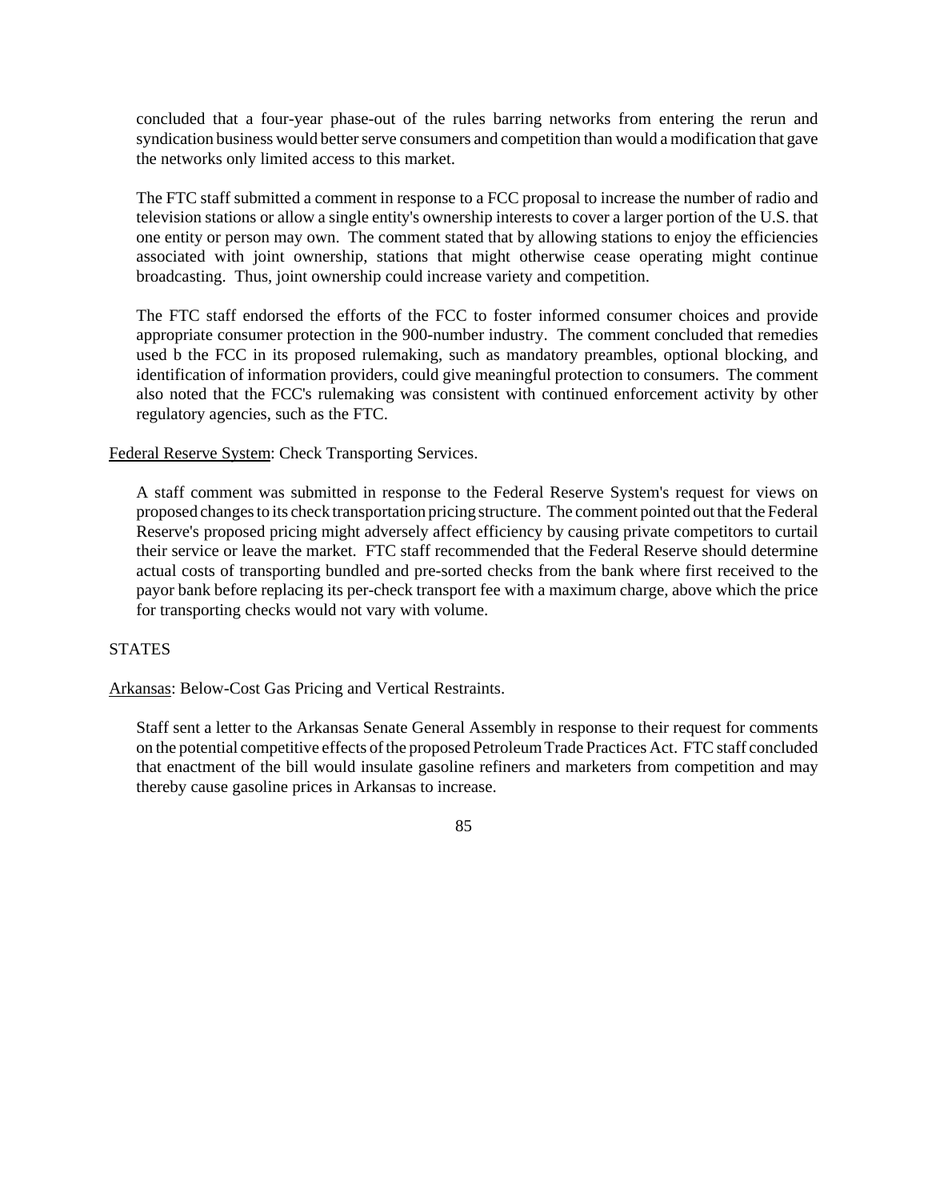concluded that a four-year phase-out of the rules barring networks from entering the rerun and syndication business would better serve consumers and competition than would a modification that gave the networks only limited access to this market.

The FTC staff submitted a comment in response to a FCC proposal to increase the number of radio and television stations or allow a single entity's ownership interests to cover a larger portion of the U.S. that one entity or person may own. The comment stated that by allowing stations to enjoy the efficiencies associated with joint ownership, stations that might otherwise cease operating might continue broadcasting. Thus, joint ownership could increase variety and competition.

The FTC staff endorsed the efforts of the FCC to foster informed consumer choices and provide appropriate consumer protection in the 900-number industry. The comment concluded that remedies used b the FCC in its proposed rulemaking, such as mandatory preambles, optional blocking, and identification of information providers, could give meaningful protection to consumers. The comment also noted that the FCC's rulemaking was consistent with continued enforcement activity by other regulatory agencies, such as the FTC.

Federal Reserve System: Check Transporting Services.

A staff comment was submitted in response to the Federal Reserve System's request for views on proposed changes to its check transportation pricing structure. The comment pointed out that the Federal Reserve's proposed pricing might adversely affect efficiency by causing private competitors to curtail their service or leave the market. FTC staff recommended that the Federal Reserve should determine actual costs of transporting bundled and pre-sorted checks from the bank where first received to the payor bank before replacing its per-check transport fee with a maximum charge, above which the price for transporting checks would not vary with volume.

STATES

Arkansas: Below-Cost Gas Pricing and Vertical Restraints.

Staff sent a letter to the Arkansas Senate General Assembly in response to their request for comments on the potential competitive effects of the proposed Petroleum Trade Practices Act. FTC staff concluded that enactment of the bill would insulate gasoline refiners and marketers from competition and may thereby cause gasoline prices in Arkansas to increase.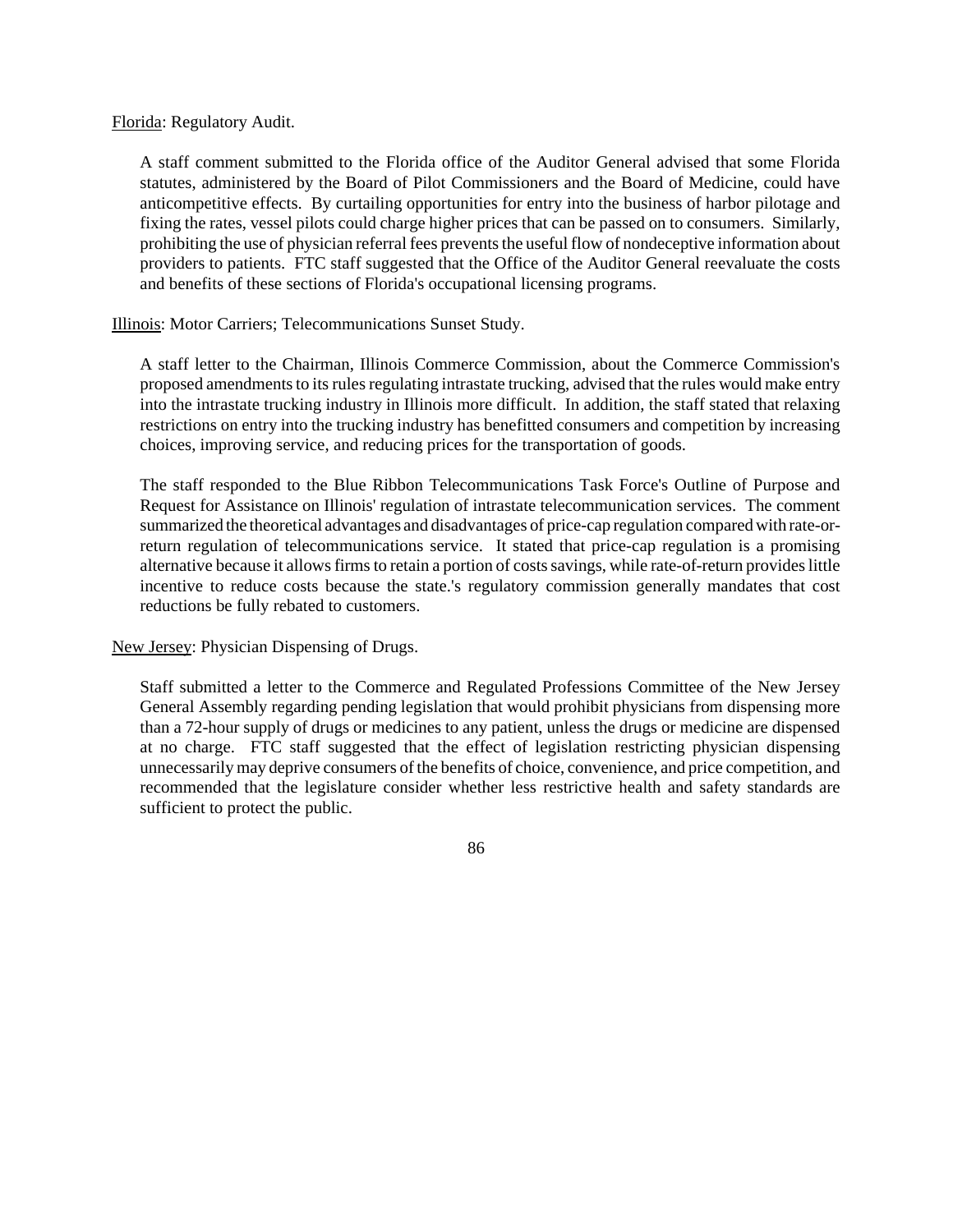<u>Florida</u>: Regulatory Audit.

A staff comment submitted to the Florida office of the Auditor General advised that some Florida statutes, administered by the Board of Pilot Commissioners and the Board of Medicine, could have anticompetitive effects. By curtailing opportunities for entry into the business of harbor pilotage and fixing the rates, vessel pilots could charge higher prices that can be passed on to consumers. Similarly, prohibiting the use of physician referral fees prevents the useful flow of nondeceptive information about providers to patients. FTC staff suggested that the Office of the Auditor General reevaluate the costs and benefits of these sections of Florida's occupational licensing programs.

<u>Illinois</u>: Motor Carriers; Telecommunications Sunset Study.

A staff letter to the Chairman, Illinois Commerce Commission, about the Commerce Commission's proposed amendments to its rules regulating intrastate trucking, advised that the rules would make entry into the intrastate trucking industry in Illinois more difficult. In addition, the staff stated that relaxing restrictions on entry into the trucking industry has benefitted consumers and competition by increasing choices, improving service, and reducing prices for the transportation of goods.

The staff responded to the Blue Ribbon Telecommunications Task Force's Outline of Purpose and Request for Assistance on Illinois' regulation of intrastate telecommunication services. The comment summarized the theoretical advantages and disadvantages of price-cap regulation compared with rate-or-return regulation of telecommunications service. It stated that price-cap regulation is a promising alternative because it allows firms to retain a portion of costs savings, while rate-of-return provides little incentive to reduce costs because the state.'s regulatory commission generally mandates that cost reductions be fully rebated to customers.

<u>New Jersey</u>: Physician Dispensing of Drugs.

Staff submitted a letter to the Commerce and Regulated Professions Committee of the New Jersey General Assembly regarding pending legislation that would prohibit physicians from dispensing more than a 72-hour supply of drugs or medicines to any patient, unless the drugs or medicine are dispensed at no charge. FTC staff suggested that the effect of legislation restricting physician dispensing unnecessarily may deprive consumers of the benefits of choice, convenience, and price competition, and recommended that the legislature consider whether less restrictive health and safety standards are sufficient to protect the public.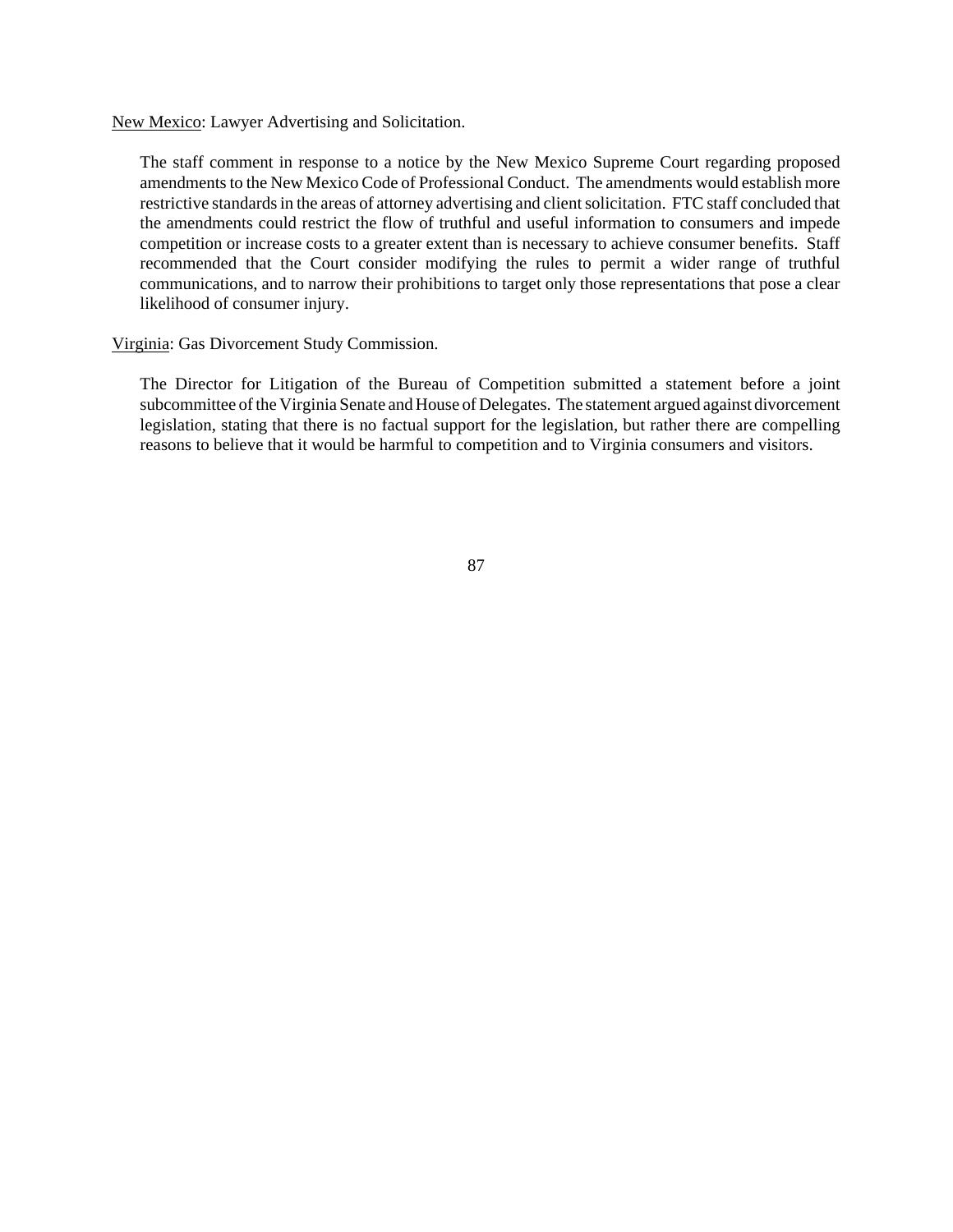New Mexico: Lawyer Advertising and Solicitation.

The staff comment in response to a notice by the New Mexico Supreme Court regarding proposed amendments to the New Mexico Code of Professional Conduct. The amendments would establish more restrictive standards in the areas of attorney advertising and client solicitation. FTC staff concluded that the amendments could restrict the flow of truthful and useful information to consumers and impede competition or increase costs to a greater extent than is necessary to achieve consumer benefits. Staff recommended that the Court consider modifying the rules to permit a wider range of truthful communications, and to narrow their prohibitions to target only those representations that pose a clear likelihood of consumer injury.

Virginia: Gas Divorcement Study Commission.

The Director for Litigation of the Bureau of Competition submitted a statement before a joint subcommittee of the Virginia Senate and House of Delegates. The statement argued against divorcement legislation, stating that there is no factual support for the legislation, but rather there are compelling reasons to believe that it would be harmful to competition and to Virginia consumers and visitors.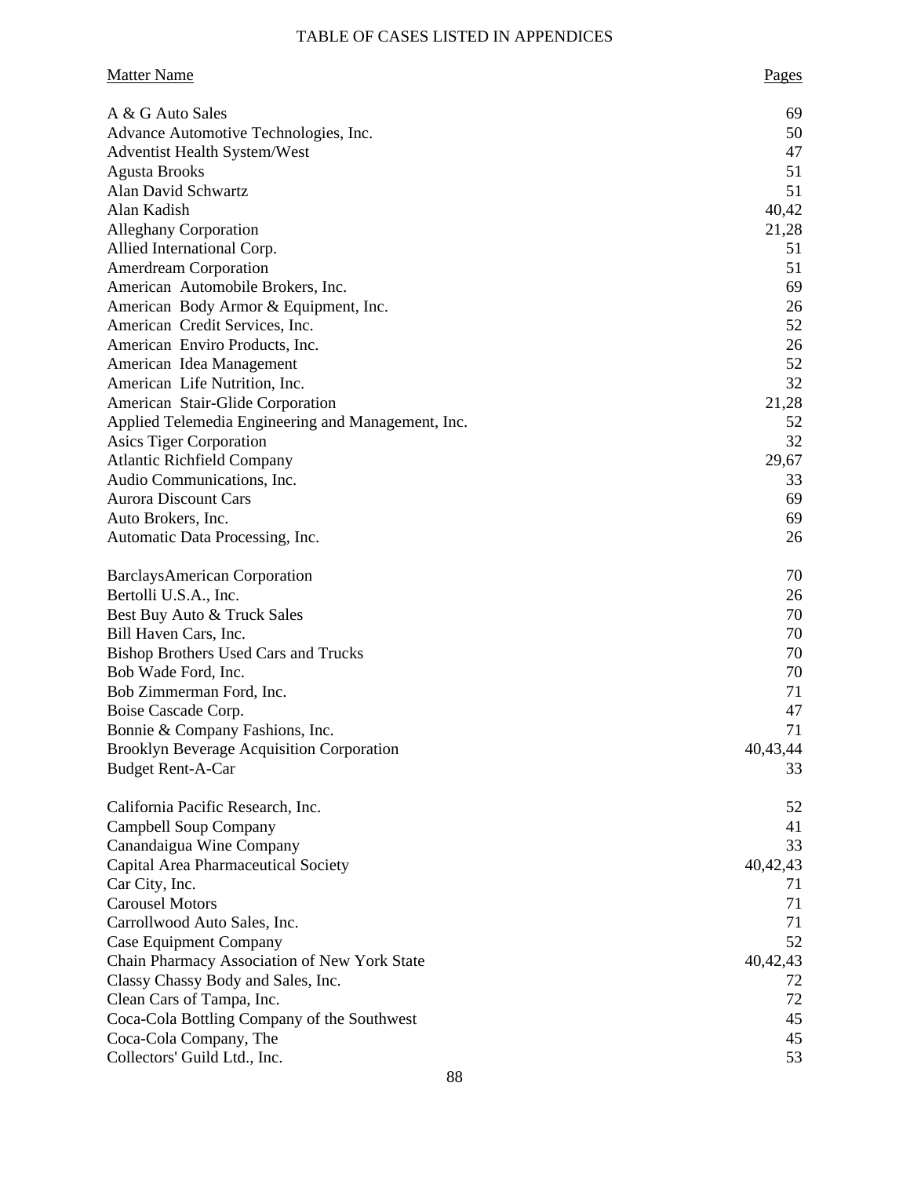# TABLE OF CASES LISTED IN APPENDICES

| Matter Name | Pages |
|---|---|
| A & G Auto Sales | 69 |
| Advance Automotive Technologies, Inc. | 50 |
| Adventist Health System/West | 47 |
| Agusta Brooks | 51 |
| Alan David Schwartz | 51 |
| Alan Kadish | 40,42 |
| Alleghany Corporation | 21,28 |
| Allied International Corp. | 51 |
| Amerdream Corporation | 51 |
| American Automobile Brokers, Inc. | 69 |
| American Body Armor & Equipment, Inc. | 26 |
| American Credit Services, Inc. | 52 |
| American Enviro Products, Inc. | 26 |
| American Idea Management | 52 |
| American Life Nutrition, Inc. | 32 |
| American Stair-Glide Corporation | 21,28 |
| Applied Telemedia Engineering and Management, Inc. | 52 |
| Asics Tiger Corporation | 32 |
| Atlantic Richfield Company | 29,67 |
| Audio Communications, Inc. | 33 |
| Aurora Discount Cars | 69 |
| Auto Brokers, Inc. | 69 |
| Automatic Data Processing, Inc. | 26 |
| | |
| BarclaysAmerican Corporation | 70 |
| Bertolli U.S.A., Inc. | 26 |
| Best Buy Auto & Truck Sales | 70 |
| Bill Haven Cars, Inc. | 70 |
| Bishop Brothers Used Cars and Trucks | 70 |
| Bob Wade Ford, Inc. | 70 |
| Bob Zimmerman Ford, Inc. | 71 |
| Boise Cascade Corp. | 47 |
| Bonnie & Company Fashions, Inc. | 71 |
| Brooklyn Beverage Acquisition Corporation | 40,43,44 |
| Budget Rent-A-Car | 33 |
| | |
| California Pacific Research, Inc. | 52 |
| Campbell Soup Company | 41 |
| Canandaigua Wine Company | 33 |
| Capital Area Pharmaceutical Society | 40,42,43 |
| Car City, Inc. | 71 |
| Carousel Motors | 71 |
| Carrollwood Auto Sales, Inc. | 71 |
| Case Equipment Company | 52 |
| Chain Pharmacy Association of New York State | 40,42,43 |
| Classy Chassy Body and Sales, Inc. | 72 |
| Clean Cars of Tampa, Inc. | 72 |
| Coca-Cola Bottling Company of the Southwest | 45 |
| Coca-Cola Company, The | 45 |
| Collectors' Guild Ltd., Inc. | 53 |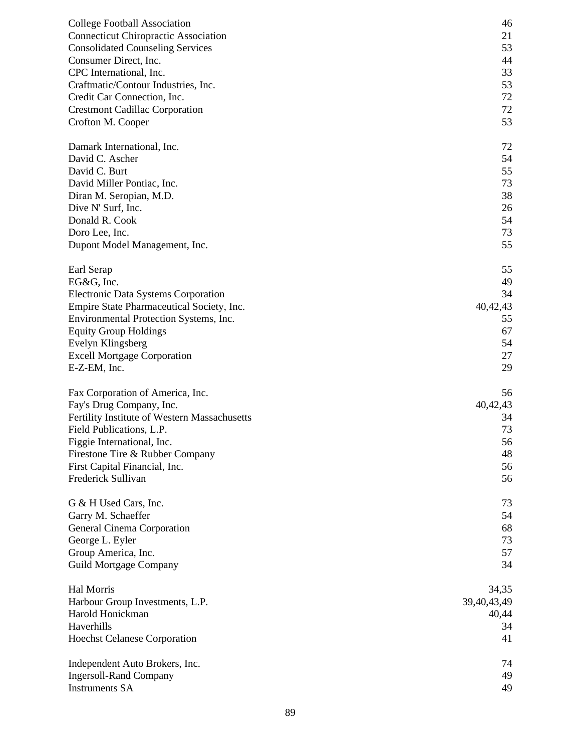| | |
|---|---|
| College Football Association | 46 |
| Connecticut Chiropractic Association | 21 |
| Consolidated Counseling Services | 53 |
| Consumer Direct, Inc. | 44 |
| CPC International, Inc. | 33 |
| Craftmatic/Contour Industries, Inc. | 53 |
| Credit Car Connection, Inc. | 72 |
| Crestmont Cadillac Corporation | 72 |
| Crofton M. Cooper | 53 |
| | |
| Damark International, Inc. | 72 |
| David C. Ascher | 54 |
| David C. Burt | 55 |
| David Miller Pontiac, Inc. | 73 |
| Diran M. Seropian, M.D. | 38 |
| Dive N' Surf, Inc. | 26 |
| Donald R. Cook | 54 |
| Doro Lee, Inc. | 73 |
| Dupont Model Management, Inc. | 55 |
| | |
| Earl Serap | 55 |
| EG&G, Inc. | 49 |
| Electronic Data Systems Corporation | 34 |
| Empire State Pharmaceutical Society, Inc. | 40,42,43 |
| Environmental Protection Systems, Inc. | 55 |
| Equity Group Holdings | 67 |
| Evelyn Klingsberg | 54 |
| Excell Mortgage Corporation | 27 |
| E-Z-EM, Inc. | 29 |
| | |
| Fax Corporation of America, Inc. | 56 |
| Fay's Drug Company, Inc. | 40,42,43 |
| Fertility Institute of Western Massachusetts | 34 |
| Field Publications, L.P. | 73 |
| Figgie International, Inc. | 56 |
| Firestone Tire & Rubber Company | 48 |
| First Capital Financial, Inc. | 56 |
| Frederick Sullivan | 56 |
| | |
| G & H Used Cars, Inc. | 73 |
| Garry M. Schaeffer | 54 |
| General Cinema Corporation | 68 |
| George L. Eyler | 73 |
| Group America, Inc. | 57 |
| Guild Mortgage Company | 34 |
| | |
| Hal Morris | 34,35 |
| Harbour Group Investments, L.P. | 39,40,43,49 |
| Harold Honickman | 40,44 |
| Haverhills | 34 |
| Hoechst Celanese Corporation | 41 |
| | |
| Independent Auto Brokers, Inc. | 74 |
| Ingersoll-Rand Company | 49 |
| Instruments SA | 49 |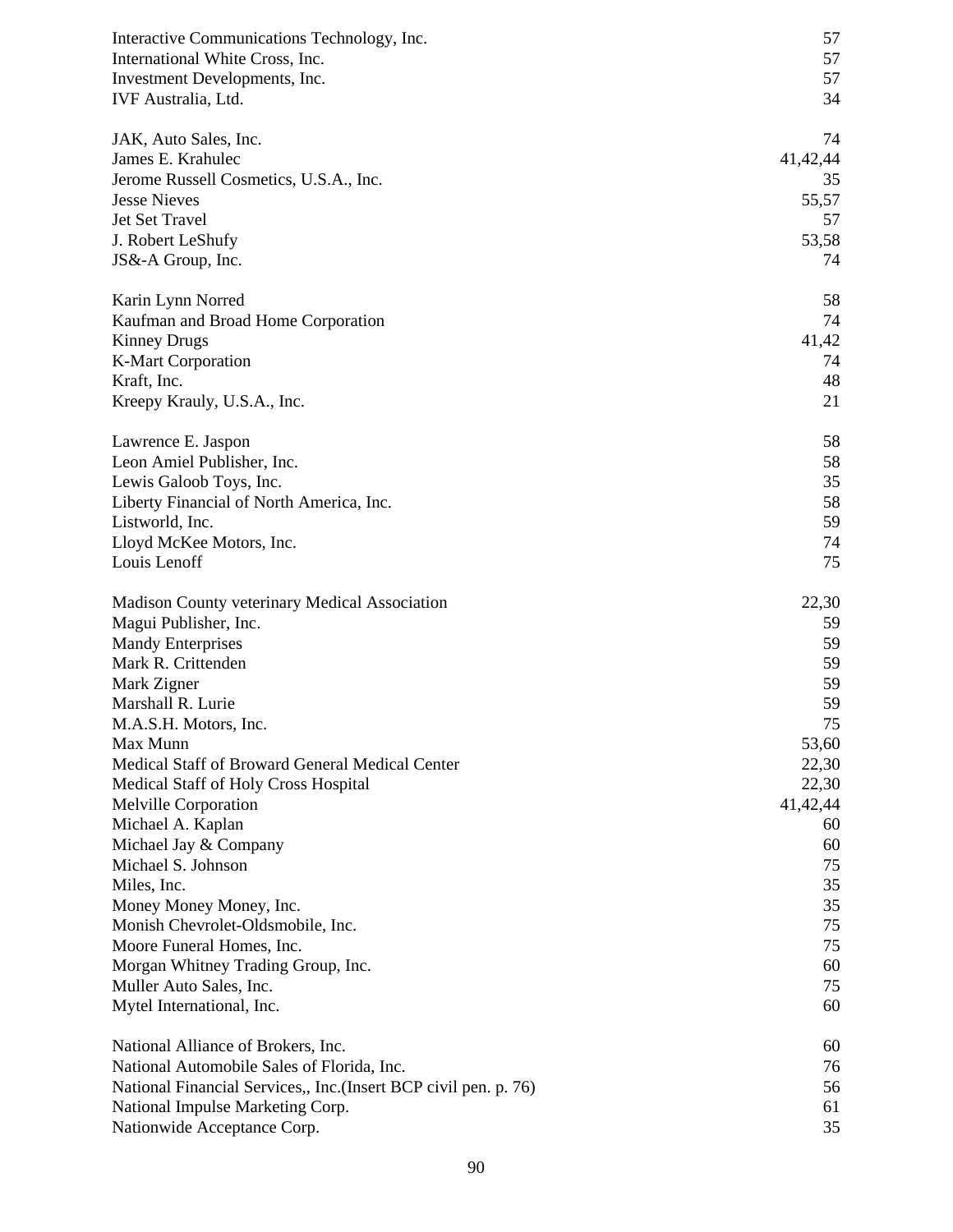| | |
|---|---|
| Interactive Communications Technology, Inc. | 57 |
| International White Cross, Inc. | 57 |
| Investment Developments, Inc. | 57 |
| IVF Australia, Ltd. | 34 |
| | |
| JAK, Auto Sales, Inc. | 74 |
| James E. Krahulec | 41,42,44 |
| Jerome Russell Cosmetics, U.S.A., Inc. | 35 |
| Jesse Nieves | 55,57 |
| Jet Set Travel | 57 |
| J. Robert LeShufy | 53,58 |
| JS&-A Group, Inc. | 74 |
| | |
| Karin Lynn Norred | 58 |
| Kaufman and Broad Home Corporation | 74 |
| Kinney Drugs | 41,42 |
| K-Mart Corporation | 74 |
| Kraft, Inc. | 48 |
| Kreepy Krauly, U.S.A., Inc. | 21 |
| | |
| Lawrence E. Jaspon | 58 |
| Leon Amiel Publisher, Inc. | 58 |
| Lewis Galoob Toys, Inc. | 35 |
| Liberty Financial of North America, Inc. | 58 |
| Listworld, Inc. | 59 |
| Lloyd McKee Motors, Inc. | 74 |
| Louis Lenoff | 75 |
| | |
| Madison County veterinary Medical Association | 22,30 |
| Magui Publisher, Inc. | 59 |
| Mandy Enterprises | 59 |
| Mark R. Crittenden | 59 |
| Mark Zigner | 59 |
| Marshall R. Lurie | 59 |
| M.A.S.H. Motors, Inc. | 75 |
| Max Munn | 53,60 |
| Medical Staff of Broward General Medical Center | 22,30 |
| Medical Staff of Holy Cross Hospital | 22,30 |
| Melville Corporation | 41,42,44 |
| Michael A. Kaplan | 60 |
| Michael Jay & Company | 60 |
| Michael S. Johnson | 75 |
| Miles, Inc. | 35 |
| Money Money Money, Inc. | 35 |
| Monish Chevrolet-Oldsmobile, Inc. | 75 |
| Moore Funeral Homes, Inc. | 75 |
| Morgan Whitney Trading Group, Inc. | 60 |
| Muller Auto Sales, Inc. | 75 |
| Mytel International, Inc. | 60 |
| | |
| National Alliance of Brokers, Inc. | 60 |
| National Automobile Sales of Florida, Inc. | 76 |
| National Financial Services,, Inc.(Insert BCP civil pen. p. 76) | 56 |
| National Impulse Marketing Corp. | 61 |
| Nationwide Acceptance Corp. | 35 |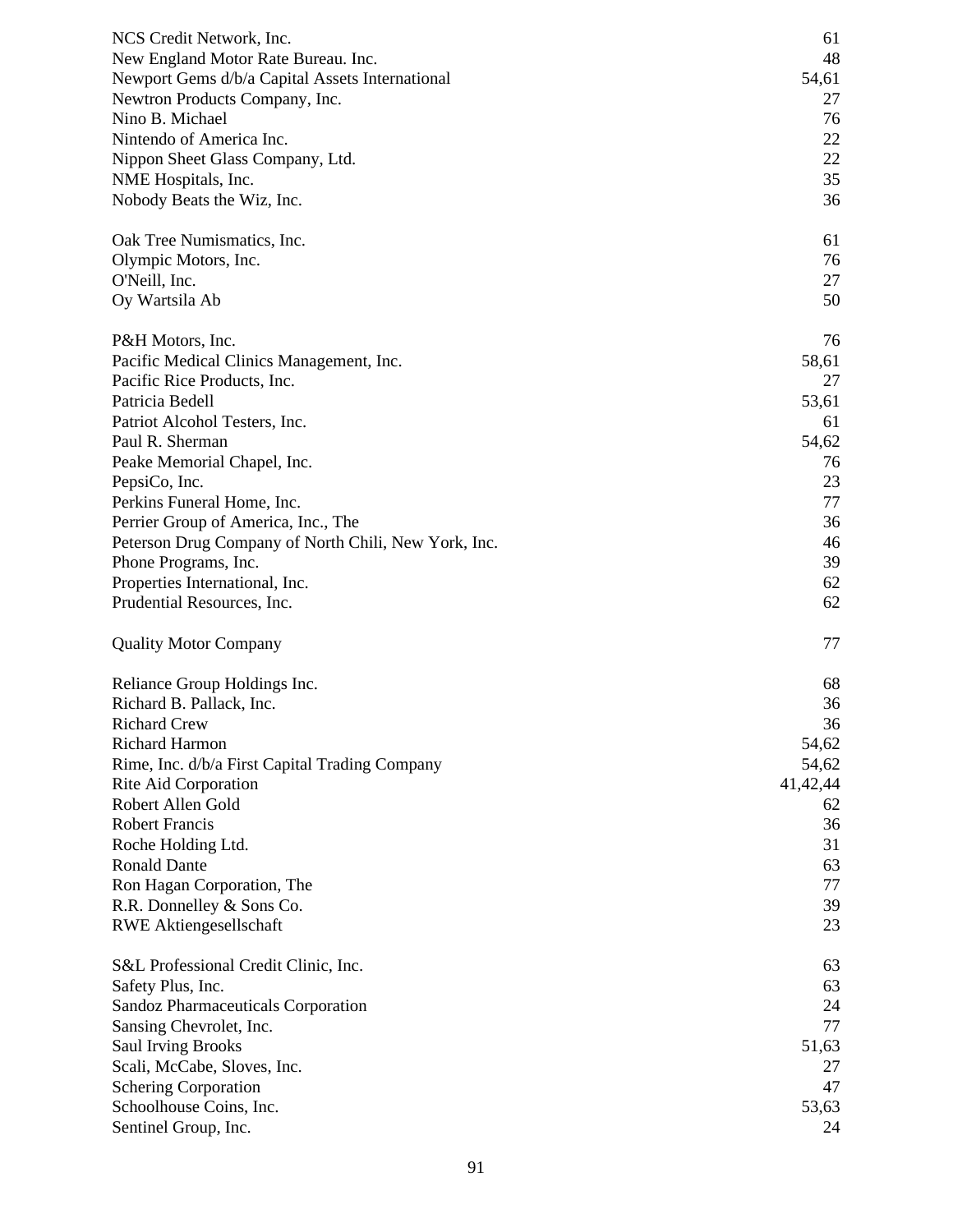| | |
|---|---|
| NCS Credit Network, Inc. | 61 |
| New England Motor Rate Bureau. Inc. | 48 |
| Newport Gems d/b/a Capital Assets International | 54,61 |
| Newtron Products Company, Inc. | 27 |
| Nino B. Michael | 76 |
| Nintendo of America Inc. | 22 |
| Nippon Sheet Glass Company, Ltd. | 22 |
| NME Hospitals, Inc. | 35 |
| Nobody Beats the Wiz, Inc. | 36 |
| | |
| Oak Tree Numismatics, Inc. | 61 |
| Olympic Motors, Inc. | 76 |
| O'Neill, Inc. | 27 |
| Oy Wartsila Ab | 50 |
| | |
| P&H Motors, Inc. | 76 |
| Pacific Medical Clinics Management, Inc. | 58,61 |
| Pacific Rice Products, Inc. | 27 |
| Patricia Bedell | 53,61 |
| Patriot Alcohol Testers, Inc. | 61 |
| Paul R. Sherman | 54,62 |
| Peake Memorial Chapel, Inc. | 76 |
| PepsiCo, Inc. | 23 |
| Perkins Funeral Home, Inc. | 77 |
| Perrier Group of America, Inc., The | 36 |
| Peterson Drug Company of North Chili, New York, Inc. | 46 |
| Phone Programs, Inc. | 39 |
| Properties International, Inc. | 62 |
| Prudential Resources, Inc. | 62 |
| | |
| Quality Motor Company | 77 |
| | |
| Reliance Group Holdings Inc. | 68 |
| Richard B. Pallack, Inc. | 36 |
| Richard Crew | 36 |
| Richard Harmon | 54,62 |
| Rime, Inc. d/b/a First Capital Trading Company | 54,62 |
| Rite Aid Corporation | 41,42,44 |
| Robert Allen Gold | 62 |
| Robert Francis | 36 |
| Roche Holding Ltd. | 31 |
| Ronald Dante | 63 |
| Ron Hagan Corporation, The | 77 |
| R.R. Donnelley & Sons Co. | 39 |
| RWE Aktiengesellschaft | 23 |
| | |
| S&L Professional Credit Clinic, Inc. | 63 |
| Safety Plus, Inc. | 63 |
| Sandoz Pharmaceuticals Corporation | 24 |
| Sansing Chevrolet, Inc. | 77 |
| Saul Irving Brooks | 51,63 |
| Scali, McCabe, Sloves, Inc. | 27 |
| Schering Corporation | 47 |
| Schoolhouse Coins, Inc. | 53,63 |
| Sentinel Group, Inc. | 24 |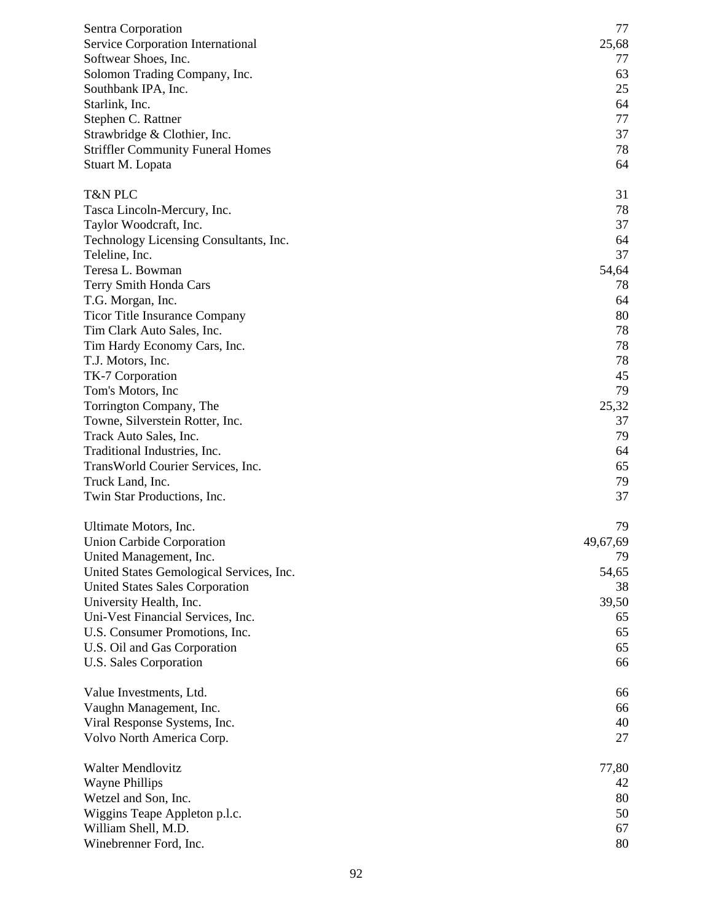Sentra Corporation 77
Service Corporation International 25,68
Softwear Shoes, Inc. 77
Solomon Trading Company, Inc. 63
Southbank IPA, Inc. 25
Starlink, Inc. 64
Stephen C. Rattner 77
Strawbridge & Clothier, Inc. 37
Striffler Community Funeral Homes 78
Stuart M. Lopata 64

T&N PLC 31
Tasca Lincoln-Mercury, Inc. 78
Taylor Woodcraft, Inc. 37
Technology Licensing Consultants, Inc. 64
Teleline, Inc. 37
Teresa L. Bowman 54,64
Terry Smith Honda Cars 78
T.G. Morgan, Inc. 64
Ticor Title Insurance Company 80
Tim Clark Auto Sales, Inc. 78
Tim Hardy Economy Cars, Inc. 78
T.J. Motors, Inc. 78
TK-7 Corporation 45
Tom's Motors, Inc 79
Torrington Company, The 25,32
Towne, Silverstein Rotter, Inc. 37
Track Auto Sales, Inc. 79
Traditional Industries, Inc. 64
TransWorld Courier Services, Inc. 65
Truck Land, Inc. 79
Twin Star Productions, Inc. 37

Ultimate Motors, Inc. 79
Union Carbide Corporation 49,67,69
United Management, Inc. 79
United States Gemological Services, Inc. 54,65
United States Sales Corporation 38
University Health, Inc. 39,50
Uni-Vest Financial Services, Inc. 65
U.S. Consumer Promotions, Inc. 65
U.S. Oil and Gas Corporation 65
U.S. Sales Corporation 66

Value Investments, Ltd. 66
Vaughn Management, Inc. 66
Viral Response Systems, Inc. 40
Volvo North America Corp. 27

Walter Mendlovitz 77,80
Wayne Phillips 42
Wetzel and Son, Inc. 80
Wiggins Teape Appleton p.l.c. 50
William Shell, M.D. 67
Winebrenner Ford, Inc. 80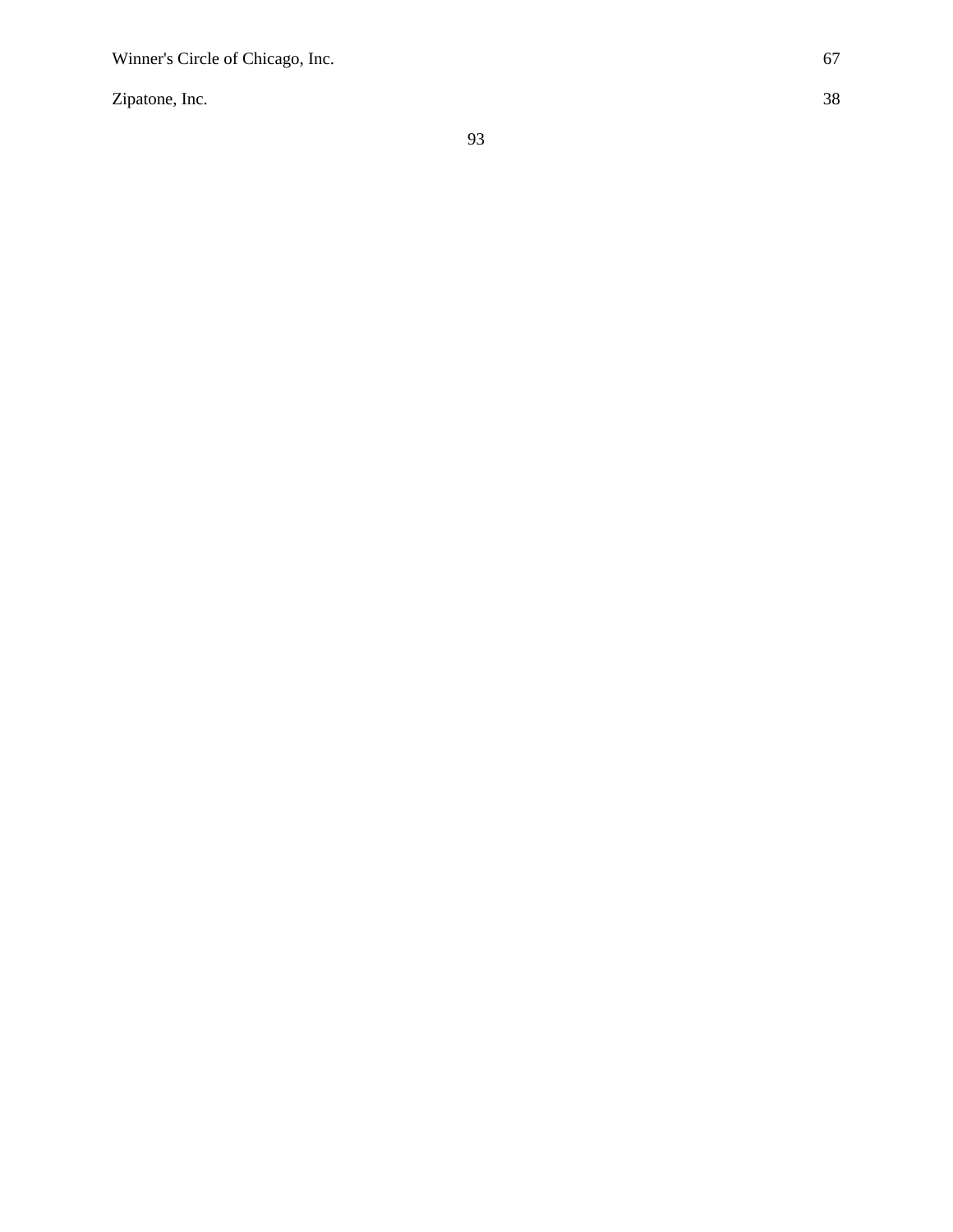| | |
|---|---|
| Winner's Circle of Chicago, Inc. | 67 |
| Zipatone, Inc. | 38 |